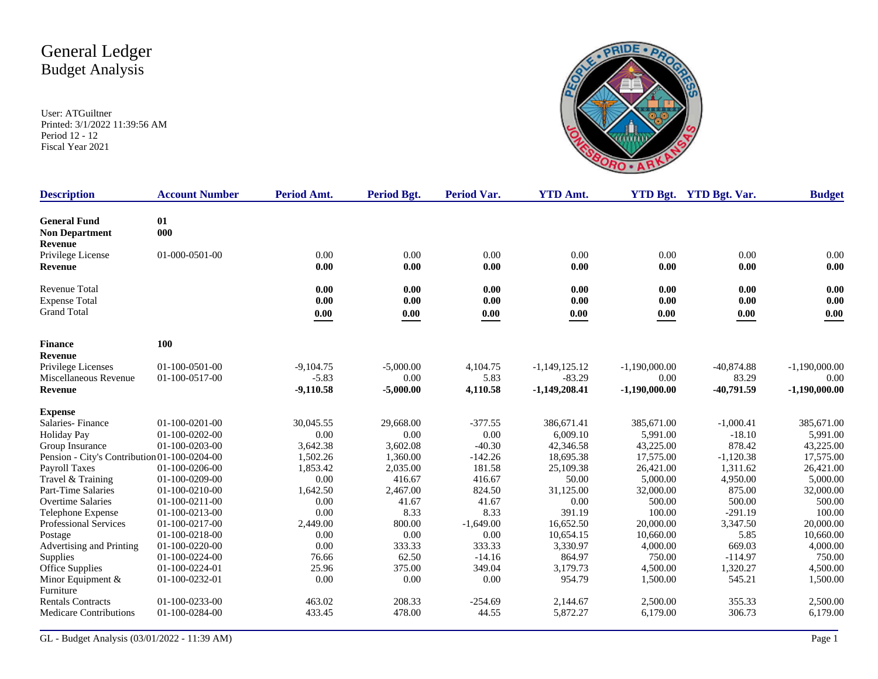# General Ledger

## Budget Analysis

User: ATGuiltner
Printed: 3/1/2022 11:39:56 AM
Period 12 - 12
Fiscal Year 2021

| Description | Account Number | Period Amt. | Period Bgt. | Period Var. | YTD Amt. | YTD Bgt. | YTD Bgt. Var. | Budget |
|---|---|---|---|---|---|---|---|---|
| **General Fund** | **01** | | | | | | | |
| **Non Department** | **000** | | | | | | | |
| **Revenue** | | | | | | | | |
| Privilege License | 01-000-0501-00 | 0.00 | 0.00 | 0.00 | 0.00 | 0.00 | 0.00 | 0.00 |
| **Revenue** | | **0.00** | **0.00** | **0.00** | **0.00** | **0.00** | **0.00** | **0.00** |
| Revenue Total | | **0.00** | **0.00** | **0.00** | **0.00** | **0.00** | **0.00** | **0.00** |
| Expense Total | | **0.00** | **0.00** | **0.00** | **0.00** | **0.00** | **0.00** | **0.00** |
| Grand Total | | **0.00** | **0.00** | **0.00** | **0.00** | **0.00** | **0.00** | **0.00** |
| **Finance** | **100** | | | | | | | |
| **Revenue** | | | | | | | | |
| Privilege Licenses | 01-100-0501-00 | -9,104.75 | -5,000.00 | 4,104.75 | -1,149,125.12 | -1,190,000.00 | -40,874.88 | -1,190,000.00 |
| Miscellaneous Revenue | 01-100-0517-00 | -5.83 | 0.00 | 5.83 | -83.29 | 0.00 | 83.29 | 0.00 |
| **Revenue** | | **-9,110.58** | **-5,000.00** | **4,110.58** | **-1,149,208.41** | **-1,190,000.00** | **-40,791.59** | **-1,190,000.00** |
| **Expense** | | | | | | | | |
| Salaries- Finance | 01-100-0201-00 | 30,045.55 | 29,668.00 | -377.55 | 386,671.41 | 385,671.00 | -1,000.41 | 385,671.00 |
| Holiday Pay | 01-100-0202-00 | 0.00 | 0.00 | 0.00 | 6,009.10 | 5,991.00 | -18.10 | 5,991.00 |
| Group Insurance | 01-100-0203-00 | 3,642.38 | 3,602.08 | -40.30 | 42,346.58 | 43,225.00 | 878.42 | 43,225.00 |
| Pension - City's Contribution | 01-100-0204-00 | 1,502.26 | 1,360.00 | -142.26 | 18,695.38 | 17,575.00 | -1,120.38 | 17,575.00 |
| Payroll Taxes | 01-100-0206-00 | 1,853.42 | 2,035.00 | 181.58 | 25,109.38 | 26,421.00 | 1,311.62 | 26,421.00 |
| Travel & Training | 01-100-0209-00 | 0.00 | 416.67 | 416.67 | 50.00 | 5,000.00 | 4,950.00 | 5,000.00 |
| Part-Time Salaries | 01-100-0210-00 | 1,642.50 | 2,467.00 | 824.50 | 31,125.00 | 32,000.00 | 875.00 | 32,000.00 |
| Overtime Salaries | 01-100-0211-00 | 0.00 | 41.67 | 41.67 | 0.00 | 500.00 | 500.00 | 500.00 |
| Telephone Expense | 01-100-0213-00 | 0.00 | 8.33 | 8.33 | 391.19 | 100.00 | -291.19 | 100.00 |
| Professional Services | 01-100-0217-00 | 2,449.00 | 800.00 | -1,649.00 | 16,652.50 | 20,000.00 | 3,347.50 | 20,000.00 |
| Postage | 01-100-0218-00 | 0.00 | 0.00 | 0.00 | 10,654.15 | 10,660.00 | 5.85 | 10,660.00 |
| Advertising and Printing | 01-100-0220-00 | 0.00 | 333.33 | 333.33 | 3,330.97 | 4,000.00 | 669.03 | 4,000.00 |
| Supplies | 01-100-0224-00 | 76.66 | 62.50 | -14.16 | 864.97 | 750.00 | -114.97 | 750.00 |
| Office Supplies | 01-100-0224-01 | 25.96 | 375.00 | 349.04 | 3,179.73 | 4,500.00 | 1,320.27 | 4,500.00 |
| Minor Equipment & Furniture | 01-100-0232-01 | 0.00 | 0.00 | 0.00 | 954.79 | 1,500.00 | 545.21 | 1,500.00 |
| Rentals Contracts | 01-100-0233-00 | 463.02 | 208.33 | -254.69 | 2,144.67 | 2,500.00 | 355.33 | 2,500.00 |
| Medicare Contributions | 01-100-0284-00 | 433.45 | 478.00 | 44.55 | 5,872.27 | 6,179.00 | 306.73 | 6,179.00 |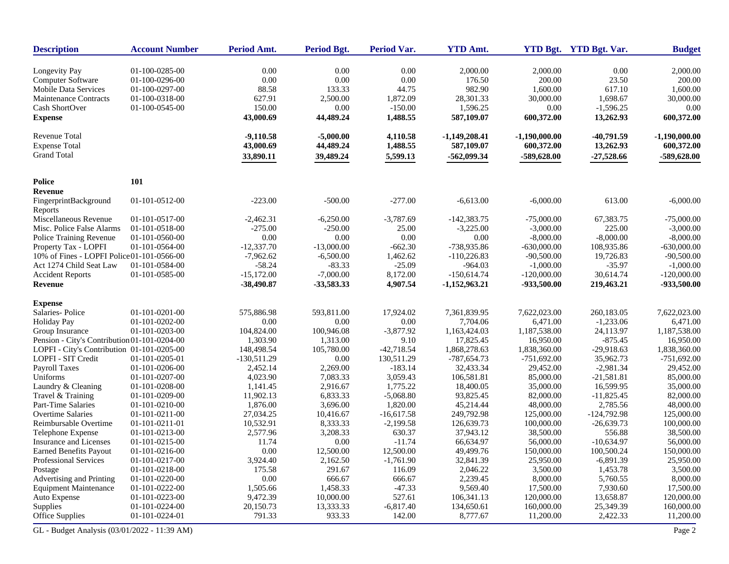| Description | Account Number | Period Amt. | Period Bgt. | Period Var. | YTD Amt. | YTD Bgt. | YTD Bgt. Var. | Budget |
|---|---|---|---|---|---|---|---|---|
| Longevity Pay | 01-100-0285-00 | 0.00 | 0.00 | 0.00 | 2,000.00 | 2,000.00 | 0.00 | 2,000.00 |
| Computer Software | 01-100-0296-00 | 0.00 | 0.00 | 0.00 | 176.50 | 200.00 | 23.50 | 200.00 |
| Mobile Data Services | 01-100-0297-00 | 88.58 | 133.33 | 44.75 | 982.90 | 1,600.00 | 617.10 | 1,600.00 |
| Maintenance Contracts | 01-100-0318-00 | 627.91 | 2,500.00 | 1,872.09 | 28,301.33 | 30,000.00 | 1,698.67 | 30,000.00 |
| Cash ShortOver | 01-100-0545-00 | 150.00 | 0.00 | -150.00 | 1,596.25 | 0.00 | -1,596.25 | 0.00 |
| **Expense** | | **43,000.69** | **44,489.24** | **1,488.55** | **587,109.07** | **600,372.00** | **13,262.93** | **600,372.00** |
| Revenue Total | | **-9,110.58** | **-5,000.00** | **4,110.58** | **-1,149,208.41** | **-1,190,000.00** | **-40,791.59** | **-1,190,000.00** |
| Expense Total | | **43,000.69** | **44,489.24** | **1,488.55** | **587,109.07** | **600,372.00** | **13,262.93** | **600,372.00** |
| Grand Total | | **33,890.11** | **39,489.24** | **5,599.13** | **-562,099.34** | **-589,628.00** | **-27,528.66** | **-589,628.00** |
| **Police** | **101** | | | | | | | |
| **Revenue** | | | | | | | | |
| FingerprintBackground Reports | 01-101-0512-00 | -223.00 | -500.00 | -277.00 | -6,613.00 | -6,000.00 | 613.00 | -6,000.00 |
| Miscellaneous Revenue | 01-101-0517-00 | -2,462.31 | -6,250.00 | -3,787.69 | -142,383.75 | -75,000.00 | 67,383.75 | -75,000.00 |
| Misc. Police False Alarms | 01-101-0518-00 | -275.00 | -250.00 | 25.00 | -3,225.00 | -3,000.00 | 225.00 | -3,000.00 |
| Police Training Revenue | 01-101-0560-00 | 0.00 | 0.00 | 0.00 | 0.00 | -8,000.00 | -8,000.00 | -8,000.00 |
| Property Tax - LOPFI | 01-101-0564-00 | -12,337.70 | -13,000.00 | -662.30 | -738,935.86 | -630,000.00 | 108,935.86 | -630,000.00 |
| 10% of Fines - LOPFI Police | 01-101-0566-00 | -7,962.62 | -6,500.00 | 1,462.62 | -110,226.83 | -90,500.00 | 19,726.83 | -90,500.00 |
| Act 1274 Child Seat Law | 01-101-0584-00 | -58.24 | -83.33 | -25.09 | -964.03 | -1,000.00 | -35.97 | -1,000.00 |
| Accident Reports | 01-101-0585-00 | -15,172.00 | -7,000.00 | 8,172.00 | -150,614.74 | -120,000.00 | 30,614.74 | -120,000.00 |
| **Revenue** | | **-38,490.87** | **-33,583.33** | **4,907.54** | **-1,152,963.21** | **-933,500.00** | **219,463.21** | **-933,500.00** |
| **Expense** | | | | | | | | |
| Salaries- Police | 01-101-0201-00 | 575,886.98 | 593,811.00 | 17,924.02 | 7,361,839.95 | 7,622,023.00 | 260,183.05 | 7,622,023.00 |
| Holiday Pay | 01-101-0202-00 | 0.00 | 0.00 | 0.00 | 7,704.06 | 6,471.00 | -1,233.06 | 6,471.00 |
| Group Insurance | 01-101-0203-00 | 104,824.00 | 100,946.08 | -3,877.92 | 1,163,424.03 | 1,187,538.00 | 24,113.97 | 1,187,538.00 |
| Pension - City's Contribution | 01-101-0204-00 | 1,303.90 | 1,313.00 | 9.10 | 17,825.45 | 16,950.00 | -875.45 | 16,950.00 |
| LOPFI - City's Contribution | 01-101-0205-00 | 148,498.54 | 105,780.00 | -42,718.54 | 1,868,278.63 | 1,838,360.00 | -29,918.63 | 1,838,360.00 |
| LOPFI - SIT Credit | 01-101-0205-01 | -130,511.29 | 0.00 | 130,511.29 | -787,654.73 | -751,692.00 | 35,962.73 | -751,692.00 |
| Payroll Taxes | 01-101-0206-00 | 2,452.14 | 2,269.00 | -183.14 | 32,433.34 | 29,452.00 | -2,981.34 | 29,452.00 |
| Uniforms | 01-101-0207-00 | 4,023.90 | 7,083.33 | 3,059.43 | 106,581.81 | 85,000.00 | -21,581.81 | 85,000.00 |
| Laundry & Cleaning | 01-101-0208-00 | 1,141.45 | 2,916.67 | 1,775.22 | 18,400.05 | 35,000.00 | 16,599.95 | 35,000.00 |
| Travel & Training | 01-101-0209-00 | 11,902.13 | 6,833.33 | -5,068.80 | 93,825.45 | 82,000.00 | -11,825.45 | 82,000.00 |
| Part-Time Salaries | 01-101-0210-00 | 1,876.00 | 3,696.00 | 1,820.00 | 45,214.44 | 48,000.00 | 2,785.56 | 48,000.00 |
| Overtime Salaries | 01-101-0211-00 | 27,034.25 | 10,416.67 | -16,617.58 | 249,792.98 | 125,000.00 | -124,792.98 | 125,000.00 |
| Reimbursable Overtime | 01-101-0211-01 | 10,532.91 | 8,333.33 | -2,199.58 | 126,639.73 | 100,000.00 | -26,639.73 | 100,000.00 |
| Telephone Expense | 01-101-0213-00 | 2,577.96 | 3,208.33 | 630.37 | 37,943.12 | 38,500.00 | 556.88 | 38,500.00 |
| Insurance and Licenses | 01-101-0215-00 | 11.74 | 0.00 | -11.74 | 66,634.97 | 56,000.00 | -10,634.97 | 56,000.00 |
| Earned Benefits Payout | 01-101-0216-00 | 0.00 | 12,500.00 | 12,500.00 | 49,499.76 | 150,000.00 | 100,500.24 | 150,000.00 |
| Professional Services | 01-101-0217-00 | 3,924.40 | 2,162.50 | -1,761.90 | 32,841.39 | 25,950.00 | -6,891.39 | 25,950.00 |
| Postage | 01-101-0218-00 | 175.58 | 291.67 | 116.09 | 2,046.22 | 3,500.00 | 1,453.78 | 3,500.00 |
| Advertising and Printing | 01-101-0220-00 | 0.00 | 666.67 | 666.67 | 2,239.45 | 8,000.00 | 5,760.55 | 8,000.00 |
| Equipment Maintenance | 01-101-0222-00 | 1,505.66 | 1,458.33 | -47.33 | 9,569.40 | 17,500.00 | 7,930.60 | 17,500.00 |
| Auto Expense | 01-101-0223-00 | 9,472.39 | 10,000.00 | 527.61 | 106,341.13 | 120,000.00 | 13,658.87 | 120,000.00 |
| Supplies | 01-101-0224-00 | 20,150.73 | 13,333.33 | -6,817.40 | 134,650.61 | 160,000.00 | 25,349.39 | 160,000.00 |
| Office Supplies | 01-101-0224-01 | 791.33 | 933.33 | 142.00 | 8,777.67 | 11,200.00 | 2,422.33 | 11,200.00 |

GL - Budget Analysis (03/01/2022 - 11:39 AM)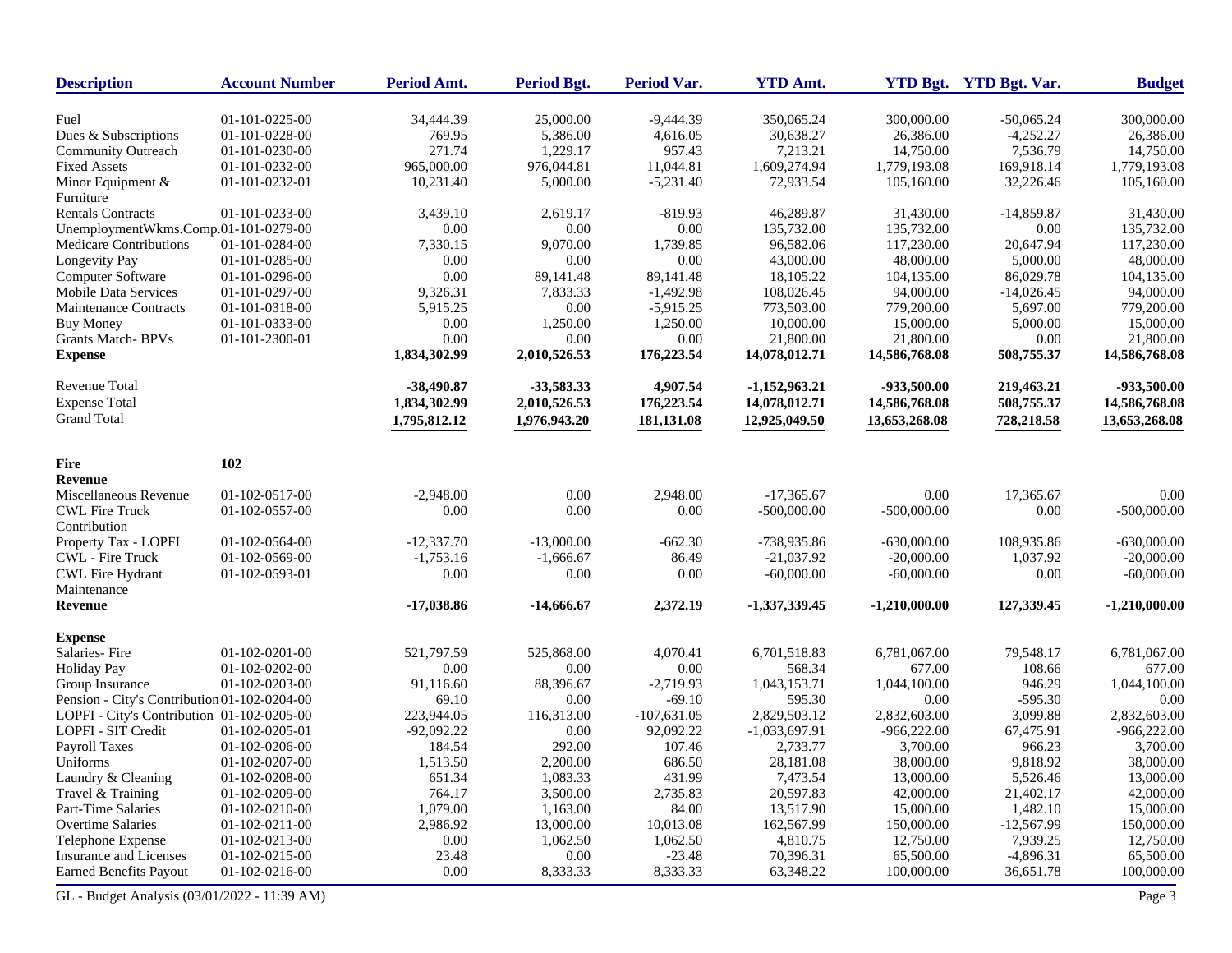| Description | Account Number | Period Amt. | Period Bgt. | Period Var. | YTD Amt. | YTD Bgt. | YTD Bgt. Var. | Budget |
|---|---|---|---|---|---|---|---|---|
| Fuel | 01-101-0225-00 | 34,444.39 | 25,000.00 | -9,444.39 | 350,065.24 | 300,000.00 | -50,065.24 | 300,000.00 |
| Dues & Subscriptions | 01-101-0228-00 | 769.95 | 5,386.00 | 4,616.05 | 30,638.27 | 26,386.00 | -4,252.27 | 26,386.00 |
| Community Outreach | 01-101-0230-00 | 271.74 | 1,229.17 | 957.43 | 7,213.21 | 14,750.00 | 7,536.79 | 14,750.00 |
| Fixed Assets | 01-101-0232-00 | 965,000.00 | 976,044.81 | 11,044.81 | 1,609,274.94 | 1,779,193.08 | 169,918.14 | 1,779,193.08 |
| Minor Equipment & Furniture | 01-101-0232-01 | 10,231.40 | 5,000.00 | -5,231.40 | 72,933.54 | 105,160.00 | 32,226.46 | 105,160.00 |
| Rentals Contracts | 01-101-0233-00 | 3,439.10 | 2,619.17 | -819.93 | 46,289.87 | 31,430.00 | -14,859.87 | 31,430.00 |
| UnemploymentWkms.Comp. | 01-101-0279-00 | 0.00 | 0.00 | 0.00 | 135,732.00 | 135,732.00 | 0.00 | 135,732.00 |
| Medicare Contributions | 01-101-0284-00 | 7,330.15 | 9,070.00 | 1,739.85 | 96,582.06 | 117,230.00 | 20,647.94 | 117,230.00 |
| Longevity Pay | 01-101-0285-00 | 0.00 | 0.00 | 0.00 | 43,000.00 | 48,000.00 | 5,000.00 | 48,000.00 |
| Computer Software | 01-101-0296-00 | 0.00 | 89,141.48 | 89,141.48 | 18,105.22 | 104,135.00 | 86,029.78 | 104,135.00 |
| Mobile Data Services | 01-101-0297-00 | 9,326.31 | 7,833.33 | -1,492.98 | 108,026.45 | 94,000.00 | -14,026.45 | 94,000.00 |
| Maintenance Contracts | 01-101-0318-00 | 5,915.25 | 0.00 | -5,915.25 | 773,503.00 | 779,200.00 | 5,697.00 | 779,200.00 |
| Buy Money | 01-101-0333-00 | 0.00 | 1,250.00 | 1,250.00 | 10,000.00 | 15,000.00 | 5,000.00 | 15,000.00 |
| Grants Match- BPVs | 01-101-2300-01 | 0.00 | 0.00 | 0.00 | 21,800.00 | 21,800.00 | 0.00 | 21,800.00 |
| **Expense** | | **1,834,302.99** | **2,010,526.53** | **176,223.54** | **14,078,012.71** | **14,586,768.08** | **508,755.37** | **14,586,768.08** |
| Revenue Total | | **-38,490.87** | **-33,583.33** | **4,907.54** | **-1,152,963.21** | **-933,500.00** | **219,463.21** | **-933,500.00** |
| Expense Total | | **1,834,302.99** | **2,010,526.53** | **176,223.54** | **14,078,012.71** | **14,586,768.08** | **508,755.37** | **14,586,768.08** |
| Grand Total | | **1,795,812.12** | **1,976,943.20** | **181,131.08** | **12,925,049.50** | **13,653,268.08** | **728,218.58** | **13,653,268.08** |
| **Fire** | **102** | | | | | | | |
| **Revenue** | | | | | | | | |
| Miscellaneous Revenue | 01-102-0517-00 | -2,948.00 | 0.00 | 2,948.00 | -17,365.67 | 0.00 | 17,365.67 | 0.00 |
| CWL Fire Truck Contribution | 01-102-0557-00 | 0.00 | 0.00 | 0.00 | -500,000.00 | -500,000.00 | 0.00 | -500,000.00 |
| Property Tax - LOPFI | 01-102-0564-00 | -12,337.70 | -13,000.00 | -662.30 | -738,935.86 | -630,000.00 | 108,935.86 | -630,000.00 |
| CWL - Fire Truck | 01-102-0569-00 | -1,753.16 | -1,666.67 | 86.49 | -21,037.92 | -20,000.00 | 1,037.92 | -20,000.00 |
| CWL Fire Hydrant Maintenance | 01-102-0593-01 | 0.00 | 0.00 | 0.00 | -60,000.00 | -60,000.00 | 0.00 | -60,000.00 |
| **Revenue** | | **-17,038.86** | **-14,666.67** | **2,372.19** | **-1,337,339.45** | **-1,210,000.00** | **127,339.45** | **-1,210,000.00** |
| **Expense** | | | | | | | | |
| Salaries- Fire | 01-102-0201-00 | 521,797.59 | 525,868.00 | 4,070.41 | 6,701,518.83 | 6,781,067.00 | 79,548.17 | 6,781,067.00 |
| Holiday Pay | 01-102-0202-00 | 0.00 | 0.00 | 0.00 | 568.34 | 677.00 | 108.66 | 677.00 |
| Group Insurance | 01-102-0203-00 | 91,116.60 | 88,396.67 | -2,719.93 | 1,043,153.71 | 1,044,100.00 | 946.29 | 1,044,100.00 |
| Pension - City's Contribution | 01-102-0204-00 | 69.10 | 0.00 | -69.10 | 595.30 | 0.00 | -595.30 | 0.00 |
| LOPFI - City's Contribution | 01-102-0205-00 | 223,944.05 | 116,313.00 | -107,631.05 | 2,829,503.12 | 2,832,603.00 | 3,099.88 | 2,832,603.00 |
| LOPFI - SIT Credit | 01-102-0205-01 | -92,092.22 | 0.00 | 92,092.22 | -1,033,697.91 | -966,222.00 | 67,475.91 | -966,222.00 |
| Payroll Taxes | 01-102-0206-00 | 184.54 | 292.00 | 107.46 | 2,733.77 | 3,700.00 | 966.23 | 3,700.00 |
| Uniforms | 01-102-0207-00 | 1,513.50 | 2,200.00 | 686.50 | 28,181.08 | 38,000.00 | 9,818.92 | 38,000.00 |
| Laundry & Cleaning | 01-102-0208-00 | 651.34 | 1,083.33 | 431.99 | 7,473.54 | 13,000.00 | 5,526.46 | 13,000.00 |
| Travel & Training | 01-102-0209-00 | 764.17 | 3,500.00 | 2,735.83 | 20,597.83 | 42,000.00 | 21,402.17 | 42,000.00 |
| Part-Time Salaries | 01-102-0210-00 | 1,079.00 | 1,163.00 | 84.00 | 13,517.90 | 15,000.00 | 1,482.10 | 15,000.00 |
| Overtime Salaries | 01-102-0211-00 | 2,986.92 | 13,000.00 | 10,013.08 | 162,567.99 | 150,000.00 | -12,567.99 | 150,000.00 |
| Telephone Expense | 01-102-0213-00 | 0.00 | 1,062.50 | 1,062.50 | 4,810.75 | 12,750.00 | 7,939.25 | 12,750.00 |
| Insurance and Licenses | 01-102-0215-00 | 23.48 | 0.00 | -23.48 | 70,396.31 | 65,500.00 | -4,896.31 | 65,500.00 |
| Earned Benefits Payout | 01-102-0216-00 | 0.00 | 8,333.33 | 8,333.33 | 63,348.22 | 100,000.00 | 36,651.78 | 100,000.00 |

GL - Budget Analysis (03/01/2022 - 11:39 AM)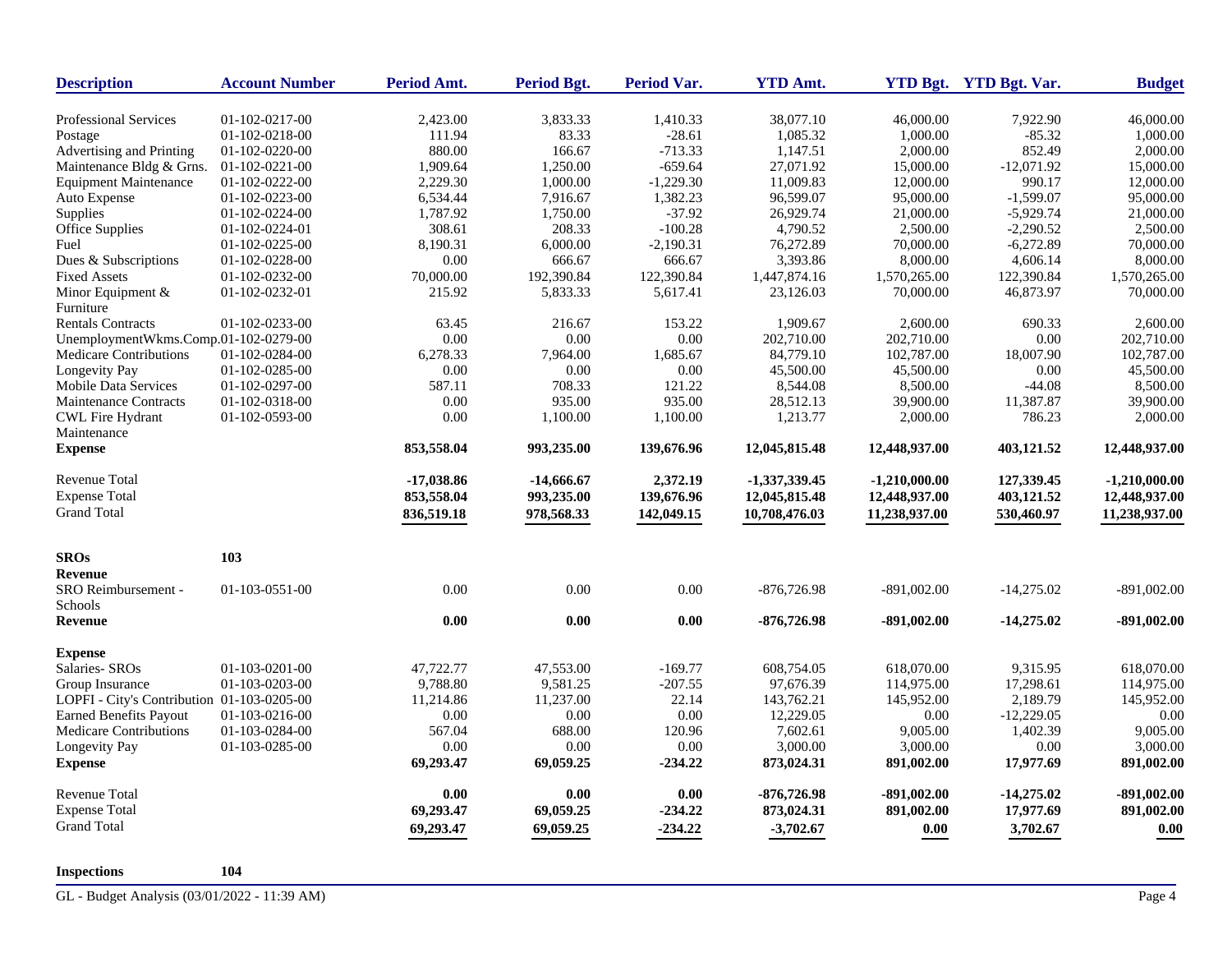| Description | Account Number | Period Amt. | Period Bgt. | Period Var. | YTD Amt. | YTD Bgt. | YTD Bgt. Var. | Budget |
|---|---|---|---|---|---|---|---|---|
| Professional Services | 01-102-0217-00 | 2,423.00 | 3,833.33 | 1,410.33 | 38,077.10 | 46,000.00 | 7,922.90 | 46,000.00 |
| Postage | 01-102-0218-00 | 111.94 | 83.33 | -28.61 | 1,085.32 | 1,000.00 | -85.32 | 1,000.00 |
| Advertising and Printing | 01-102-0220-00 | 880.00 | 166.67 | -713.33 | 1,147.51 | 2,000.00 | 852.49 | 2,000.00 |
| Maintenance Bldg & Grns. | 01-102-0221-00 | 1,909.64 | 1,250.00 | -659.64 | 27,071.92 | 15,000.00 | -12,071.92 | 15,000.00 |
| Equipment Maintenance | 01-102-0222-00 | 2,229.30 | 1,000.00 | -1,229.30 | 11,009.83 | 12,000.00 | 990.17 | 12,000.00 |
| Auto Expense | 01-102-0223-00 | 6,534.44 | 7,916.67 | 1,382.23 | 96,599.07 | 95,000.00 | -1,599.07 | 95,000.00 |
| Supplies | 01-102-0224-00 | 1,787.92 | 1,750.00 | -37.92 | 26,929.74 | 21,000.00 | -5,929.74 | 21,000.00 |
| Office Supplies | 01-102-0224-01 | 308.61 | 208.33 | -100.28 | 4,790.52 | 2,500.00 | -2,290.52 | 2,500.00 |
| Fuel | 01-102-0225-00 | 8,190.31 | 6,000.00 | -2,190.31 | 76,272.89 | 70,000.00 | -6,272.89 | 70,000.00 |
| Dues & Subscriptions | 01-102-0228-00 | 0.00 | 666.67 | 666.67 | 3,393.86 | 8,000.00 | 4,606.14 | 8,000.00 |
| Fixed Assets | 01-102-0232-00 | 70,000.00 | 192,390.84 | 122,390.84 | 1,447,874.16 | 1,570,265.00 | 122,390.84 | 1,570,265.00 |
| Minor Equipment & Furniture | 01-102-0232-01 | 215.92 | 5,833.33 | 5,617.41 | 23,126.03 | 70,000.00 | 46,873.97 | 70,000.00 |
| Rentals Contracts | 01-102-0233-00 | 63.45 | 216.67 | 153.22 | 1,909.67 | 2,600.00 | 690.33 | 2,600.00 |
| UnemploymentWkms.Comp. | 01-102-0279-00 | 0.00 | 0.00 | 0.00 | 202,710.00 | 202,710.00 | 0.00 | 202,710.00 |
| Medicare Contributions | 01-102-0284-00 | 6,278.33 | 7,964.00 | 1,685.67 | 84,779.10 | 102,787.00 | 18,007.90 | 102,787.00 |
| Longevity Pay | 01-102-0285-00 | 0.00 | 0.00 | 0.00 | 45,500.00 | 45,500.00 | 0.00 | 45,500.00 |
| Mobile Data Services | 01-102-0297-00 | 587.11 | 708.33 | 121.22 | 8,544.08 | 8,500.00 | -44.08 | 8,500.00 |
| Maintenance Contracts | 01-102-0318-00 | 0.00 | 935.00 | 935.00 | 28,512.13 | 39,900.00 | 11,387.87 | 39,900.00 |
| CWL Fire Hydrant Maintenance | 01-102-0593-00 | 0.00 | 1,100.00 | 1,100.00 | 1,213.77 | 2,000.00 | 786.23 | 2,000.00 |
| **Expense** | | **853,558.04** | **993,235.00** | **139,676.96** | **12,045,815.48** | **12,448,937.00** | **403,121.52** | **12,448,937.00** |
| Revenue Total | | **-17,038.86** | **-14,666.67** | **2,372.19** | **-1,337,339.45** | **-1,210,000.00** | **127,339.45** | **-1,210,000.00** |
| Expense Total | | **853,558.04** | **993,235.00** | **139,676.96** | **12,045,815.48** | **12,448,937.00** | **403,121.52** | **12,448,937.00** |
| Grand Total | | **836,519.18** | **978,568.33** | **142,049.15** | **10,708,476.03** | **11,238,937.00** | **530,460.97** | **11,238,937.00** |
| **SROs** | **103** | | | | | | | |
| **Revenue** | | | | | | | | |
| SRO Reimbursement - Schools | 01-103-0551-00 | 0.00 | 0.00 | 0.00 | -876,726.98 | -891,002.00 | -14,275.02 | -891,002.00 |
| **Revenue** | | **0.00** | **0.00** | **0.00** | **-876,726.98** | **-891,002.00** | **-14,275.02** | **-891,002.00** |
| **Expense** | | | | | | | | |
| Salaries- SROs | 01-103-0201-00 | 47,722.77 | 47,553.00 | -169.77 | 608,754.05 | 618,070.00 | 9,315.95 | 618,070.00 |
| Group Insurance | 01-103-0203-00 | 9,788.80 | 9,581.25 | -207.55 | 97,676.39 | 114,975.00 | 17,298.61 | 114,975.00 |
| LOPFI - City's Contribution | 01-103-0205-00 | 11,214.86 | 11,237.00 | 22.14 | 143,762.21 | 145,952.00 | 2,189.79 | 145,952.00 |
| Earned Benefits Payout | 01-103-0216-00 | 0.00 | 0.00 | 0.00 | 12,229.05 | 0.00 | -12,229.05 | 0.00 |
| Medicare Contributions | 01-103-0284-00 | 567.04 | 688.00 | 120.96 | 7,602.61 | 9,005.00 | 1,402.39 | 9,005.00 |
| Longevity Pay | 01-103-0285-00 | 0.00 | 0.00 | 0.00 | 3,000.00 | 3,000.00 | 0.00 | 3,000.00 |
| **Expense** | | **69,293.47** | **69,059.25** | **-234.22** | **873,024.31** | **891,002.00** | **17,977.69** | **891,002.00** |
| Revenue Total | | **0.00** | **0.00** | **0.00** | **-876,726.98** | **-891,002.00** | **-14,275.02** | **-891,002.00** |
| Expense Total | | **69,293.47** | **69,059.25** | **-234.22** | **873,024.31** | **891,002.00** | **17,977.69** | **891,002.00** |
| Grand Total | | **69,293.47** | **69,059.25** | **-234.22** | **-3,702.67** | **0.00** | **3,702.67** | **0.00** |
| **Inspections** | **104** | | | | | | | |

GL - Budget Analysis (03/01/2022 - 11:39 AM)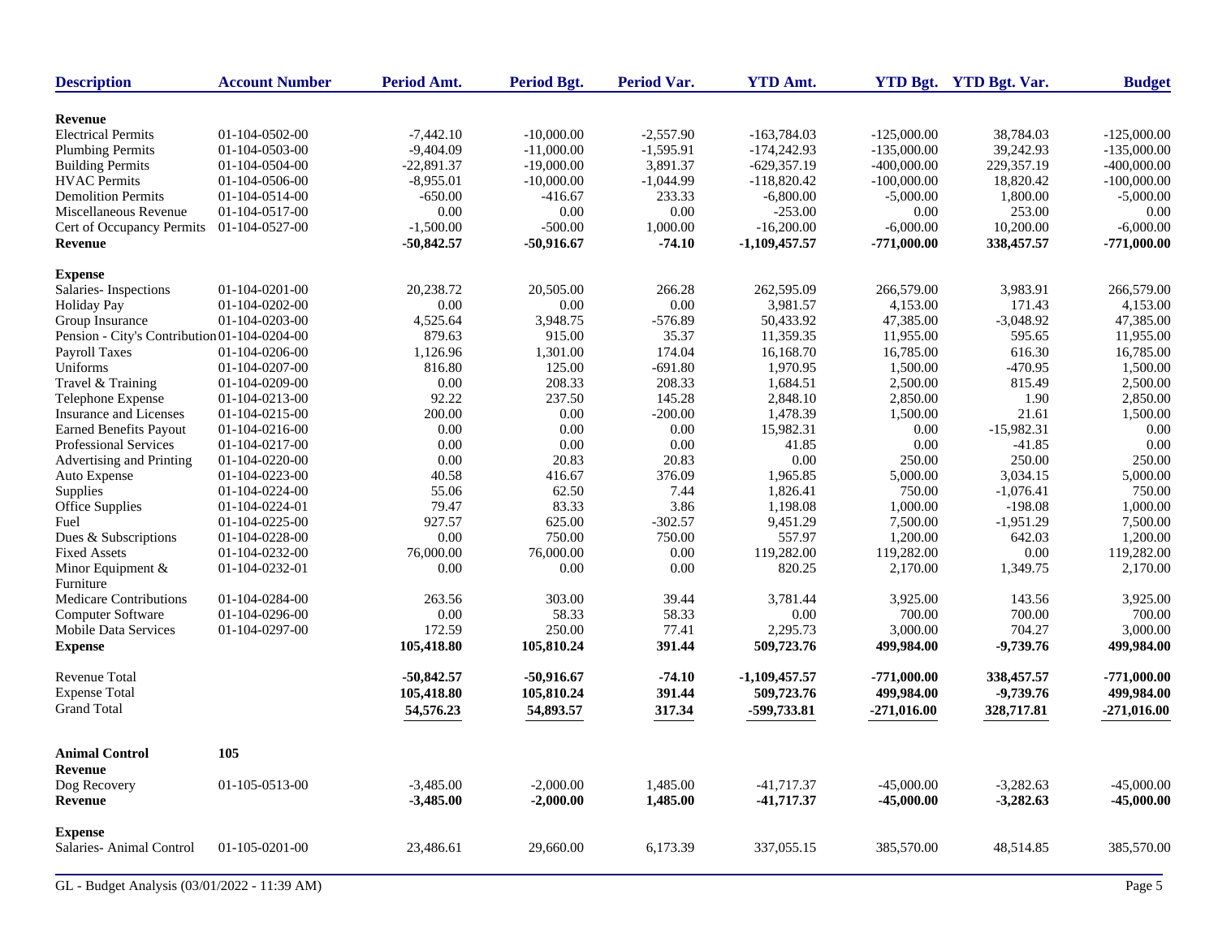| Description | Account Number | Period Amt. | Period Bgt. | Period Var. | YTD Amt. | YTD Bgt. | YTD Bgt. Var. | Budget |
|---|---|---|---|---|---|---|---|---|
| **Revenue** | | | | | | | | |
| Electrical Permits | 01-104-0502-00 | -7,442.10 | -10,000.00 | -2,557.90 | -163,784.03 | -125,000.00 | 38,784.03 | -125,000.00 |
| Plumbing Permits | 01-104-0503-00 | -9,404.09 | -11,000.00 | -1,595.91 | -174,242.93 | -135,000.00 | 39,242.93 | -135,000.00 |
| Building Permits | 01-104-0504-00 | -22,891.37 | -19,000.00 | 3,891.37 | -629,357.19 | -400,000.00 | 229,357.19 | -400,000.00 |
| HVAC Permits | 01-104-0506-00 | -8,955.01 | -10,000.00 | -1,044.99 | -118,820.42 | -100,000.00 | 18,820.42 | -100,000.00 |
| Demolition Permits | 01-104-0514-00 | -650.00 | -416.67 | 233.33 | -6,800.00 | -5,000.00 | 1,800.00 | -5,000.00 |
| Miscellaneous Revenue | 01-104-0517-00 | 0.00 | 0.00 | 0.00 | -253.00 | 0.00 | 253.00 | 0.00 |
| Cert of Occupancy Permits | 01-104-0527-00 | -1,500.00 | -500.00 | 1,000.00 | -16,200.00 | -6,000.00 | 10,200.00 | -6,000.00 |
| **Revenue** | | **-50,842.57** | **-50,916.67** | **-74.10** | **-1,109,457.57** | **-771,000.00** | **338,457.57** | **-771,000.00** |
| **Expense** | | | | | | | | |
| Salaries- Inspections | 01-104-0201-00 | 20,238.72 | 20,505.00 | 266.28 | 262,595.09 | 266,579.00 | 3,983.91 | 266,579.00 |
| Holiday Pay | 01-104-0202-00 | 0.00 | 0.00 | 0.00 | 3,981.57 | 4,153.00 | 171.43 | 4,153.00 |
| Group Insurance | 01-104-0203-00 | 4,525.64 | 3,948.75 | -576.89 | 50,433.92 | 47,385.00 | -3,048.92 | 47,385.00 |
| Pension - City's Contribution | 01-104-0204-00 | 879.63 | 915.00 | 35.37 | 11,359.35 | 11,955.00 | 595.65 | 11,955.00 |
| Payroll Taxes | 01-104-0206-00 | 1,126.96 | 1,301.00 | 174.04 | 16,168.70 | 16,785.00 | 616.30 | 16,785.00 |
| Uniforms | 01-104-0207-00 | 816.80 | 125.00 | -691.80 | 1,970.95 | 1,500.00 | -470.95 | 1,500.00 |
| Travel & Training | 01-104-0209-00 | 0.00 | 208.33 | 208.33 | 1,684.51 | 2,500.00 | 815.49 | 2,500.00 |
| Telephone Expense | 01-104-0213-00 | 92.22 | 237.50 | 145.28 | 2,848.10 | 2,850.00 | 1.90 | 2,850.00 |
| Insurance and Licenses | 01-104-0215-00 | 200.00 | 0.00 | -200.00 | 1,478.39 | 1,500.00 | 21.61 | 1,500.00 |
| Earned Benefits Payout | 01-104-0216-00 | 0.00 | 0.00 | 0.00 | 15,982.31 | 0.00 | -15,982.31 | 0.00 |
| Professional Services | 01-104-0217-00 | 0.00 | 0.00 | 0.00 | 41.85 | 0.00 | -41.85 | 0.00 |
| Advertising and Printing | 01-104-0220-00 | 0.00 | 20.83 | 20.83 | 0.00 | 250.00 | 250.00 | 250.00 |
| Auto Expense | 01-104-0223-00 | 40.58 | 416.67 | 376.09 | 1,965.85 | 5,000.00 | 3,034.15 | 5,000.00 |
| Supplies | 01-104-0224-00 | 55.06 | 62.50 | 7.44 | 1,826.41 | 750.00 | -1,076.41 | 750.00 |
| Office Supplies | 01-104-0224-01 | 79.47 | 83.33 | 3.86 | 1,198.08 | 1,000.00 | -198.08 | 1,000.00 |
| Fuel | 01-104-0225-00 | 927.57 | 625.00 | -302.57 | 9,451.29 | 7,500.00 | -1,951.29 | 7,500.00 |
| Dues & Subscriptions | 01-104-0228-00 | 0.00 | 750.00 | 750.00 | 557.97 | 1,200.00 | 642.03 | 1,200.00 |
| Fixed Assets | 01-104-0232-00 | 76,000.00 | 76,000.00 | 0.00 | 119,282.00 | 119,282.00 | 0.00 | 119,282.00 |
| Minor Equipment & Furniture | 01-104-0232-01 | 0.00 | 0.00 | 0.00 | 820.25 | 2,170.00 | 1,349.75 | 2,170.00 |
| Medicare Contributions | 01-104-0284-00 | 263.56 | 303.00 | 39.44 | 3,781.44 | 3,925.00 | 143.56 | 3,925.00 |
| Computer Software | 01-104-0296-00 | 0.00 | 58.33 | 58.33 | 0.00 | 700.00 | 700.00 | 700.00 |
| Mobile Data Services | 01-104-0297-00 | 172.59 | 250.00 | 77.41 | 2,295.73 | 3,000.00 | 704.27 | 3,000.00 |
| **Expense** | | **105,418.80** | **105,810.24** | **391.44** | **509,723.76** | **499,984.00** | **-9,739.76** | **499,984.00** |
| Revenue Total | | **-50,842.57** | **-50,916.67** | **-74.10** | **-1,109,457.57** | **-771,000.00** | **338,457.57** | **-771,000.00** |
| Expense Total | | **105,418.80** | **105,810.24** | **391.44** | **509,723.76** | **499,984.00** | **-9,739.76** | **499,984.00** |
| Grand Total | | **54,576.23** | **54,893.57** | **317.34** | **-599,733.81** | **-271,016.00** | **328,717.81** | **-271,016.00** |
| **Animal Control** | **105** | | | | | | | |
| **Revenue** | | | | | | | | |
| Dog Recovery | 01-105-0513-00 | -3,485.00 | -2,000.00 | 1,485.00 | -41,717.37 | -45,000.00 | -3,282.63 | -45,000.00 |
| **Revenue** | | **-3,485.00** | **-2,000.00** | **1,485.00** | **-41,717.37** | **-45,000.00** | **-3,282.63** | **-45,000.00** |
| **Expense** | | | | | | | | |
| Salaries- Animal Control | 01-105-0201-00 | 23,486.61 | 29,660.00 | 6,173.39 | 337,055.15 | 385,570.00 | 48,514.85 | 385,570.00 |

GL - Budget Analysis (03/01/2022 - 11:39 AM)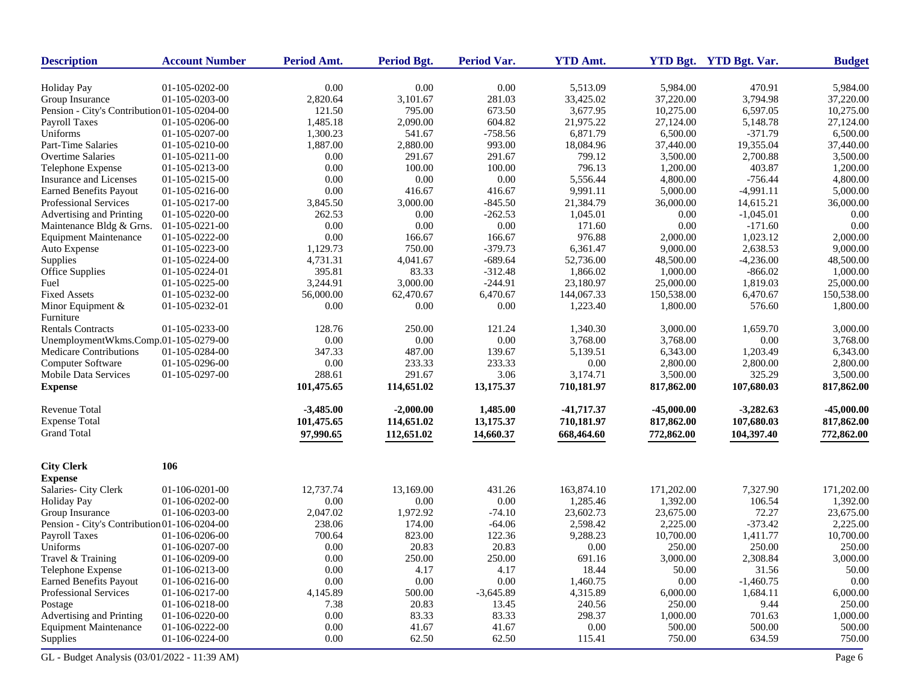| Description | Account Number | Period Amt. | Period Bgt. | Period Var. | YTD Amt. | YTD Bgt. | YTD Bgt. Var. | Budget |
|---|---|---|---|---|---|---|---|---|
| Holiday Pay | 01-105-0202-00 | 0.00 | 0.00 | 0.00 | 5,513.09 | 5,984.00 | 470.91 | 5,984.00 |
| Group Insurance | 01-105-0203-00 | 2,820.64 | 3,101.67 | 281.03 | 33,425.02 | 37,220.00 | 3,794.98 | 37,220.00 |
| Pension - City's Contribution | 01-105-0204-00 | 121.50 | 795.00 | 673.50 | 3,677.95 | 10,275.00 | 6,597.05 | 10,275.00 |
| Payroll Taxes | 01-105-0206-00 | 1,485.18 | 2,090.00 | 604.82 | 21,975.22 | 27,124.00 | 5,148.78 | 27,124.00 |
| Uniforms | 01-105-0207-00 | 1,300.23 | 541.67 | -758.56 | 6,871.79 | 6,500.00 | -371.79 | 6,500.00 |
| Part-Time Salaries | 01-105-0210-00 | 1,887.00 | 2,880.00 | 993.00 | 18,084.96 | 37,440.00 | 19,355.04 | 37,440.00 |
| Overtime Salaries | 01-105-0211-00 | 0.00 | 291.67 | 291.67 | 799.12 | 3,500.00 | 2,700.88 | 3,500.00 |
| Telephone Expense | 01-105-0213-00 | 0.00 | 100.00 | 100.00 | 796.13 | 1,200.00 | 403.87 | 1,200.00 |
| Insurance and Licenses | 01-105-0215-00 | 0.00 | 0.00 | 0.00 | 5,556.44 | 4,800.00 | -756.44 | 4,800.00 |
| Earned Benefits Payout | 01-105-0216-00 | 0.00 | 416.67 | 416.67 | 9,991.11 | 5,000.00 | -4,991.11 | 5,000.00 |
| Professional Services | 01-105-0217-00 | 3,845.50 | 3,000.00 | -845.50 | 21,384.79 | 36,000.00 | 14,615.21 | 36,000.00 |
| Advertising and Printing | 01-105-0220-00 | 262.53 | 0.00 | -262.53 | 1,045.01 | 0.00 | -1,045.01 | 0.00 |
| Maintenance Bldg & Grns. | 01-105-0221-00 | 0.00 | 0.00 | 0.00 | 171.60 | 0.00 | -171.60 | 0.00 |
| Equipment Maintenance | 01-105-0222-00 | 0.00 | 166.67 | 166.67 | 976.88 | 2,000.00 | 1,023.12 | 2,000.00 |
| Auto Expense | 01-105-0223-00 | 1,129.73 | 750.00 | -379.73 | 6,361.47 | 9,000.00 | 2,638.53 | 9,000.00 |
| Supplies | 01-105-0224-00 | 4,731.31 | 4,041.67 | -689.64 | 52,736.00 | 48,500.00 | -4,236.00 | 48,500.00 |
| Office Supplies | 01-105-0224-01 | 395.81 | 83.33 | -312.48 | 1,866.02 | 1,000.00 | -866.02 | 1,000.00 |
| Fuel | 01-105-0225-00 | 3,244.91 | 3,000.00 | -244.91 | 23,180.97 | 25,000.00 | 1,819.03 | 25,000.00 |
| Fixed Assets | 01-105-0232-00 | 56,000.00 | 62,470.67 | 6,470.67 | 144,067.33 | 150,538.00 | 6,470.67 | 150,538.00 |
| Minor Equipment & Furniture | 01-105-0232-01 | 0.00 | 0.00 | 0.00 | 1,223.40 | 1,800.00 | 576.60 | 1,800.00 |
| Rentals Contracts | 01-105-0233-00 | 128.76 | 250.00 | 121.24 | 1,340.30 | 3,000.00 | 1,659.70 | 3,000.00 |
| UnemploymentWkms.Comp. | 01-105-0279-00 | 0.00 | 0.00 | 0.00 | 3,768.00 | 3,768.00 | 0.00 | 3,768.00 |
| Medicare Contributions | 01-105-0284-00 | 347.33 | 487.00 | 139.67 | 5,139.51 | 6,343.00 | 1,203.49 | 6,343.00 |
| Computer Software | 01-105-0296-00 | 0.00 | 233.33 | 233.33 | 0.00 | 2,800.00 | 2,800.00 | 2,800.00 |
| Mobile Data Services | 01-105-0297-00 | 288.61 | 291.67 | 3.06 | 3,174.71 | 3,500.00 | 325.29 | 3,500.00 |
| **Expense** | | **101,475.65** | **114,651.02** | **13,175.37** | **710,181.97** | **817,862.00** | **107,680.03** | **817,862.00** |
| | | | | | | | | |
| Revenue Total | | **-3,485.00** | **-2,000.00** | **1,485.00** | **-41,717.37** | **-45,000.00** | **-3,282.63** | **-45,000.00** |
| Expense Total | | **101,475.65** | **114,651.02** | **13,175.37** | **710,181.97** | **817,862.00** | **107,680.03** | **817,862.00** |
| Grand Total | | **97,990.65** | **112,651.02** | **14,660.37** | **668,464.60** | **772,862.00** | **104,397.40** | **772,862.00** |
| | | | | | | | | |
| **City Clerk** | **106** | | | | | | | |
| **Expense** | | | | | | | | |
| Salaries- City Clerk | 01-106-0201-00 | 12,737.74 | 13,169.00 | 431.26 | 163,874.10 | 171,202.00 | 7,327.90 | 171,202.00 |
| Holiday Pay | 01-106-0202-00 | 0.00 | 0.00 | 0.00 | 1,285.46 | 1,392.00 | 106.54 | 1,392.00 |
| Group Insurance | 01-106-0203-00 | 2,047.02 | 1,972.92 | -74.10 | 23,602.73 | 23,675.00 | 72.27 | 23,675.00 |
| Pension - City's Contribution | 01-106-0204-00 | 238.06 | 174.00 | -64.06 | 2,598.42 | 2,225.00 | -373.42 | 2,225.00 |
| Payroll Taxes | 01-106-0206-00 | 700.64 | 823.00 | 122.36 | 9,288.23 | 10,700.00 | 1,411.77 | 10,700.00 |
| Uniforms | 01-106-0207-00 | 0.00 | 20.83 | 20.83 | 0.00 | 250.00 | 250.00 | 250.00 |
| Travel & Training | 01-106-0209-00 | 0.00 | 250.00 | 250.00 | 691.16 | 3,000.00 | 2,308.84 | 3,000.00 |
| Telephone Expense | 01-106-0213-00 | 0.00 | 4.17 | 4.17 | 18.44 | 50.00 | 31.56 | 50.00 |
| Earned Benefits Payout | 01-106-0216-00 | 0.00 | 0.00 | 0.00 | 1,460.75 | 0.00 | -1,460.75 | 0.00 |
| Professional Services | 01-106-0217-00 | 4,145.89 | 500.00 | -3,645.89 | 4,315.89 | 6,000.00 | 1,684.11 | 6,000.00 |
| Postage | 01-106-0218-00 | 7.38 | 20.83 | 13.45 | 240.56 | 250.00 | 9.44 | 250.00 |
| Advertising and Printing | 01-106-0220-00 | 0.00 | 83.33 | 83.33 | 298.37 | 1,000.00 | 701.63 | 1,000.00 |
| Equipment Maintenance | 01-106-0222-00 | 0.00 | 41.67 | 41.67 | 0.00 | 500.00 | 500.00 | 500.00 |
| Supplies | 01-106-0224-00 | 0.00 | 62.50 | 62.50 | 115.41 | 750.00 | 634.59 | 750.00 |

GL - Budget Analysis (03/01/2022 - 11:39 AM)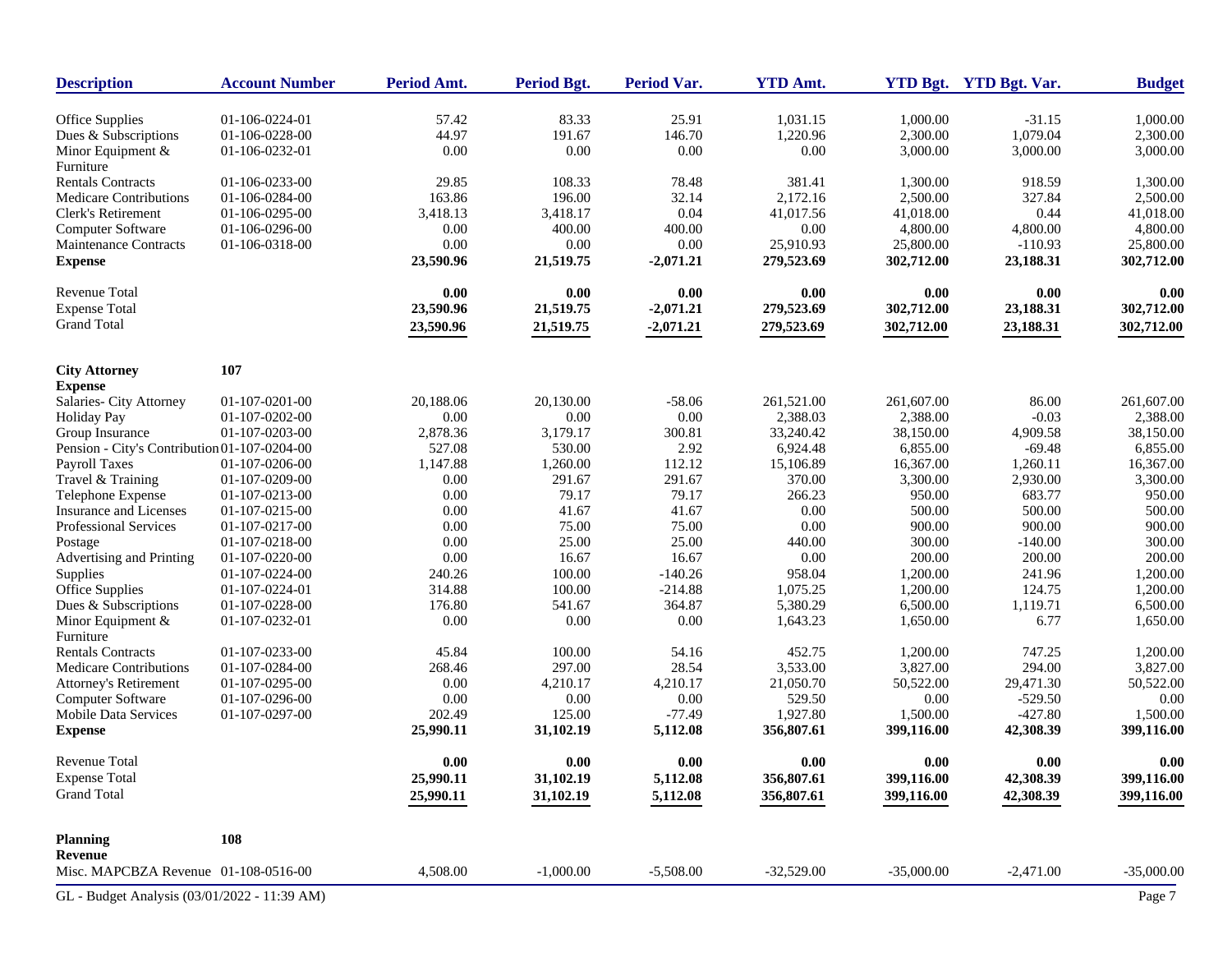| Description | Account Number | Period Amt. | Period Bgt. | Period Var. | YTD Amt. | YTD Bgt. | YTD Bgt. Var. | Budget |
|---|---|---|---|---|---|---|---|---|
| Office Supplies | 01-106-0224-01 | 57.42 | 83.33 | 25.91 | 1,031.15 | 1,000.00 | -31.15 | 1,000.00 |
| Dues & Subscriptions | 01-106-0228-00 | 44.97 | 191.67 | 146.70 | 1,220.96 | 2,300.00 | 1,079.04 | 2,300.00 |
| Minor Equipment & Furniture | 01-106-0232-01 | 0.00 | 0.00 | 0.00 | 0.00 | 3,000.00 | 3,000.00 | 3,000.00 |
| Rentals Contracts | 01-106-0233-00 | 29.85 | 108.33 | 78.48 | 381.41 | 1,300.00 | 918.59 | 1,300.00 |
| Medicare Contributions | 01-106-0284-00 | 163.86 | 196.00 | 32.14 | 2,172.16 | 2,500.00 | 327.84 | 2,500.00 |
| Clerk's Retirement | 01-106-0295-00 | 3,418.13 | 3,418.17 | 0.04 | 41,017.56 | 41,018.00 | 0.44 | 41,018.00 |
| Computer Software | 01-106-0296-00 | 0.00 | 400.00 | 400.00 | 0.00 | 4,800.00 | 4,800.00 | 4,800.00 |
| Maintenance Contracts | 01-106-0318-00 | 0.00 | 0.00 | 0.00 | 25,910.93 | 25,800.00 | -110.93 | 25,800.00 |
| **Expense** | | **23,590.96** | **21,519.75** | **-2,071.21** | **279,523.69** | **302,712.00** | **23,188.31** | **302,712.00** |
| Revenue Total | | **0.00** | **0.00** | **0.00** | **0.00** | **0.00** | **0.00** | **0.00** |
| Expense Total | | **23,590.96** | **21,519.75** | **-2,071.21** | **279,523.69** | **302,712.00** | **23,188.31** | **302,712.00** |
| Grand Total | | **23,590.96** | **21,519.75** | **-2,071.21** | **279,523.69** | **302,712.00** | **23,188.31** | **302,712.00** |
| **City Attorney** | **107** | | | | | | | |
| **Expense** | | | | | | | | |
| Salaries- City Attorney | 01-107-0201-00 | 20,188.06 | 20,130.00 | -58.06 | 261,521.00 | 261,607.00 | 86.00 | 261,607.00 |
| Holiday Pay | 01-107-0202-00 | 0.00 | 0.00 | 0.00 | 2,388.03 | 2,388.00 | -0.03 | 2,388.00 |
| Group Insurance | 01-107-0203-00 | 2,878.36 | 3,179.17 | 300.81 | 33,240.42 | 38,150.00 | 4,909.58 | 38,150.00 |
| Pension - City's Contribution | 01-107-0204-00 | 527.08 | 530.00 | 2.92 | 6,924.48 | 6,855.00 | -69.48 | 6,855.00 |
| Payroll Taxes | 01-107-0206-00 | 1,147.88 | 1,260.00 | 112.12 | 15,106.89 | 16,367.00 | 1,260.11 | 16,367.00 |
| Travel & Training | 01-107-0209-00 | 0.00 | 291.67 | 291.67 | 370.00 | 3,300.00 | 2,930.00 | 3,300.00 |
| Telephone Expense | 01-107-0213-00 | 0.00 | 79.17 | 79.17 | 266.23 | 950.00 | 683.77 | 950.00 |
| Insurance and Licenses | 01-107-0215-00 | 0.00 | 41.67 | 41.67 | 0.00 | 500.00 | 500.00 | 500.00 |
| Professional Services | 01-107-0217-00 | 0.00 | 75.00 | 75.00 | 0.00 | 900.00 | 900.00 | 900.00 |
| Postage | 01-107-0218-00 | 0.00 | 25.00 | 25.00 | 440.00 | 300.00 | -140.00 | 300.00 |
| Advertising and Printing | 01-107-0220-00 | 0.00 | 16.67 | 16.67 | 0.00 | 200.00 | 200.00 | 200.00 |
| Supplies | 01-107-0224-00 | 240.26 | 100.00 | -140.26 | 958.04 | 1,200.00 | 241.96 | 1,200.00 |
| Office Supplies | 01-107-0224-01 | 314.88 | 100.00 | -214.88 | 1,075.25 | 1,200.00 | 124.75 | 1,200.00 |
| Dues & Subscriptions | 01-107-0228-00 | 176.80 | 541.67 | 364.87 | 5,380.29 | 6,500.00 | 1,119.71 | 6,500.00 |
| Minor Equipment & Furniture | 01-107-0232-01 | 0.00 | 0.00 | 0.00 | 1,643.23 | 1,650.00 | 6.77 | 1,650.00 |
| Rentals Contracts | 01-107-0233-00 | 45.84 | 100.00 | 54.16 | 452.75 | 1,200.00 | 747.25 | 1,200.00 |
| Medicare Contributions | 01-107-0284-00 | 268.46 | 297.00 | 28.54 | 3,533.00 | 3,827.00 | 294.00 | 3,827.00 |
| Attorney's Retirement | 01-107-0295-00 | 0.00 | 4,210.17 | 4,210.17 | 21,050.70 | 50,522.00 | 29,471.30 | 50,522.00 |
| Computer Software | 01-107-0296-00 | 0.00 | 0.00 | 0.00 | 529.50 | 0.00 | -529.50 | 0.00 |
| Mobile Data Services | 01-107-0297-00 | 202.49 | 125.00 | -77.49 | 1,927.80 | 1,500.00 | -427.80 | 1,500.00 |
| **Expense** | | **25,990.11** | **31,102.19** | **5,112.08** | **356,807.61** | **399,116.00** | **42,308.39** | **399,116.00** |
| Revenue Total | | **0.00** | **0.00** | **0.00** | **0.00** | **0.00** | **0.00** | **0.00** |
| Expense Total | | **25,990.11** | **31,102.19** | **5,112.08** | **356,807.61** | **399,116.00** | **42,308.39** | **399,116.00** |
| Grand Total | | **25,990.11** | **31,102.19** | **5,112.08** | **356,807.61** | **399,116.00** | **42,308.39** | **399,116.00** |
| **Planning** | **108** | | | | | | | |
| **Revenue** | | | | | | | | |
| Misc. MAPCBZA Revenue | 01-108-0516-00 | 4,508.00 | -1,000.00 | -5,508.00 | -32,529.00 | -35,000.00 | -2,471.00 | -35,000.00 |

GL - Budget Analysis (03/01/2022 - 11:39 AM)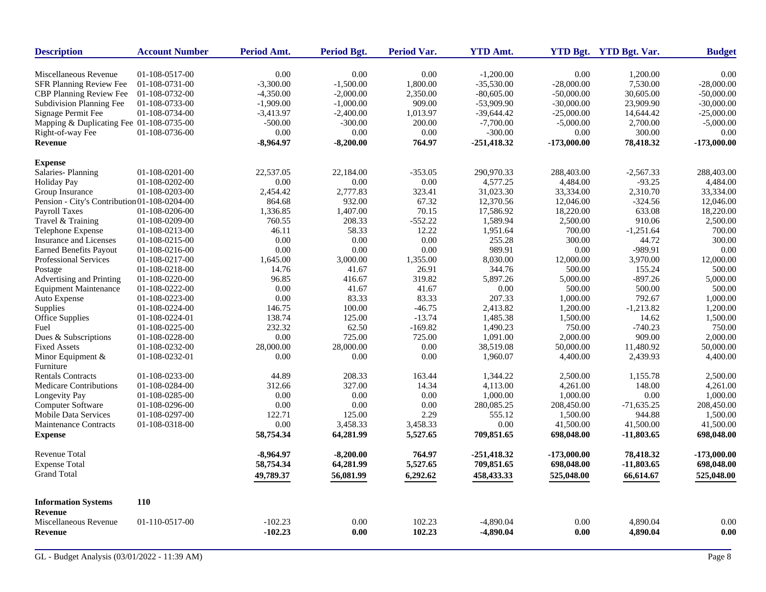| Description | Account Number | Period Amt. | Period Bgt. | Period Var. | YTD Amt. | YTD Bgt. | YTD Bgt. Var. | Budget |
|---|---|---|---|---|---|---|---|---|
| Miscellaneous Revenue | 01-108-0517-00 | 0.00 | 0.00 | 0.00 | -1,200.00 | 0.00 | 1,200.00 | 0.00 |
| SFR Planning Review Fee | 01-108-0731-00 | -3,300.00 | -1,500.00 | 1,800.00 | -35,530.00 | -28,000.00 | 7,530.00 | -28,000.00 |
| CBP Planning Review Fee | 01-108-0732-00 | -4,350.00 | -2,000.00 | 2,350.00 | -80,605.00 | -50,000.00 | 30,605.00 | -50,000.00 |
| Subdivision Planning Fee | 01-108-0733-00 | -1,909.00 | -1,000.00 | 909.00 | -53,909.90 | -30,000.00 | 23,909.90 | -30,000.00 |
| Signage Permit Fee | 01-108-0734-00 | -3,413.97 | -2,400.00 | 1,013.97 | -39,644.42 | -25,000.00 | 14,644.42 | -25,000.00 |
| Mapping & Duplicating Fee | 01-108-0735-00 | -500.00 | -300.00 | 200.00 | -7,700.00 | -5,000.00 | 2,700.00 | -5,000.00 |
| Right-of-way Fee | 01-108-0736-00 | 0.00 | 0.00 | 0.00 | -300.00 | 0.00 | 300.00 | 0.00 |
| **Revenue** | | **-8,964.97** | **-8,200.00** | **764.97** | **-251,418.32** | **-173,000.00** | **78,418.32** | **-173,000.00** |
| **Expense** | | | | | | | | |
| Salaries- Planning | 01-108-0201-00 | 22,537.05 | 22,184.00 | -353.05 | 290,970.33 | 288,403.00 | -2,567.33 | 288,403.00 |
| Holiday Pay | 01-108-0202-00 | 0.00 | 0.00 | 0.00 | 4,577.25 | 4,484.00 | -93.25 | 4,484.00 |
| Group Insurance | 01-108-0203-00 | 2,454.42 | 2,777.83 | 323.41 | 31,023.30 | 33,334.00 | 2,310.70 | 33,334.00 |
| Pension - City's Contribution | 01-108-0204-00 | 864.68 | 932.00 | 67.32 | 12,370.56 | 12,046.00 | -324.56 | 12,046.00 |
| Payroll Taxes | 01-108-0206-00 | 1,336.85 | 1,407.00 | 70.15 | 17,586.92 | 18,220.00 | 633.08 | 18,220.00 |
| Travel & Training | 01-108-0209-00 | 760.55 | 208.33 | -552.22 | 1,589.94 | 2,500.00 | 910.06 | 2,500.00 |
| Telephone Expense | 01-108-0213-00 | 46.11 | 58.33 | 12.22 | 1,951.64 | 700.00 | -1,251.64 | 700.00 |
| Insurance and Licenses | 01-108-0215-00 | 0.00 | 0.00 | 0.00 | 255.28 | 300.00 | 44.72 | 300.00 |
| Earned Benefits Payout | 01-108-0216-00 | 0.00 | 0.00 | 0.00 | 989.91 | 0.00 | -989.91 | 0.00 |
| Professional Services | 01-108-0217-00 | 1,645.00 | 3,000.00 | 1,355.00 | 8,030.00 | 12,000.00 | 3,970.00 | 12,000.00 |
| Postage | 01-108-0218-00 | 14.76 | 41.67 | 26.91 | 344.76 | 500.00 | 155.24 | 500.00 |
| Advertising and Printing | 01-108-0220-00 | 96.85 | 416.67 | 319.82 | 5,897.26 | 5,000.00 | -897.26 | 5,000.00 |
| Equipment Maintenance | 01-108-0222-00 | 0.00 | 41.67 | 41.67 | 0.00 | 500.00 | 500.00 | 500.00 |
| Auto Expense | 01-108-0223-00 | 0.00 | 83.33 | 83.33 | 207.33 | 1,000.00 | 792.67 | 1,000.00 |
| Supplies | 01-108-0224-00 | 146.75 | 100.00 | -46.75 | 2,413.82 | 1,200.00 | -1,213.82 | 1,200.00 |
| Office Supplies | 01-108-0224-01 | 138.74 | 125.00 | -13.74 | 1,485.38 | 1,500.00 | 14.62 | 1,500.00 |
| Fuel | 01-108-0225-00 | 232.32 | 62.50 | -169.82 | 1,490.23 | 750.00 | -740.23 | 750.00 |
| Dues & Subscriptions | 01-108-0228-00 | 0.00 | 725.00 | 725.00 | 1,091.00 | 2,000.00 | 909.00 | 2,000.00 |
| Fixed Assets | 01-108-0232-00 | 28,000.00 | 28,000.00 | 0.00 | 38,519.08 | 50,000.00 | 11,480.92 | 50,000.00 |
| Minor Equipment & Furniture | 01-108-0232-01 | 0.00 | 0.00 | 0.00 | 1,960.07 | 4,400.00 | 2,439.93 | 4,400.00 |
| Rentals Contracts | 01-108-0233-00 | 44.89 | 208.33 | 163.44 | 1,344.22 | 2,500.00 | 1,155.78 | 2,500.00 |
| Medicare Contributions | 01-108-0284-00 | 312.66 | 327.00 | 14.34 | 4,113.00 | 4,261.00 | 148.00 | 4,261.00 |
| Longevity Pay | 01-108-0285-00 | 0.00 | 0.00 | 0.00 | 1,000.00 | 1,000.00 | 0.00 | 1,000.00 |
| Computer Software | 01-108-0296-00 | 0.00 | 0.00 | 0.00 | 280,085.25 | 208,450.00 | -71,635.25 | 208,450.00 |
| Mobile Data Services | 01-108-0297-00 | 122.71 | 125.00 | 2.29 | 555.12 | 1,500.00 | 944.88 | 1,500.00 |
| Maintenance Contracts | 01-108-0318-00 | 0.00 | 3,458.33 | 3,458.33 | 0.00 | 41,500.00 | 41,500.00 | 41,500.00 |
| **Expense** | | **58,754.34** | **64,281.99** | **5,527.65** | **709,851.65** | **698,048.00** | **-11,803.65** | **698,048.00** |
| Revenue Total | | **-8,964.97** | **-8,200.00** | **764.97** | **-251,418.32** | **-173,000.00** | **78,418.32** | **-173,000.00** |
| Expense Total | | **58,754.34** | **64,281.99** | **5,527.65** | **709,851.65** | **698,048.00** | **-11,803.65** | **698,048.00** |
| Grand Total | | **49,789.37** | **56,081.99** | **6,292.62** | **458,433.33** | **525,048.00** | **66,614.67** | **525,048.00** |

| Description | Account Number | Period Amt. | Period Bgt. | Period Var. | YTD Amt. | YTD Bgt. | YTD Bgt. Var. | Budget |
|---|---|---|---|---|---|---|---|---|
| **Information Systems** | **110** | | | | | | | |
| **Revenue** | | | | | | | | |
| Miscellaneous Revenue | 01-110-0517-00 | -102.23 | 0.00 | 102.23 | -4,890.04 | 0.00 | 4,890.04 | 0.00 |
| **Revenue** | | **-102.23** | **0.00** | **102.23** | **-4,890.04** | **0.00** | **4,890.04** | **0.00** |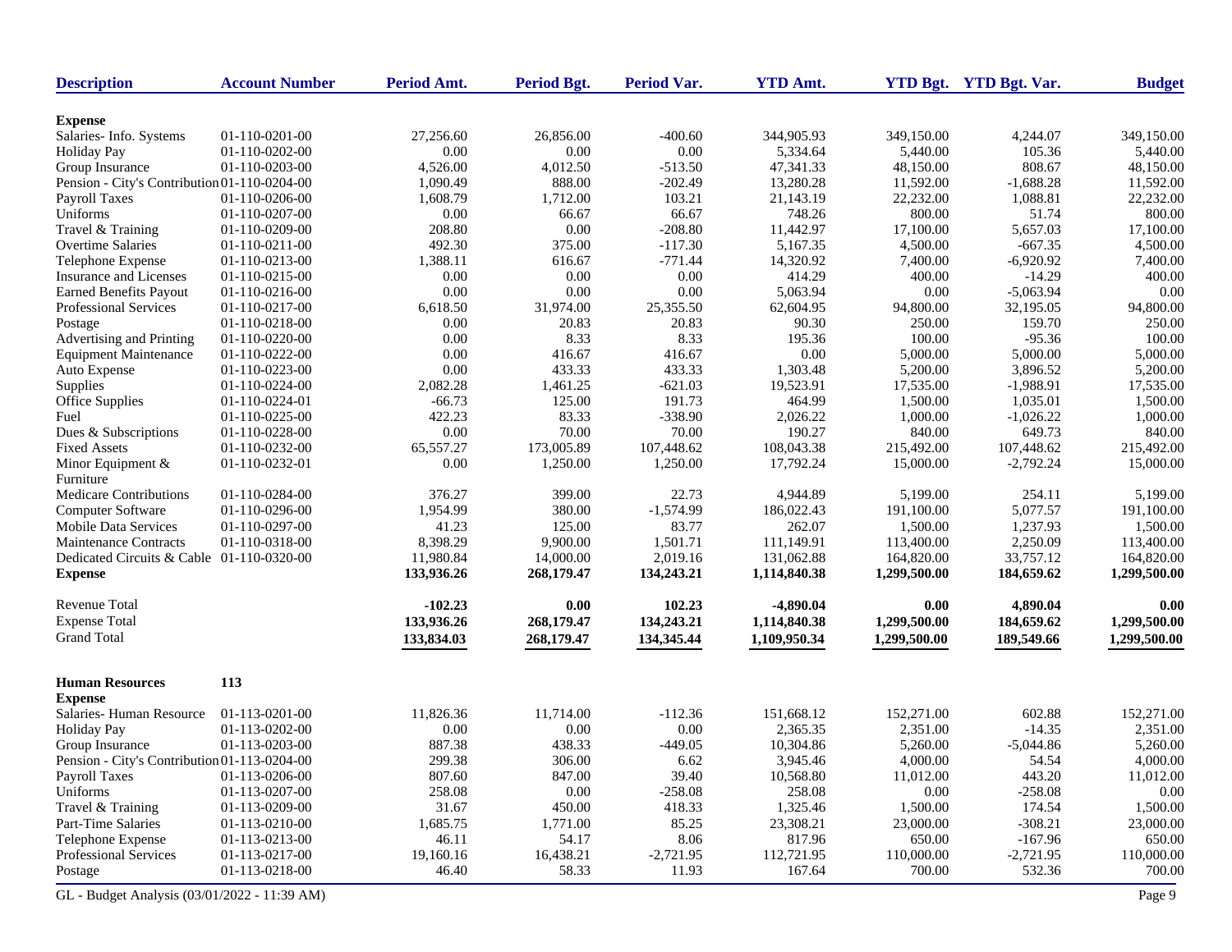| Description | Account Number | Period Amt. | Period Bgt. | Period Var. | YTD Amt. | YTD Bgt. | YTD Bgt. Var. | Budget |
|---|---|---|---|---|---|---|---|---|
| **Expense** | | | | | | | | |
| Salaries- Info. Systems | 01-110-0201-00 | 27,256.60 | 26,856.00 | -400.60 | 344,905.93 | 349,150.00 | 4,244.07 | 349,150.00 |
| Holiday Pay | 01-110-0202-00 | 0.00 | 0.00 | 0.00 | 5,334.64 | 5,440.00 | 105.36 | 5,440.00 |
| Group Insurance | 01-110-0203-00 | 4,526.00 | 4,012.50 | -513.50 | 47,341.33 | 48,150.00 | 808.67 | 48,150.00 |
| Pension - City's Contribution | 01-110-0204-00 | 1,090.49 | 888.00 | -202.49 | 13,280.28 | 11,592.00 | -1,688.28 | 11,592.00 |
| Payroll Taxes | 01-110-0206-00 | 1,608.79 | 1,712.00 | 103.21 | 21,143.19 | 22,232.00 | 1,088.81 | 22,232.00 |
| Uniforms | 01-110-0207-00 | 0.00 | 66.67 | 66.67 | 748.26 | 800.00 | 51.74 | 800.00 |
| Travel & Training | 01-110-0209-00 | 208.80 | 0.00 | -208.80 | 11,442.97 | 17,100.00 | 5,657.03 | 17,100.00 |
| Overtime Salaries | 01-110-0211-00 | 492.30 | 375.00 | -117.30 | 5,167.35 | 4,500.00 | -667.35 | 4,500.00 |
| Telephone Expense | 01-110-0213-00 | 1,388.11 | 616.67 | -771.44 | 14,320.92 | 7,400.00 | -6,920.92 | 7,400.00 |
| Insurance and Licenses | 01-110-0215-00 | 0.00 | 0.00 | 0.00 | 414.29 | 400.00 | -14.29 | 400.00 |
| Earned Benefits Payout | 01-110-0216-00 | 0.00 | 0.00 | 0.00 | 5,063.94 | 0.00 | -5,063.94 | 0.00 |
| Professional Services | 01-110-0217-00 | 6,618.50 | 31,974.00 | 25,355.50 | 62,604.95 | 94,800.00 | 32,195.05 | 94,800.00 |
| Postage | 01-110-0218-00 | 0.00 | 20.83 | 20.83 | 90.30 | 250.00 | 159.70 | 250.00 |
| Advertising and Printing | 01-110-0220-00 | 0.00 | 8.33 | 8.33 | 195.36 | 100.00 | -95.36 | 100.00 |
| Equipment Maintenance | 01-110-0222-00 | 0.00 | 416.67 | 416.67 | 0.00 | 5,000.00 | 5,000.00 | 5,000.00 |
| Auto Expense | 01-110-0223-00 | 0.00 | 433.33 | 433.33 | 1,303.48 | 5,200.00 | 3,896.52 | 5,200.00 |
| Supplies | 01-110-0224-00 | 2,082.28 | 1,461.25 | -621.03 | 19,523.91 | 17,535.00 | -1,988.91 | 17,535.00 |
| Office Supplies | 01-110-0224-01 | -66.73 | 125.00 | 191.73 | 464.99 | 1,500.00 | 1,035.01 | 1,500.00 |
| Fuel | 01-110-0225-00 | 422.23 | 83.33 | -338.90 | 2,026.22 | 1,000.00 | -1,026.22 | 1,000.00 |
| Dues & Subscriptions | 01-110-0228-00 | 0.00 | 70.00 | 70.00 | 190.27 | 840.00 | 649.73 | 840.00 |
| Fixed Assets | 01-110-0232-00 | 65,557.27 | 173,005.89 | 107,448.62 | 108,043.38 | 215,492.00 | 107,448.62 | 215,492.00 |
| Minor Equipment & Furniture | 01-110-0232-01 | 0.00 | 1,250.00 | 1,250.00 | 17,792.24 | 15,000.00 | -2,792.24 | 15,000.00 |
| Medicare Contributions | 01-110-0284-00 | 376.27 | 399.00 | 22.73 | 4,944.89 | 5,199.00 | 254.11 | 5,199.00 |
| Computer Software | 01-110-0296-00 | 1,954.99 | 380.00 | -1,574.99 | 186,022.43 | 191,100.00 | 5,077.57 | 191,100.00 |
| Mobile Data Services | 01-110-0297-00 | 41.23 | 125.00 | 83.77 | 262.07 | 1,500.00 | 1,237.93 | 1,500.00 |
| Maintenance Contracts | 01-110-0318-00 | 8,398.29 | 9,900.00 | 1,501.71 | 111,149.91 | 113,400.00 | 2,250.09 | 113,400.00 |
| Dedicated Circuits & Cable | 01-110-0320-00 | 11,980.84 | 14,000.00 | 2,019.16 | 131,062.88 | 164,820.00 | 33,757.12 | 164,820.00 |
| **Expense** | | **133,936.26** | **268,179.47** | **134,243.21** | **1,114,840.38** | **1,299,500.00** | **184,659.62** | **1,299,500.00** |
| Revenue Total | | **-102.23** | **0.00** | **102.23** | **-4,890.04** | **0.00** | **4,890.04** | **0.00** |
| Expense Total | | **133,936.26** | **268,179.47** | **134,243.21** | **1,114,840.38** | **1,299,500.00** | **184,659.62** | **1,299,500.00** |
| Grand Total | | **133,834.03** | **268,179.47** | **134,345.44** | **1,109,950.34** | **1,299,500.00** | **189,549.66** | **1,299,500.00** |

**Human Resources** **113**

| Description | Account Number | Period Amt. | Period Bgt. | Period Var. | YTD Amt. | YTD Bgt. | YTD Bgt. Var. | Budget |
|---|---|---|---|---|---|---|---|---|
| **Expense** | | | | | | | | |
| Salaries- Human Resource | 01-113-0201-00 | 11,826.36 | 11,714.00 | -112.36 | 151,668.12 | 152,271.00 | 602.88 | 152,271.00 |
| Holiday Pay | 01-113-0202-00 | 0.00 | 0.00 | 0.00 | 2,365.35 | 2,351.00 | -14.35 | 2,351.00 |
| Group Insurance | 01-113-0203-00 | 887.38 | 438.33 | -449.05 | 10,304.86 | 5,260.00 | -5,044.86 | 5,260.00 |
| Pension - City's Contribution | 01-113-0204-00 | 299.38 | 306.00 | 6.62 | 3,945.46 | 4,000.00 | 54.54 | 4,000.00 |
| Payroll Taxes | 01-113-0206-00 | 807.60 | 847.00 | 39.40 | 10,568.80 | 11,012.00 | 443.20 | 11,012.00 |
| Uniforms | 01-113-0207-00 | 258.08 | 0.00 | -258.08 | 258.08 | 0.00 | -258.08 | 0.00 |
| Travel & Training | 01-113-0209-00 | 31.67 | 450.00 | 418.33 | 1,325.46 | 1,500.00 | 174.54 | 1,500.00 |
| Part-Time Salaries | 01-113-0210-00 | 1,685.75 | 1,771.00 | 85.25 | 23,308.21 | 23,000.00 | -308.21 | 23,000.00 |
| Telephone Expense | 01-113-0213-00 | 46.11 | 54.17 | 8.06 | 817.96 | 650.00 | -167.96 | 650.00 |
| Professional Services | 01-113-0217-00 | 19,160.16 | 16,438.21 | -2,721.95 | 112,721.95 | 110,000.00 | -2,721.95 | 110,000.00 |
| Postage | 01-113-0218-00 | 46.40 | 58.33 | 11.93 | 167.64 | 700.00 | 532.36 | 700.00 |

GL - Budget Analysis (03/01/2022 - 11:39 AM)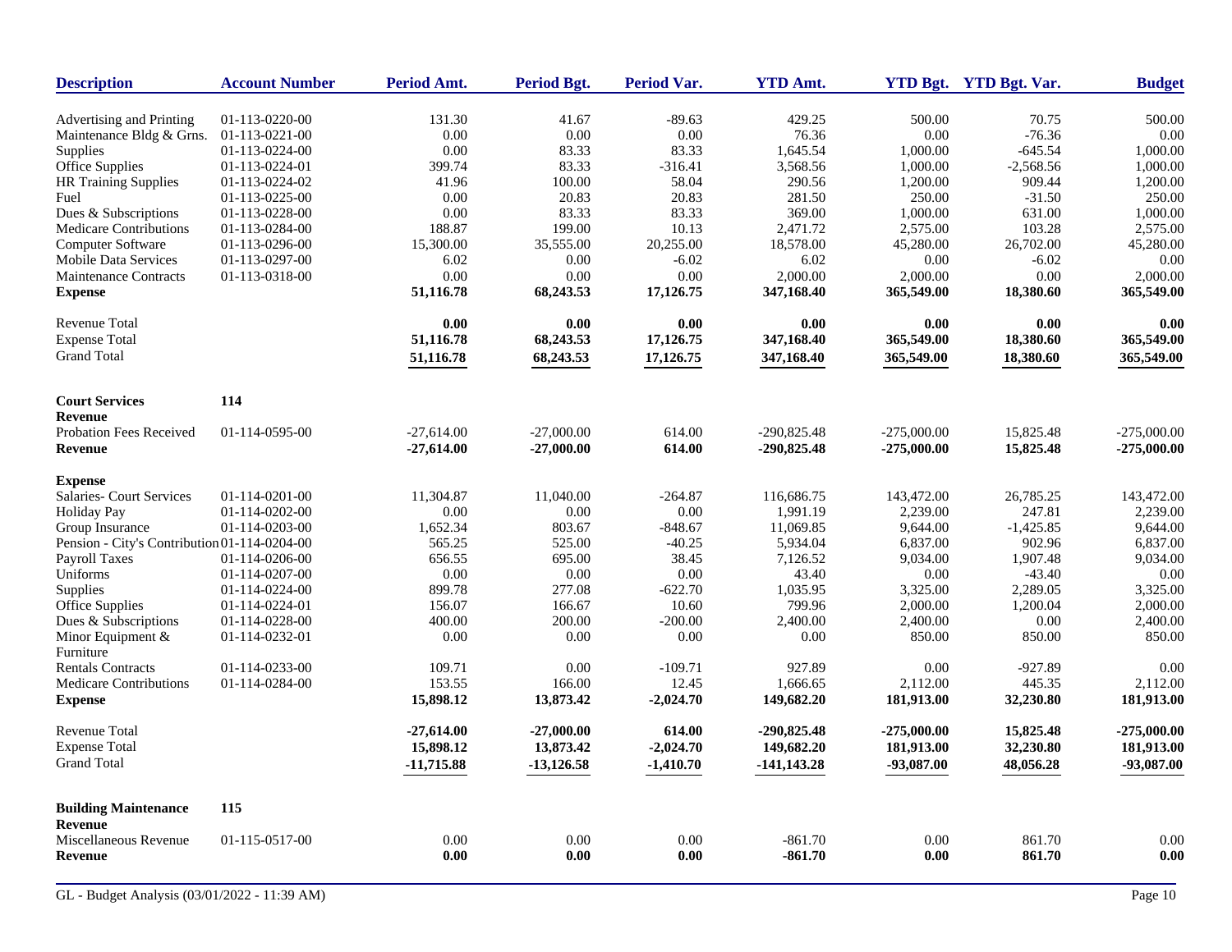| Description | Account Number | Period Amt. | Period Bgt. | Period Var. | YTD Amt. | YTD Bgt. | YTD Bgt. Var. | Budget |
|---|---|---|---|---|---|---|---|---|
| Advertising and Printing | 01-113-0220-00 | 131.30 | 41.67 | -89.63 | 429.25 | 500.00 | 70.75 | 500.00 |
| Maintenance Bldg & Grns. | 01-113-0221-00 | 0.00 | 0.00 | 0.00 | 76.36 | 0.00 | -76.36 | 0.00 |
| Supplies | 01-113-0224-00 | 0.00 | 83.33 | 83.33 | 1,645.54 | 1,000.00 | -645.54 | 1,000.00 |
| Office Supplies | 01-113-0224-01 | 399.74 | 83.33 | -316.41 | 3,568.56 | 1,000.00 | -2,568.56 | 1,000.00 |
| HR Training Supplies | 01-113-0224-02 | 41.96 | 100.00 | 58.04 | 290.56 | 1,200.00 | 909.44 | 1,200.00 |
| Fuel | 01-113-0225-00 | 0.00 | 20.83 | 20.83 | 281.50 | 250.00 | -31.50 | 250.00 |
| Dues & Subscriptions | 01-113-0228-00 | 0.00 | 83.33 | 83.33 | 369.00 | 1,000.00 | 631.00 | 1,000.00 |
| Medicare Contributions | 01-113-0284-00 | 188.87 | 199.00 | 10.13 | 2,471.72 | 2,575.00 | 103.28 | 2,575.00 |
| Computer Software | 01-113-0296-00 | 15,300.00 | 35,555.00 | 20,255.00 | 18,578.00 | 45,280.00 | 26,702.00 | 45,280.00 |
| Mobile Data Services | 01-113-0297-00 | 6.02 | 0.00 | -6.02 | 6.02 | 0.00 | -6.02 | 0.00 |
| Maintenance Contracts | 01-113-0318-00 | 0.00 | 0.00 | 0.00 | 2,000.00 | 2,000.00 | 0.00 | 2,000.00 |
| **Expense** | | **51,116.78** | **68,243.53** | **17,126.75** | **347,168.40** | **365,549.00** | **18,380.60** | **365,549.00** |
| Revenue Total | | **0.00** | **0.00** | **0.00** | **0.00** | **0.00** | **0.00** | **0.00** |
| Expense Total | | **51,116.78** | **68,243.53** | **17,126.75** | **347,168.40** | **365,549.00** | **18,380.60** | **365,549.00** |
| Grand Total | | **51,116.78** | **68,243.53** | **17,126.75** | **347,168.40** | **365,549.00** | **18,380.60** | **365,549.00** |
| **Court Services** | **114** | | | | | | | |
| **Revenue** | | | | | | | | |
| Probation Fees Received | 01-114-0595-00 | -27,614.00 | -27,000.00 | 614.00 | -290,825.48 | -275,000.00 | 15,825.48 | -275,000.00 |
| **Revenue** | | **-27,614.00** | **-27,000.00** | **614.00** | **-290,825.48** | **-275,000.00** | **15,825.48** | **-275,000.00** |
| **Expense** | | | | | | | | |
| Salaries- Court Services | 01-114-0201-00 | 11,304.87 | 11,040.00 | -264.87 | 116,686.75 | 143,472.00 | 26,785.25 | 143,472.00 |
| Holiday Pay | 01-114-0202-00 | 0.00 | 0.00 | 0.00 | 1,991.19 | 2,239.00 | 247.81 | 2,239.00 |
| Group Insurance | 01-114-0203-00 | 1,652.34 | 803.67 | -848.67 | 11,069.85 | 9,644.00 | -1,425.85 | 9,644.00 |
| Pension - City's Contribution | 01-114-0204-00 | 565.25 | 525.00 | -40.25 | 5,934.04 | 6,837.00 | 902.96 | 6,837.00 |
| Payroll Taxes | 01-114-0206-00 | 656.55 | 695.00 | 38.45 | 7,126.52 | 9,034.00 | 1,907.48 | 9,034.00 |
| Uniforms | 01-114-0207-00 | 0.00 | 0.00 | 0.00 | 43.40 | 0.00 | -43.40 | 0.00 |
| Supplies | 01-114-0224-00 | 899.78 | 277.08 | -622.70 | 1,035.95 | 3,325.00 | 2,289.05 | 3,325.00 |
| Office Supplies | 01-114-0224-01 | 156.07 | 166.67 | 10.60 | 799.96 | 2,000.00 | 1,200.04 | 2,000.00 |
| Dues & Subscriptions | 01-114-0228-00 | 400.00 | 200.00 | -200.00 | 2,400.00 | 2,400.00 | 0.00 | 2,400.00 |
| Minor Equipment & Furniture | 01-114-0232-01 | 0.00 | 0.00 | 0.00 | 0.00 | 850.00 | 850.00 | 850.00 |
| Rentals Contracts | 01-114-0233-00 | 109.71 | 0.00 | -109.71 | 927.89 | 0.00 | -927.89 | 0.00 |
| Medicare Contributions | 01-114-0284-00 | 153.55 | 166.00 | 12.45 | 1,666.65 | 2,112.00 | 445.35 | 2,112.00 |
| **Expense** | | **15,898.12** | **13,873.42** | **-2,024.70** | **149,682.20** | **181,913.00** | **32,230.80** | **181,913.00** |
| Revenue Total | | **-27,614.00** | **-27,000.00** | **614.00** | **-290,825.48** | **-275,000.00** | **15,825.48** | **-275,000.00** |
| Expense Total | | **15,898.12** | **13,873.42** | **-2,024.70** | **149,682.20** | **181,913.00** | **32,230.80** | **181,913.00** |
| Grand Total | | **-11,715.88** | **-13,126.58** | **-1,410.70** | **-141,143.28** | **-93,087.00** | **48,056.28** | **-93,087.00** |
| **Building Maintenance** | **115** | | | | | | | |
| **Revenue** | | | | | | | | |
| Miscellaneous Revenue | 01-115-0517-00 | 0.00 | 0.00 | 0.00 | -861.70 | 0.00 | 861.70 | 0.00 |
| **Revenue** | | **0.00** | **0.00** | **0.00** | **-861.70** | **0.00** | **861.70** | **0.00** |

GL - Budget Analysis (03/01/2022 - 11:39 AM)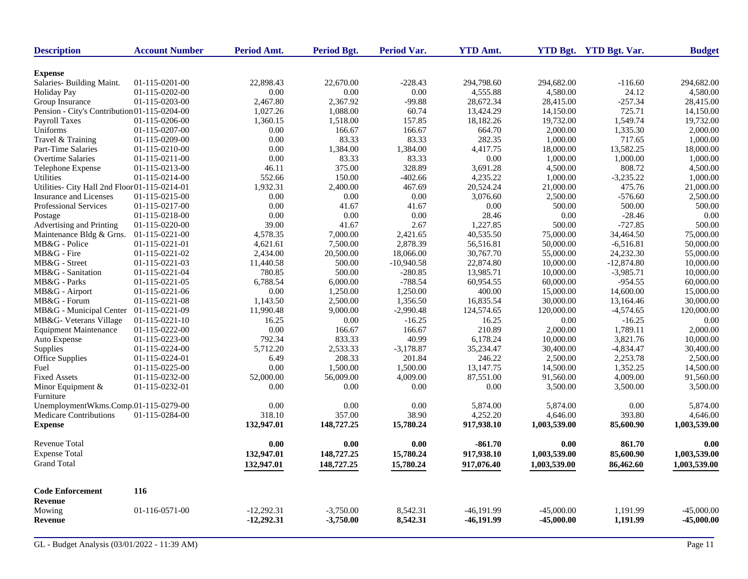| Description | Account Number | Period Amt. | Period Bgt. | Period Var. | YTD Amt. | YTD Bgt. | YTD Bgt. Var. | Budget |
|---|---|---|---|---|---|---|---|---|
| **Expense** | | | | | | | | |
| Salaries- Building Maint. | 01-115-0201-00 | 22,898.43 | 22,670.00 | -228.43 | 294,798.60 | 294,682.00 | -116.60 | 294,682.00 |
| Holiday Pay | 01-115-0202-00 | 0.00 | 0.00 | 0.00 | 4,555.88 | 4,580.00 | 24.12 | 4,580.00 |
| Group Insurance | 01-115-0203-00 | 2,467.80 | 2,367.92 | -99.88 | 28,672.34 | 28,415.00 | -257.34 | 28,415.00 |
| Pension - City's Contribution | 01-115-0204-00 | 1,027.26 | 1,088.00 | 60.74 | 13,424.29 | 14,150.00 | 725.71 | 14,150.00 |
| Payroll Taxes | 01-115-0206-00 | 1,360.15 | 1,518.00 | 157.85 | 18,182.26 | 19,732.00 | 1,549.74 | 19,732.00 |
| Uniforms | 01-115-0207-00 | 0.00 | 166.67 | 166.67 | 664.70 | 2,000.00 | 1,335.30 | 2,000.00 |
| Travel & Training | 01-115-0209-00 | 0.00 | 83.33 | 83.33 | 282.35 | 1,000.00 | 717.65 | 1,000.00 |
| Part-Time Salaries | 01-115-0210-00 | 0.00 | 1,384.00 | 1,384.00 | 4,417.75 | 18,000.00 | 13,582.25 | 18,000.00 |
| Overtime Salaries | 01-115-0211-00 | 0.00 | 83.33 | 83.33 | 0.00 | 1,000.00 | 1,000.00 | 1,000.00 |
| Telephone Expense | 01-115-0213-00 | 46.11 | 375.00 | 328.89 | 3,691.28 | 4,500.00 | 808.72 | 4,500.00 |
| Utilities | 01-115-0214-00 | 552.66 | 150.00 | -402.66 | 4,235.22 | 1,000.00 | -3,235.22 | 1,000.00 |
| Utilities- City Hall 2nd Floor | 01-115-0214-01 | 1,932.31 | 2,400.00 | 467.69 | 20,524.24 | 21,000.00 | 475.76 | 21,000.00 |
| Insurance and Licenses | 01-115-0215-00 | 0.00 | 0.00 | 0.00 | 3,076.60 | 2,500.00 | -576.60 | 2,500.00 |
| Professional Services | 01-115-0217-00 | 0.00 | 41.67 | 41.67 | 0.00 | 500.00 | 500.00 | 500.00 |
| Postage | 01-115-0218-00 | 0.00 | 0.00 | 0.00 | 28.46 | 0.00 | -28.46 | 0.00 |
| Advertising and Printing | 01-115-0220-00 | 39.00 | 41.67 | 2.67 | 1,227.85 | 500.00 | -727.85 | 500.00 |
| Maintenance Bldg & Grns. | 01-115-0221-00 | 4,578.35 | 7,000.00 | 2,421.65 | 40,535.50 | 75,000.00 | 34,464.50 | 75,000.00 |
| MB&G - Police | 01-115-0221-01 | 4,621.61 | 7,500.00 | 2,878.39 | 56,516.81 | 50,000.00 | -6,516.81 | 50,000.00 |
| MB&G - Fire | 01-115-0221-02 | 2,434.00 | 20,500.00 | 18,066.00 | 30,767.70 | 55,000.00 | 24,232.30 | 55,000.00 |
| MB&G - Street | 01-115-0221-03 | 11,440.58 | 500.00 | -10,940.58 | 22,874.80 | 10,000.00 | -12,874.80 | 10,000.00 |
| MB&G - Sanitation | 01-115-0221-04 | 780.85 | 500.00 | -280.85 | 13,985.71 | 10,000.00 | -3,985.71 | 10,000.00 |
| MB&G - Parks | 01-115-0221-05 | 6,788.54 | 6,000.00 | -788.54 | 60,954.55 | 60,000.00 | -954.55 | 60,000.00 |
| MB&G - Airport | 01-115-0221-06 | 0.00 | 1,250.00 | 1,250.00 | 400.00 | 15,000.00 | 14,600.00 | 15,000.00 |
| MB&G - Forum | 01-115-0221-08 | 1,143.50 | 2,500.00 | 1,356.50 | 16,835.54 | 30,000.00 | 13,164.46 | 30,000.00 |
| MB&G - Municipal Center | 01-115-0221-09 | 11,990.48 | 9,000.00 | -2,990.48 | 124,574.65 | 120,000.00 | -4,574.65 | 120,000.00 |
| MB&G- Veterans Village | 01-115-0221-10 | 16.25 | 0.00 | -16.25 | 16.25 | 0.00 | -16.25 | 0.00 |
| Equipment Maintenance | 01-115-0222-00 | 0.00 | 166.67 | 166.67 | 210.89 | 2,000.00 | 1,789.11 | 2,000.00 |
| Auto Expense | 01-115-0223-00 | 792.34 | 833.33 | 40.99 | 6,178.24 | 10,000.00 | 3,821.76 | 10,000.00 |
| Supplies | 01-115-0224-00 | 5,712.20 | 2,533.33 | -3,178.87 | 35,234.47 | 30,400.00 | -4,834.47 | 30,400.00 |
| Office Supplies | 01-115-0224-01 | 6.49 | 208.33 | 201.84 | 246.22 | 2,500.00 | 2,253.78 | 2,500.00 |
| Fuel | 01-115-0225-00 | 0.00 | 1,500.00 | 1,500.00 | 13,147.75 | 14,500.00 | 1,352.25 | 14,500.00 |
| Fixed Assets | 01-115-0232-00 | 52,000.00 | 56,009.00 | 4,009.00 | 87,551.00 | 91,560.00 | 4,009.00 | 91,560.00 |
| Minor Equipment & Furniture | 01-115-0232-01 | 0.00 | 0.00 | 0.00 | 0.00 | 3,500.00 | 3,500.00 | 3,500.00 |
| UnemploymentWkms.Comp. | 01-115-0279-00 | 0.00 | 0.00 | 0.00 | 5,874.00 | 5,874.00 | 0.00 | 5,874.00 |
| Medicare Contributions | 01-115-0284-00 | 318.10 | 357.00 | 38.90 | 4,252.20 | 4,646.00 | 393.80 | 4,646.00 |
| **Expense** | | **132,947.01** | **148,727.25** | **15,780.24** | **917,938.10** | **1,003,539.00** | **85,600.90** | **1,003,539.00** |
| Revenue Total | | **0.00** | **0.00** | **0.00** | **-861.70** | **0.00** | **861.70** | **0.00** |
| Expense Total | | **132,947.01** | **148,727.25** | **15,780.24** | **917,938.10** | **1,003,539.00** | **85,600.90** | **1,003,539.00** |
| Grand Total | | **132,947.01** | **148,727.25** | **15,780.24** | **917,076.40** | **1,003,539.00** | **86,462.60** | **1,003,539.00** |

| Description | Account Number | Period Amt. | Period Bgt. | Period Var. | YTD Amt. | YTD Bgt. | YTD Bgt. Var. | Budget |
|---|---|---|---|---|---|---|---|---|
| **Code Enforcement** | **116** | | | | | | | |
| **Revenue** | | | | | | | | |
| Mowing | 01-116-0571-00 | -12,292.31 | -3,750.00 | 8,542.31 | -46,191.99 | -45,000.00 | 1,191.99 | -45,000.00 |
| **Revenue** | | **-12,292.31** | **-3,750.00** | **8,542.31** | **-46,191.99** | **-45,000.00** | **1,191.99** | **-45,000.00** |

GL - Budget Analysis (03/01/2022 - 11:39 AM)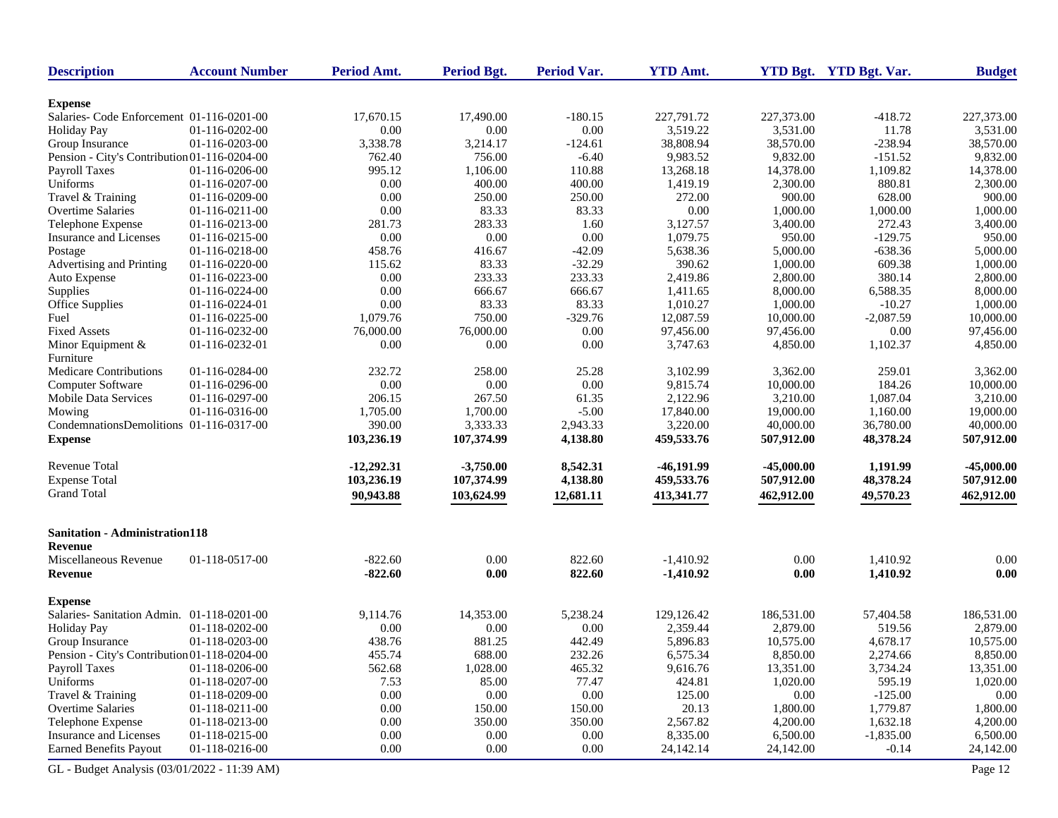| Description | Account Number | Period Amt. | Period Bgt. | Period Var. | YTD Amt. | YTD Bgt. | YTD Bgt. Var. | Budget |
|---|---|---|---|---|---|---|---|---|
| **Expense** | | | | | | | | |
| Salaries- Code Enforcement | 01-116-0201-00 | 17,670.15 | 17,490.00 | -180.15 | 227,791.72 | 227,373.00 | -418.72 | 227,373.00 |
| Holiday Pay | 01-116-0202-00 | 0.00 | 0.00 | 0.00 | 3,519.22 | 3,531.00 | 11.78 | 3,531.00 |
| Group Insurance | 01-116-0203-00 | 3,338.78 | 3,214.17 | -124.61 | 38,808.94 | 38,570.00 | -238.94 | 38,570.00 |
| Pension - City's Contribution | 01-116-0204-00 | 762.40 | 756.00 | -6.40 | 9,983.52 | 9,832.00 | -151.52 | 9,832.00 |
| Payroll Taxes | 01-116-0206-00 | 995.12 | 1,106.00 | 110.88 | 13,268.18 | 14,378.00 | 1,109.82 | 14,378.00 |
| Uniforms | 01-116-0207-00 | 0.00 | 400.00 | 400.00 | 1,419.19 | 2,300.00 | 880.81 | 2,300.00 |
| Travel & Training | 01-116-0209-00 | 0.00 | 250.00 | 250.00 | 272.00 | 900.00 | 628.00 | 900.00 |
| Overtime Salaries | 01-116-0211-00 | 0.00 | 83.33 | 83.33 | 0.00 | 1,000.00 | 1,000.00 | 1,000.00 |
| Telephone Expense | 01-116-0213-00 | 281.73 | 283.33 | 1.60 | 3,127.57 | 3,400.00 | 272.43 | 3,400.00 |
| Insurance and Licenses | 01-116-0215-00 | 0.00 | 0.00 | 0.00 | 1,079.75 | 950.00 | -129.75 | 950.00 |
| Postage | 01-116-0218-00 | 458.76 | 416.67 | -42.09 | 5,638.36 | 5,000.00 | -638.36 | 5,000.00 |
| Advertising and Printing | 01-116-0220-00 | 115.62 | 83.33 | -32.29 | 390.62 | 1,000.00 | 609.38 | 1,000.00 |
| Auto Expense | 01-116-0223-00 | 0.00 | 233.33 | 233.33 | 2,419.86 | 2,800.00 | 380.14 | 2,800.00 |
| Supplies | 01-116-0224-00 | 0.00 | 666.67 | 666.67 | 1,411.65 | 8,000.00 | 6,588.35 | 8,000.00 |
| Office Supplies | 01-116-0224-01 | 0.00 | 83.33 | 83.33 | 1,010.27 | 1,000.00 | -10.27 | 1,000.00 |
| Fuel | 01-116-0225-00 | 1,079.76 | 750.00 | -329.76 | 12,087.59 | 10,000.00 | -2,087.59 | 10,000.00 |
| Fixed Assets | 01-116-0232-00 | 76,000.00 | 76,000.00 | 0.00 | 97,456.00 | 97,456.00 | 0.00 | 97,456.00 |
| Minor Equipment & Furniture | 01-116-0232-01 | 0.00 | 0.00 | 0.00 | 3,747.63 | 4,850.00 | 1,102.37 | 4,850.00 |
| Medicare Contributions | 01-116-0284-00 | 232.72 | 258.00 | 25.28 | 3,102.99 | 3,362.00 | 259.01 | 3,362.00 |
| Computer Software | 01-116-0296-00 | 0.00 | 0.00 | 0.00 | 9,815.74 | 10,000.00 | 184.26 | 10,000.00 |
| Mobile Data Services | 01-116-0297-00 | 206.15 | 267.50 | 61.35 | 2,122.96 | 3,210.00 | 1,087.04 | 3,210.00 |
| Mowing | 01-116-0316-00 | 1,705.00 | 1,700.00 | -5.00 | 17,840.00 | 19,000.00 | 1,160.00 | 19,000.00 |
| CondemnationsDemolitions | 01-116-0317-00 | 390.00 | 3,333.33 | 2,943.33 | 3,220.00 | 40,000.00 | 36,780.00 | 40,000.00 |
| **Expense** | | **103,236.19** | **107,374.99** | **4,138.80** | **459,533.76** | **507,912.00** | **48,378.24** | **507,912.00** |
| Revenue Total | | **-12,292.31** | **-3,750.00** | **8,542.31** | **-46,191.99** | **-45,000.00** | **1,191.99** | **-45,000.00** |
| Expense Total | | **103,236.19** | **107,374.99** | **4,138.80** | **459,533.76** | **507,912.00** | **48,378.24** | **507,912.00** |
| Grand Total | | **90,943.88** | **103,624.99** | **12,681.11** | **413,341.77** | **462,912.00** | **49,570.23** | **462,912.00** |

**Sanitation - Administration118**

| Description | Account Number | Period Amt. | Period Bgt. | Period Var. | YTD Amt. | YTD Bgt. | YTD Bgt. Var. | Budget |
|---|---|---|---|---|---|---|---|---|
| **Revenue** | | | | | | | | |
| Miscellaneous Revenue | 01-118-0517-00 | -822.60 | 0.00 | 822.60 | -1,410.92 | 0.00 | 1,410.92 | 0.00 |
| **Revenue** | | **-822.60** | **0.00** | **822.60** | **-1,410.92** | **0.00** | **1,410.92** | **0.00** |
| **Expense** | | | | | | | | |
| Salaries- Sanitation Admin. | 01-118-0201-00 | 9,114.76 | 14,353.00 | 5,238.24 | 129,126.42 | 186,531.00 | 57,404.58 | 186,531.00 |
| Holiday Pay | 01-118-0202-00 | 0.00 | 0.00 | 0.00 | 2,359.44 | 2,879.00 | 519.56 | 2,879.00 |
| Group Insurance | 01-118-0203-00 | 438.76 | 881.25 | 442.49 | 5,896.83 | 10,575.00 | 4,678.17 | 10,575.00 |
| Pension - City's Contribution | 01-118-0204-00 | 455.74 | 688.00 | 232.26 | 6,575.34 | 8,850.00 | 2,274.66 | 8,850.00 |
| Payroll Taxes | 01-118-0206-00 | 562.68 | 1,028.00 | 465.32 | 9,616.76 | 13,351.00 | 3,734.24 | 13,351.00 |
| Uniforms | 01-118-0207-00 | 7.53 | 85.00 | 77.47 | 424.81 | 1,020.00 | 595.19 | 1,020.00 |
| Travel & Training | 01-118-0209-00 | 0.00 | 0.00 | 0.00 | 125.00 | 0.00 | -125.00 | 0.00 |
| Overtime Salaries | 01-118-0211-00 | 0.00 | 150.00 | 150.00 | 20.13 | 1,800.00 | 1,779.87 | 1,800.00 |
| Telephone Expense | 01-118-0213-00 | 0.00 | 350.00 | 350.00 | 2,567.82 | 4,200.00 | 1,632.18 | 4,200.00 |
| Insurance and Licenses | 01-118-0215-00 | 0.00 | 0.00 | 0.00 | 8,335.00 | 6,500.00 | -1,835.00 | 6,500.00 |
| Earned Benefits Payout | 01-118-0216-00 | 0.00 | 0.00 | 0.00 | 24,142.14 | 24,142.00 | -0.14 | 24,142.00 |

GL - Budget Analysis (03/01/2022 - 11:39 AM)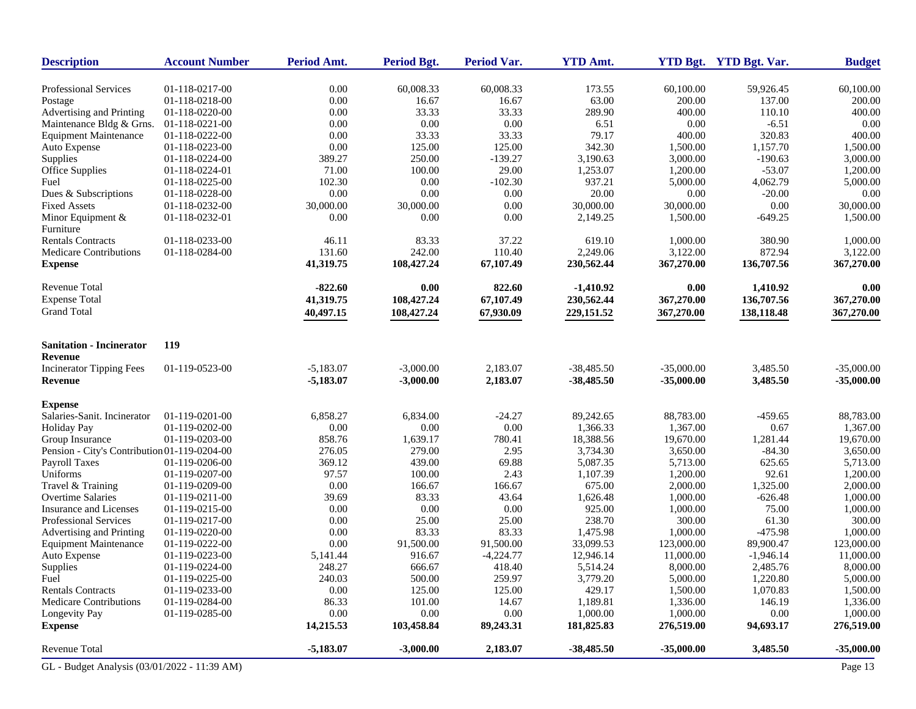| Description | Account Number | Period Amt. | Period Bgt. | Period Var. | YTD Amt. | YTD Bgt. | YTD Bgt. Var. | Budget |
|---|---|---|---|---|---|---|---|---|
| Professional Services | 01-118-0217-00 | 0.00 | 60,008.33 | 60,008.33 | 173.55 | 60,100.00 | 59,926.45 | 60,100.00 |
| Postage | 01-118-0218-00 | 0.00 | 16.67 | 16.67 | 63.00 | 200.00 | 137.00 | 200.00 |
| Advertising and Printing | 01-118-0220-00 | 0.00 | 33.33 | 33.33 | 289.90 | 400.00 | 110.10 | 400.00 |
| Maintenance Bldg & Grns. | 01-118-0221-00 | 0.00 | 0.00 | 0.00 | 6.51 | 0.00 | -6.51 | 0.00 |
| Equipment Maintenance | 01-118-0222-00 | 0.00 | 33.33 | 33.33 | 79.17 | 400.00 | 320.83 | 400.00 |
| Auto Expense | 01-118-0223-00 | 0.00 | 125.00 | 125.00 | 342.30 | 1,500.00 | 1,157.70 | 1,500.00 |
| Supplies | 01-118-0224-00 | 389.27 | 250.00 | -139.27 | 3,190.63 | 3,000.00 | -190.63 | 3,000.00 |
| Office Supplies | 01-118-0224-01 | 71.00 | 100.00 | 29.00 | 1,253.07 | 1,200.00 | -53.07 | 1,200.00 |
| Fuel | 01-118-0225-00 | 102.30 | 0.00 | -102.30 | 937.21 | 5,000.00 | 4,062.79 | 5,000.00 |
| Dues & Subscriptions | 01-118-0228-00 | 0.00 | 0.00 | 0.00 | 20.00 | 0.00 | -20.00 | 0.00 |
| Fixed Assets | 01-118-0232-00 | 30,000.00 | 30,000.00 | 0.00 | 30,000.00 | 30,000.00 | 0.00 | 30,000.00 |
| Minor Equipment & Furniture | 01-118-0232-01 | 0.00 | 0.00 | 0.00 | 2,149.25 | 1,500.00 | -649.25 | 1,500.00 |
| Rentals Contracts | 01-118-0233-00 | 46.11 | 83.33 | 37.22 | 619.10 | 1,000.00 | 380.90 | 1,000.00 |
| Medicare Contributions | 01-118-0284-00 | 131.60 | 242.00 | 110.40 | 2,249.06 | 3,122.00 | 872.94 | 3,122.00 |
| **Expense** | | **41,319.75** | **108,427.24** | **67,107.49** | **230,562.44** | **367,270.00** | **136,707.56** | **367,270.00** |
| Revenue Total | | **-822.60** | **0.00** | **822.60** | **-1,410.92** | **0.00** | **1,410.92** | **0.00** |
| Expense Total | | **41,319.75** | **108,427.24** | **67,107.49** | **230,562.44** | **367,270.00** | **136,707.56** | **367,270.00** |
| Grand Total | | **40,497.15** | **108,427.24** | **67,930.09** | **229,151.52** | **367,270.00** | **138,118.48** | **367,270.00** |
| **Sanitation - Incinerator** | **119** | | | | | | | |
| **Revenue** | | | | | | | | |
| Incinerator Tipping Fees | 01-119-0523-00 | -5,183.07 | -3,000.00 | 2,183.07 | -38,485.50 | -35,000.00 | 3,485.50 | -35,000.00 |
| **Revenue** | | **-5,183.07** | **-3,000.00** | **2,183.07** | **-38,485.50** | **-35,000.00** | **3,485.50** | **-35,000.00** |
| **Expense** | | | | | | | | |
| Salaries-Sanit. Incinerator | 01-119-0201-00 | 6,858.27 | 6,834.00 | -24.27 | 89,242.65 | 88,783.00 | -459.65 | 88,783.00 |
| Holiday Pay | 01-119-0202-00 | 0.00 | 0.00 | 0.00 | 1,366.33 | 1,367.00 | 0.67 | 1,367.00 |
| Group Insurance | 01-119-0203-00 | 858.76 | 1,639.17 | 780.41 | 18,388.56 | 19,670.00 | 1,281.44 | 19,670.00 |
| Pension - City's Contribution | 01-119-0204-00 | 276.05 | 279.00 | 2.95 | 3,734.30 | 3,650.00 | -84.30 | 3,650.00 |
| Payroll Taxes | 01-119-0206-00 | 369.12 | 439.00 | 69.88 | 5,087.35 | 5,713.00 | 625.65 | 5,713.00 |
| Uniforms | 01-119-0207-00 | 97.57 | 100.00 | 2.43 | 1,107.39 | 1,200.00 | 92.61 | 1,200.00 |
| Travel & Training | 01-119-0209-00 | 0.00 | 166.67 | 166.67 | 675.00 | 2,000.00 | 1,325.00 | 2,000.00 |
| Overtime Salaries | 01-119-0211-00 | 39.69 | 83.33 | 43.64 | 1,626.48 | 1,000.00 | -626.48 | 1,000.00 |
| Insurance and Licenses | 01-119-0215-00 | 0.00 | 0.00 | 0.00 | 925.00 | 1,000.00 | 75.00 | 1,000.00 |
| Professional Services | 01-119-0217-00 | 0.00 | 25.00 | 25.00 | 238.70 | 300.00 | 61.30 | 300.00 |
| Advertising and Printing | 01-119-0220-00 | 0.00 | 83.33 | 83.33 | 1,475.98 | 1,000.00 | -475.98 | 1,000.00 |
| Equipment Maintenance | 01-119-0222-00 | 0.00 | 91,500.00 | 91,500.00 | 33,099.53 | 123,000.00 | 89,900.47 | 123,000.00 |
| Auto Expense | 01-119-0223-00 | 5,141.44 | 916.67 | -4,224.77 | 12,946.14 | 11,000.00 | -1,946.14 | 11,000.00 |
| Supplies | 01-119-0224-00 | 248.27 | 666.67 | 418.40 | 5,514.24 | 8,000.00 | 2,485.76 | 8,000.00 |
| Fuel | 01-119-0225-00 | 240.03 | 500.00 | 259.97 | 3,779.20 | 5,000.00 | 1,220.80 | 5,000.00 |
| Rentals Contracts | 01-119-0233-00 | 0.00 | 125.00 | 125.00 | 429.17 | 1,500.00 | 1,070.83 | 1,500.00 |
| Medicare Contributions | 01-119-0284-00 | 86.33 | 101.00 | 14.67 | 1,189.81 | 1,336.00 | 146.19 | 1,336.00 |
| Longevity Pay | 01-119-0285-00 | 0.00 | 0.00 | 0.00 | 1,000.00 | 1,000.00 | 0.00 | 1,000.00 |
| **Expense** | | **14,215.53** | **103,458.84** | **89,243.31** | **181,825.83** | **276,519.00** | **94,693.17** | **276,519.00** |
| Revenue Total | | **-5,183.07** | **-3,000.00** | **2,183.07** | **-38,485.50** | **-35,000.00** | **3,485.50** | **-35,000.00** |

GL - Budget Analysis (03/01/2022 - 11:39 AM)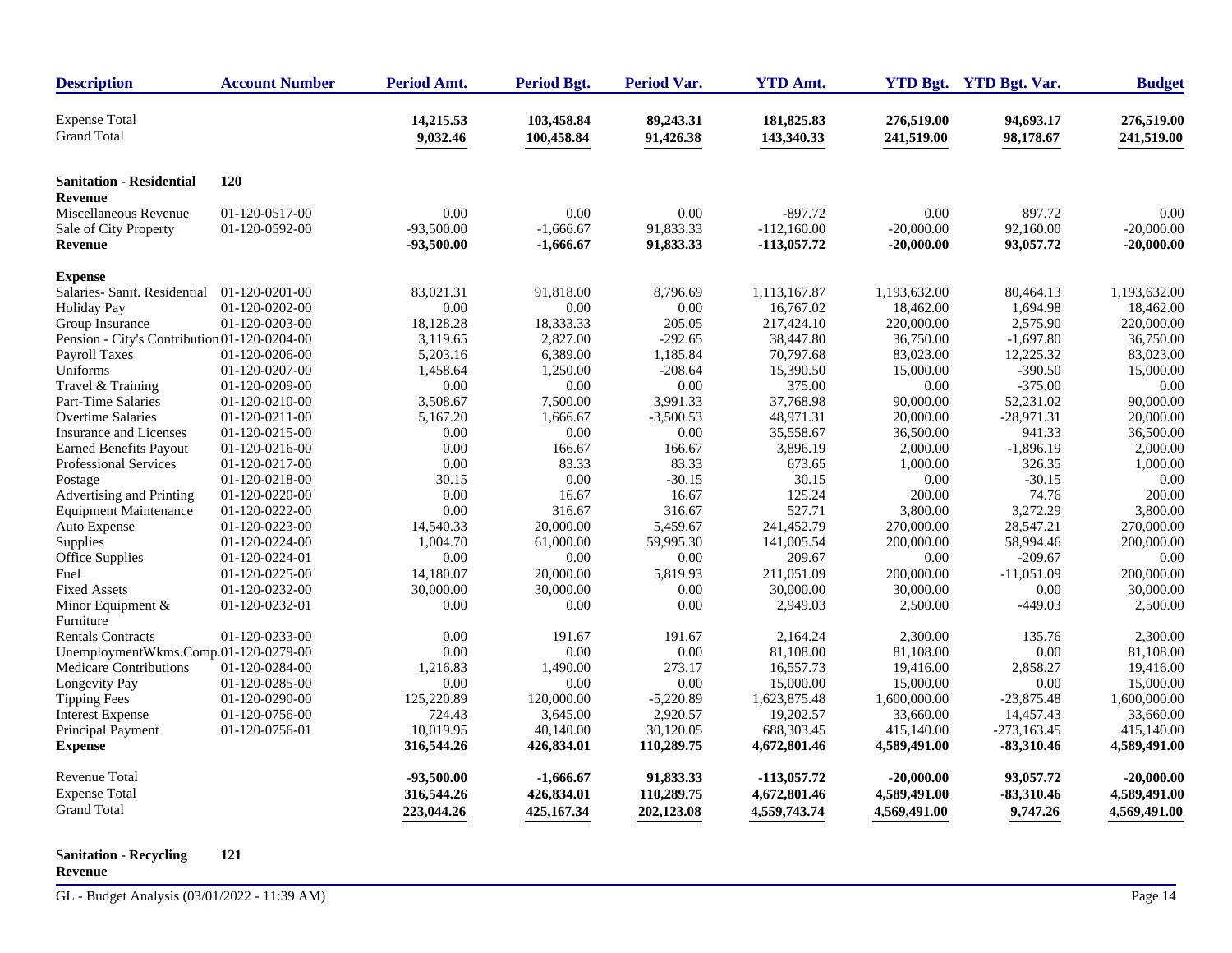| Description | Account Number | Period Amt. | Period Bgt. | Period Var. | YTD Amt. | YTD Bgt. | YTD Bgt. Var. | Budget |
|---|---|---|---|---|---|---|---|---|
| Expense Total | | **14,215.53** | **103,458.84** | **89,243.31** | **181,825.83** | **276,519.00** | **94,693.17** | **276,519.00** |
| Grand Total | | **9,032.46** | **100,458.84** | **91,426.38** | **143,340.33** | **241,519.00** | **98,178.67** | **241,519.00** |
| **Sanitation - Residential** | **120** | | | | | | | |
| **Revenue** | | | | | | | | |
| Miscellaneous Revenue | 01-120-0517-00 | 0.00 | 0.00 | 0.00 | -897.72 | 0.00 | 897.72 | 0.00 |
| Sale of City Property | 01-120-0592-00 | -93,500.00 | -1,666.67 | 91,833.33 | -112,160.00 | -20,000.00 | 92,160.00 | -20,000.00 |
| **Revenue** | | **-93,500.00** | **-1,666.67** | **91,833.33** | **-113,057.72** | **-20,000.00** | **93,057.72** | **-20,000.00** |
| **Expense** | | | | | | | | |
| Salaries- Sanit. Residential | 01-120-0201-00 | 83,021.31 | 91,818.00 | 8,796.69 | 1,113,167.87 | 1,193,632.00 | 80,464.13 | 1,193,632.00 |
| Holiday Pay | 01-120-0202-00 | 0.00 | 0.00 | 0.00 | 16,767.02 | 18,462.00 | 1,694.98 | 18,462.00 |
| Group Insurance | 01-120-0203-00 | 18,128.28 | 18,333.33 | 205.05 | 217,424.10 | 220,000.00 | 2,575.90 | 220,000.00 |
| Pension - City's Contribution | 01-120-0204-00 | 3,119.65 | 2,827.00 | -292.65 | 38,447.80 | 36,750.00 | -1,697.80 | 36,750.00 |
| Payroll Taxes | 01-120-0206-00 | 5,203.16 | 6,389.00 | 1,185.84 | 70,797.68 | 83,023.00 | 12,225.32 | 83,023.00 |
| Uniforms | 01-120-0207-00 | 1,458.64 | 1,250.00 | -208.64 | 15,390.50 | 15,000.00 | -390.50 | 15,000.00 |
| Travel & Training | 01-120-0209-00 | 0.00 | 0.00 | 0.00 | 375.00 | 0.00 | -375.00 | 0.00 |
| Part-Time Salaries | 01-120-0210-00 | 3,508.67 | 7,500.00 | 3,991.33 | 37,768.98 | 90,000.00 | 52,231.02 | 90,000.00 |
| Overtime Salaries | 01-120-0211-00 | 5,167.20 | 1,666.67 | -3,500.53 | 48,971.31 | 20,000.00 | -28,971.31 | 20,000.00 |
| Insurance and Licenses | 01-120-0215-00 | 0.00 | 0.00 | 0.00 | 35,558.67 | 36,500.00 | 941.33 | 36,500.00 |
| Earned Benefits Payout | 01-120-0216-00 | 0.00 | 166.67 | 166.67 | 3,896.19 | 2,000.00 | -1,896.19 | 2,000.00 |
| Professional Services | 01-120-0217-00 | 0.00 | 83.33 | 83.33 | 673.65 | 1,000.00 | 326.35 | 1,000.00 |
| Postage | 01-120-0218-00 | 30.15 | 0.00 | -30.15 | 30.15 | 0.00 | -30.15 | 0.00 |
| Advertising and Printing | 01-120-0220-00 | 0.00 | 16.67 | 16.67 | 125.24 | 200.00 | 74.76 | 200.00 |
| Equipment Maintenance | 01-120-0222-00 | 0.00 | 316.67 | 316.67 | 527.71 | 3,800.00 | 3,272.29 | 3,800.00 |
| Auto Expense | 01-120-0223-00 | 14,540.33 | 20,000.00 | 5,459.67 | 241,452.79 | 270,000.00 | 28,547.21 | 270,000.00 |
| Supplies | 01-120-0224-00 | 1,004.70 | 61,000.00 | 59,995.30 | 141,005.54 | 200,000.00 | 58,994.46 | 200,000.00 |
| Office Supplies | 01-120-0224-01 | 0.00 | 0.00 | 0.00 | 209.67 | 0.00 | -209.67 | 0.00 |
| Fuel | 01-120-0225-00 | 14,180.07 | 20,000.00 | 5,819.93 | 211,051.09 | 200,000.00 | -11,051.09 | 200,000.00 |
| Fixed Assets | 01-120-0232-00 | 30,000.00 | 30,000.00 | 0.00 | 30,000.00 | 30,000.00 | 0.00 | 30,000.00 |
| Minor Equipment & Furniture | 01-120-0232-01 | 0.00 | 0.00 | 0.00 | 2,949.03 | 2,500.00 | -449.03 | 2,500.00 |
| Rentals Contracts | 01-120-0233-00 | 0.00 | 191.67 | 191.67 | 2,164.24 | 2,300.00 | 135.76 | 2,300.00 |
| UnemploymentWkms.Comp. | 01-120-0279-00 | 0.00 | 0.00 | 0.00 | 81,108.00 | 81,108.00 | 0.00 | 81,108.00 |
| Medicare Contributions | 01-120-0284-00 | 1,216.83 | 1,490.00 | 273.17 | 16,557.73 | 19,416.00 | 2,858.27 | 19,416.00 |
| Longevity Pay | 01-120-0285-00 | 0.00 | 0.00 | 0.00 | 15,000.00 | 15,000.00 | 0.00 | 15,000.00 |
| Tipping Fees | 01-120-0290-00 | 125,220.89 | 120,000.00 | -5,220.89 | 1,623,875.48 | 1,600,000.00 | -23,875.48 | 1,600,000.00 |
| Interest Expense | 01-120-0756-00 | 724.43 | 3,645.00 | 2,920.57 | 19,202.57 | 33,660.00 | 14,457.43 | 33,660.00 |
| Principal Payment | 01-120-0756-01 | 10,019.95 | 40,140.00 | 30,120.05 | 688,303.45 | 415,140.00 | -273,163.45 | 415,140.00 |
| **Expense** | | **316,544.26** | **426,834.01** | **110,289.75** | **4,672,801.46** | **4,589,491.00** | **-83,310.46** | **4,589,491.00** |
| Revenue Total | | **-93,500.00** | **-1,666.67** | **91,833.33** | **-113,057.72** | **-20,000.00** | **93,057.72** | **-20,000.00** |
| Expense Total | | **316,544.26** | **426,834.01** | **110,289.75** | **4,672,801.46** | **4,589,491.00** | **-83,310.46** | **4,589,491.00** |
| Grand Total | | **223,044.26** | **425,167.34** | **202,123.08** | **4,559,743.74** | **4,569,491.00** | **9,747.26** | **4,569,491.00** |

**Sanitation - Recycling** **121**

**Revenue**

GL - Budget Analysis (03/01/2022 - 11:39 AM)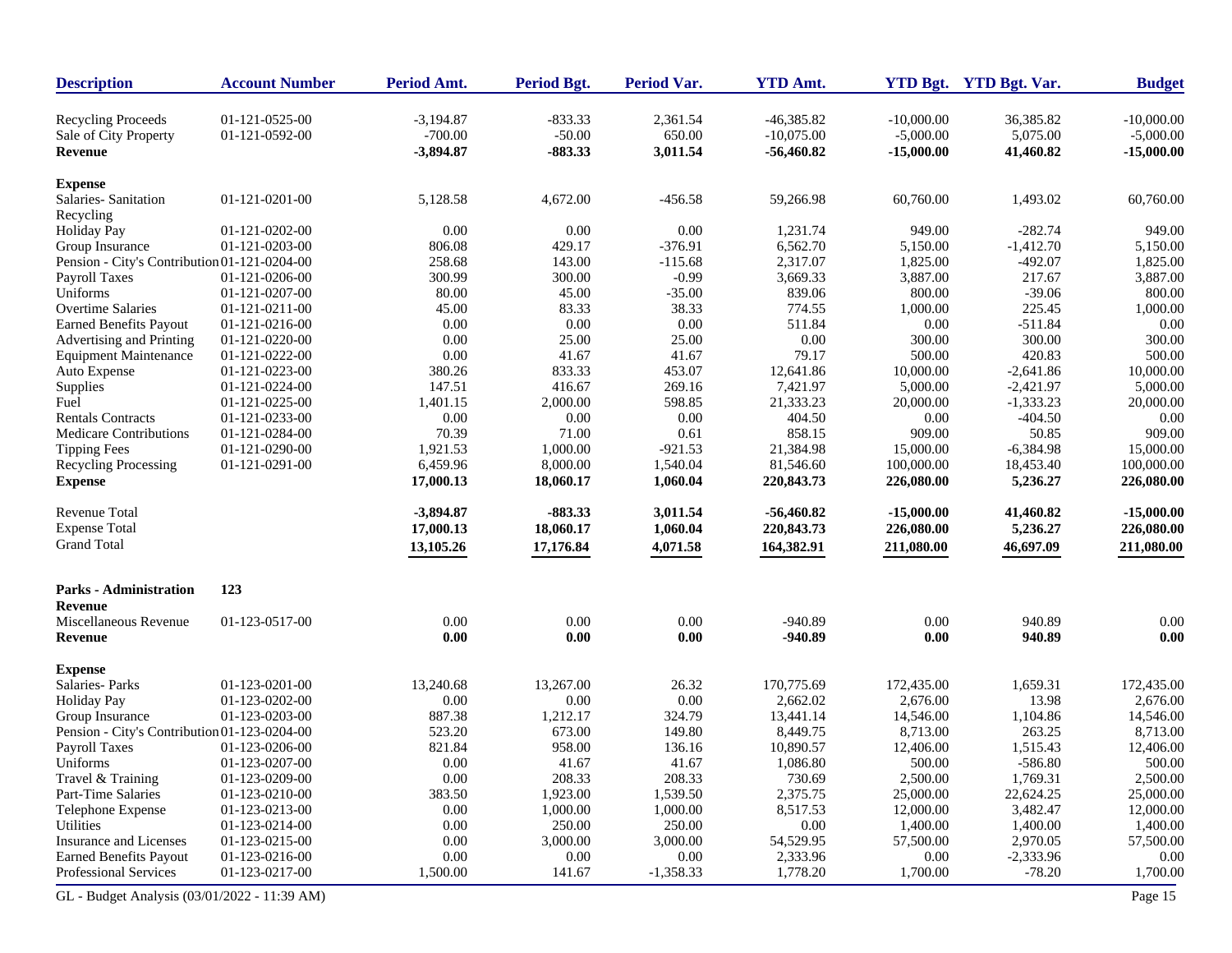| Description | Account Number | Period Amt. | Period Bgt. | Period Var. | YTD Amt. | YTD Bgt. | YTD Bgt. Var. | Budget |
|---|---|---|---|---|---|---|---|---|
| Recycling Proceeds | 01-121-0525-00 | -3,194.87 | -833.33 | 2,361.54 | -46,385.82 | -10,000.00 | 36,385.82 | -10,000.00 |
| Sale of City Property | 01-121-0592-00 | -700.00 | -50.00 | 650.00 | -10,075.00 | -5,000.00 | 5,075.00 | -5,000.00 |
| **Revenue** | | **-3,894.87** | **-883.33** | **3,011.54** | **-56,460.82** | **-15,000.00** | **41,460.82** | **-15,000.00** |
| **Expense** | | | | | | | | |
| Salaries- Sanitation Recycling | 01-121-0201-00 | 5,128.58 | 4,672.00 | -456.58 | 59,266.98 | 60,760.00 | 1,493.02 | 60,760.00 |
| Holiday Pay | 01-121-0202-00 | 0.00 | 0.00 | 0.00 | 1,231.74 | 949.00 | -282.74 | 949.00 |
| Group Insurance | 01-121-0203-00 | 806.08 | 429.17 | -376.91 | 6,562.70 | 5,150.00 | -1,412.70 | 5,150.00 |
| Pension - City's Contribution | 01-121-0204-00 | 258.68 | 143.00 | -115.68 | 2,317.07 | 1,825.00 | -492.07 | 1,825.00 |
| Payroll Taxes | 01-121-0206-00 | 300.99 | 300.00 | -0.99 | 3,669.33 | 3,887.00 | 217.67 | 3,887.00 |
| Uniforms | 01-121-0207-00 | 80.00 | 45.00 | -35.00 | 839.06 | 800.00 | -39.06 | 800.00 |
| Overtime Salaries | 01-121-0211-00 | 45.00 | 83.33 | 38.33 | 774.55 | 1,000.00 | 225.45 | 1,000.00 |
| Earned Benefits Payout | 01-121-0216-00 | 0.00 | 0.00 | 0.00 | 511.84 | 0.00 | -511.84 | 0.00 |
| Advertising and Printing | 01-121-0220-00 | 0.00 | 25.00 | 25.00 | 0.00 | 300.00 | 300.00 | 300.00 |
| Equipment Maintenance | 01-121-0222-00 | 0.00 | 41.67 | 41.67 | 79.17 | 500.00 | 420.83 | 500.00 |
| Auto Expense | 01-121-0223-00 | 380.26 | 833.33 | 453.07 | 12,641.86 | 10,000.00 | -2,641.86 | 10,000.00 |
| Supplies | 01-121-0224-00 | 147.51 | 416.67 | 269.16 | 7,421.97 | 5,000.00 | -2,421.97 | 5,000.00 |
| Fuel | 01-121-0225-00 | 1,401.15 | 2,000.00 | 598.85 | 21,333.23 | 20,000.00 | -1,333.23 | 20,000.00 |
| Rentals Contracts | 01-121-0233-00 | 0.00 | 0.00 | 0.00 | 404.50 | 0.00 | -404.50 | 0.00 |
| Medicare Contributions | 01-121-0284-00 | 70.39 | 71.00 | 0.61 | 858.15 | 909.00 | 50.85 | 909.00 |
| Tipping Fees | 01-121-0290-00 | 1,921.53 | 1,000.00 | -921.53 | 21,384.98 | 15,000.00 | -6,384.98 | 15,000.00 |
| Recycling Processing | 01-121-0291-00 | 6,459.96 | 8,000.00 | 1,540.04 | 81,546.60 | 100,000.00 | 18,453.40 | 100,000.00 |
| **Expense** | | **17,000.13** | **18,060.17** | **1,060.04** | **220,843.73** | **226,080.00** | **5,236.27** | **226,080.00** |
| Revenue Total | | **-3,894.87** | **-883.33** | **3,011.54** | **-56,460.82** | **-15,000.00** | **41,460.82** | **-15,000.00** |
| Expense Total | | **17,000.13** | **18,060.17** | **1,060.04** | **220,843.73** | **226,080.00** | **5,236.27** | **226,080.00** |
| Grand Total | | **13,105.26** | **17,176.84** | **4,071.58** | **164,382.91** | **211,080.00** | **46,697.09** | **211,080.00** |
| **Parks - Administration** | **123** | | | | | | | |
| **Revenue** | | | | | | | | |
| Miscellaneous Revenue | 01-123-0517-00 | 0.00 | 0.00 | 0.00 | -940.89 | 0.00 | 940.89 | 0.00 |
| **Revenue** | | **0.00** | **0.00** | **0.00** | **-940.89** | **0.00** | **940.89** | **0.00** |
| **Expense** | | | | | | | | |
| Salaries- Parks | 01-123-0201-00 | 13,240.68 | 13,267.00 | 26.32 | 170,775.69 | 172,435.00 | 1,659.31 | 172,435.00 |
| Holiday Pay | 01-123-0202-00 | 0.00 | 0.00 | 0.00 | 2,662.02 | 2,676.00 | 13.98 | 2,676.00 |
| Group Insurance | 01-123-0203-00 | 887.38 | 1,212.17 | 324.79 | 13,441.14 | 14,546.00 | 1,104.86 | 14,546.00 |
| Pension - City's Contribution | 01-123-0204-00 | 523.20 | 673.00 | 149.80 | 8,449.75 | 8,713.00 | 263.25 | 8,713.00 |
| Payroll Taxes | 01-123-0206-00 | 821.84 | 958.00 | 136.16 | 10,890.57 | 12,406.00 | 1,515.43 | 12,406.00 |
| Uniforms | 01-123-0207-00 | 0.00 | 41.67 | 41.67 | 1,086.80 | 500.00 | -586.80 | 500.00 |
| Travel & Training | 01-123-0209-00 | 0.00 | 208.33 | 208.33 | 730.69 | 2,500.00 | 1,769.31 | 2,500.00 |
| Part-Time Salaries | 01-123-0210-00 | 383.50 | 1,923.00 | 1,539.50 | 2,375.75 | 25,000.00 | 22,624.25 | 25,000.00 |
| Telephone Expense | 01-123-0213-00 | 0.00 | 1,000.00 | 1,000.00 | 8,517.53 | 12,000.00 | 3,482.47 | 12,000.00 |
| Utilities | 01-123-0214-00 | 0.00 | 250.00 | 250.00 | 0.00 | 1,400.00 | 1,400.00 | 1,400.00 |
| Insurance and Licenses | 01-123-0215-00 | 0.00 | 3,000.00 | 3,000.00 | 54,529.95 | 57,500.00 | 2,970.05 | 57,500.00 |
| Earned Benefits Payout | 01-123-0216-00 | 0.00 | 0.00 | 0.00 | 2,333.96 | 0.00 | -2,333.96 | 0.00 |
| Professional Services | 01-123-0217-00 | 1,500.00 | 141.67 | -1,358.33 | 1,778.20 | 1,700.00 | -78.20 | 1,700.00 |

GL - Budget Analysis (03/01/2022 - 11:39 AM)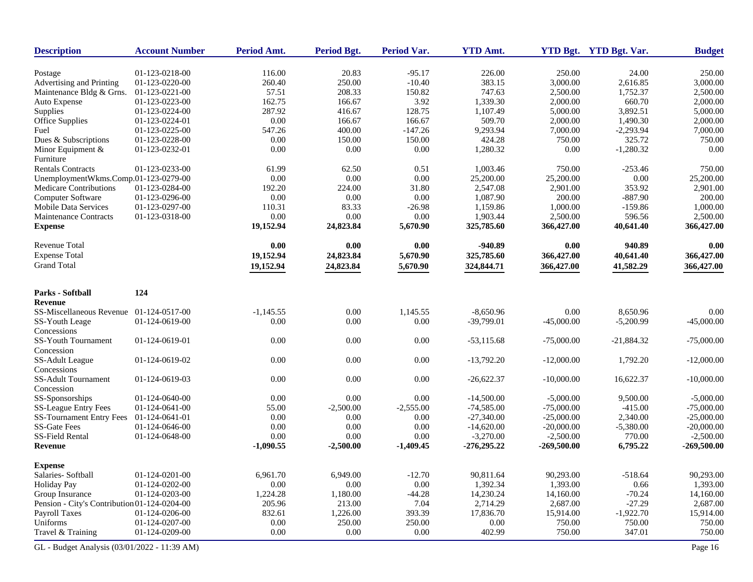| Description | Account Number | Period Amt. | Period Bgt. | Period Var. | YTD Amt. | YTD Bgt. | YTD Bgt. Var. | Budget |
|---|---|---|---|---|---|---|---|---|
| Postage | 01-123-0218-00 | 116.00 | 20.83 | -95.17 | 226.00 | 250.00 | 24.00 | 250.00 |
| Advertising and Printing | 01-123-0220-00 | 260.40 | 250.00 | -10.40 | 383.15 | 3,000.00 | 2,616.85 | 3,000.00 |
| Maintenance Bldg & Grns. | 01-123-0221-00 | 57.51 | 208.33 | 150.82 | 747.63 | 2,500.00 | 1,752.37 | 2,500.00 |
| Auto Expense | 01-123-0223-00 | 162.75 | 166.67 | 3.92 | 1,339.30 | 2,000.00 | 660.70 | 2,000.00 |
| Supplies | 01-123-0224-00 | 287.92 | 416.67 | 128.75 | 1,107.49 | 5,000.00 | 3,892.51 | 5,000.00 |
| Office Supplies | 01-123-0224-01 | 0.00 | 166.67 | 166.67 | 509.70 | 2,000.00 | 1,490.30 | 2,000.00 |
| Fuel | 01-123-0225-00 | 547.26 | 400.00 | -147.26 | 9,293.94 | 7,000.00 | -2,293.94 | 7,000.00 |
| Dues & Subscriptions | 01-123-0228-00 | 0.00 | 150.00 | 150.00 | 424.28 | 750.00 | 325.72 | 750.00 |
| Minor Equipment & Furniture | 01-123-0232-01 | 0.00 | 0.00 | 0.00 | 1,280.32 | 0.00 | -1,280.32 | 0.00 |
| Rentals Contracts | 01-123-0233-00 | 61.99 | 62.50 | 0.51 | 1,003.46 | 750.00 | -253.46 | 750.00 |
| UnemploymentWkms.Comp. | 01-123-0279-00 | 0.00 | 0.00 | 0.00 | 25,200.00 | 25,200.00 | 0.00 | 25,200.00 |
| Medicare Contributions | 01-123-0284-00 | 192.20 | 224.00 | 31.80 | 2,547.08 | 2,901.00 | 353.92 | 2,901.00 |
| Computer Software | 01-123-0296-00 | 0.00 | 0.00 | 0.00 | 1,087.90 | 200.00 | -887.90 | 200.00 |
| Mobile Data Services | 01-123-0297-00 | 110.31 | 83.33 | -26.98 | 1,159.86 | 1,000.00 | -159.86 | 1,000.00 |
| Maintenance Contracts | 01-123-0318-00 | 0.00 | 0.00 | 0.00 | 1,903.44 | 2,500.00 | 596.56 | 2,500.00 |
| **Expense** | | **19,152.94** | **24,823.84** | **5,670.90** | **325,785.60** | **366,427.00** | **40,641.40** | **366,427.00** |
| | | | | | | | | |
| Revenue Total | | **0.00** | **0.00** | **0.00** | **-940.89** | **0.00** | **940.89** | **0.00** |
| Expense Total | | **19,152.94** | **24,823.84** | **5,670.90** | **325,785.60** | **366,427.00** | **40,641.40** | **366,427.00** |
| Grand Total | | **19,152.94** | **24,823.84** | **5,670.90** | **324,844.71** | **366,427.00** | **41,582.29** | **366,427.00** |
| | | | | | | | | |
| **Parks - Softball** | **124** | | | | | | | |
| **Revenue** | | | | | | | | |
| SS-Miscellaneous Revenue | 01-124-0517-00 | -1,145.55 | 0.00 | 1,145.55 | -8,650.96 | 0.00 | 8,650.96 | 0.00 |
| SS-Youth Leage Concessions | 01-124-0619-00 | 0.00 | 0.00 | 0.00 | -39,799.01 | -45,000.00 | -5,200.99 | -45,000.00 |
| SS-Youth Tournament Concession | 01-124-0619-01 | 0.00 | 0.00 | 0.00 | -53,115.68 | -75,000.00 | -21,884.32 | -75,000.00 |
| SS-Adult League Concessions | 01-124-0619-02 | 0.00 | 0.00 | 0.00 | -13,792.20 | -12,000.00 | 1,792.20 | -12,000.00 |
| SS-Adult Tournament Concession | 01-124-0619-03 | 0.00 | 0.00 | 0.00 | -26,622.37 | -10,000.00 | 16,622.37 | -10,000.00 |
| SS-Sponsorships | 01-124-0640-00 | 0.00 | 0.00 | 0.00 | -14,500.00 | -5,000.00 | 9,500.00 | -5,000.00 |
| SS-League Entry Fees | 01-124-0641-00 | 55.00 | -2,500.00 | -2,555.00 | -74,585.00 | -75,000.00 | -415.00 | -75,000.00 |
| SS-Tournament Entry Fees | 01-124-0641-01 | 0.00 | 0.00 | 0.00 | -27,340.00 | -25,000.00 | 2,340.00 | -25,000.00 |
| SS-Gate Fees | 01-124-0646-00 | 0.00 | 0.00 | 0.00 | -14,620.00 | -20,000.00 | -5,380.00 | -20,000.00 |
| SS-Field Rental | 01-124-0648-00 | 0.00 | 0.00 | 0.00 | -3,270.00 | -2,500.00 | 770.00 | -2,500.00 |
| **Revenue** | | **-1,090.55** | **-2,500.00** | **-1,409.45** | **-276,295.22** | **-269,500.00** | **6,795.22** | **-269,500.00** |
| | | | | | | | | |
| **Expense** | | | | | | | | |
| Salaries- Softball | 01-124-0201-00 | 6,961.70 | 6,949.00 | -12.70 | 90,811.64 | 90,293.00 | -518.64 | 90,293.00 |
| Holiday Pay | 01-124-0202-00 | 0.00 | 0.00 | 0.00 | 1,392.34 | 1,393.00 | 0.66 | 1,393.00 |
| Group Insurance | 01-124-0203-00 | 1,224.28 | 1,180.00 | -44.28 | 14,230.24 | 14,160.00 | -70.24 | 14,160.00 |
| Pension - City's Contribution | 01-124-0204-00 | 205.96 | 213.00 | 7.04 | 2,714.29 | 2,687.00 | -27.29 | 2,687.00 |
| Payroll Taxes | 01-124-0206-00 | 832.61 | 1,226.00 | 393.39 | 17,836.70 | 15,914.00 | -1,922.70 | 15,914.00 |
| Uniforms | 01-124-0207-00 | 0.00 | 250.00 | 250.00 | 0.00 | 750.00 | 750.00 | 750.00 |
| Travel & Training | 01-124-0209-00 | 0.00 | 0.00 | 0.00 | 402.99 | 750.00 | 347.01 | 750.00 |

GL - Budget Analysis (03/01/2022 - 11:39 AM)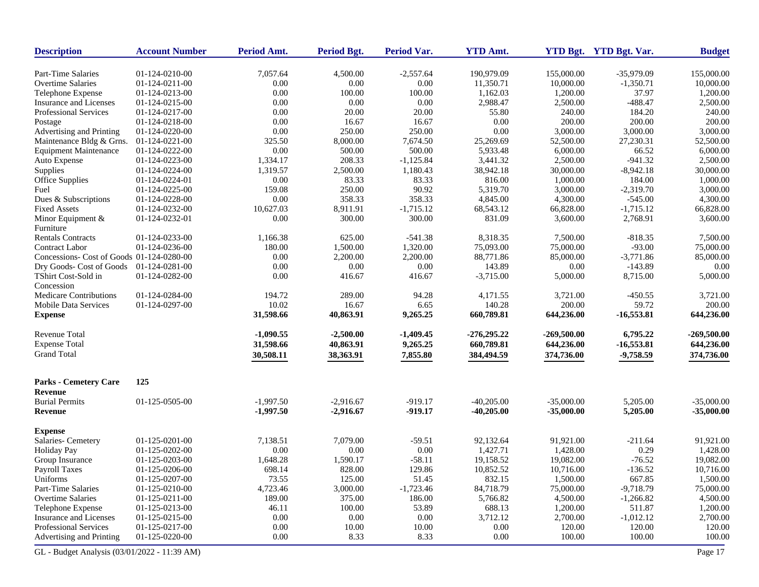| Description | Account Number | Period Amt. | Period Bgt. | Period Var. | YTD Amt. | YTD Bgt. | YTD Bgt. Var. | Budget |
|---|---|---|---|---|---|---|---|---|
| Part-Time Salaries | 01-124-0210-00 | 7,057.64 | 4,500.00 | -2,557.64 | 190,979.09 | 155,000.00 | -35,979.09 | 155,000.00 |
| Overtime Salaries | 01-124-0211-00 | 0.00 | 0.00 | 0.00 | 11,350.71 | 10,000.00 | -1,350.71 | 10,000.00 |
| Telephone Expense | 01-124-0213-00 | 0.00 | 100.00 | 100.00 | 1,162.03 | 1,200.00 | 37.97 | 1,200.00 |
| Insurance and Licenses | 01-124-0215-00 | 0.00 | 0.00 | 0.00 | 2,988.47 | 2,500.00 | -488.47 | 2,500.00 |
| Professional Services | 01-124-0217-00 | 0.00 | 20.00 | 20.00 | 55.80 | 240.00 | 184.20 | 240.00 |
| Postage | 01-124-0218-00 | 0.00 | 16.67 | 16.67 | 0.00 | 200.00 | 200.00 | 200.00 |
| Advertising and Printing | 01-124-0220-00 | 0.00 | 250.00 | 250.00 | 0.00 | 3,000.00 | 3,000.00 | 3,000.00 |
| Maintenance Bldg & Grns. | 01-124-0221-00 | 325.50 | 8,000.00 | 7,674.50 | 25,269.69 | 52,500.00 | 27,230.31 | 52,500.00 |
| Equipment Maintenance | 01-124-0222-00 | 0.00 | 500.00 | 500.00 | 5,933.48 | 6,000.00 | 66.52 | 6,000.00 |
| Auto Expense | 01-124-0223-00 | 1,334.17 | 208.33 | -1,125.84 | 3,441.32 | 2,500.00 | -941.32 | 2,500.00 |
| Supplies | 01-124-0224-00 | 1,319.57 | 2,500.00 | 1,180.43 | 38,942.18 | 30,000.00 | -8,942.18 | 30,000.00 |
| Office Supplies | 01-124-0224-01 | 0.00 | 83.33 | 83.33 | 816.00 | 1,000.00 | 184.00 | 1,000.00 |
| Fuel | 01-124-0225-00 | 159.08 | 250.00 | 90.92 | 5,319.70 | 3,000.00 | -2,319.70 | 3,000.00 |
| Dues & Subscriptions | 01-124-0228-00 | 0.00 | 358.33 | 358.33 | 4,845.00 | 4,300.00 | -545.00 | 4,300.00 |
| Fixed Assets | 01-124-0232-00 | 10,627.03 | 8,911.91 | -1,715.12 | 68,543.12 | 66,828.00 | -1,715.12 | 66,828.00 |
| Minor Equipment & Furniture | 01-124-0232-01 | 0.00 | 300.00 | 300.00 | 831.09 | 3,600.00 | 2,768.91 | 3,600.00 |
| Rentals Contracts | 01-124-0233-00 | 1,166.38 | 625.00 | -541.38 | 8,318.35 | 7,500.00 | -818.35 | 7,500.00 |
| Contract Labor | 01-124-0236-00 | 180.00 | 1,500.00 | 1,320.00 | 75,093.00 | 75,000.00 | -93.00 | 75,000.00 |
| Concessions- Cost of Goods | 01-124-0280-00 | 0.00 | 2,200.00 | 2,200.00 | 88,771.86 | 85,000.00 | -3,771.86 | 85,000.00 |
| Dry Goods- Cost of Goods | 01-124-0281-00 | 0.00 | 0.00 | 0.00 | 143.89 | 0.00 | -143.89 | 0.00 |
| TShirt Cost-Sold in Concession | 01-124-0282-00 | 0.00 | 416.67 | 416.67 | -3,715.00 | 5,000.00 | 8,715.00 | 5,000.00 |
| Medicare Contributions | 01-124-0284-00 | 194.72 | 289.00 | 94.28 | 4,171.55 | 3,721.00 | -450.55 | 3,721.00 |
| Mobile Data Services | 01-124-0297-00 | 10.02 | 16.67 | 6.65 | 140.28 | 200.00 | 59.72 | 200.00 |
| **Expense** | | **31,598.66** | **40,863.91** | **9,265.25** | **660,789.81** | **644,236.00** | **-16,553.81** | **644,236.00** |
| Revenue Total | | **-1,090.55** | **-2,500.00** | **-1,409.45** | **-276,295.22** | **-269,500.00** | **6,795.22** | **-269,500.00** |
| Expense Total | | **31,598.66** | **40,863.91** | **9,265.25** | **660,789.81** | **644,236.00** | **-16,553.81** | **644,236.00** |
| Grand Total | | **30,508.11** | **38,363.91** | **7,855.80** | **384,494.59** | **374,736.00** | **-9,758.59** | **374,736.00** |

**Parks - Cemetery Care 125**

| Description | Account Number | Period Amt. | Period Bgt. | Period Var. | YTD Amt. | YTD Bgt. | YTD Bgt. Var. | Budget |
|---|---|---|---|---|---|---|---|---|
| **Revenue** | | | | | | | | |
| Burial Permits | 01-125-0505-00 | -1,997.50 | -2,916.67 | -919.17 | -40,205.00 | -35,000.00 | 5,205.00 | -35,000.00 |
| **Revenue** | | **-1,997.50** | **-2,916.67** | **-919.17** | **-40,205.00** | **-35,000.00** | **5,205.00** | **-35,000.00** |
| **Expense** | | | | | | | | |
| Salaries- Cemetery | 01-125-0201-00 | 7,138.51 | 7,079.00 | -59.51 | 92,132.64 | 91,921.00 | -211.64 | 91,921.00 |
| Holiday Pay | 01-125-0202-00 | 0.00 | 0.00 | 0.00 | 1,427.71 | 1,428.00 | 0.29 | 1,428.00 |
| Group Insurance | 01-125-0203-00 | 1,648.28 | 1,590.17 | -58.11 | 19,158.52 | 19,082.00 | -76.52 | 19,082.00 |
| Payroll Taxes | 01-125-0206-00 | 698.14 | 828.00 | 129.86 | 10,852.52 | 10,716.00 | -136.52 | 10,716.00 |
| Uniforms | 01-125-0207-00 | 73.55 | 125.00 | 51.45 | 832.15 | 1,500.00 | 667.85 | 1,500.00 |
| Part-Time Salaries | 01-125-0210-00 | 4,723.46 | 3,000.00 | -1,723.46 | 84,718.79 | 75,000.00 | -9,718.79 | 75,000.00 |
| Overtime Salaries | 01-125-0211-00 | 189.00 | 375.00 | 186.00 | 5,766.82 | 4,500.00 | -1,266.82 | 4,500.00 |
| Telephone Expense | 01-125-0213-00 | 46.11 | 100.00 | 53.89 | 688.13 | 1,200.00 | 511.87 | 1,200.00 |
| Insurance and Licenses | 01-125-0215-00 | 0.00 | 0.00 | 0.00 | 3,712.12 | 2,700.00 | -1,012.12 | 2,700.00 |
| Professional Services | 01-125-0217-00 | 0.00 | 10.00 | 10.00 | 0.00 | 120.00 | 120.00 | 120.00 |
| Advertising and Printing | 01-125-0220-00 | 0.00 | 8.33 | 8.33 | 0.00 | 100.00 | 100.00 | 100.00 |

GL - Budget Analysis (03/01/2022 - 11:39 AM)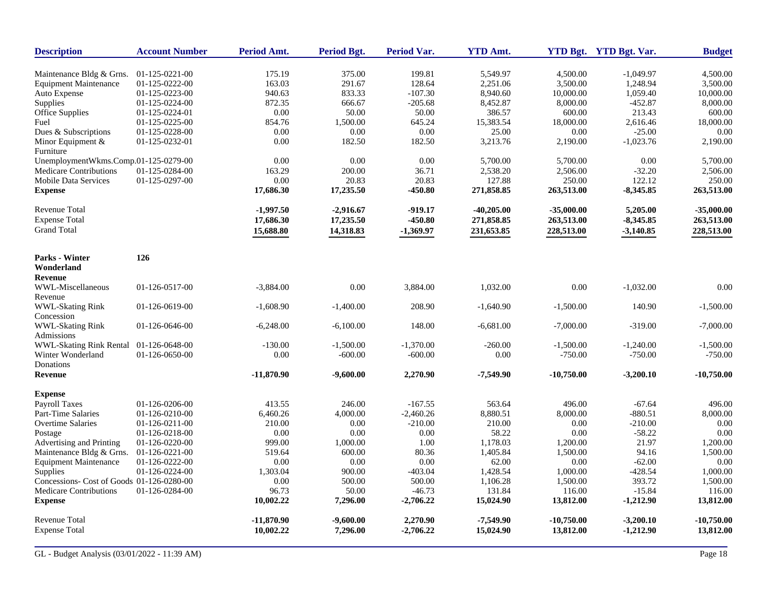| Description | Account Number | Period Amt. | Period Bgt. | Period Var. | YTD Amt. | YTD Bgt. | YTD Bgt. Var. | Budget |
|---|---|---|---|---|---|---|---|---|
| Maintenance Bldg & Grns. | 01-125-0221-00 | 175.19 | 375.00 | 199.81 | 5,549.97 | 4,500.00 | -1,049.97 | 4,500.00 |
| Equipment Maintenance | 01-125-0222-00 | 163.03 | 291.67 | 128.64 | 2,251.06 | 3,500.00 | 1,248.94 | 3,500.00 |
| Auto Expense | 01-125-0223-00 | 940.63 | 833.33 | -107.30 | 8,940.60 | 10,000.00 | 1,059.40 | 10,000.00 |
| Supplies | 01-125-0224-00 | 872.35 | 666.67 | -205.68 | 8,452.87 | 8,000.00 | -452.87 | 8,000.00 |
| Office Supplies | 01-125-0224-01 | 0.00 | 50.00 | 50.00 | 386.57 | 600.00 | 213.43 | 600.00 |
| Fuel | 01-125-0225-00 | 854.76 | 1,500.00 | 645.24 | 15,383.54 | 18,000.00 | 2,616.46 | 18,000.00 |
| Dues & Subscriptions | 01-125-0228-00 | 0.00 | 0.00 | 0.00 | 25.00 | 0.00 | -25.00 | 0.00 |
| Minor Equipment & Furniture | 01-125-0232-01 | 0.00 | 182.50 | 182.50 | 3,213.76 | 2,190.00 | -1,023.76 | 2,190.00 |
| UnemploymentWkms.Comp. | 01-125-0279-00 | 0.00 | 0.00 | 0.00 | 5,700.00 | 5,700.00 | 0.00 | 5,700.00 |
| Medicare Contributions | 01-125-0284-00 | 163.29 | 200.00 | 36.71 | 2,538.20 | 2,506.00 | -32.20 | 2,506.00 |
| Mobile Data Services | 01-125-0297-00 | 0.00 | 20.83 | 20.83 | 127.88 | 250.00 | 122.12 | 250.00 |
| **Expense** | | **17,686.30** | **17,235.50** | **-450.80** | **271,858.85** | **263,513.00** | **-8,345.85** | **263,513.00** |
| Revenue Total | | **-1,997.50** | **-2,916.67** | **-919.17** | **-40,205.00** | **-35,000.00** | **5,205.00** | **-35,000.00** |
| Expense Total | | **17,686.30** | **17,235.50** | **-450.80** | **271,858.85** | **263,513.00** | **-8,345.85** | **263,513.00** |
| Grand Total | | **15,688.80** | **14,318.83** | **-1,369.97** | **231,653.85** | **228,513.00** | **-3,140.85** | **228,513.00** |
| **Parks - Winter Wonderland** | **126** | | | | | | | |
| **Revenue** | | | | | | | | |
| WWL-Miscellaneous Revenue | 01-126-0517-00 | -3,884.00 | 0.00 | 3,884.00 | 1,032.00 | 0.00 | -1,032.00 | 0.00 |
| WWL-Skating Rink Concession | 01-126-0619-00 | -1,608.90 | -1,400.00 | 208.90 | -1,640.90 | -1,500.00 | 140.90 | -1,500.00 |
| WWL-Skating Rink Admissions | 01-126-0646-00 | -6,248.00 | -6,100.00 | 148.00 | -6,681.00 | -7,000.00 | -319.00 | -7,000.00 |
| WWL-Skating Rink Rental | 01-126-0648-00 | -130.00 | -1,500.00 | -1,370.00 | -260.00 | -1,500.00 | -1,240.00 | -1,500.00 |
| Winter Wonderland Donations | 01-126-0650-00 | 0.00 | -600.00 | -600.00 | 0.00 | -750.00 | -750.00 | -750.00 |
| **Revenue** | | **-11,870.90** | **-9,600.00** | **2,270.90** | **-7,549.90** | **-10,750.00** | **-3,200.10** | **-10,750.00** |
| **Expense** | | | | | | | | |
| Payroll Taxes | 01-126-0206-00 | 413.55 | 246.00 | -167.55 | 563.64 | 496.00 | -67.64 | 496.00 |
| Part-Time Salaries | 01-126-0210-00 | 6,460.26 | 4,000.00 | -2,460.26 | 8,880.51 | 8,000.00 | -880.51 | 8,000.00 |
| Overtime Salaries | 01-126-0211-00 | 210.00 | 0.00 | -210.00 | 210.00 | 0.00 | -210.00 | 0.00 |
| Postage | 01-126-0218-00 | 0.00 | 0.00 | 0.00 | 58.22 | 0.00 | -58.22 | 0.00 |
| Advertising and Printing | 01-126-0220-00 | 999.00 | 1,000.00 | 1.00 | 1,178.03 | 1,200.00 | 21.97 | 1,200.00 |
| Maintenance Bldg & Grns. | 01-126-0221-00 | 519.64 | 600.00 | 80.36 | 1,405.84 | 1,500.00 | 94.16 | 1,500.00 |
| Equipment Maintenance | 01-126-0222-00 | 0.00 | 0.00 | 0.00 | 62.00 | 0.00 | -62.00 | 0.00 |
| Supplies | 01-126-0224-00 | 1,303.04 | 900.00 | -403.04 | 1,428.54 | 1,000.00 | -428.54 | 1,000.00 |
| Concessions- Cost of Goods | 01-126-0280-00 | 0.00 | 500.00 | 500.00 | 1,106.28 | 1,500.00 | 393.72 | 1,500.00 |
| Medicare Contributions | 01-126-0284-00 | 96.73 | 50.00 | -46.73 | 131.84 | 116.00 | -15.84 | 116.00 |
| **Expense** | | **10,002.22** | **7,296.00** | **-2,706.22** | **15,024.90** | **13,812.00** | **-1,212.90** | **13,812.00** |
| Revenue Total | | **-11,870.90** | **-9,600.00** | **2,270.90** | **-7,549.90** | **-10,750.00** | **-3,200.10** | **-10,750.00** |
| Expense Total | | **10,002.22** | **7,296.00** | **-2,706.22** | **15,024.90** | **13,812.00** | **-1,212.90** | **13,812.00** |

GL - Budget Analysis (03/01/2022 - 11:39 AM)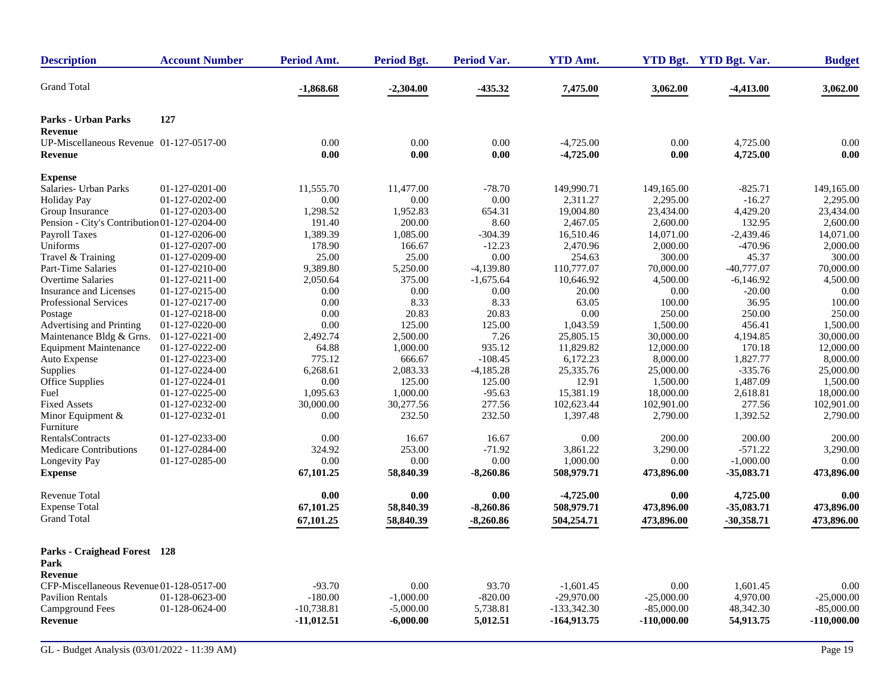| Description | Account Number | Period Amt. | Period Bgt. | Period Var. | YTD Amt. | YTD Bgt. | YTD Bgt. Var. | Budget |
|---|---|---|---|---|---|---|---|---|
| Grand Total | | **-1,868.68** | **-2,304.00** | **-435.32** | **7,475.00** | **3,062.00** | **-4,413.00** | **3,062.00** |
| **Parks - Urban Parks** | **127** | | | | | | | |
| **Revenue** | | | | | | | | |
| UP-Miscellaneous Revenue | 01-127-0517-00 | 0.00 | 0.00 | 0.00 | -4,725.00 | 0.00 | 4,725.00 | 0.00 |
| **Revenue** | | **0.00** | **0.00** | **0.00** | **-4,725.00** | **0.00** | **4,725.00** | **0.00** |
| **Expense** | | | | | | | | |
| Salaries- Urban Parks | 01-127-0201-00 | 11,555.70 | 11,477.00 | -78.70 | 149,990.71 | 149,165.00 | -825.71 | 149,165.00 |
| Holiday Pay | 01-127-0202-00 | 0.00 | 0.00 | 0.00 | 2,311.27 | 2,295.00 | -16.27 | 2,295.00 |
| Group Insurance | 01-127-0203-00 | 1,298.52 | 1,952.83 | 654.31 | 19,004.80 | 23,434.00 | 4,429.20 | 23,434.00 |
| Pension - City's Contribution | 01-127-0204-00 | 191.40 | 200.00 | 8.60 | 2,467.05 | 2,600.00 | 132.95 | 2,600.00 |
| Payroll Taxes | 01-127-0206-00 | 1,389.39 | 1,085.00 | -304.39 | 16,510.46 | 14,071.00 | -2,439.46 | 14,071.00 |
| Uniforms | 01-127-0207-00 | 178.90 | 166.67 | -12.23 | 2,470.96 | 2,000.00 | -470.96 | 2,000.00 |
| Travel & Training | 01-127-0209-00 | 25.00 | 25.00 | 0.00 | 254.63 | 300.00 | 45.37 | 300.00 |
| Part-Time Salaries | 01-127-0210-00 | 9,389.80 | 5,250.00 | -4,139.80 | 110,777.07 | 70,000.00 | -40,777.07 | 70,000.00 |
| Overtime Salaries | 01-127-0211-00 | 2,050.64 | 375.00 | -1,675.64 | 10,646.92 | 4,500.00 | -6,146.92 | 4,500.00 |
| Insurance and Licenses | 01-127-0215-00 | 0.00 | 0.00 | 0.00 | 20.00 | 0.00 | -20.00 | 0.00 |
| Professional Services | 01-127-0217-00 | 0.00 | 8.33 | 8.33 | 63.05 | 100.00 | 36.95 | 100.00 |
| Postage | 01-127-0218-00 | 0.00 | 20.83 | 20.83 | 0.00 | 250.00 | 250.00 | 250.00 |
| Advertising and Printing | 01-127-0220-00 | 0.00 | 125.00 | 125.00 | 1,043.59 | 1,500.00 | 456.41 | 1,500.00 |
| Maintenance Bldg & Grns. | 01-127-0221-00 | 2,492.74 | 2,500.00 | 7.26 | 25,805.15 | 30,000.00 | 4,194.85 | 30,000.00 |
| Equipment Maintenance | 01-127-0222-00 | 64.88 | 1,000.00 | 935.12 | 11,829.82 | 12,000.00 | 170.18 | 12,000.00 |
| Auto Expense | 01-127-0223-00 | 775.12 | 666.67 | -108.45 | 6,172.23 | 8,000.00 | 1,827.77 | 8,000.00 |
| Supplies | 01-127-0224-00 | 6,268.61 | 2,083.33 | -4,185.28 | 25,335.76 | 25,000.00 | -335.76 | 25,000.00 |
| Office Supplies | 01-127-0224-01 | 0.00 | 125.00 | 125.00 | 12.91 | 1,500.00 | 1,487.09 | 1,500.00 |
| Fuel | 01-127-0225-00 | 1,095.63 | 1,000.00 | -95.63 | 15,381.19 | 18,000.00 | 2,618.81 | 18,000.00 |
| Fixed Assets | 01-127-0232-00 | 30,000.00 | 30,277.56 | 277.56 | 102,623.44 | 102,901.00 | 277.56 | 102,901.00 |
| Minor Equipment & Furniture | 01-127-0232-01 | 0.00 | 232.50 | 232.50 | 1,397.48 | 2,790.00 | 1,392.52 | 2,790.00 |
| RentalsContracts | 01-127-0233-00 | 0.00 | 16.67 | 16.67 | 0.00 | 200.00 | 200.00 | 200.00 |
| Medicare Contributions | 01-127-0284-00 | 324.92 | 253.00 | -71.92 | 3,861.22 | 3,290.00 | -571.22 | 3,290.00 |
| Longevity Pay | 01-127-0285-00 | 0.00 | 0.00 | 0.00 | 1,000.00 | 0.00 | -1,000.00 | 0.00 |
| **Expense** | | **67,101.25** | **58,840.39** | **-8,260.86** | **508,979.71** | **473,896.00** | **-35,083.71** | **473,896.00** |
| Revenue Total | | **0.00** | **0.00** | **0.00** | **-4,725.00** | **0.00** | **4,725.00** | **0.00** |
| Expense Total | | **67,101.25** | **58,840.39** | **-8,260.86** | **508,979.71** | **473,896.00** | **-35,083.71** | **473,896.00** |
| Grand Total | | **67,101.25** | **58,840.39** | **-8,260.86** | **504,254.71** | **473,896.00** | **-30,358.71** | **473,896.00** |
| **Parks - Craighead Forest Park** | **128** | | | | | | | |
| **Revenue** | | | | | | | | |
| CFP-Miscellaneous Revenue | 01-128-0517-00 | -93.70 | 0.00 | 93.70 | -1,601.45 | 0.00 | 1,601.45 | 0.00 |
| Pavilion Rentals | 01-128-0623-00 | -180.00 | -1,000.00 | -820.00 | -29,970.00 | -25,000.00 | 4,970.00 | -25,000.00 |
| Campground Fees | 01-128-0624-00 | -10,738.81 | -5,000.00 | 5,738.81 | -133,342.30 | -85,000.00 | 48,342.30 | -85,000.00 |
| **Revenue** | | **-11,012.51** | **-6,000.00** | **5,012.51** | **-164,913.75** | **-110,000.00** | **54,913.75** | **-110,000.00** |

GL - Budget Analysis (03/01/2022 - 11:39 AM)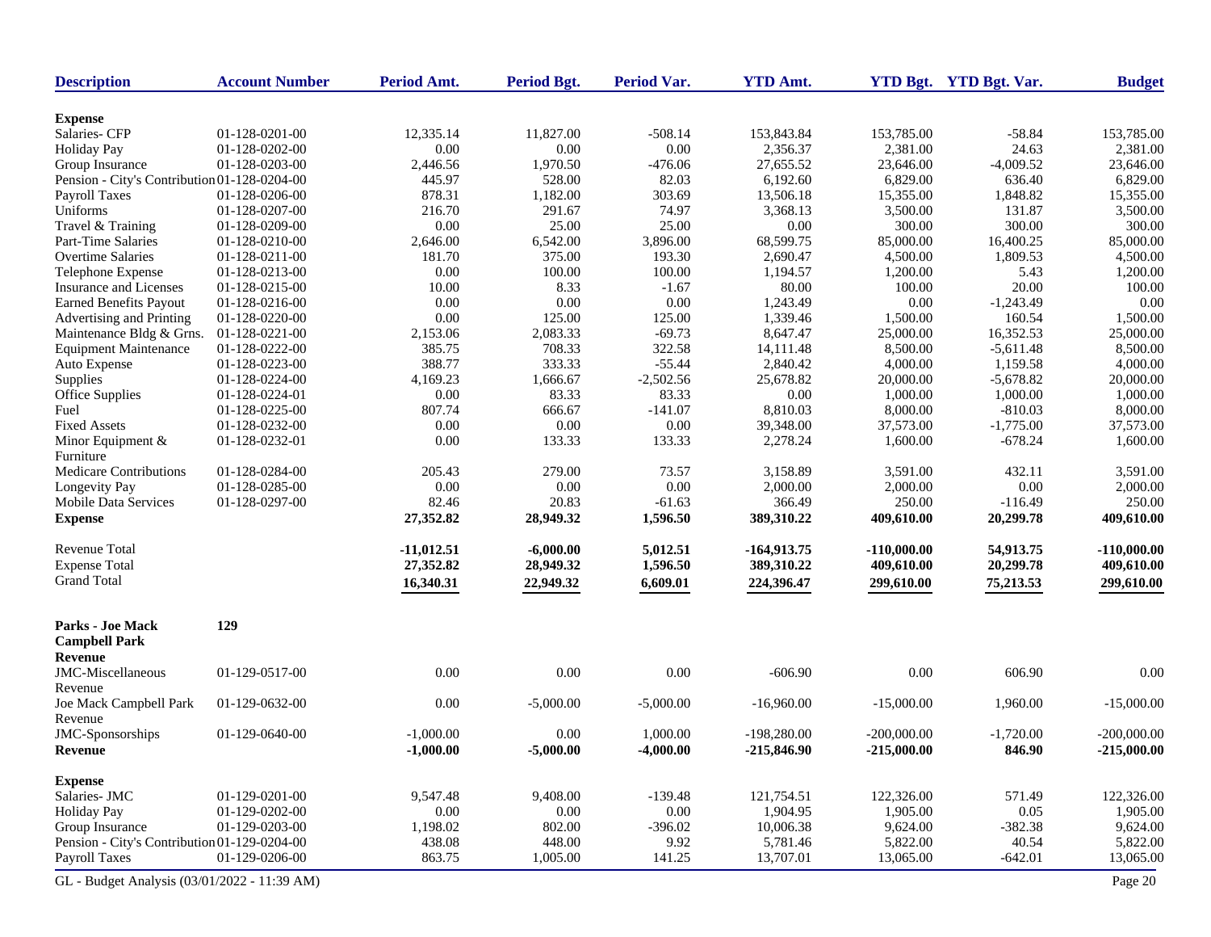| Description | Account Number | Period Amt. | Period Bgt. | Period Var. | YTD Amt. | YTD Bgt. | YTD Bgt. Var. | Budget |
|---|---|---|---|---|---|---|---|---|
| **Expense** | | | | | | | | |
| Salaries- CFP | 01-128-0201-00 | 12,335.14 | 11,827.00 | -508.14 | 153,843.84 | 153,785.00 | -58.84 | 153,785.00 |
| Holiday Pay | 01-128-0202-00 | 0.00 | 0.00 | 0.00 | 2,356.37 | 2,381.00 | 24.63 | 2,381.00 |
| Group Insurance | 01-128-0203-00 | 2,446.56 | 1,970.50 | -476.06 | 27,655.52 | 23,646.00 | -4,009.52 | 23,646.00 |
| Pension - City's Contribution | 01-128-0204-00 | 445.97 | 528.00 | 82.03 | 6,192.60 | 6,829.00 | 636.40 | 6,829.00 |
| Payroll Taxes | 01-128-0206-00 | 878.31 | 1,182.00 | 303.69 | 13,506.18 | 15,355.00 | 1,848.82 | 15,355.00 |
| Uniforms | 01-128-0207-00 | 216.70 | 291.67 | 74.97 | 3,368.13 | 3,500.00 | 131.87 | 3,500.00 |
| Travel & Training | 01-128-0209-00 | 0.00 | 25.00 | 25.00 | 0.00 | 300.00 | 300.00 | 300.00 |
| Part-Time Salaries | 01-128-0210-00 | 2,646.00 | 6,542.00 | 3,896.00 | 68,599.75 | 85,000.00 | 16,400.25 | 85,000.00 |
| Overtime Salaries | 01-128-0211-00 | 181.70 | 375.00 | 193.30 | 2,690.47 | 4,500.00 | 1,809.53 | 4,500.00 |
| Telephone Expense | 01-128-0213-00 | 0.00 | 100.00 | 100.00 | 1,194.57 | 1,200.00 | 5.43 | 1,200.00 |
| Insurance and Licenses | 01-128-0215-00 | 10.00 | 8.33 | -1.67 | 80.00 | 100.00 | 20.00 | 100.00 |
| Earned Benefits Payout | 01-128-0216-00 | 0.00 | 0.00 | 0.00 | 1,243.49 | 0.00 | -1,243.49 | 0.00 |
| Advertising and Printing | 01-128-0220-00 | 0.00 | 125.00 | 125.00 | 1,339.46 | 1,500.00 | 160.54 | 1,500.00 |
| Maintenance Bldg & Grns. | 01-128-0221-00 | 2,153.06 | 2,083.33 | -69.73 | 8,647.47 | 25,000.00 | 16,352.53 | 25,000.00 |
| Equipment Maintenance | 01-128-0222-00 | 385.75 | 708.33 | 322.58 | 14,111.48 | 8,500.00 | -5,611.48 | 8,500.00 |
| Auto Expense | 01-128-0223-00 | 388.77 | 333.33 | -55.44 | 2,840.42 | 4,000.00 | 1,159.58 | 4,000.00 |
| Supplies | 01-128-0224-00 | 4,169.23 | 1,666.67 | -2,502.56 | 25,678.82 | 20,000.00 | -5,678.82 | 20,000.00 |
| Office Supplies | 01-128-0224-01 | 0.00 | 83.33 | 83.33 | 0.00 | 1,000.00 | 1,000.00 | 1,000.00 |
| Fuel | 01-128-0225-00 | 807.74 | 666.67 | -141.07 | 8,810.03 | 8,000.00 | -810.03 | 8,000.00 |
| Fixed Assets | 01-128-0232-00 | 0.00 | 0.00 | 0.00 | 39,348.00 | 37,573.00 | -1,775.00 | 37,573.00 |
| Minor Equipment & Furniture | 01-128-0232-01 | 0.00 | 133.33 | 133.33 | 2,278.24 | 1,600.00 | -678.24 | 1,600.00 |
| Medicare Contributions | 01-128-0284-00 | 205.43 | 279.00 | 73.57 | 3,158.89 | 3,591.00 | 432.11 | 3,591.00 |
| Longevity Pay | 01-128-0285-00 | 0.00 | 0.00 | 0.00 | 2,000.00 | 2,000.00 | 0.00 | 2,000.00 |
| Mobile Data Services | 01-128-0297-00 | 82.46 | 20.83 | -61.63 | 366.49 | 250.00 | -116.49 | 250.00 |
| **Expense** | | **27,352.82** | **28,949.32** | **1,596.50** | **389,310.22** | **409,610.00** | **20,299.78** | **409,610.00** |
| Revenue Total | | **-11,012.51** | **-6,000.00** | **5,012.51** | **-164,913.75** | **-110,000.00** | **54,913.75** | **-110,000.00** |
| Expense Total | | **27,352.82** | **28,949.32** | **1,596.50** | **389,310.22** | **409,610.00** | **20,299.78** | **409,610.00** |
| Grand Total | | **16,340.31** | **22,949.32** | **6,609.01** | **224,396.47** | **299,610.00** | **75,213.53** | **299,610.00** |
| **Parks - Joe Mack Campbell Park** | **129** | | | | | | | |
| **Revenue** | | | | | | | | |
| JMC-Miscellaneous Revenue | 01-129-0517-00 | 0.00 | 0.00 | 0.00 | -606.90 | 0.00 | 606.90 | 0.00 |
| Joe Mack Campbell Park Revenue | 01-129-0632-00 | 0.00 | -5,000.00 | -5,000.00 | -16,960.00 | -15,000.00 | 1,960.00 | -15,000.00 |
| JMC-Sponsorships | 01-129-0640-00 | -1,000.00 | 0.00 | 1,000.00 | -198,280.00 | -200,000.00 | -1,720.00 | -200,000.00 |
| **Revenue** | | **-1,000.00** | **-5,000.00** | **-4,000.00** | **-215,846.90** | **-215,000.00** | **846.90** | **-215,000.00** |
| **Expense** | | | | | | | | |
| Salaries- JMC | 01-129-0201-00 | 9,547.48 | 9,408.00 | -139.48 | 121,754.51 | 122,326.00 | 571.49 | 122,326.00 |
| Holiday Pay | 01-129-0202-00 | 0.00 | 0.00 | 0.00 | 1,904.95 | 1,905.00 | 0.05 | 1,905.00 |
| Group Insurance | 01-129-0203-00 | 1,198.02 | 802.00 | -396.02 | 10,006.38 | 9,624.00 | -382.38 | 9,624.00 |
| Pension - City's Contribution | 01-129-0204-00 | 438.08 | 448.00 | 9.92 | 5,781.46 | 5,822.00 | 40.54 | 5,822.00 |
| Payroll Taxes | 01-129-0206-00 | 863.75 | 1,005.00 | 141.25 | 13,707.01 | 13,065.00 | -642.01 | 13,065.00 |

GL - Budget Analysis (03/01/2022 - 11:39 AM)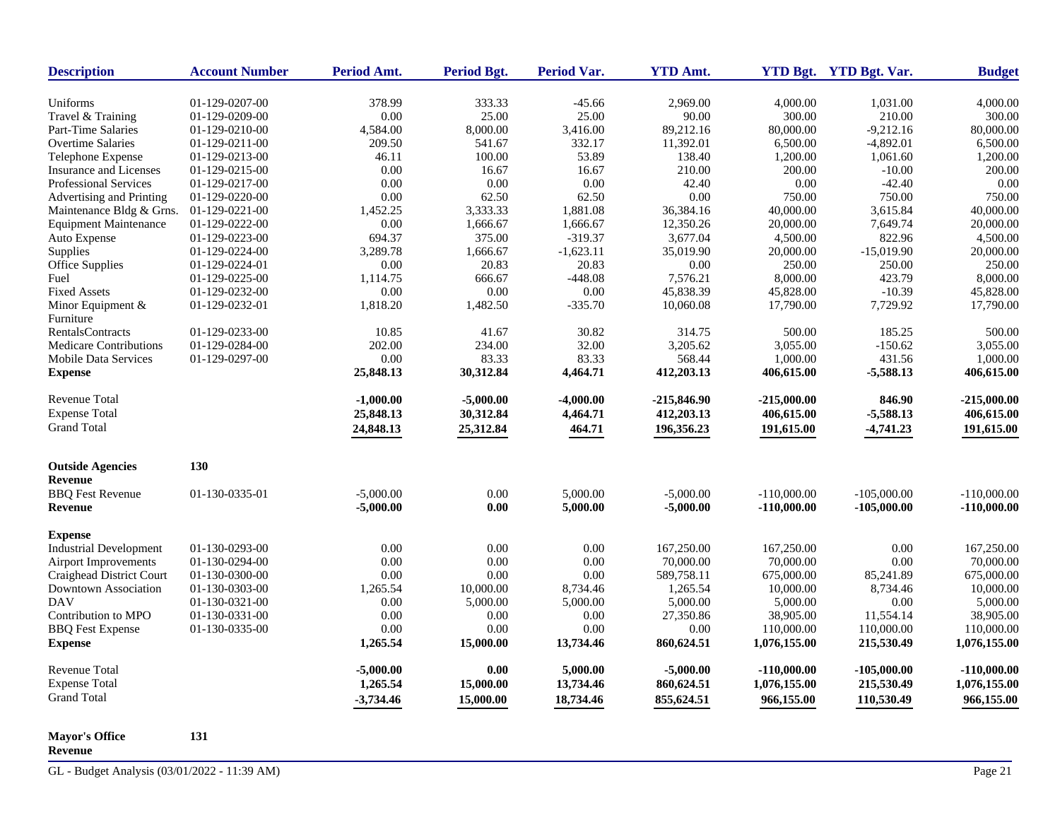| Description | Account Number | Period Amt. | Period Bgt. | Period Var. | YTD Amt. | YTD Bgt. | YTD Bgt. Var. | Budget |
|---|---|---|---|---|---|---|---|---|
| Uniforms | 01-129-0207-00 | 378.99 | 333.33 | -45.66 | 2,969.00 | 4,000.00 | 1,031.00 | 4,000.00 |
| Travel & Training | 01-129-0209-00 | 0.00 | 25.00 | 25.00 | 90.00 | 300.00 | 210.00 | 300.00 |
| Part-Time Salaries | 01-129-0210-00 | 4,584.00 | 8,000.00 | 3,416.00 | 89,212.16 | 80,000.00 | -9,212.16 | 80,000.00 |
| Overtime Salaries | 01-129-0211-00 | 209.50 | 541.67 | 332.17 | 11,392.01 | 6,500.00 | -4,892.01 | 6,500.00 |
| Telephone Expense | 01-129-0213-00 | 46.11 | 100.00 | 53.89 | 138.40 | 1,200.00 | 1,061.60 | 1,200.00 |
| Insurance and Licenses | 01-129-0215-00 | 0.00 | 16.67 | 16.67 | 210.00 | 200.00 | -10.00 | 200.00 |
| Professional Services | 01-129-0217-00 | 0.00 | 0.00 | 0.00 | 42.40 | 0.00 | -42.40 | 0.00 |
| Advertising and Printing | 01-129-0220-00 | 0.00 | 62.50 | 62.50 | 0.00 | 750.00 | 750.00 | 750.00 |
| Maintenance Bldg & Grns. | 01-129-0221-00 | 1,452.25 | 3,333.33 | 1,881.08 | 36,384.16 | 40,000.00 | 3,615.84 | 40,000.00 |
| Equipment Maintenance | 01-129-0222-00 | 0.00 | 1,666.67 | 1,666.67 | 12,350.26 | 20,000.00 | 7,649.74 | 20,000.00 |
| Auto Expense | 01-129-0223-00 | 694.37 | 375.00 | -319.37 | 3,677.04 | 4,500.00 | 822.96 | 4,500.00 |
| Supplies | 01-129-0224-00 | 3,289.78 | 1,666.67 | -1,623.11 | 35,019.90 | 20,000.00 | -15,019.90 | 20,000.00 |
| Office Supplies | 01-129-0224-01 | 0.00 | 20.83 | 20.83 | 0.00 | 250.00 | 250.00 | 250.00 |
| Fuel | 01-129-0225-00 | 1,114.75 | 666.67 | -448.08 | 7,576.21 | 8,000.00 | 423.79 | 8,000.00 |
| Fixed Assets | 01-129-0232-00 | 0.00 | 0.00 | 0.00 | 45,838.39 | 45,828.00 | -10.39 | 45,828.00 |
| Minor Equipment & Furniture | 01-129-0232-01 | 1,818.20 | 1,482.50 | -335.70 | 10,060.08 | 17,790.00 | 7,729.92 | 17,790.00 |
| RentalsContracts | 01-129-0233-00 | 10.85 | 41.67 | 30.82 | 314.75 | 500.00 | 185.25 | 500.00 |
| Medicare Contributions | 01-129-0284-00 | 202.00 | 234.00 | 32.00 | 3,205.62 | 3,055.00 | -150.62 | 3,055.00 |
| Mobile Data Services | 01-129-0297-00 | 0.00 | 83.33 | 83.33 | 568.44 | 1,000.00 | 431.56 | 1,000.00 |
| **Expense** | | **25,848.13** | **30,312.84** | **4,464.71** | **412,203.13** | **406,615.00** | **-5,588.13** | **406,615.00** |
| Revenue Total | | **-1,000.00** | **-5,000.00** | **-4,000.00** | **-215,846.90** | **-215,000.00** | **846.90** | **-215,000.00** |
| Expense Total | | **25,848.13** | **30,312.84** | **4,464.71** | **412,203.13** | **406,615.00** | **-5,588.13** | **406,615.00** |
| Grand Total | | **24,848.13** | **25,312.84** | **464.71** | **196,356.23** | **191,615.00** | **-4,741.23** | **191,615.00** |
| **Outside Agencies** | **130** | | | | | | | |
| **Revenue** | | | | | | | | |
| BBQ Fest Revenue | 01-130-0335-01 | -5,000.00 | 0.00 | 5,000.00 | -5,000.00 | -110,000.00 | -105,000.00 | -110,000.00 |
| **Revenue** | | **-5,000.00** | **0.00** | **5,000.00** | **-5,000.00** | **-110,000.00** | **-105,000.00** | **-110,000.00** |
| **Expense** | | | | | | | | |
| Industrial Development | 01-130-0293-00 | 0.00 | 0.00 | 0.00 | 167,250.00 | 167,250.00 | 0.00 | 167,250.00 |
| Airport Improvements | 01-130-0294-00 | 0.00 | 0.00 | 0.00 | 70,000.00 | 70,000.00 | 0.00 | 70,000.00 |
| Craighead District Court | 01-130-0300-00 | 0.00 | 0.00 | 0.00 | 589,758.11 | 675,000.00 | 85,241.89 | 675,000.00 |
| Downtown Association | 01-130-0303-00 | 1,265.54 | 10,000.00 | 8,734.46 | 1,265.54 | 10,000.00 | 8,734.46 | 10,000.00 |
| DAV | 01-130-0321-00 | 0.00 | 5,000.00 | 5,000.00 | 5,000.00 | 5,000.00 | 0.00 | 5,000.00 |
| Contribution to MPO | 01-130-0331-00 | 0.00 | 0.00 | 0.00 | 27,350.86 | 38,905.00 | 11,554.14 | 38,905.00 |
| BBQ Fest Expense | 01-130-0335-00 | 0.00 | 0.00 | 0.00 | 0.00 | 110,000.00 | 110,000.00 | 110,000.00 |
| **Expense** | | **1,265.54** | **15,000.00** | **13,734.46** | **860,624.51** | **1,076,155.00** | **215,530.49** | **1,076,155.00** |
| Revenue Total | | **-5,000.00** | **0.00** | **5,000.00** | **-5,000.00** | **-110,000.00** | **-105,000.00** | **-110,000.00** |
| Expense Total | | **1,265.54** | **15,000.00** | **13,734.46** | **860,624.51** | **1,076,155.00** | **215,530.49** | **1,076,155.00** |
| Grand Total | | **-3,734.46** | **15,000.00** | **18,734.46** | **855,624.51** | **966,155.00** | **110,530.49** | **966,155.00** |
| **Mayor's Office** | **131** | | | | | | | |
| **Revenue** | | | | | | | | |

GL - Budget Analysis (03/01/2022 - 11:39 AM)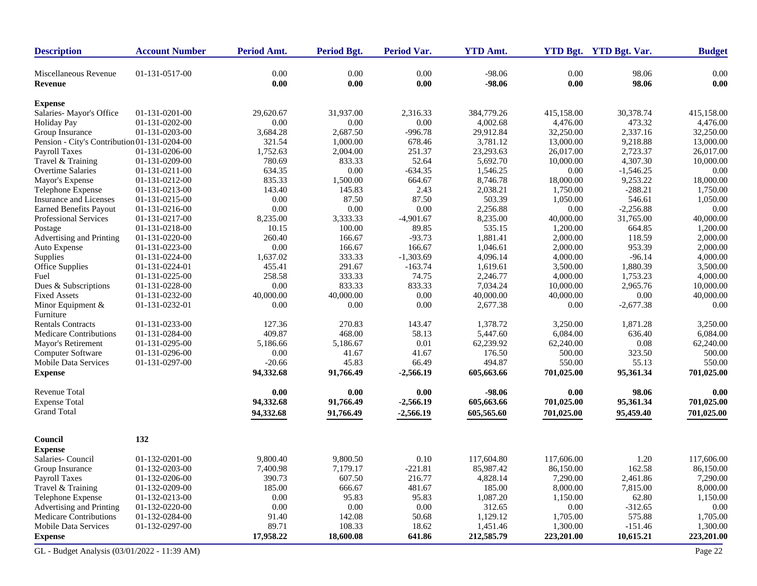| Description | Account Number | Period Amt. | Period Bgt. | Period Var. | YTD Amt. | YTD Bgt. | YTD Bgt. Var. | Budget |
|---|---|---|---|---|---|---|---|---|
| Miscellaneous Revenue | 01-131-0517-00 | 0.00 | 0.00 | 0.00 | -98.06 | 0.00 | 98.06 | 0.00 |
| **Revenue** | | **0.00** | **0.00** | **0.00** | **-98.06** | **0.00** | **98.06** | **0.00** |
| **Expense** | | | | | | | | |
| Salaries- Mayor's Office | 01-131-0201-00 | 29,620.67 | 31,937.00 | 2,316.33 | 384,779.26 | 415,158.00 | 30,378.74 | 415,158.00 |
| Holiday Pay | 01-131-0202-00 | 0.00 | 0.00 | 0.00 | 4,002.68 | 4,476.00 | 473.32 | 4,476.00 |
| Group Insurance | 01-131-0203-00 | 3,684.28 | 2,687.50 | -996.78 | 29,912.84 | 32,250.00 | 2,337.16 | 32,250.00 |
| Pension - City's Contribution | 01-131-0204-00 | 321.54 | 1,000.00 | 678.46 | 3,781.12 | 13,000.00 | 9,218.88 | 13,000.00 |
| Payroll Taxes | 01-131-0206-00 | 1,752.63 | 2,004.00 | 251.37 | 23,293.63 | 26,017.00 | 2,723.37 | 26,017.00 |
| Travel & Training | 01-131-0209-00 | 780.69 | 833.33 | 52.64 | 5,692.70 | 10,000.00 | 4,307.30 | 10,000.00 |
| Overtime Salaries | 01-131-0211-00 | 634.35 | 0.00 | -634.35 | 1,546.25 | 0.00 | -1,546.25 | 0.00 |
| Mayor's Expense | 01-131-0212-00 | 835.33 | 1,500.00 | 664.67 | 8,746.78 | 18,000.00 | 9,253.22 | 18,000.00 |
| Telephone Expense | 01-131-0213-00 | 143.40 | 145.83 | 2.43 | 2,038.21 | 1,750.00 | -288.21 | 1,750.00 |
| Insurance and Licenses | 01-131-0215-00 | 0.00 | 87.50 | 87.50 | 503.39 | 1,050.00 | 546.61 | 1,050.00 |
| Earned Benefits Payout | 01-131-0216-00 | 0.00 | 0.00 | 0.00 | 2,256.88 | 0.00 | -2,256.88 | 0.00 |
| Professional Services | 01-131-0217-00 | 8,235.00 | 3,333.33 | -4,901.67 | 8,235.00 | 40,000.00 | 31,765.00 | 40,000.00 |
| Postage | 01-131-0218-00 | 10.15 | 100.00 | 89.85 | 535.15 | 1,200.00 | 664.85 | 1,200.00 |
| Advertising and Printing | 01-131-0220-00 | 260.40 | 166.67 | -93.73 | 1,881.41 | 2,000.00 | 118.59 | 2,000.00 |
| Auto Expense | 01-131-0223-00 | 0.00 | 166.67 | 166.67 | 1,046.61 | 2,000.00 | 953.39 | 2,000.00 |
| Supplies | 01-131-0224-00 | 1,637.02 | 333.33 | -1,303.69 | 4,096.14 | 4,000.00 | -96.14 | 4,000.00 |
| Office Supplies | 01-131-0224-01 | 455.41 | 291.67 | -163.74 | 1,619.61 | 3,500.00 | 1,880.39 | 3,500.00 |
| Fuel | 01-131-0225-00 | 258.58 | 333.33 | 74.75 | 2,246.77 | 4,000.00 | 1,753.23 | 4,000.00 |
| Dues & Subscriptions | 01-131-0228-00 | 0.00 | 833.33 | 833.33 | 7,034.24 | 10,000.00 | 2,965.76 | 10,000.00 |
| Fixed Assets | 01-131-0232-00 | 40,000.00 | 40,000.00 | 0.00 | 40,000.00 | 40,000.00 | 0.00 | 40,000.00 |
| Minor Equipment & Furniture | 01-131-0232-01 | 0.00 | 0.00 | 0.00 | 2,677.38 | 0.00 | -2,677.38 | 0.00 |
| Rentals Contracts | 01-131-0233-00 | 127.36 | 270.83 | 143.47 | 1,378.72 | 3,250.00 | 1,871.28 | 3,250.00 |
| Medicare Contributions | 01-131-0284-00 | 409.87 | 468.00 | 58.13 | 5,447.60 | 6,084.00 | 636.40 | 6,084.00 |
| Mayor's Retirement | 01-131-0295-00 | 5,186.66 | 5,186.67 | 0.01 | 62,239.92 | 62,240.00 | 0.08 | 62,240.00 |
| Computer Software | 01-131-0296-00 | 0.00 | 41.67 | 41.67 | 176.50 | 500.00 | 323.50 | 500.00 |
| Mobile Data Services | 01-131-0297-00 | -20.66 | 45.83 | 66.49 | 494.87 | 550.00 | 55.13 | 550.00 |
| **Expense** | | **94,332.68** | **91,766.49** | **-2,566.19** | **605,663.66** | **701,025.00** | **95,361.34** | **701,025.00** |
| Revenue Total | | **0.00** | **0.00** | **0.00** | **-98.06** | **0.00** | **98.06** | **0.00** |
| Expense Total | | **94,332.68** | **91,766.49** | **-2,566.19** | **605,663.66** | **701,025.00** | **95,361.34** | **701,025.00** |
| Grand Total | | **94,332.68** | **91,766.49** | **-2,566.19** | **605,565.60** | **701,025.00** | **95,459.40** | **701,025.00** |
| **Council** | **132** | | | | | | | |
| **Expense** | | | | | | | | |
| Salaries- Council | 01-132-0201-00 | 9,800.40 | 9,800.50 | 0.10 | 117,604.80 | 117,606.00 | 1.20 | 117,606.00 |
| Group Insurance | 01-132-0203-00 | 7,400.98 | 7,179.17 | -221.81 | 85,987.42 | 86,150.00 | 162.58 | 86,150.00 |
| Payroll Taxes | 01-132-0206-00 | 390.73 | 607.50 | 216.77 | 4,828.14 | 7,290.00 | 2,461.86 | 7,290.00 |
| Travel & Training | 01-132-0209-00 | 185.00 | 666.67 | 481.67 | 185.00 | 8,000.00 | 7,815.00 | 8,000.00 |
| Telephone Expense | 01-132-0213-00 | 0.00 | 95.83 | 95.83 | 1,087.20 | 1,150.00 | 62.80 | 1,150.00 |
| Advertising and Printing | 01-132-0220-00 | 0.00 | 0.00 | 0.00 | 312.65 | 0.00 | -312.65 | 0.00 |
| Medicare Contributions | 01-132-0284-00 | 91.40 | 142.08 | 50.68 | 1,129.12 | 1,705.00 | 575.88 | 1,705.00 |
| Mobile Data Services | 01-132-0297-00 | 89.71 | 108.33 | 18.62 | 1,451.46 | 1,300.00 | -151.46 | 1,300.00 |
| **Expense** | | **17,958.22** | **18,600.08** | **641.86** | **212,585.79** | **223,201.00** | **10,615.21** | **223,201.00** |

GL - Budget Analysis (03/01/2022 - 11:39 AM)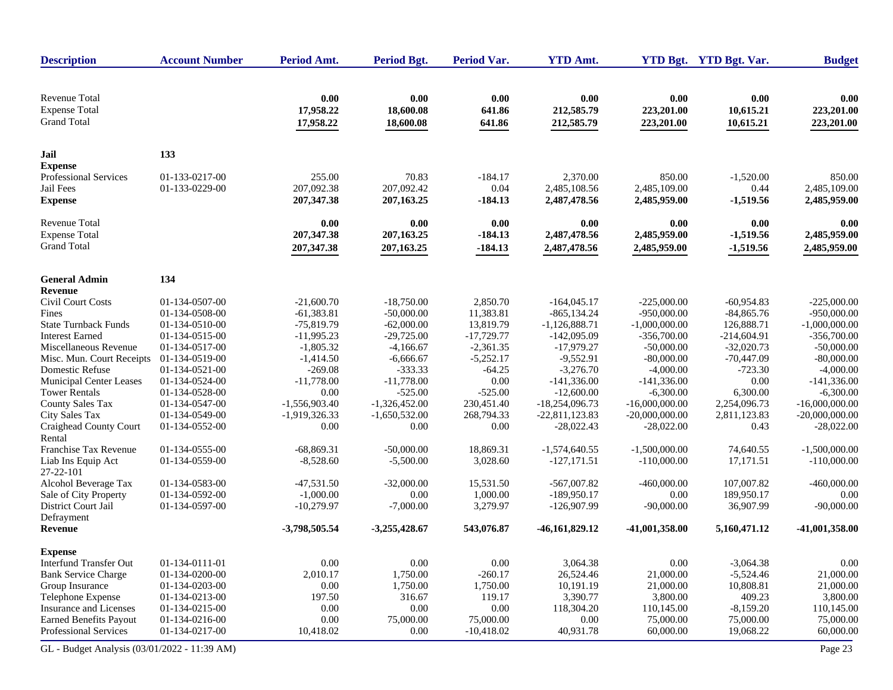| Description | Account Number | Period Amt. | Period Bgt. | Period Var. | YTD Amt. | YTD Bgt. | YTD Bgt. Var. | Budget |
|---|---|---|---|---|---|---|---|---|
| Revenue Total | | **0.00** | **0.00** | **0.00** | **0.00** | **0.00** | **0.00** | **0.00** |
| Expense Total | | **17,958.22** | **18,600.08** | **641.86** | **212,585.79** | **223,201.00** | **10,615.21** | **223,201.00** |
| Grand Total | | **17,958.22** | **18,600.08** | **641.86** | **212,585.79** | **223,201.00** | **10,615.21** | **223,201.00** |
| **Jail** | **133** | | | | | | | |
| **Expense** | | | | | | | | |
| Professional Services | 01-133-0217-00 | 255.00 | 70.83 | -184.17 | 2,370.00 | 850.00 | -1,520.00 | 850.00 |
| Jail Fees | 01-133-0229-00 | 207,092.38 | 207,092.42 | 0.04 | 2,485,108.56 | 2,485,109.00 | 0.44 | 2,485,109.00 |
| **Expense** | | **207,347.38** | **207,163.25** | **-184.13** | **2,487,478.56** | **2,485,959.00** | **-1,519.56** | **2,485,959.00** |
| Revenue Total | | **0.00** | **0.00** | **0.00** | **0.00** | **0.00** | **0.00** | **0.00** |
| Expense Total | | **207,347.38** | **207,163.25** | **-184.13** | **2,487,478.56** | **2,485,959.00** | **-1,519.56** | **2,485,959.00** |
| Grand Total | | **207,347.38** | **207,163.25** | **-184.13** | **2,487,478.56** | **2,485,959.00** | **-1,519.56** | **2,485,959.00** |
| **General Admin** | **134** | | | | | | | |
| **Revenue** | | | | | | | | |
| Civil Court Costs | 01-134-0507-00 | -21,600.70 | -18,750.00 | 2,850.70 | -164,045.17 | -225,000.00 | -60,954.83 | -225,000.00 |
| Fines | 01-134-0508-00 | -61,383.81 | -50,000.00 | 11,383.81 | -865,134.24 | -950,000.00 | -84,865.76 | -950,000.00 |
| State Turnback Funds | 01-134-0510-00 | -75,819.79 | -62,000.00 | 13,819.79 | -1,126,888.71 | -1,000,000.00 | 126,888.71 | -1,000,000.00 |
| Interest Earned | 01-134-0515-00 | -11,995.23 | -29,725.00 | -17,729.77 | -142,095.09 | -356,700.00 | -214,604.91 | -356,700.00 |
| Miscellaneous Revenue | 01-134-0517-00 | -1,805.32 | -4,166.67 | -2,361.35 | -17,979.27 | -50,000.00 | -32,020.73 | -50,000.00 |
| Misc. Mun. Court Receipts | 01-134-0519-00 | -1,414.50 | -6,666.67 | -5,252.17 | -9,552.91 | -80,000.00 | -70,447.09 | -80,000.00 |
| Domestic Refuse | 01-134-0521-00 | -269.08 | -333.33 | -64.25 | -3,276.70 | -4,000.00 | -723.30 | -4,000.00 |
| Municipal Center Leases | 01-134-0524-00 | -11,778.00 | -11,778.00 | 0.00 | -141,336.00 | -141,336.00 | 0.00 | -141,336.00 |
| Tower Rentals | 01-134-0528-00 | 0.00 | -525.00 | -525.00 | -12,600.00 | -6,300.00 | 6,300.00 | -6,300.00 |
| County Sales Tax | 01-134-0547-00 | -1,556,903.40 | -1,326,452.00 | 230,451.40 | -18,254,096.73 | -16,000,000.00 | 2,254,096.73 | -16,000,000.00 |
| City Sales Tax | 01-134-0549-00 | -1,919,326.33 | -1,650,532.00 | 268,794.33 | -22,811,123.83 | -20,000,000.00 | 2,811,123.83 | -20,000,000.00 |
| Craighead County Court Rental | 01-134-0552-00 | 0.00 | 0.00 | 0.00 | -28,022.43 | -28,022.00 | 0.43 | -28,022.00 |
| Franchise Tax Revenue | 01-134-0555-00 | -68,869.31 | -50,000.00 | 18,869.31 | -1,574,640.55 | -1,500,000.00 | 74,640.55 | -1,500,000.00 |
| Liab Ins Equip Act 27-22-101 | 01-134-0559-00 | -8,528.60 | -5,500.00 | 3,028.60 | -127,171.51 | -110,000.00 | 17,171.51 | -110,000.00 |
| Alcohol Beverage Tax | 01-134-0583-00 | -47,531.50 | -32,000.00 | 15,531.50 | -567,007.82 | -460,000.00 | 107,007.82 | -460,000.00 |
| Sale of City Property | 01-134-0592-00 | -1,000.00 | 0.00 | 1,000.00 | -189,950.17 | 0.00 | 189,950.17 | 0.00 |
| District Court Jail Defrayment | 01-134-0597-00 | -10,279.97 | -7,000.00 | 3,279.97 | -126,907.99 | -90,000.00 | 36,907.99 | -90,000.00 |
| **Revenue** | | **-3,798,505.54** | **-3,255,428.67** | **543,076.87** | **-46,161,829.12** | **-41,001,358.00** | **5,160,471.12** | **-41,001,358.00** |
| **Expense** | | | | | | | | |
| Interfund Transfer Out | 01-134-0111-01 | 0.00 | 0.00 | 0.00 | 3,064.38 | 0.00 | -3,064.38 | 0.00 |
| Bank Service Charge | 01-134-0200-00 | 2,010.17 | 1,750.00 | -260.17 | 26,524.46 | 21,000.00 | -5,524.46 | 21,000.00 |
| Group Insurance | 01-134-0203-00 | 0.00 | 1,750.00 | 1,750.00 | 10,191.19 | 21,000.00 | 10,808.81 | 21,000.00 |
| Telephone Expense | 01-134-0213-00 | 197.50 | 316.67 | 119.17 | 3,390.77 | 3,800.00 | 409.23 | 3,800.00 |
| Insurance and Licenses | 01-134-0215-00 | 0.00 | 0.00 | 0.00 | 118,304.20 | 110,145.00 | -8,159.20 | 110,145.00 |
| Earned Benefits Payout | 01-134-0216-00 | 0.00 | 75,000.00 | 75,000.00 | 0.00 | 75,000.00 | 75,000.00 | 75,000.00 |
| Professional Services | 01-134-0217-00 | 10,418.02 | 0.00 | -10,418.02 | 40,931.78 | 60,000.00 | 19,068.22 | 60,000.00 |

GL - Budget Analysis (03/01/2022 - 11:39 AM)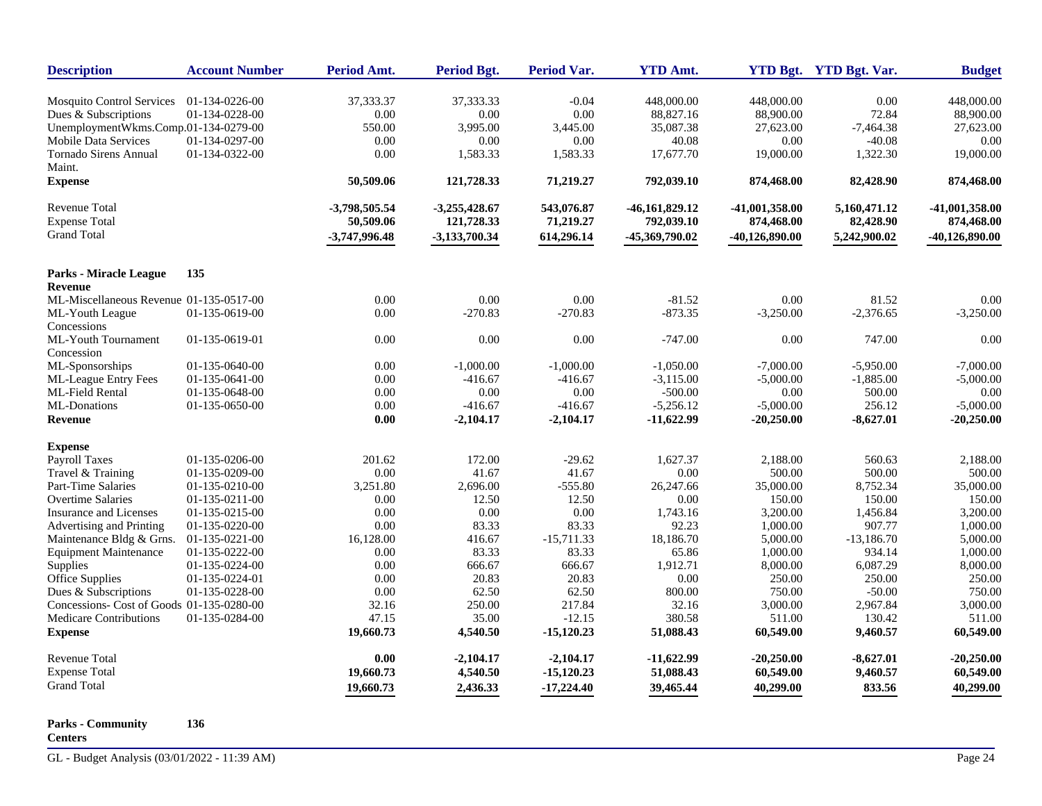| Description | Account Number | Period Amt. | Period Bgt. | Period Var. | YTD Amt. | YTD Bgt. | YTD Bgt. Var. | Budget |
|---|---|---|---|---|---|---|---|---|
| Mosquito Control Services | 01-134-0226-00 | 37,333.37 | 37,333.33 | -0.04 | 448,000.00 | 448,000.00 | 0.00 | 448,000.00 |
| Dues & Subscriptions | 01-134-0228-00 | 0.00 | 0.00 | 0.00 | 88,827.16 | 88,900.00 | 72.84 | 88,900.00 |
| UnemploymentWkms.Comp. | 01-134-0279-00 | 550.00 | 3,995.00 | 3,445.00 | 35,087.38 | 27,623.00 | -7,464.38 | 27,623.00 |
| Mobile Data Services | 01-134-0297-00 | 0.00 | 0.00 | 0.00 | 40.08 | 0.00 | -40.08 | 0.00 |
| Tornado Sirens Annual Maint. | 01-134-0322-00 | 0.00 | 1,583.33 | 1,583.33 | 17,677.70 | 19,000.00 | 1,322.30 | 19,000.00 |
| **Expense** | | **50,509.06** | **121,728.33** | **71,219.27** | **792,039.10** | **874,468.00** | **82,428.90** | **874,468.00** |
| Revenue Total | | **-3,798,505.54** | **-3,255,428.67** | **543,076.87** | **-46,161,829.12** | **-41,001,358.00** | **5,160,471.12** | **-41,001,358.00** |
| Expense Total | | **50,509.06** | **121,728.33** | **71,219.27** | **792,039.10** | **874,468.00** | **82,428.90** | **874,468.00** |
| Grand Total | | **-3,747,996.48** | **-3,133,700.34** | **614,296.14** | **-45,369,790.02** | **-40,126,890.00** | **5,242,900.02** | **-40,126,890.00** |

**Parks - Miracle League 135**

| Description | Account Number | Period Amt. | Period Bgt. | Period Var. | YTD Amt. | YTD Bgt. | YTD Bgt. Var. | Budget |
|---|---|---|---|---|---|---|---|---|
| **Revenue** | | | | | | | | |
| ML-Miscellaneous Revenue | 01-135-0517-00 | 0.00 | 0.00 | 0.00 | -81.52 | 0.00 | 81.52 | 0.00 |
| ML-Youth League Concessions | 01-135-0619-00 | 0.00 | -270.83 | -270.83 | -873.35 | -3,250.00 | -2,376.65 | -3,250.00 |
| ML-Youth Tournament Concession | 01-135-0619-01 | 0.00 | 0.00 | 0.00 | -747.00 | 0.00 | 747.00 | 0.00 |
| ML-Sponsorships | 01-135-0640-00 | 0.00 | -1,000.00 | -1,000.00 | -1,050.00 | -7,000.00 | -5,950.00 | -7,000.00 |
| ML-League Entry Fees | 01-135-0641-00 | 0.00 | -416.67 | -416.67 | -3,115.00 | -5,000.00 | -1,885.00 | -5,000.00 |
| ML-Field Rental | 01-135-0648-00 | 0.00 | 0.00 | 0.00 | -500.00 | 0.00 | 500.00 | 0.00 |
| ML-Donations | 01-135-0650-00 | 0.00 | -416.67 | -416.67 | -5,256.12 | -5,000.00 | 256.12 | -5,000.00 |
| **Revenue** | | **0.00** | **-2,104.17** | **-2,104.17** | **-11,622.99** | **-20,250.00** | **-8,627.01** | **-20,250.00** |
| **Expense** | | | | | | | | |
| Payroll Taxes | 01-135-0206-00 | 201.62 | 172.00 | -29.62 | 1,627.37 | 2,188.00 | 560.63 | 2,188.00 |
| Travel & Training | 01-135-0209-00 | 0.00 | 41.67 | 41.67 | 0.00 | 500.00 | 500.00 | 500.00 |
| Part-Time Salaries | 01-135-0210-00 | 3,251.80 | 2,696.00 | -555.80 | 26,247.66 | 35,000.00 | 8,752.34 | 35,000.00 |
| Overtime Salaries | 01-135-0211-00 | 0.00 | 12.50 | 12.50 | 0.00 | 150.00 | 150.00 | 150.00 |
| Insurance and Licenses | 01-135-0215-00 | 0.00 | 0.00 | 0.00 | 1,743.16 | 3,200.00 | 1,456.84 | 3,200.00 |
| Advertising and Printing | 01-135-0220-00 | 0.00 | 83.33 | 83.33 | 92.23 | 1,000.00 | 907.77 | 1,000.00 |
| Maintenance Bldg & Grns. | 01-135-0221-00 | 16,128.00 | 416.67 | -15,711.33 | 18,186.70 | 5,000.00 | -13,186.70 | 5,000.00 |
| Equipment Maintenance | 01-135-0222-00 | 0.00 | 83.33 | 83.33 | 65.86 | 1,000.00 | 934.14 | 1,000.00 |
| Supplies | 01-135-0224-00 | 0.00 | 666.67 | 666.67 | 1,912.71 | 8,000.00 | 6,087.29 | 8,000.00 |
| Office Supplies | 01-135-0224-01 | 0.00 | 20.83 | 20.83 | 0.00 | 250.00 | 250.00 | 250.00 |
| Dues & Subscriptions | 01-135-0228-00 | 0.00 | 62.50 | 62.50 | 800.00 | 750.00 | -50.00 | 750.00 |
| Concessions- Cost of Goods | 01-135-0280-00 | 32.16 | 250.00 | 217.84 | 32.16 | 3,000.00 | 2,967.84 | 3,000.00 |
| Medicare Contributions | 01-135-0284-00 | 47.15 | 35.00 | -12.15 | 380.58 | 511.00 | 130.42 | 511.00 |
| **Expense** | | **19,660.73** | **4,540.50** | **-15,120.23** | **51,088.43** | **60,549.00** | **9,460.57** | **60,549.00** |
| Revenue Total | | **0.00** | **-2,104.17** | **-2,104.17** | **-11,622.99** | **-20,250.00** | **-8,627.01** | **-20,250.00** |
| Expense Total | | **19,660.73** | **4,540.50** | **-15,120.23** | **51,088.43** | **60,549.00** | **9,460.57** | **60,549.00** |
| Grand Total | | **19,660.73** | **2,436.33** | **-17,224.40** | **39,465.44** | **40,299.00** | **833.56** | **40,299.00** |

**Parks - Community Centers 136**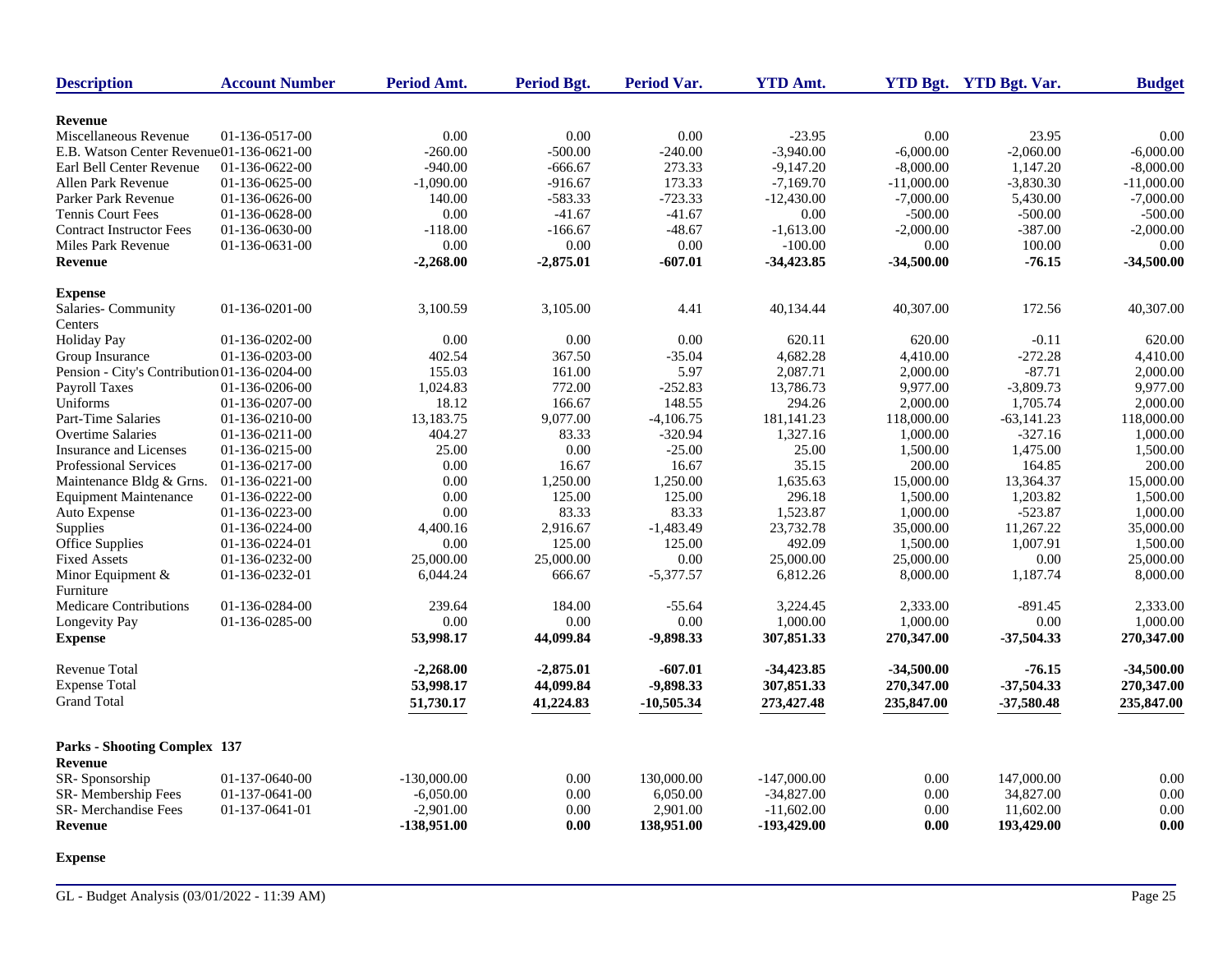| Description | Account Number | Period Amt. | Period Bgt. | Period Var. | YTD Amt. | YTD Bgt. | YTD Bgt. Var. | Budget |
|---|---|---|---|---|---|---|---|---|
| **Revenue** | | | | | | | | |
| Miscellaneous Revenue | 01-136-0517-00 | 0.00 | 0.00 | 0.00 | -23.95 | 0.00 | 23.95 | 0.00 |
| E.B. Watson Center Revenue | 01-136-0621-00 | -260.00 | -500.00 | -240.00 | -3,940.00 | -6,000.00 | -2,060.00 | -6,000.00 |
| Earl Bell Center Revenue | 01-136-0622-00 | -940.00 | -666.67 | 273.33 | -9,147.20 | -8,000.00 | 1,147.20 | -8,000.00 |
| Allen Park Revenue | 01-136-0625-00 | -1,090.00 | -916.67 | 173.33 | -7,169.70 | -11,000.00 | -3,830.30 | -11,000.00 |
| Parker Park Revenue | 01-136-0626-00 | 140.00 | -583.33 | -723.33 | -12,430.00 | -7,000.00 | 5,430.00 | -7,000.00 |
| Tennis Court Fees | 01-136-0628-00 | 0.00 | -41.67 | -41.67 | 0.00 | -500.00 | -500.00 | -500.00 |
| Contract Instructor Fees | 01-136-0630-00 | -118.00 | -166.67 | -48.67 | -1,613.00 | -2,000.00 | -387.00 | -2,000.00 |
| Miles Park Revenue | 01-136-0631-00 | 0.00 | 0.00 | 0.00 | -100.00 | 0.00 | 100.00 | 0.00 |
| **Revenue** | | **-2,268.00** | **-2,875.01** | **-607.01** | **-34,423.85** | **-34,500.00** | **-76.15** | **-34,500.00** |
| **Expense** | | | | | | | | |
| Salaries- Community Centers | 01-136-0201-00 | 3,100.59 | 3,105.00 | 4.41 | 40,134.44 | 40,307.00 | 172.56 | 40,307.00 |
| Holiday Pay | 01-136-0202-00 | 0.00 | 0.00 | 0.00 | 620.11 | 620.00 | -0.11 | 620.00 |
| Group Insurance | 01-136-0203-00 | 402.54 | 367.50 | -35.04 | 4,682.28 | 4,410.00 | -272.28 | 4,410.00 |
| Pension - City's Contribution | 01-136-0204-00 | 155.03 | 161.00 | 5.97 | 2,087.71 | 2,000.00 | -87.71 | 2,000.00 |
| Payroll Taxes | 01-136-0206-00 | 1,024.83 | 772.00 | -252.83 | 13,786.73 | 9,977.00 | -3,809.73 | 9,977.00 |
| Uniforms | 01-136-0207-00 | 18.12 | 166.67 | 148.55 | 294.26 | 2,000.00 | 1,705.74 | 2,000.00 |
| Part-Time Salaries | 01-136-0210-00 | 13,183.75 | 9,077.00 | -4,106.75 | 181,141.23 | 118,000.00 | -63,141.23 | 118,000.00 |
| Overtime Salaries | 01-136-0211-00 | 404.27 | 83.33 | -320.94 | 1,327.16 | 1,000.00 | -327.16 | 1,000.00 |
| Insurance and Licenses | 01-136-0215-00 | 25.00 | 0.00 | -25.00 | 25.00 | 1,500.00 | 1,475.00 | 1,500.00 |
| Professional Services | 01-136-0217-00 | 0.00 | 16.67 | 16.67 | 35.15 | 200.00 | 164.85 | 200.00 |
| Maintenance Bldg & Grns. | 01-136-0221-00 | 0.00 | 1,250.00 | 1,250.00 | 1,635.63 | 15,000.00 | 13,364.37 | 15,000.00 |
| Equipment Maintenance | 01-136-0222-00 | 0.00 | 125.00 | 125.00 | 296.18 | 1,500.00 | 1,203.82 | 1,500.00 |
| Auto Expense | 01-136-0223-00 | 0.00 | 83.33 | 83.33 | 1,523.87 | 1,000.00 | -523.87 | 1,000.00 |
| Supplies | 01-136-0224-00 | 4,400.16 | 2,916.67 | -1,483.49 | 23,732.78 | 35,000.00 | 11,267.22 | 35,000.00 |
| Office Supplies | 01-136-0224-01 | 0.00 | 125.00 | 125.00 | 492.09 | 1,500.00 | 1,007.91 | 1,500.00 |
| Fixed Assets | 01-136-0232-00 | 25,000.00 | 25,000.00 | 0.00 | 25,000.00 | 25,000.00 | 0.00 | 25,000.00 |
| Minor Equipment & Furniture | 01-136-0232-01 | 6,044.24 | 666.67 | -5,377.57 | 6,812.26 | 8,000.00 | 1,187.74 | 8,000.00 |
| Medicare Contributions | 01-136-0284-00 | 239.64 | 184.00 | -55.64 | 3,224.45 | 2,333.00 | -891.45 | 2,333.00 |
| Longevity Pay | 01-136-0285-00 | 0.00 | 0.00 | 0.00 | 1,000.00 | 1,000.00 | 0.00 | 1,000.00 |
| **Expense** | | **53,998.17** | **44,099.84** | **-9,898.33** | **307,851.33** | **270,347.00** | **-37,504.33** | **270,347.00** |
| Revenue Total | | **-2,268.00** | **-2,875.01** | **-607.01** | **-34,423.85** | **-34,500.00** | **-76.15** | **-34,500.00** |
| Expense Total | | **53,998.17** | **44,099.84** | **-9,898.33** | **307,851.33** | **270,347.00** | **-37,504.33** | **270,347.00** |
| Grand Total | | **51,730.17** | **41,224.83** | **-10,505.34** | **273,427.48** | **235,847.00** | **-37,580.48** | **235,847.00** |

**Parks - Shooting Complex 137**

| Description | Account Number | Period Amt. | Period Bgt. | Period Var. | YTD Amt. | YTD Bgt. | YTD Bgt. Var. | Budget |
|---|---|---|---|---|---|---|---|---|
| **Revenue** | | | | | | | | |
| SR- Sponsorship | 01-137-0640-00 | -130,000.00 | 0.00 | 130,000.00 | -147,000.00 | 0.00 | 147,000.00 | 0.00 |
| SR- Membership Fees | 01-137-0641-00 | -6,050.00 | 0.00 | 6,050.00 | -34,827.00 | 0.00 | 34,827.00 | 0.00 |
| SR- Merchandise Fees | 01-137-0641-01 | -2,901.00 | 0.00 | 2,901.00 | -11,602.00 | 0.00 | 11,602.00 | 0.00 |
| **Revenue** | | **-138,951.00** | **0.00** | **138,951.00** | **-193,429.00** | **0.00** | **193,429.00** | **0.00** |
| **Expense** | | | | | | | | |

GL - Budget Analysis (03/01/2022 - 11:39 AM)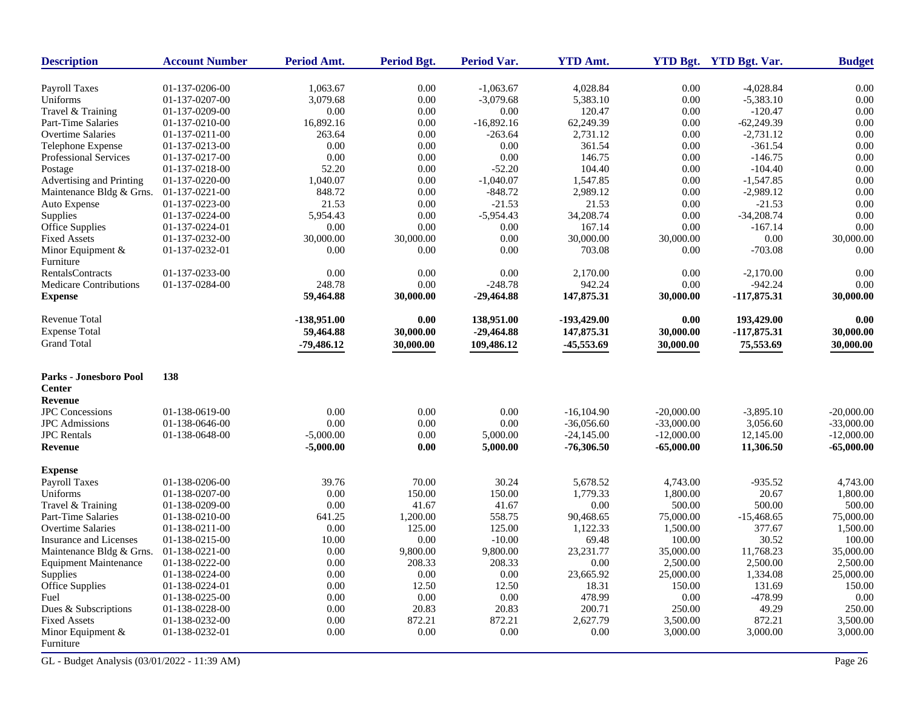| Description | Account Number | Period Amt. | Period Bgt. | Period Var. | YTD Amt. | YTD Bgt. | YTD Bgt. Var. | Budget |
|---|---|---|---|---|---|---|---|---|
| Payroll Taxes | 01-137-0206-00 | 1,063.67 | 0.00 | -1,063.67 | 4,028.84 | 0.00 | -4,028.84 | 0.00 |
| Uniforms | 01-137-0207-00 | 3,079.68 | 0.00 | -3,079.68 | 5,383.10 | 0.00 | -5,383.10 | 0.00 |
| Travel & Training | 01-137-0209-00 | 0.00 | 0.00 | 0.00 | 120.47 | 0.00 | -120.47 | 0.00 |
| Part-Time Salaries | 01-137-0210-00 | 16,892.16 | 0.00 | -16,892.16 | 62,249.39 | 0.00 | -62,249.39 | 0.00 |
| Overtime Salaries | 01-137-0211-00 | 263.64 | 0.00 | -263.64 | 2,731.12 | 0.00 | -2,731.12 | 0.00 |
| Telephone Expense | 01-137-0213-00 | 0.00 | 0.00 | 0.00 | 361.54 | 0.00 | -361.54 | 0.00 |
| Professional Services | 01-137-0217-00 | 0.00 | 0.00 | 0.00 | 146.75 | 0.00 | -146.75 | 0.00 |
| Postage | 01-137-0218-00 | 52.20 | 0.00 | -52.20 | 104.40 | 0.00 | -104.40 | 0.00 |
| Advertising and Printing | 01-137-0220-00 | 1,040.07 | 0.00 | -1,040.07 | 1,547.85 | 0.00 | -1,547.85 | 0.00 |
| Maintenance Bldg & Grns. | 01-137-0221-00 | 848.72 | 0.00 | -848.72 | 2,989.12 | 0.00 | -2,989.12 | 0.00 |
| Auto Expense | 01-137-0223-00 | 21.53 | 0.00 | -21.53 | 21.53 | 0.00 | -21.53 | 0.00 |
| Supplies | 01-137-0224-00 | 5,954.43 | 0.00 | -5,954.43 | 34,208.74 | 0.00 | -34,208.74 | 0.00 |
| Office Supplies | 01-137-0224-01 | 0.00 | 0.00 | 0.00 | 167.14 | 0.00 | -167.14 | 0.00 |
| Fixed Assets | 01-137-0232-00 | 30,000.00 | 30,000.00 | 0.00 | 30,000.00 | 30,000.00 | 0.00 | 30,000.00 |
| Minor Equipment & Furniture | 01-137-0232-01 | 0.00 | 0.00 | 0.00 | 703.08 | 0.00 | -703.08 | 0.00 |
| RentalsContracts | 01-137-0233-00 | 0.00 | 0.00 | 0.00 | 2,170.00 | 0.00 | -2,170.00 | 0.00 |
| Medicare Contributions | 01-137-0284-00 | 248.78 | 0.00 | -248.78 | 942.24 | 0.00 | -942.24 | 0.00 |
| **Expense** | | **59,464.88** | **30,000.00** | **-29,464.88** | **147,875.31** | **30,000.00** | **-117,875.31** | **30,000.00** |
| Revenue Total | | **-138,951.00** | **0.00** | **138,951.00** | **-193,429.00** | **0.00** | **193,429.00** | **0.00** |
| Expense Total | | **59,464.88** | **30,000.00** | **-29,464.88** | **147,875.31** | **30,000.00** | **-117,875.31** | **30,000.00** |
| Grand Total | | **-79,486.12** | **30,000.00** | **109,486.12** | **-45,553.69** | **30,000.00** | **75,553.69** | **30,000.00** |
| **Parks - Jonesboro Pool Center** | **138** | | | | | | | |
| **Revenue** | | | | | | | | |
| JPC Concessions | 01-138-0619-00 | 0.00 | 0.00 | 0.00 | -16,104.90 | -20,000.00 | -3,895.10 | -20,000.00 |
| JPC Admissions | 01-138-0646-00 | 0.00 | 0.00 | 0.00 | -36,056.60 | -33,000.00 | 3,056.60 | -33,000.00 |
| JPC Rentals | 01-138-0648-00 | -5,000.00 | 0.00 | 5,000.00 | -24,145.00 | -12,000.00 | 12,145.00 | -12,000.00 |
| **Revenue** | | **-5,000.00** | **0.00** | **5,000.00** | **-76,306.50** | **-65,000.00** | **11,306.50** | **-65,000.00** |
| **Expense** | | | | | | | | |
| Payroll Taxes | 01-138-0206-00 | 39.76 | 70.00 | 30.24 | 5,678.52 | 4,743.00 | -935.52 | 4,743.00 |
| Uniforms | 01-138-0207-00 | 0.00 | 150.00 | 150.00 | 1,779.33 | 1,800.00 | 20.67 | 1,800.00 |
| Travel & Training | 01-138-0209-00 | 0.00 | 41.67 | 41.67 | 0.00 | 500.00 | 500.00 | 500.00 |
| Part-Time Salaries | 01-138-0210-00 | 641.25 | 1,200.00 | 558.75 | 90,468.65 | 75,000.00 | -15,468.65 | 75,000.00 |
| Overtime Salaries | 01-138-0211-00 | 0.00 | 125.00 | 125.00 | 1,122.33 | 1,500.00 | 377.67 | 1,500.00 |
| Insurance and Licenses | 01-138-0215-00 | 10.00 | 0.00 | -10.00 | 69.48 | 100.00 | 30.52 | 100.00 |
| Maintenance Bldg & Grns. | 01-138-0221-00 | 0.00 | 9,800.00 | 9,800.00 | 23,231.77 | 35,000.00 | 11,768.23 | 35,000.00 |
| Equipment Maintenance | 01-138-0222-00 | 0.00 | 208.33 | 208.33 | 0.00 | 2,500.00 | 2,500.00 | 2,500.00 |
| Supplies | 01-138-0224-00 | 0.00 | 0.00 | 0.00 | 23,665.92 | 25,000.00 | 1,334.08 | 25,000.00 |
| Office Supplies | 01-138-0224-01 | 0.00 | 12.50 | 12.50 | 18.31 | 150.00 | 131.69 | 150.00 |
| Fuel | 01-138-0225-00 | 0.00 | 0.00 | 0.00 | 478.99 | 0.00 | -478.99 | 0.00 |
| Dues & Subscriptions | 01-138-0228-00 | 0.00 | 20.83 | 20.83 | 200.71 | 250.00 | 49.29 | 250.00 |
| Fixed Assets | 01-138-0232-00 | 0.00 | 872.21 | 872.21 | 2,627.79 | 3,500.00 | 872.21 | 3,500.00 |
| Minor Equipment & Furniture | 01-138-0232-01 | 0.00 | 0.00 | 0.00 | 0.00 | 3,000.00 | 3,000.00 | 3,000.00 |

GL - Budget Analysis (03/01/2022 - 11:39 AM)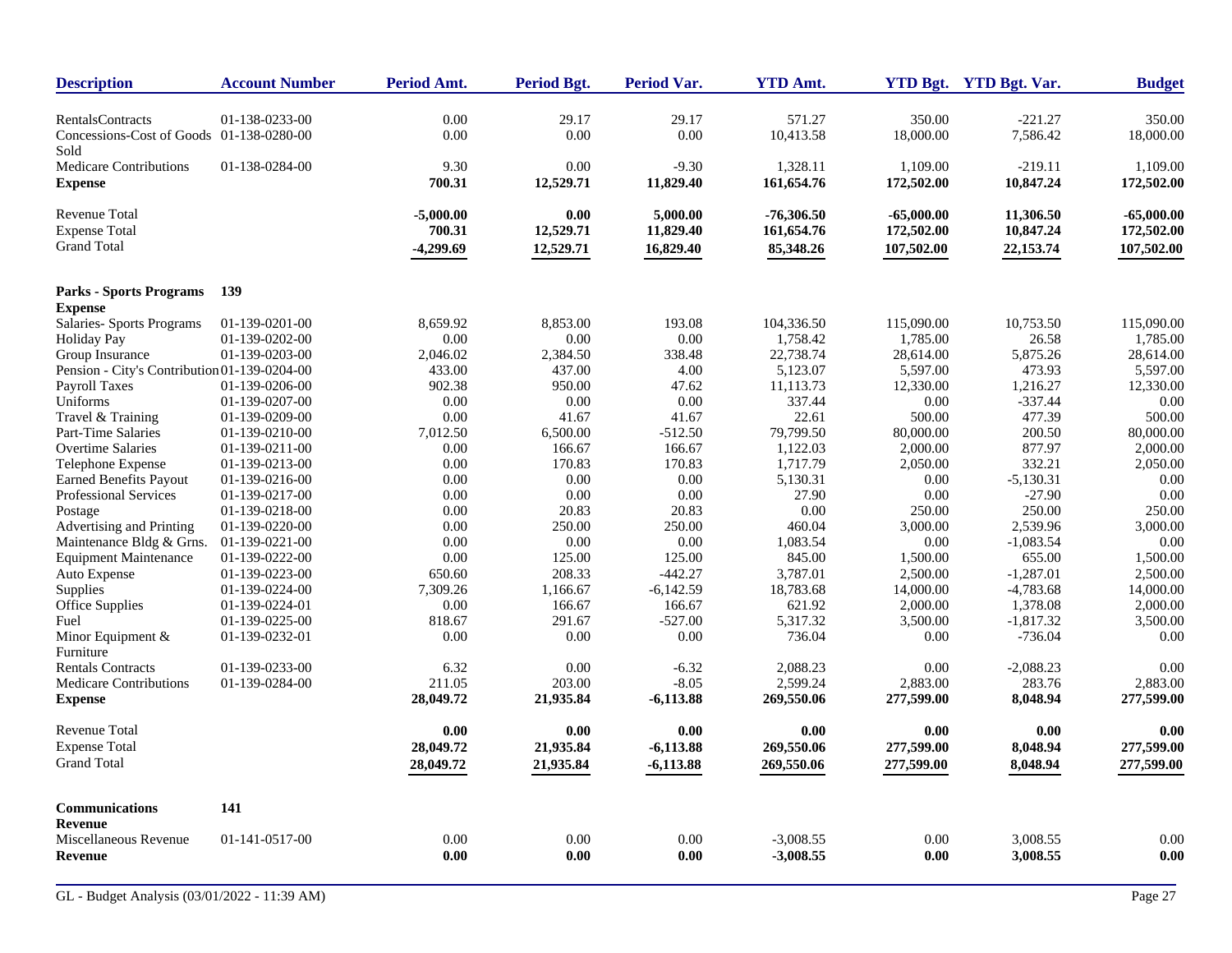| Description | Account Number | Period Amt. | Period Bgt. | Period Var. | YTD Amt. | YTD Bgt. | YTD Bgt. Var. | Budget |
|---|---|---|---|---|---|---|---|---|
| RentalsContracts | 01-138-0233-00 | 0.00 | 29.17 | 29.17 | 571.27 | 350.00 | -221.27 | 350.00 |
| Concessions-Cost of Goods Sold | 01-138-0280-00 | 0.00 | 0.00 | 0.00 | 10,413.58 | 18,000.00 | 7,586.42 | 18,000.00 |
| Medicare Contributions | 01-138-0284-00 | 9.30 | 0.00 | -9.30 | 1,328.11 | 1,109.00 | -219.11 | 1,109.00 |
| **Expense** | | **700.31** | **12,529.71** | **11,829.40** | **161,654.76** | **172,502.00** | **10,847.24** | **172,502.00** |
| Revenue Total | | **-5,000.00** | **0.00** | **5,000.00** | **-76,306.50** | **-65,000.00** | **11,306.50** | **-65,000.00** |
| Expense Total | | **700.31** | **12,529.71** | **11,829.40** | **161,654.76** | **172,502.00** | **10,847.24** | **172,502.00** |
| Grand Total | | **-4,299.69** | **12,529.71** | **16,829.40** | **85,348.26** | **107,502.00** | **22,153.74** | **107,502.00** |
| **Parks - Sports Programs** | **139** | | | | | | | |
| **Expense** | | | | | | | | |
| Salaries- Sports Programs | 01-139-0201-00 | 8,659.92 | 8,853.00 | 193.08 | 104,336.50 | 115,090.00 | 10,753.50 | 115,090.00 |
| Holiday Pay | 01-139-0202-00 | 0.00 | 0.00 | 0.00 | 1,758.42 | 1,785.00 | 26.58 | 1,785.00 |
| Group Insurance | 01-139-0203-00 | 2,046.02 | 2,384.50 | 338.48 | 22,738.74 | 28,614.00 | 5,875.26 | 28,614.00 |
| Pension - City's Contribution | 01-139-0204-00 | 433.00 | 437.00 | 4.00 | 5,123.07 | 5,597.00 | 473.93 | 5,597.00 |
| Payroll Taxes | 01-139-0206-00 | 902.38 | 950.00 | 47.62 | 11,113.73 | 12,330.00 | 1,216.27 | 12,330.00 |
| Uniforms | 01-139-0207-00 | 0.00 | 0.00 | 0.00 | 337.44 | 0.00 | -337.44 | 0.00 |
| Travel & Training | 01-139-0209-00 | 0.00 | 41.67 | 41.67 | 22.61 | 500.00 | 477.39 | 500.00 |
| Part-Time Salaries | 01-139-0210-00 | 7,012.50 | 6,500.00 | -512.50 | 79,799.50 | 80,000.00 | 200.50 | 80,000.00 |
| Overtime Salaries | 01-139-0211-00 | 0.00 | 166.67 | 166.67 | 1,122.03 | 2,000.00 | 877.97 | 2,000.00 |
| Telephone Expense | 01-139-0213-00 | 0.00 | 170.83 | 170.83 | 1,717.79 | 2,050.00 | 332.21 | 2,050.00 |
| Earned Benefits Payout | 01-139-0216-00 | 0.00 | 0.00 | 0.00 | 5,130.31 | 0.00 | -5,130.31 | 0.00 |
| Professional Services | 01-139-0217-00 | 0.00 | 0.00 | 0.00 | 27.90 | 0.00 | -27.90 | 0.00 |
| Postage | 01-139-0218-00 | 0.00 | 20.83 | 20.83 | 0.00 | 250.00 | 250.00 | 250.00 |
| Advertising and Printing | 01-139-0220-00 | 0.00 | 250.00 | 250.00 | 460.04 | 3,000.00 | 2,539.96 | 3,000.00 |
| Maintenance Bldg & Grns. | 01-139-0221-00 | 0.00 | 0.00 | 0.00 | 1,083.54 | 0.00 | -1,083.54 | 0.00 |
| Equipment Maintenance | 01-139-0222-00 | 0.00 | 125.00 | 125.00 | 845.00 | 1,500.00 | 655.00 | 1,500.00 |
| Auto Expense | 01-139-0223-00 | 650.60 | 208.33 | -442.27 | 3,787.01 | 2,500.00 | -1,287.01 | 2,500.00 |
| Supplies | 01-139-0224-00 | 7,309.26 | 1,166.67 | -6,142.59 | 18,783.68 | 14,000.00 | -4,783.68 | 14,000.00 |
| Office Supplies | 01-139-0224-01 | 0.00 | 166.67 | 166.67 | 621.92 | 2,000.00 | 1,378.08 | 2,000.00 |
| Fuel | 01-139-0225-00 | 818.67 | 291.67 | -527.00 | 5,317.32 | 3,500.00 | -1,817.32 | 3,500.00 |
| Minor Equipment & Furniture | 01-139-0232-01 | 0.00 | 0.00 | 0.00 | 736.04 | 0.00 | -736.04 | 0.00 |
| Rentals Contracts | 01-139-0233-00 | 6.32 | 0.00 | -6.32 | 2,088.23 | 0.00 | -2,088.23 | 0.00 |
| Medicare Contributions | 01-139-0284-00 | 211.05 | 203.00 | -8.05 | 2,599.24 | 2,883.00 | 283.76 | 2,883.00 |
| **Expense** | | **28,049.72** | **21,935.84** | **-6,113.88** | **269,550.06** | **277,599.00** | **8,048.94** | **277,599.00** |
| Revenue Total | | **0.00** | **0.00** | **0.00** | **0.00** | **0.00** | **0.00** | **0.00** |
| Expense Total | | **28,049.72** | **21,935.84** | **-6,113.88** | **269,550.06** | **277,599.00** | **8,048.94** | **277,599.00** |
| Grand Total | | **28,049.72** | **21,935.84** | **-6,113.88** | **269,550.06** | **277,599.00** | **8,048.94** | **277,599.00** |
| **Communications** | **141** | | | | | | | |
| **Revenue** | | | | | | | | |
| Miscellaneous Revenue | 01-141-0517-00 | 0.00 | 0.00 | 0.00 | -3,008.55 | 0.00 | 3,008.55 | 0.00 |
| **Revenue** | | **0.00** | **0.00** | **0.00** | **-3,008.55** | **0.00** | **3,008.55** | **0.00** |

GL - Budget Analysis (03/01/2022 - 11:39 AM)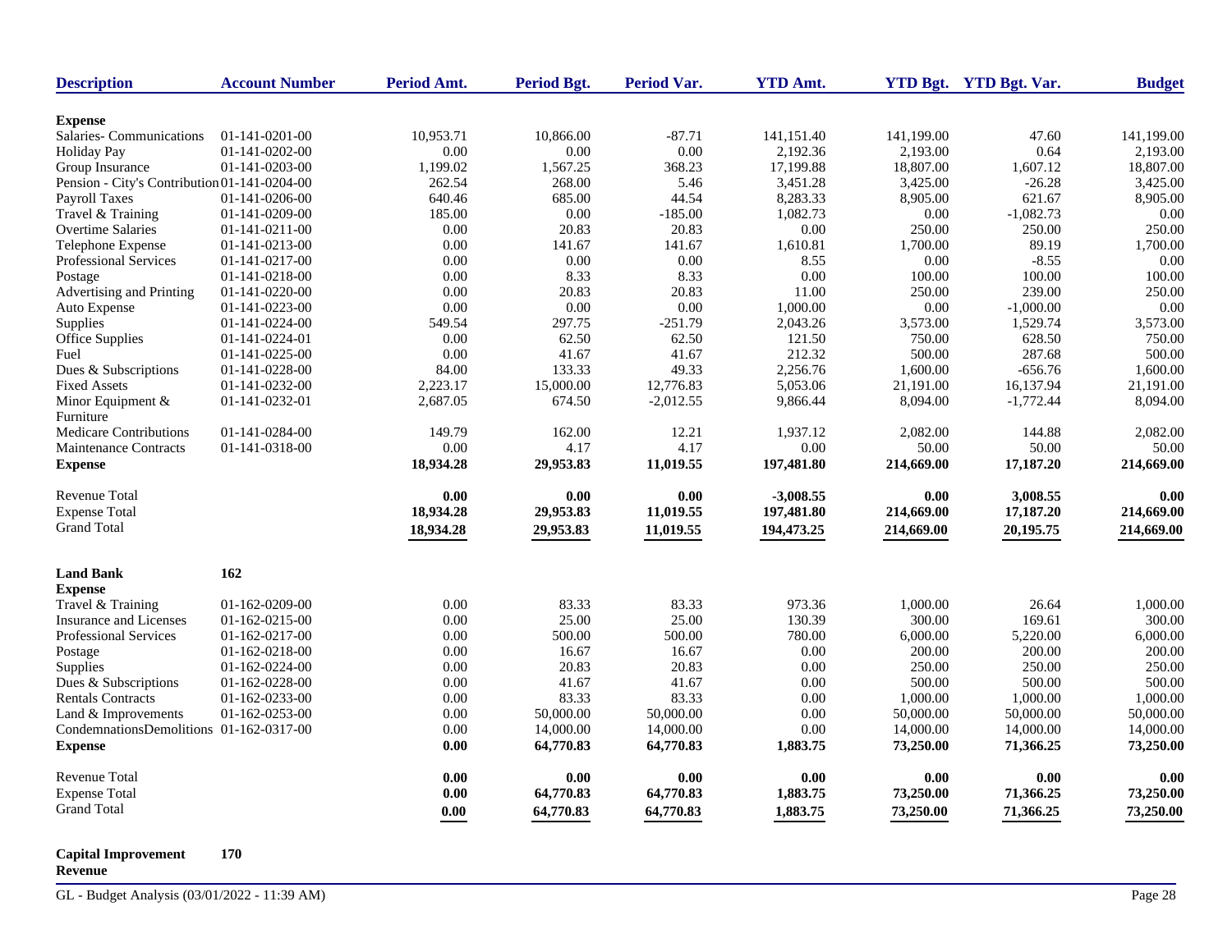| Description | Account Number | Period Amt. | Period Bgt. | Period Var. | YTD Amt. | YTD Bgt. | YTD Bgt. Var. | Budget |
|---|---|---|---|---|---|---|---|---|
| **Expense** | | | | | | | | |
| Salaries- Communications | 01-141-0201-00 | 10,953.71 | 10,866.00 | -87.71 | 141,151.40 | 141,199.00 | 47.60 | 141,199.00 |
| Holiday Pay | 01-141-0202-00 | 0.00 | 0.00 | 0.00 | 2,192.36 | 2,193.00 | 0.64 | 2,193.00 |
| Group Insurance | 01-141-0203-00 | 1,199.02 | 1,567.25 | 368.23 | 17,199.88 | 18,807.00 | 1,607.12 | 18,807.00 |
| Pension - City's Contribution | 01-141-0204-00 | 262.54 | 268.00 | 5.46 | 3,451.28 | 3,425.00 | -26.28 | 3,425.00 |
| Payroll Taxes | 01-141-0206-00 | 640.46 | 685.00 | 44.54 | 8,283.33 | 8,905.00 | 621.67 | 8,905.00 |
| Travel & Training | 01-141-0209-00 | 185.00 | 0.00 | -185.00 | 1,082.73 | 0.00 | -1,082.73 | 0.00 |
| Overtime Salaries | 01-141-0211-00 | 0.00 | 20.83 | 20.83 | 0.00 | 250.00 | 250.00 | 250.00 |
| Telephone Expense | 01-141-0213-00 | 0.00 | 141.67 | 141.67 | 1,610.81 | 1,700.00 | 89.19 | 1,700.00 |
| Professional Services | 01-141-0217-00 | 0.00 | 0.00 | 0.00 | 8.55 | 0.00 | -8.55 | 0.00 |
| Postage | 01-141-0218-00 | 0.00 | 8.33 | 8.33 | 0.00 | 100.00 | 100.00 | 100.00 |
| Advertising and Printing | 01-141-0220-00 | 0.00 | 20.83 | 20.83 | 11.00 | 250.00 | 239.00 | 250.00 |
| Auto Expense | 01-141-0223-00 | 0.00 | 0.00 | 0.00 | 1,000.00 | 0.00 | -1,000.00 | 0.00 |
| Supplies | 01-141-0224-00 | 549.54 | 297.75 | -251.79 | 2,043.26 | 3,573.00 | 1,529.74 | 3,573.00 |
| Office Supplies | 01-141-0224-01 | 0.00 | 62.50 | 62.50 | 121.50 | 750.00 | 628.50 | 750.00 |
| Fuel | 01-141-0225-00 | 0.00 | 41.67 | 41.67 | 212.32 | 500.00 | 287.68 | 500.00 |
| Dues & Subscriptions | 01-141-0228-00 | 84.00 | 133.33 | 49.33 | 2,256.76 | 1,600.00 | -656.76 | 1,600.00 |
| Fixed Assets | 01-141-0232-00 | 2,223.17 | 15,000.00 | 12,776.83 | 5,053.06 | 21,191.00 | 16,137.94 | 21,191.00 |
| Minor Equipment & Furniture | 01-141-0232-01 | 2,687.05 | 674.50 | -2,012.55 | 9,866.44 | 8,094.00 | -1,772.44 | 8,094.00 |
| Medicare Contributions | 01-141-0284-00 | 149.79 | 162.00 | 12.21 | 1,937.12 | 2,082.00 | 144.88 | 2,082.00 |
| Maintenance Contracts | 01-141-0318-00 | 0.00 | 4.17 | 4.17 | 0.00 | 50.00 | 50.00 | 50.00 |
| **Expense** | | **18,934.28** | **29,953.83** | **11,019.55** | **197,481.80** | **214,669.00** | **17,187.20** | **214,669.00** |
| Revenue Total | | **0.00** | **0.00** | **0.00** | **-3,008.55** | **0.00** | **3,008.55** | **0.00** |
| Expense Total | | **18,934.28** | **29,953.83** | **11,019.55** | **197,481.80** | **214,669.00** | **17,187.20** | **214,669.00** |
| Grand Total | | **18,934.28** | **29,953.83** | **11,019.55** | **194,473.25** | **214,669.00** | **20,195.75** | **214,669.00** |
| **Land Bank** | **162** | | | | | | | |
| **Expense** | | | | | | | | |
| Travel & Training | 01-162-0209-00 | 0.00 | 83.33 | 83.33 | 973.36 | 1,000.00 | 26.64 | 1,000.00 |
| Insurance and Licenses | 01-162-0215-00 | 0.00 | 25.00 | 25.00 | 130.39 | 300.00 | 169.61 | 300.00 |
| Professional Services | 01-162-0217-00 | 0.00 | 500.00 | 500.00 | 780.00 | 6,000.00 | 5,220.00 | 6,000.00 |
| Postage | 01-162-0218-00 | 0.00 | 16.67 | 16.67 | 0.00 | 200.00 | 200.00 | 200.00 |
| Supplies | 01-162-0224-00 | 0.00 | 20.83 | 20.83 | 0.00 | 250.00 | 250.00 | 250.00 |
| Dues & Subscriptions | 01-162-0228-00 | 0.00 | 41.67 | 41.67 | 0.00 | 500.00 | 500.00 | 500.00 |
| Rentals Contracts | 01-162-0233-00 | 0.00 | 83.33 | 83.33 | 0.00 | 1,000.00 | 1,000.00 | 1,000.00 |
| Land & Improvements | 01-162-0253-00 | 0.00 | 50,000.00 | 50,000.00 | 0.00 | 50,000.00 | 50,000.00 | 50,000.00 |
| CondemnationsDemolitions | 01-162-0317-00 | 0.00 | 14,000.00 | 14,000.00 | 0.00 | 14,000.00 | 14,000.00 | 14,000.00 |
| **Expense** | | **0.00** | **64,770.83** | **64,770.83** | **1,883.75** | **73,250.00** | **71,366.25** | **73,250.00** |
| Revenue Total | | **0.00** | **0.00** | **0.00** | **0.00** | **0.00** | **0.00** | **0.00** |
| Expense Total | | **0.00** | **64,770.83** | **64,770.83** | **1,883.75** | **73,250.00** | **71,366.25** | **73,250.00** |
| Grand Total | | **0.00** | **64,770.83** | **64,770.83** | **1,883.75** | **73,250.00** | **71,366.25** | **73,250.00** |
| **Capital Improvement** | **170** | | | | | | | |
| **Revenue** | | | | | | | | |

GL - Budget Analysis (03/01/2022 - 11:39 AM)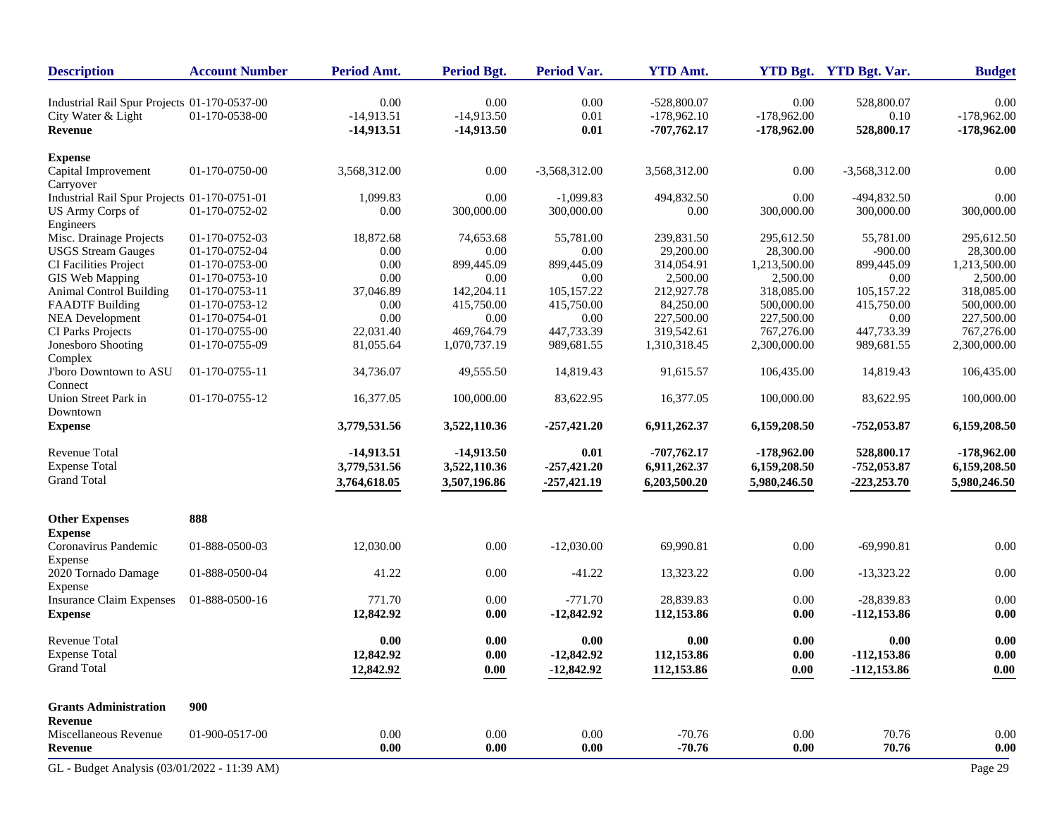| Description | Account Number | Period Amt. | Period Bgt. | Period Var. | YTD Amt. | YTD Bgt. | YTD Bgt. Var. | Budget |
|---|---|---|---|---|---|---|---|---|
| Industrial Rail Spur Projects | 01-170-0537-00 | 0.00 | 0.00 | 0.00 | -528,800.07 | 0.00 | 528,800.07 | 0.00 |
| City Water & Light | 01-170-0538-00 | -14,913.51 | -14,913.50 | 0.01 | -178,962.10 | -178,962.00 | 0.10 | -178,962.00 |
| **Revenue** | | **-14,913.51** | **-14,913.50** | **0.01** | **-707,762.17** | **-178,962.00** | **528,800.17** | **-178,962.00** |
| **Expense** | | | | | | | | |
| Capital Improvement Carryover | 01-170-0750-00 | 3,568,312.00 | 0.00 | -3,568,312.00 | 3,568,312.00 | 0.00 | -3,568,312.00 | 0.00 |
| Industrial Rail Spur Projects | 01-170-0751-01 | 1,099.83 | 0.00 | -1,099.83 | 494,832.50 | 0.00 | -494,832.50 | 0.00 |
| US Army Corps of Engineers | 01-170-0752-02 | 0.00 | 300,000.00 | 300,000.00 | 0.00 | 300,000.00 | 300,000.00 | 300,000.00 |
| Misc. Drainage Projects | 01-170-0752-03 | 18,872.68 | 74,653.68 | 55,781.00 | 239,831.50 | 295,612.50 | 55,781.00 | 295,612.50 |
| USGS Stream Gauges | 01-170-0752-04 | 0.00 | 0.00 | 0.00 | 29,200.00 | 28,300.00 | -900.00 | 28,300.00 |
| CI Facilities Project | 01-170-0753-00 | 0.00 | 899,445.09 | 899,445.09 | 314,054.91 | 1,213,500.00 | 899,445.09 | 1,213,500.00 |
| GIS Web Mapping | 01-170-0753-10 | 0.00 | 0.00 | 0.00 | 2,500.00 | 2,500.00 | 0.00 | 2,500.00 |
| Animal Control Building | 01-170-0753-11 | 37,046.89 | 142,204.11 | 105,157.22 | 212,927.78 | 318,085.00 | 105,157.22 | 318,085.00 |
| FAADTF Building | 01-170-0753-12 | 0.00 | 415,750.00 | 415,750.00 | 84,250.00 | 500,000.00 | 415,750.00 | 500,000.00 |
| NEA Development | 01-170-0754-01 | 0.00 | 0.00 | 0.00 | 227,500.00 | 227,500.00 | 0.00 | 227,500.00 |
| CI Parks Projects | 01-170-0755-00 | 22,031.40 | 469,764.79 | 447,733.39 | 319,542.61 | 767,276.00 | 447,733.39 | 767,276.00 |
| Jonesboro Shooting Complex | 01-170-0755-09 | 81,055.64 | 1,070,737.19 | 989,681.55 | 1,310,318.45 | 2,300,000.00 | 989,681.55 | 2,300,000.00 |
| J'boro Downtown to ASU Connect | 01-170-0755-11 | 34,736.07 | 49,555.50 | 14,819.43 | 91,615.57 | 106,435.00 | 14,819.43 | 106,435.00 |
| Union Street Park in Downtown | 01-170-0755-12 | 16,377.05 | 100,000.00 | 83,622.95 | 16,377.05 | 100,000.00 | 83,622.95 | 100,000.00 |
| **Expense** | | **3,779,531.56** | **3,522,110.36** | **-257,421.20** | **6,911,262.37** | **6,159,208.50** | **-752,053.87** | **6,159,208.50** |
| Revenue Total | | **-14,913.51** | **-14,913.50** | **0.01** | **-707,762.17** | **-178,962.00** | **528,800.17** | **-178,962.00** |
| Expense Total | | **3,779,531.56** | **3,522,110.36** | **-257,421.20** | **6,911,262.37** | **6,159,208.50** | **-752,053.87** | **6,159,208.50** |
| Grand Total | | **3,764,618.05** | **3,507,196.86** | **-257,421.19** | **6,203,500.20** | **5,980,246.50** | **-223,253.70** | **5,980,246.50** |
| **Other Expenses** | **888** | | | | | | | |
| **Expense** | | | | | | | | |
| Coronavirus Pandemic Expense | 01-888-0500-03 | 12,030.00 | 0.00 | -12,030.00 | 69,990.81 | 0.00 | -69,990.81 | 0.00 |
| 2020 Tornado Damage Expense | 01-888-0500-04 | 41.22 | 0.00 | -41.22 | 13,323.22 | 0.00 | -13,323.22 | 0.00 |
| Insurance Claim Expenses | 01-888-0500-16 | 771.70 | 0.00 | -771.70 | 28,839.83 | 0.00 | -28,839.83 | 0.00 |
| **Expense** | | **12,842.92** | **0.00** | **-12,842.92** | **112,153.86** | **0.00** | **-112,153.86** | **0.00** |
| Revenue Total | | **0.00** | **0.00** | **0.00** | **0.00** | **0.00** | **0.00** | **0.00** |
| Expense Total | | **12,842.92** | **0.00** | **-12,842.92** | **112,153.86** | **0.00** | **-112,153.86** | **0.00** |
| Grand Total | | **12,842.92** | **0.00** | **-12,842.92** | **112,153.86** | **0.00** | **-112,153.86** | **0.00** |
| **Grants Administration** | **900** | | | | | | | |
| **Revenue** | | | | | | | | |
| Miscellaneous Revenue | 01-900-0517-00 | 0.00 | 0.00 | 0.00 | -70.76 | 0.00 | 70.76 | 0.00 |
| **Revenue** | | **0.00** | **0.00** | **0.00** | **-70.76** | **0.00** | **70.76** | **0.00** |

GL - Budget Analysis (03/01/2022 - 11:39 AM)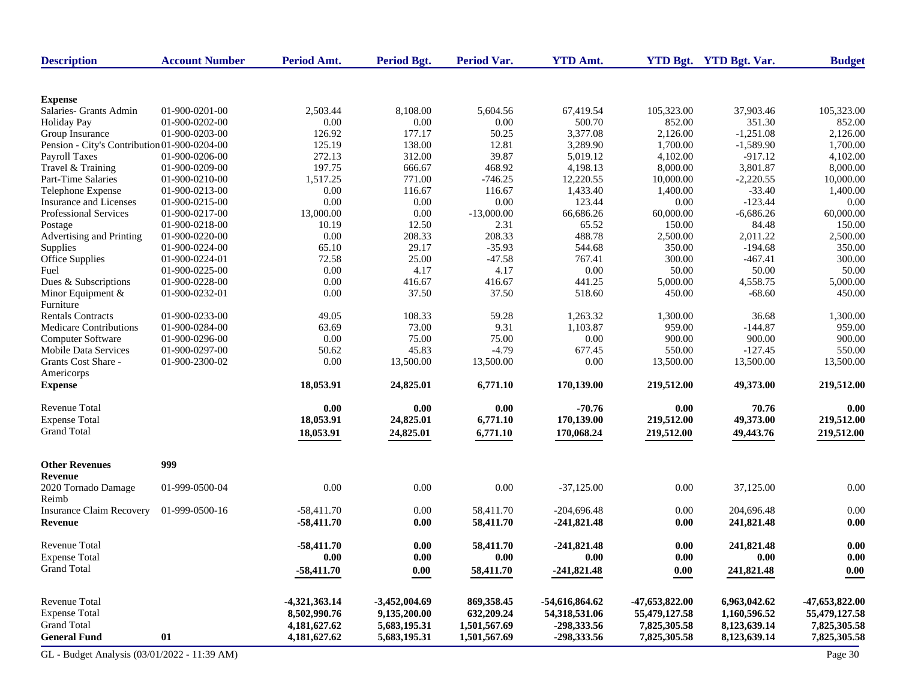| Description | Account Number | Period Amt. | Period Bgt. | Period Var. | YTD Amt. | YTD Bgt. | YTD Bgt. Var. | Budget |
|---|---|---|---|---|---|---|---|---|
| **Expense** | | | | | | | | |
| Salaries- Grants Admin | 01-900-0201-00 | 2,503.44 | 8,108.00 | 5,604.56 | 67,419.54 | 105,323.00 | 37,903.46 | 105,323.00 |
| Holiday Pay | 01-900-0202-00 | 0.00 | 0.00 | 0.00 | 500.70 | 852.00 | 351.30 | 852.00 |
| Group Insurance | 01-900-0203-00 | 126.92 | 177.17 | 50.25 | 3,377.08 | 2,126.00 | -1,251.08 | 2,126.00 |
| Pension - City's Contribution | 01-900-0204-00 | 125.19 | 138.00 | 12.81 | 3,289.90 | 1,700.00 | -1,589.90 | 1,700.00 |
| Payroll Taxes | 01-900-0206-00 | 272.13 | 312.00 | 39.87 | 5,019.12 | 4,102.00 | -917.12 | 4,102.00 |
| Travel & Training | 01-900-0209-00 | 197.75 | 666.67 | 468.92 | 4,198.13 | 8,000.00 | 3,801.87 | 8,000.00 |
| Part-Time Salaries | 01-900-0210-00 | 1,517.25 | 771.00 | -746.25 | 12,220.55 | 10,000.00 | -2,220.55 | 10,000.00 |
| Telephone Expense | 01-900-0213-00 | 0.00 | 116.67 | 116.67 | 1,433.40 | 1,400.00 | -33.40 | 1,400.00 |
| Insurance and Licenses | 01-900-0215-00 | 0.00 | 0.00 | 0.00 | 123.44 | 0.00 | -123.44 | 0.00 |
| Professional Services | 01-900-0217-00 | 13,000.00 | 0.00 | -13,000.00 | 66,686.26 | 60,000.00 | -6,686.26 | 60,000.00 |
| Postage | 01-900-0218-00 | 10.19 | 12.50 | 2.31 | 65.52 | 150.00 | 84.48 | 150.00 |
| Advertising and Printing | 01-900-0220-00 | 0.00 | 208.33 | 208.33 | 488.78 | 2,500.00 | 2,011.22 | 2,500.00 |
| Supplies | 01-900-0224-00 | 65.10 | 29.17 | -35.93 | 544.68 | 350.00 | -194.68 | 350.00 |
| Office Supplies | 01-900-0224-01 | 72.58 | 25.00 | -47.58 | 767.41 | 300.00 | -467.41 | 300.00 |
| Fuel | 01-900-0225-00 | 0.00 | 4.17 | 4.17 | 0.00 | 50.00 | 50.00 | 50.00 |
| Dues & Subscriptions | 01-900-0228-00 | 0.00 | 416.67 | 416.67 | 441.25 | 5,000.00 | 4,558.75 | 5,000.00 |
| Minor Equipment & Furniture | 01-900-0232-01 | 0.00 | 37.50 | 37.50 | 518.60 | 450.00 | -68.60 | 450.00 |
| Rentals Contracts | 01-900-0233-00 | 49.05 | 108.33 | 59.28 | 1,263.32 | 1,300.00 | 36.68 | 1,300.00 |
| Medicare Contributions | 01-900-0284-00 | 63.69 | 73.00 | 9.31 | 1,103.87 | 959.00 | -144.87 | 959.00 |
| Computer Software | 01-900-0296-00 | 0.00 | 75.00 | 75.00 | 0.00 | 900.00 | 900.00 | 900.00 |
| Mobile Data Services | 01-900-0297-00 | 50.62 | 45.83 | -4.79 | 677.45 | 550.00 | -127.45 | 550.00 |
| Grants Cost Share - Americorps | 01-900-2300-02 | 0.00 | 13,500.00 | 13,500.00 | 0.00 | 13,500.00 | 13,500.00 | 13,500.00 |
| **Expense** | | **18,053.91** | **24,825.01** | **6,771.10** | **170,139.00** | **219,512.00** | **49,373.00** | **219,512.00** |
| Revenue Total | | **0.00** | **0.00** | **0.00** | **-70.76** | **0.00** | **70.76** | **0.00** |
| Expense Total | | **18,053.91** | **24,825.01** | **6,771.10** | **170,139.00** | **219,512.00** | **49,373.00** | **219,512.00** |
| Grand Total | | **18,053.91** | **24,825.01** | **6,771.10** | **170,068.24** | **219,512.00** | **49,443.76** | **219,512.00** |
| **Other Revenues** | **999** | | | | | | | |
| **Revenue** | | | | | | | | |
| 2020 Tornado Damage Reimb | 01-999-0500-04 | 0.00 | 0.00 | 0.00 | -37,125.00 | 0.00 | 37,125.00 | 0.00 |
| Insurance Claim Recovery | 01-999-0500-16 | -58,411.70 | 0.00 | 58,411.70 | -204,696.48 | 0.00 | 204,696.48 | 0.00 |
| **Revenue** | | **-58,411.70** | **0.00** | **58,411.70** | **-241,821.48** | **0.00** | **241,821.48** | **0.00** |
| Revenue Total | | **-58,411.70** | **0.00** | **58,411.70** | **-241,821.48** | **0.00** | **241,821.48** | **0.00** |
| Expense Total | | **0.00** | **0.00** | **0.00** | **0.00** | **0.00** | **0.00** | **0.00** |
| Grand Total | | **-58,411.70** | **0.00** | **58,411.70** | **-241,821.48** | **0.00** | **241,821.48** | **0.00** |
| Revenue Total | | **-4,321,363.14** | **-3,452,004.69** | **869,358.45** | **-54,616,864.62** | **-47,653,822.00** | **6,963,042.62** | **-47,653,822.00** |
| Expense Total | | **8,502,990.76** | **9,135,200.00** | **632,209.24** | **54,318,531.06** | **55,479,127.58** | **1,160,596.52** | **55,479,127.58** |
| Grand Total | | **4,181,627.62** | **5,683,195.31** | **1,501,567.69** | **-298,333.56** | **7,825,305.58** | **8,123,639.14** | **7,825,305.58** |
| **General Fund** | **01** | **4,181,627.62** | **5,683,195.31** | **1,501,567.69** | **-298,333.56** | **7,825,305.58** | **8,123,639.14** | **7,825,305.58** |

GL - Budget Analysis (03/01/2022 - 11:39 AM)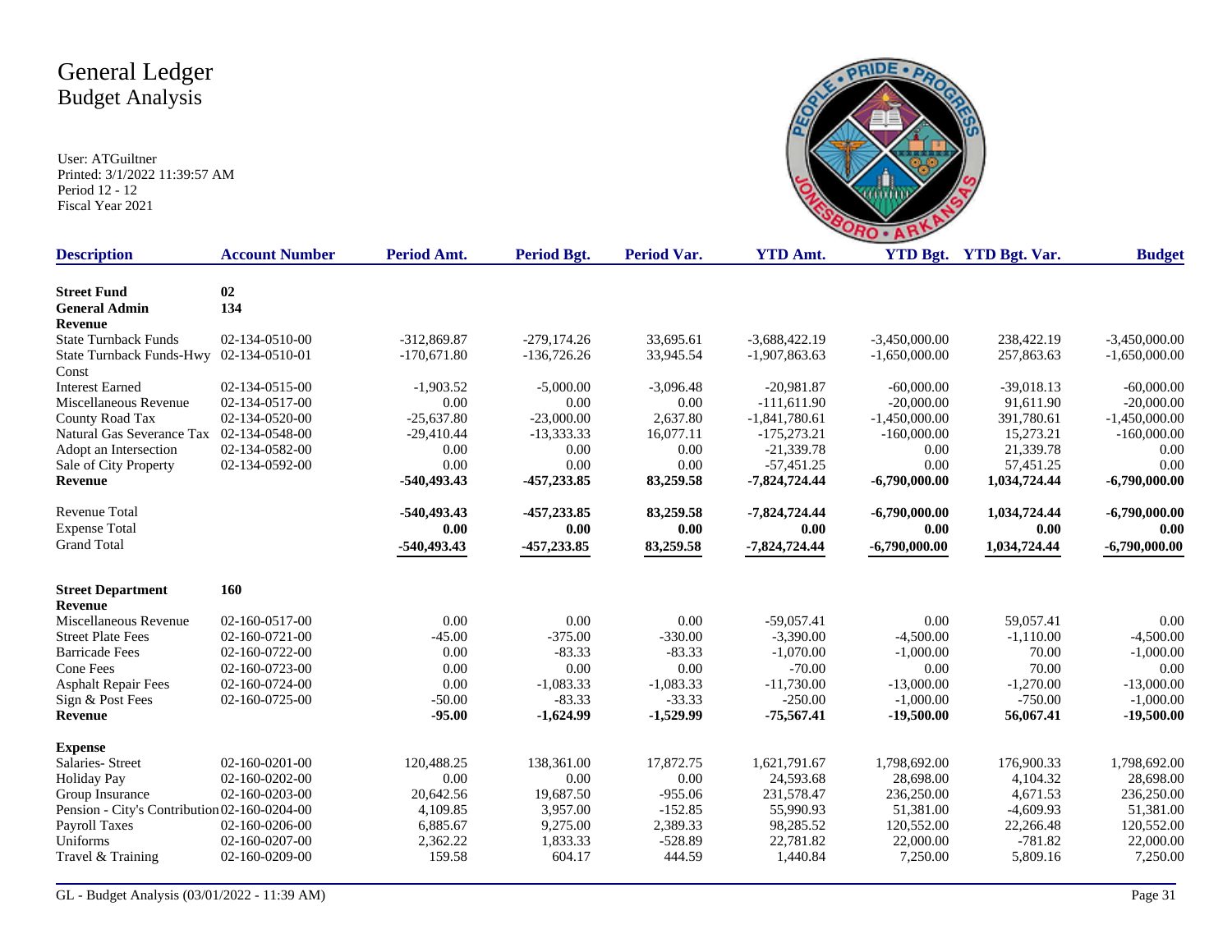# General Ledger
## Budget Analysis

User: ATGuiltner
Printed: 3/1/2022 11:39:57 AM
Period 12 - 12
Fiscal Year 2021

| Description | Account Number | Period Amt. | Period Bgt. | Period Var. | YTD Amt. | YTD Bgt. | YTD Bgt. Var. | Budget |
|---|---|---|---|---|---|---|---|---|
| **Street Fund** | **02** | | | | | | | |
| **General Admin** | **134** | | | | | | | |
| **Revenue** | | | | | | | | |
| State Turnback Funds | 02-134-0510-00 | -312,869.87 | -279,174.26 | 33,695.61 | -3,688,422.19 | -3,450,000.00 | 238,422.19 | -3,450,000.00 |
| State Turnback Funds-Hwy Const | 02-134-0510-01 | -170,671.80 | -136,726.26 | 33,945.54 | -1,907,863.63 | -1,650,000.00 | 257,863.63 | -1,650,000.00 |
| Interest Earned | 02-134-0515-00 | -1,903.52 | -5,000.00 | -3,096.48 | -20,981.87 | -60,000.00 | -39,018.13 | -60,000.00 |
| Miscellaneous Revenue | 02-134-0517-00 | 0.00 | 0.00 | 0.00 | -111,611.90 | -20,000.00 | 91,611.90 | -20,000.00 |
| County Road Tax | 02-134-0520-00 | -25,637.80 | -23,000.00 | 2,637.80 | -1,841,780.61 | -1,450,000.00 | 391,780.61 | -1,450,000.00 |
| Natural Gas Severance Tax | 02-134-0548-00 | -29,410.44 | -13,333.33 | 16,077.11 | -175,273.21 | -160,000.00 | 15,273.21 | -160,000.00 |
| Adopt an Intersection | 02-134-0582-00 | 0.00 | 0.00 | 0.00 | -21,339.78 | 0.00 | 21,339.78 | 0.00 |
| Sale of City Property | 02-134-0592-00 | 0.00 | 0.00 | 0.00 | -57,451.25 | 0.00 | 57,451.25 | 0.00 |
| **Revenue** | | **-540,493.43** | **-457,233.85** | **83,259.58** | **-7,824,724.44** | **-6,790,000.00** | **1,034,724.44** | **-6,790,000.00** |
| Revenue Total | | **-540,493.43** | **-457,233.85** | **83,259.58** | **-7,824,724.44** | **-6,790,000.00** | **1,034,724.44** | **-6,790,000.00** |
| Expense Total | | **0.00** | **0.00** | **0.00** | **0.00** | **0.00** | **0.00** | **0.00** |
| Grand Total | | **-540,493.43** | **-457,233.85** | **83,259.58** | **-7,824,724.44** | **-6,790,000.00** | **1,034,724.44** | **-6,790,000.00** |
| **Street Department** | **160** | | | | | | | |
| **Revenue** | | | | | | | | |
| Miscellaneous Revenue | 02-160-0517-00 | 0.00 | 0.00 | 0.00 | -59,057.41 | 0.00 | 59,057.41 | 0.00 |
| Street Plate Fees | 02-160-0721-00 | -45.00 | -375.00 | -330.00 | -3,390.00 | -4,500.00 | -1,110.00 | -4,500.00 |
| Barricade Fees | 02-160-0722-00 | 0.00 | -83.33 | -83.33 | -1,070.00 | -1,000.00 | 70.00 | -1,000.00 |
| Cone Fees | 02-160-0723-00 | 0.00 | 0.00 | 0.00 | -70.00 | 0.00 | 70.00 | 0.00 |
| Asphalt Repair Fees | 02-160-0724-00 | 0.00 | -1,083.33 | -1,083.33 | -11,730.00 | -13,000.00 | -1,270.00 | -13,000.00 |
| Sign & Post Fees | 02-160-0725-00 | -50.00 | -83.33 | -33.33 | -250.00 | -1,000.00 | -750.00 | -1,000.00 |
| **Revenue** | | **-95.00** | **-1,624.99** | **-1,529.99** | **-75,567.41** | **-19,500.00** | **56,067.41** | **-19,500.00** |
| **Expense** | | | | | | | | |
| Salaries- Street | 02-160-0201-00 | 120,488.25 | 138,361.00 | 17,872.75 | 1,621,791.67 | 1,798,692.00 | 176,900.33 | 1,798,692.00 |
| Holiday Pay | 02-160-0202-00 | 0.00 | 0.00 | 0.00 | 24,593.68 | 28,698.00 | 4,104.32 | 28,698.00 |
| Group Insurance | 02-160-0203-00 | 20,642.56 | 19,687.50 | -955.06 | 231,578.47 | 236,250.00 | 4,671.53 | 236,250.00 |
| Pension - City's Contribution | 02-160-0204-00 | 4,109.85 | 3,957.00 | -152.85 | 55,990.93 | 51,381.00 | -4,609.93 | 51,381.00 |
| Payroll Taxes | 02-160-0206-00 | 6,885.67 | 9,275.00 | 2,389.33 | 98,285.52 | 120,552.00 | 22,266.48 | 120,552.00 |
| Uniforms | 02-160-0207-00 | 2,362.22 | 1,833.33 | -528.89 | 22,781.82 | 22,000.00 | -781.82 | 22,000.00 |
| Travel & Training | 02-160-0209-00 | 159.58 | 604.17 | 444.59 | 1,440.84 | 7,250.00 | 5,809.16 | 7,250.00 |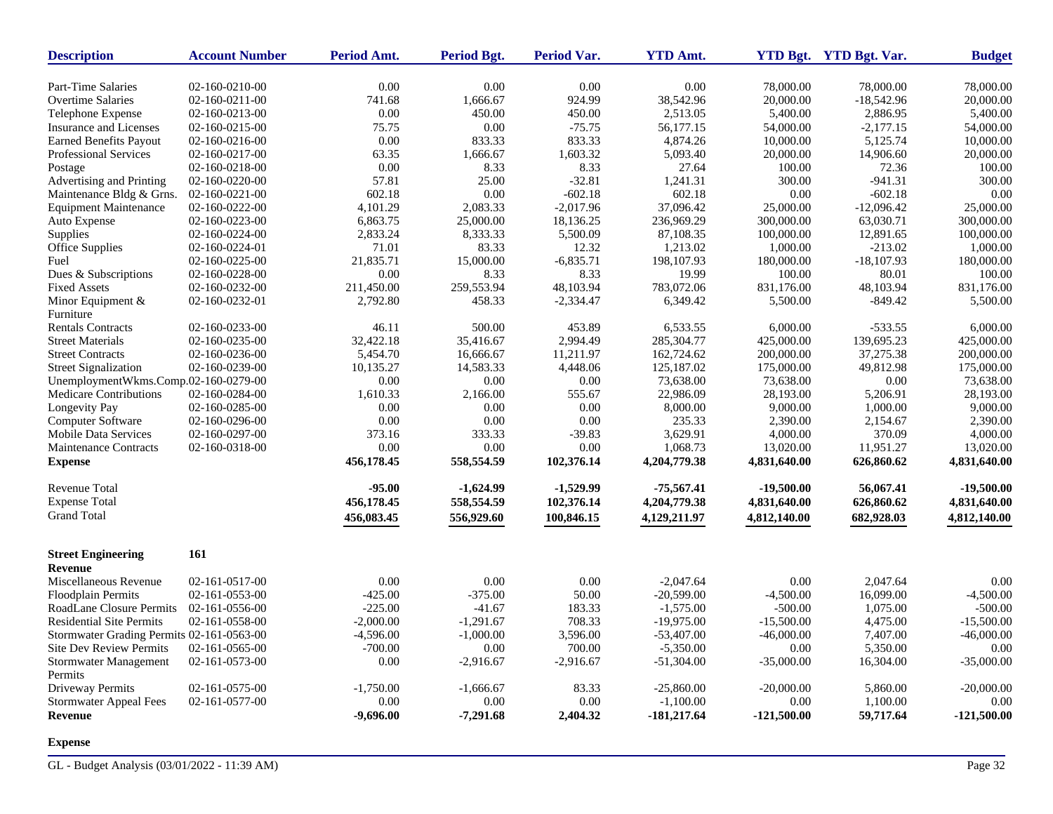| Description | Account Number | Period Amt. | Period Bgt. | Period Var. | YTD Amt. | YTD Bgt. | YTD Bgt. Var. | Budget |
|---|---|---|---|---|---|---|---|---|
| Part-Time Salaries | 02-160-0210-00 | 0.00 | 0.00 | 0.00 | 0.00 | 78,000.00 | 78,000.00 | 78,000.00 |
| Overtime Salaries | 02-160-0211-00 | 741.68 | 1,666.67 | 924.99 | 38,542.96 | 20,000.00 | -18,542.96 | 20,000.00 |
| Telephone Expense | 02-160-0213-00 | 0.00 | 450.00 | 450.00 | 2,513.05 | 5,400.00 | 2,886.95 | 5,400.00 |
| Insurance and Licenses | 02-160-0215-00 | 75.75 | 0.00 | -75.75 | 56,177.15 | 54,000.00 | -2,177.15 | 54,000.00 |
| Earned Benefits Payout | 02-160-0216-00 | 0.00 | 833.33 | 833.33 | 4,874.26 | 10,000.00 | 5,125.74 | 10,000.00 |
| Professional Services | 02-160-0217-00 | 63.35 | 1,666.67 | 1,603.32 | 5,093.40 | 20,000.00 | 14,906.60 | 20,000.00 |
| Postage | 02-160-0218-00 | 0.00 | 8.33 | 8.33 | 27.64 | 100.00 | 72.36 | 100.00 |
| Advertising and Printing | 02-160-0220-00 | 57.81 | 25.00 | -32.81 | 1,241.31 | 300.00 | -941.31 | 300.00 |
| Maintenance Bldg & Grns. | 02-160-0221-00 | 602.18 | 0.00 | -602.18 | 602.18 | 0.00 | -602.18 | 0.00 |
| Equipment Maintenance | 02-160-0222-00 | 4,101.29 | 2,083.33 | -2,017.96 | 37,096.42 | 25,000.00 | -12,096.42 | 25,000.00 |
| Auto Expense | 02-160-0223-00 | 6,863.75 | 25,000.00 | 18,136.25 | 236,969.29 | 300,000.00 | 63,030.71 | 300,000.00 |
| Supplies | 02-160-0224-00 | 2,833.24 | 8,333.33 | 5,500.09 | 87,108.35 | 100,000.00 | 12,891.65 | 100,000.00 |
| Office Supplies | 02-160-0224-01 | 71.01 | 83.33 | 12.32 | 1,213.02 | 1,000.00 | -213.02 | 1,000.00 |
| Fuel | 02-160-0225-00 | 21,835.71 | 15,000.00 | -6,835.71 | 198,107.93 | 180,000.00 | -18,107.93 | 180,000.00 |
| Dues & Subscriptions | 02-160-0228-00 | 0.00 | 8.33 | 8.33 | 19.99 | 100.00 | 80.01 | 100.00 |
| Fixed Assets | 02-160-0232-00 | 211,450.00 | 259,553.94 | 48,103.94 | 783,072.06 | 831,176.00 | 48,103.94 | 831,176.00 |
| Minor Equipment & Furniture | 02-160-0232-01 | 2,792.80 | 458.33 | -2,334.47 | 6,349.42 | 5,500.00 | -849.42 | 5,500.00 |
| Rentals Contracts | 02-160-0233-00 | 46.11 | 500.00 | 453.89 | 6,533.55 | 6,000.00 | -533.55 | 6,000.00 |
| Street Materials | 02-160-0235-00 | 32,422.18 | 35,416.67 | 2,994.49 | 285,304.77 | 425,000.00 | 139,695.23 | 425,000.00 |
| Street Contracts | 02-160-0236-00 | 5,454.70 | 16,666.67 | 11,211.97 | 162,724.62 | 200,000.00 | 37,275.38 | 200,000.00 |
| Street Signalization | 02-160-0239-00 | 10,135.27 | 14,583.33 | 4,448.06 | 125,187.02 | 175,000.00 | 49,812.98 | 175,000.00 |
| UnemploymentWkms.Comp. | 02-160-0279-00 | 0.00 | 0.00 | 0.00 | 73,638.00 | 73,638.00 | 0.00 | 73,638.00 |
| Medicare Contributions | 02-160-0284-00 | 1,610.33 | 2,166.00 | 555.67 | 22,986.09 | 28,193.00 | 5,206.91 | 28,193.00 |
| Longevity Pay | 02-160-0285-00 | 0.00 | 0.00 | 0.00 | 8,000.00 | 9,000.00 | 1,000.00 | 9,000.00 |
| Computer Software | 02-160-0296-00 | 0.00 | 0.00 | 0.00 | 235.33 | 2,390.00 | 2,154.67 | 2,390.00 |
| Mobile Data Services | 02-160-0297-00 | 373.16 | 333.33 | -39.83 | 3,629.91 | 4,000.00 | 370.09 | 4,000.00 |
| Maintenance Contracts | 02-160-0318-00 | 0.00 | 0.00 | 0.00 | 1,068.73 | 13,020.00 | 11,951.27 | 13,020.00 |
| **Expense** | | **456,178.45** | **558,554.59** | **102,376.14** | **4,204,779.38** | **4,831,640.00** | **626,860.62** | **4,831,640.00** |
| Revenue Total | | **-95.00** | **-1,624.99** | **-1,529.99** | **-75,567.41** | **-19,500.00** | **56,067.41** | **-19,500.00** |
| Expense Total | | **456,178.45** | **558,554.59** | **102,376.14** | **4,204,779.38** | **4,831,640.00** | **626,860.62** | **4,831,640.00** |
| Grand Total | | **456,083.45** | **556,929.60** | **100,846.15** | **4,129,211.97** | **4,812,140.00** | **682,928.03** | **4,812,140.00** |

**Street Engineering** **161**

| Description | Account Number | Period Amt. | Period Bgt. | Period Var. | YTD Amt. | YTD Bgt. | YTD Bgt. Var. | Budget |
|---|---|---|---|---|---|---|---|---|
| **Revenue** | | | | | | | | |
| Miscellaneous Revenue | 02-161-0517-00 | 0.00 | 0.00 | 0.00 | -2,047.64 | 0.00 | 2,047.64 | 0.00 |
| Floodplain Permits | 02-161-0553-00 | -425.00 | -375.00 | 50.00 | -20,599.00 | -4,500.00 | 16,099.00 | -4,500.00 |
| RoadLane Closure Permits | 02-161-0556-00 | -225.00 | -41.67 | 183.33 | -1,575.00 | -500.00 | 1,075.00 | -500.00 |
| Residential Site Permits | 02-161-0558-00 | -2,000.00 | -1,291.67 | 708.33 | -19,975.00 | -15,500.00 | 4,475.00 | -15,500.00 |
| Stormwater Grading Permits | 02-161-0563-00 | -4,596.00 | -1,000.00 | 3,596.00 | -53,407.00 | -46,000.00 | 7,407.00 | -46,000.00 |
| Site Dev Review Permits | 02-161-0565-00 | -700.00 | 0.00 | 700.00 | -5,350.00 | 0.00 | 5,350.00 | 0.00 |
| Stormwater Management Permits | 02-161-0573-00 | 0.00 | -2,916.67 | -2,916.67 | -51,304.00 | -35,000.00 | 16,304.00 | -35,000.00 |
| Driveway Permits | 02-161-0575-00 | -1,750.00 | -1,666.67 | 83.33 | -25,860.00 | -20,000.00 | 5,860.00 | -20,000.00 |
| Stormwater Appeal Fees | 02-161-0577-00 | 0.00 | 0.00 | 0.00 | -1,100.00 | 0.00 | 1,100.00 | 0.00 |
| **Revenue** | | **-9,696.00** | **-7,291.68** | **2,404.32** | **-181,217.64** | **-121,500.00** | **59,717.64** | **-121,500.00** |

**Expense**

GL - Budget Analysis (03/01/2022 - 11:39 AM)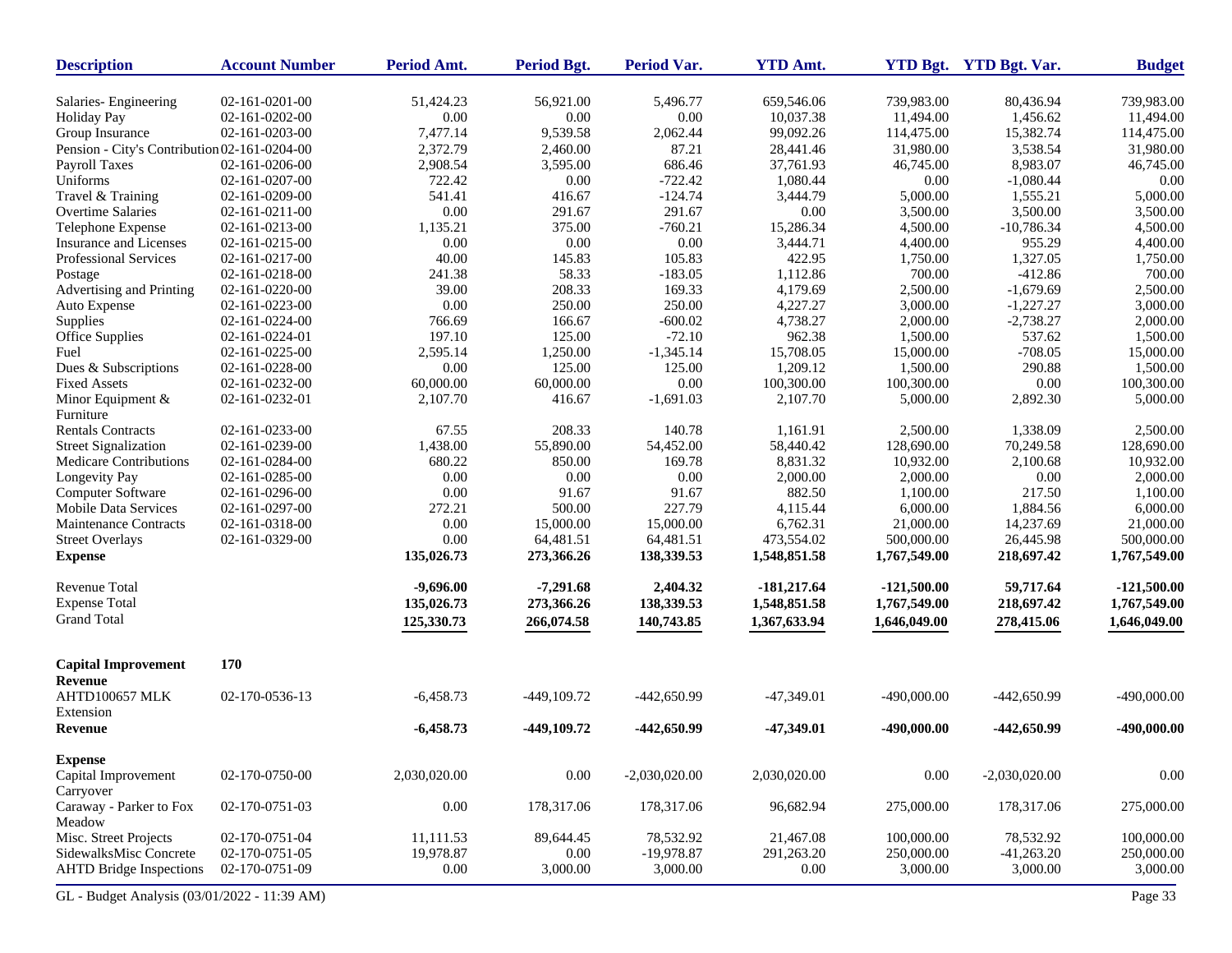| Description | Account Number | Period Amt. | Period Bgt. | Period Var. | YTD Amt. | YTD Bgt. | YTD Bgt. Var. | Budget |
|---|---|---|---|---|---|---|---|---|
| Salaries- Engineering | 02-161-0201-00 | 51,424.23 | 56,921.00 | 5,496.77 | 659,546.06 | 739,983.00 | 80,436.94 | 739,983.00 |
| Holiday Pay | 02-161-0202-00 | 0.00 | 0.00 | 0.00 | 10,037.38 | 11,494.00 | 1,456.62 | 11,494.00 |
| Group Insurance | 02-161-0203-00 | 7,477.14 | 9,539.58 | 2,062.44 | 99,092.26 | 114,475.00 | 15,382.74 | 114,475.00 |
| Pension - City's Contribution | 02-161-0204-00 | 2,372.79 | 2,460.00 | 87.21 | 28,441.46 | 31,980.00 | 3,538.54 | 31,980.00 |
| Payroll Taxes | 02-161-0206-00 | 2,908.54 | 3,595.00 | 686.46 | 37,761.93 | 46,745.00 | 8,983.07 | 46,745.00 |
| Uniforms | 02-161-0207-00 | 722.42 | 0.00 | -722.42 | 1,080.44 | 0.00 | -1,080.44 | 0.00 |
| Travel & Training | 02-161-0209-00 | 541.41 | 416.67 | -124.74 | 3,444.79 | 5,000.00 | 1,555.21 | 5,000.00 |
| Overtime Salaries | 02-161-0211-00 | 0.00 | 291.67 | 291.67 | 0.00 | 3,500.00 | 3,500.00 | 3,500.00 |
| Telephone Expense | 02-161-0213-00 | 1,135.21 | 375.00 | -760.21 | 15,286.34 | 4,500.00 | -10,786.34 | 4,500.00 |
| Insurance and Licenses | 02-161-0215-00 | 0.00 | 0.00 | 0.00 | 3,444.71 | 4,400.00 | 955.29 | 4,400.00 |
| Professional Services | 02-161-0217-00 | 40.00 | 145.83 | 105.83 | 422.95 | 1,750.00 | 1,327.05 | 1,750.00 |
| Postage | 02-161-0218-00 | 241.38 | 58.33 | -183.05 | 1,112.86 | 700.00 | -412.86 | 700.00 |
| Advertising and Printing | 02-161-0220-00 | 39.00 | 208.33 | 169.33 | 4,179.69 | 2,500.00 | -1,679.69 | 2,500.00 |
| Auto Expense | 02-161-0223-00 | 0.00 | 250.00 | 250.00 | 4,227.27 | 3,000.00 | -1,227.27 | 3,000.00 |
| Supplies | 02-161-0224-00 | 766.69 | 166.67 | -600.02 | 4,738.27 | 2,000.00 | -2,738.27 | 2,000.00 |
| Office Supplies | 02-161-0224-01 | 197.10 | 125.00 | -72.10 | 962.38 | 1,500.00 | 537.62 | 1,500.00 |
| Fuel | 02-161-0225-00 | 2,595.14 | 1,250.00 | -1,345.14 | 15,708.05 | 15,000.00 | -708.05 | 15,000.00 |
| Dues & Subscriptions | 02-161-0228-00 | 0.00 | 125.00 | 125.00 | 1,209.12 | 1,500.00 | 290.88 | 1,500.00 |
| Fixed Assets | 02-161-0232-00 | 60,000.00 | 60,000.00 | 0.00 | 100,300.00 | 100,300.00 | 0.00 | 100,300.00 |
| Minor Equipment & Furniture | 02-161-0232-01 | 2,107.70 | 416.67 | -1,691.03 | 2,107.70 | 5,000.00 | 2,892.30 | 5,000.00 |
| Rentals Contracts | 02-161-0233-00 | 67.55 | 208.33 | 140.78 | 1,161.91 | 2,500.00 | 1,338.09 | 2,500.00 |
| Street Signalization | 02-161-0239-00 | 1,438.00 | 55,890.00 | 54,452.00 | 58,440.42 | 128,690.00 | 70,249.58 | 128,690.00 |
| Medicare Contributions | 02-161-0284-00 | 680.22 | 850.00 | 169.78 | 8,831.32 | 10,932.00 | 2,100.68 | 10,932.00 |
| Longevity Pay | 02-161-0285-00 | 0.00 | 0.00 | 0.00 | 2,000.00 | 2,000.00 | 0.00 | 2,000.00 |
| Computer Software | 02-161-0296-00 | 0.00 | 91.67 | 91.67 | 882.50 | 1,100.00 | 217.50 | 1,100.00 |
| Mobile Data Services | 02-161-0297-00 | 272.21 | 500.00 | 227.79 | 4,115.44 | 6,000.00 | 1,884.56 | 6,000.00 |
| Maintenance Contracts | 02-161-0318-00 | 0.00 | 15,000.00 | 15,000.00 | 6,762.31 | 21,000.00 | 14,237.69 | 21,000.00 |
| Street Overlays | 02-161-0329-00 | 0.00 | 64,481.51 | 64,481.51 | 473,554.02 | 500,000.00 | 26,445.98 | 500,000.00 |
| **Expense** | | **135,026.73** | **273,366.26** | **138,339.53** | **1,548,851.58** | **1,767,549.00** | **218,697.42** | **1,767,549.00** |
| Revenue Total | | **-9,696.00** | **-7,291.68** | **2,404.32** | **-181,217.64** | **-121,500.00** | **59,717.64** | **-121,500.00** |
| Expense Total | | **135,026.73** | **273,366.26** | **138,339.53** | **1,548,851.58** | **1,767,549.00** | **218,697.42** | **1,767,549.00** |
| Grand Total | | **125,330.73** | **266,074.58** | **140,743.85** | **1,367,633.94** | **1,646,049.00** | **278,415.06** | **1,646,049.00** |
| **Capital Improvement** | **170** | | | | | | | |
| **Revenue** | | | | | | | | |
| AHTD100657 MLK Extension | 02-170-0536-13 | -6,458.73 | -449,109.72 | -442,650.99 | -47,349.01 | -490,000.00 | -442,650.99 | -490,000.00 |
| **Revenue** | | **-6,458.73** | **-449,109.72** | **-442,650.99** | **-47,349.01** | **-490,000.00** | **-442,650.99** | **-490,000.00** |
| **Expense** | | | | | | | | |
| Capital Improvement Carryover | 02-170-0750-00 | 2,030,020.00 | 0.00 | -2,030,020.00 | 2,030,020.00 | 0.00 | -2,030,020.00 | 0.00 |
| Caraway - Parker to Fox Meadow | 02-170-0751-03 | 0.00 | 178,317.06 | 178,317.06 | 96,682.94 | 275,000.00 | 178,317.06 | 275,000.00 |
| Misc. Street Projects | 02-170-0751-04 | 11,111.53 | 89,644.45 | 78,532.92 | 21,467.08 | 100,000.00 | 78,532.92 | 100,000.00 |
| SidewalksMisc Concrete | 02-170-0751-05 | 19,978.87 | 0.00 | -19,978.87 | 291,263.20 | 250,000.00 | -41,263.20 | 250,000.00 |
| AHTD Bridge Inspections | 02-170-0751-09 | 0.00 | 3,000.00 | 3,000.00 | 0.00 | 3,000.00 | 3,000.00 | 3,000.00 |

GL - Budget Analysis (03/01/2022 - 11:39 AM)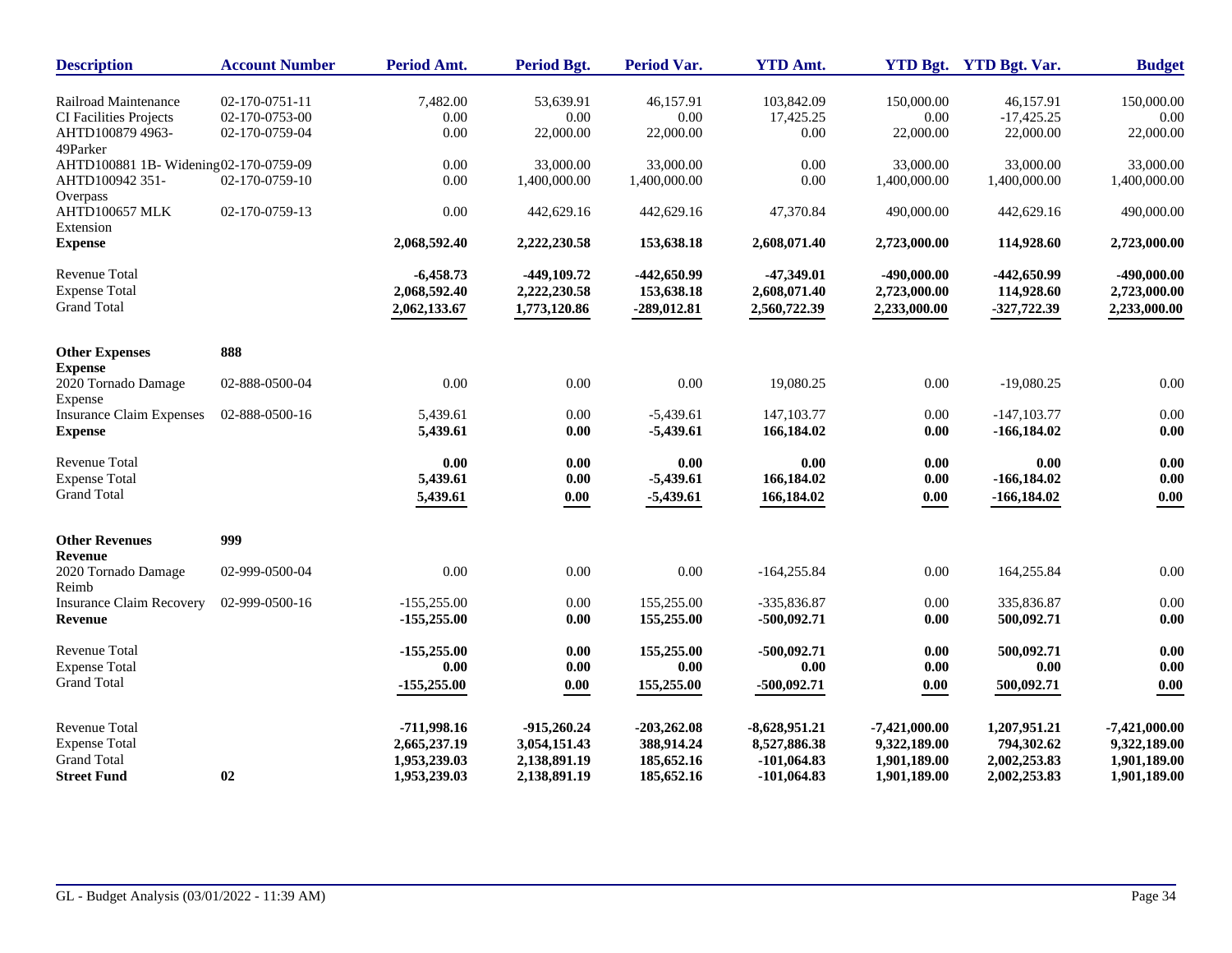| Description | Account Number | Period Amt. | Period Bgt. | Period Var. | YTD Amt. | YTD Bgt. | YTD Bgt. Var. | Budget |
|---|---|---|---|---|---|---|---|---|
| Railroad Maintenance | 02-170-0751-11 | 7,482.00 | 53,639.91 | 46,157.91 | 103,842.09 | 150,000.00 | 46,157.91 | 150,000.00 |
| CI Facilities Projects | 02-170-0753-00 | 0.00 | 0.00 | 0.00 | 17,425.25 | 0.00 | -17,425.25 | 0.00 |
| AHTD100879 4963-49Parker | 02-170-0759-04 | 0.00 | 22,000.00 | 22,000.00 | 0.00 | 22,000.00 | 22,000.00 | 22,000.00 |
| AHTD100881 1B- Widening | 02-170-0759-09 | 0.00 | 33,000.00 | 33,000.00 | 0.00 | 33,000.00 | 33,000.00 | 33,000.00 |
| AHTD100942 351-Overpass | 02-170-0759-10 | 0.00 | 1,400,000.00 | 1,400,000.00 | 0.00 | 1,400,000.00 | 1,400,000.00 | 1,400,000.00 |
| AHTD100657 MLK Extension | 02-170-0759-13 | 0.00 | 442,629.16 | 442,629.16 | 47,370.84 | 490,000.00 | 442,629.16 | 490,000.00 |
| **Expense** | | **2,068,592.40** | **2,222,230.58** | **153,638.18** | **2,608,071.40** | **2,723,000.00** | **114,928.60** | **2,723,000.00** |
| Revenue Total | | **-6,458.73** | **-449,109.72** | **-442,650.99** | **-47,349.01** | **-490,000.00** | **-442,650.99** | **-490,000.00** |
| Expense Total | | **2,068,592.40** | **2,222,230.58** | **153,638.18** | **2,608,071.40** | **2,723,000.00** | **114,928.60** | **2,723,000.00** |
| Grand Total | | **2,062,133.67** | **1,773,120.86** | **-289,012.81** | **2,560,722.39** | **2,233,000.00** | **-327,722.39** | **2,233,000.00** |
| **Other Expenses** | **888** | | | | | | | |
| **Expense** | | | | | | | | |
| 2020 Tornado Damage Expense | 02-888-0500-04 | 0.00 | 0.00 | 0.00 | 19,080.25 | 0.00 | -19,080.25 | 0.00 |
| Insurance Claim Expenses | 02-888-0500-16 | 5,439.61 | 0.00 | -5,439.61 | 147,103.77 | 0.00 | -147,103.77 | 0.00 |
| **Expense** | | **5,439.61** | **0.00** | **-5,439.61** | **166,184.02** | **0.00** | **-166,184.02** | **0.00** |
| Revenue Total | | **0.00** | **0.00** | **0.00** | **0.00** | **0.00** | **0.00** | **0.00** |
| Expense Total | | **5,439.61** | **0.00** | **-5,439.61** | **166,184.02** | **0.00** | **-166,184.02** | **0.00** |
| Grand Total | | **5,439.61** | **0.00** | **-5,439.61** | **166,184.02** | **0.00** | **-166,184.02** | **0.00** |
| **Other Revenues** | **999** | | | | | | | |
| **Revenue** | | | | | | | | |
| 2020 Tornado Damage Reimb | 02-999-0500-04 | 0.00 | 0.00 | 0.00 | -164,255.84 | 0.00 | 164,255.84 | 0.00 |
| Insurance Claim Recovery | 02-999-0500-16 | -155,255.00 | 0.00 | 155,255.00 | -335,836.87 | 0.00 | 335,836.87 | 0.00 |
| **Revenue** | | **-155,255.00** | **0.00** | **155,255.00** | **-500,092.71** | **0.00** | **500,092.71** | **0.00** |
| Revenue Total | | **-155,255.00** | **0.00** | **155,255.00** | **-500,092.71** | **0.00** | **500,092.71** | **0.00** |
| Expense Total | | **0.00** | **0.00** | **0.00** | **0.00** | **0.00** | **0.00** | **0.00** |
| Grand Total | | **-155,255.00** | **0.00** | **155,255.00** | **-500,092.71** | **0.00** | **500,092.71** | **0.00** |
| Revenue Total | | **-711,998.16** | **-915,260.24** | **-203,262.08** | **-8,628,951.21** | **-7,421,000.00** | **1,207,951.21** | **-7,421,000.00** |
| Expense Total | | **2,665,237.19** | **3,054,151.43** | **388,914.24** | **8,527,886.38** | **9,322,189.00** | **794,302.62** | **9,322,189.00** |
| Grand Total | | **1,953,239.03** | **2,138,891.19** | **185,652.16** | **-101,064.83** | **1,901,189.00** | **2,002,253.83** | **1,901,189.00** |
| **Street Fund** | **02** | **1,953,239.03** | **2,138,891.19** | **185,652.16** | **-101,064.83** | **1,901,189.00** | **2,002,253.83** | **1,901,189.00** |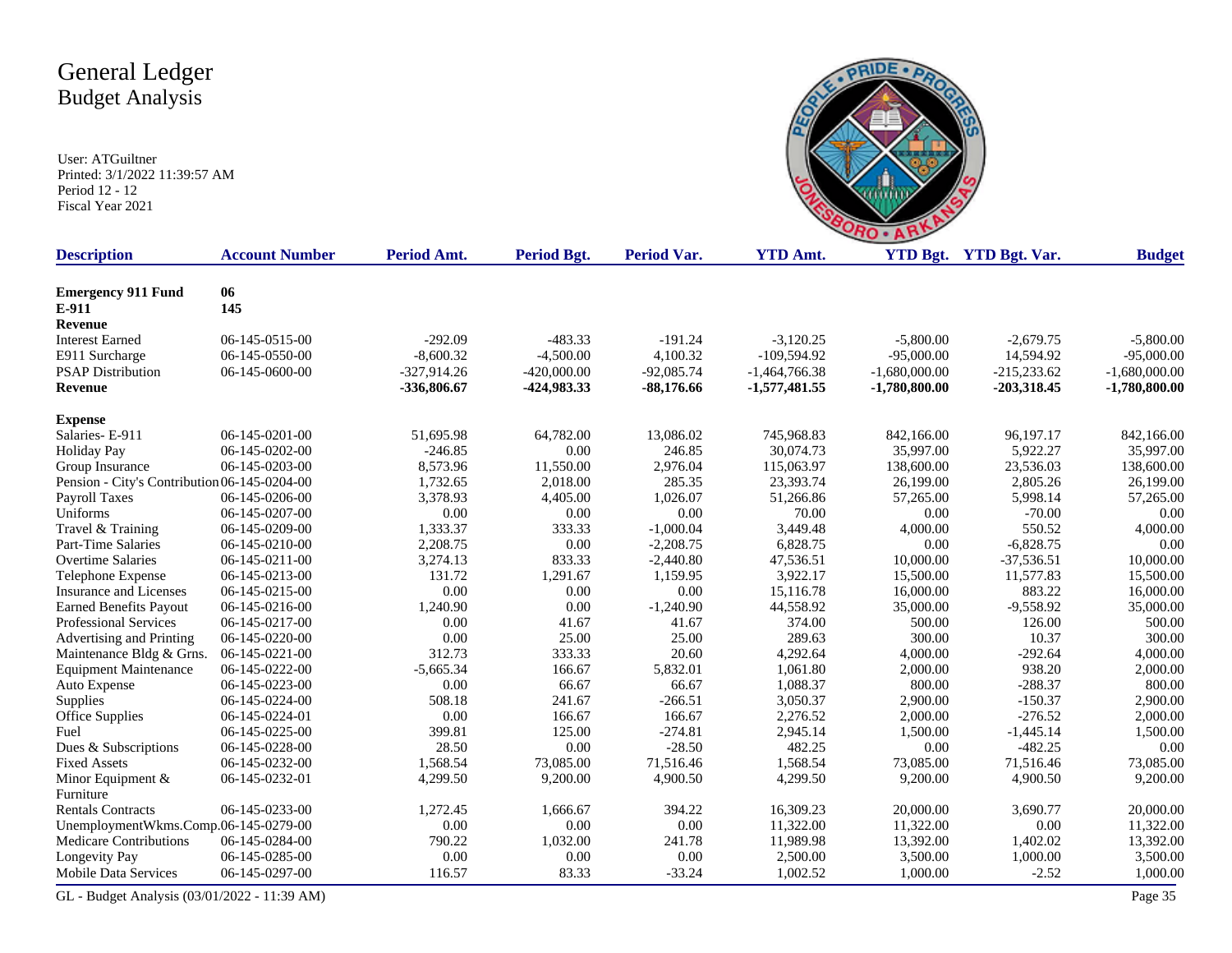# General Ledger
## Budget Analysis

User: ATGuiltner
Printed: 3/1/2022 11:39:57 AM
Period 12 - 12
Fiscal Year 2021

| Description | Account Number | Period Amt. | Period Bgt. | Period Var. | YTD Amt. | YTD Bgt. | YTD Bgt. Var. | Budget |
|---|---|---|---|---|---|---|---|---|
| **Emergency 911 Fund** | **06** | | | | | | | |
| **E-911** | **145** | | | | | | | |
| **Revenue** | | | | | | | | |
| Interest Earned | 06-145-0515-00 | -292.09 | -483.33 | -191.24 | -3,120.25 | -5,800.00 | -2,679.75 | -5,800.00 |
| E911 Surcharge | 06-145-0550-00 | -8,600.32 | -4,500.00 | 4,100.32 | -109,594.92 | -95,000.00 | 14,594.92 | -95,000.00 |
| PSAP Distribution | 06-145-0600-00 | -327,914.26 | -420,000.00 | -92,085.74 | -1,464,766.38 | -1,680,000.00 | -215,233.62 | -1,680,000.00 |
| **Revenue** | | **-336,806.67** | **-424,983.33** | **-88,176.66** | **-1,577,481.55** | **-1,780,800.00** | **-203,318.45** | **-1,780,800.00** |
| **Expense** | | | | | | | | |
| Salaries- E-911 | 06-145-0201-00 | 51,695.98 | 64,782.00 | 13,086.02 | 745,968.83 | 842,166.00 | 96,197.17 | 842,166.00 |
| Holiday Pay | 06-145-0202-00 | -246.85 | 0.00 | 246.85 | 30,074.73 | 35,997.00 | 5,922.27 | 35,997.00 |
| Group Insurance | 06-145-0203-00 | 8,573.96 | 11,550.00 | 2,976.04 | 115,063.97 | 138,600.00 | 23,536.03 | 138,600.00 |
| Pension - City's Contribution | 06-145-0204-00 | 1,732.65 | 2,018.00 | 285.35 | 23,393.74 | 26,199.00 | 2,805.26 | 26,199.00 |
| Payroll Taxes | 06-145-0206-00 | 3,378.93 | 4,405.00 | 1,026.07 | 51,266.86 | 57,265.00 | 5,998.14 | 57,265.00 |
| Uniforms | 06-145-0207-00 | 0.00 | 0.00 | 0.00 | 70.00 | 0.00 | -70.00 | 0.00 |
| Travel & Training | 06-145-0209-00 | 1,333.37 | 333.33 | -1,000.04 | 3,449.48 | 4,000.00 | 550.52 | 4,000.00 |
| Part-Time Salaries | 06-145-0210-00 | 2,208.75 | 0.00 | -2,208.75 | 6,828.75 | 0.00 | -6,828.75 | 0.00 |
| Overtime Salaries | 06-145-0211-00 | 3,274.13 | 833.33 | -2,440.80 | 47,536.51 | 10,000.00 | -37,536.51 | 10,000.00 |
| Telephone Expense | 06-145-0213-00 | 131.72 | 1,291.67 | 1,159.95 | 3,922.17 | 15,500.00 | 11,577.83 | 15,500.00 |
| Insurance and Licenses | 06-145-0215-00 | 0.00 | 0.00 | 0.00 | 15,116.78 | 16,000.00 | 883.22 | 16,000.00 |
| Earned Benefits Payout | 06-145-0216-00 | 1,240.90 | 0.00 | -1,240.90 | 44,558.92 | 35,000.00 | -9,558.92 | 35,000.00 |
| Professional Services | 06-145-0217-00 | 0.00 | 41.67 | 41.67 | 374.00 | 500.00 | 126.00 | 500.00 |
| Advertising and Printing | 06-145-0220-00 | 0.00 | 25.00 | 25.00 | 289.63 | 300.00 | 10.37 | 300.00 |
| Maintenance Bldg & Grns. | 06-145-0221-00 | 312.73 | 333.33 | 20.60 | 4,292.64 | 4,000.00 | -292.64 | 4,000.00 |
| Equipment Maintenance | 06-145-0222-00 | -5,665.34 | 166.67 | 5,832.01 | 1,061.80 | 2,000.00 | 938.20 | 2,000.00 |
| Auto Expense | 06-145-0223-00 | 0.00 | 66.67 | 66.67 | 1,088.37 | 800.00 | -288.37 | 800.00 |
| Supplies | 06-145-0224-00 | 508.18 | 241.67 | -266.51 | 3,050.37 | 2,900.00 | -150.37 | 2,900.00 |
| Office Supplies | 06-145-0224-01 | 0.00 | 166.67 | 166.67 | 2,276.52 | 2,000.00 | -276.52 | 2,000.00 |
| Fuel | 06-145-0225-00 | 399.81 | 125.00 | -274.81 | 2,945.14 | 1,500.00 | -1,445.14 | 1,500.00 |
| Dues & Subscriptions | 06-145-0228-00 | 28.50 | 0.00 | -28.50 | 482.25 | 0.00 | -482.25 | 0.00 |
| Fixed Assets | 06-145-0232-00 | 1,568.54 | 73,085.00 | 71,516.46 | 1,568.54 | 73,085.00 | 71,516.46 | 73,085.00 |
| Minor Equipment & Furniture | 06-145-0232-01 | 4,299.50 | 9,200.00 | 4,900.50 | 4,299.50 | 9,200.00 | 4,900.50 | 9,200.00 |
| Rentals Contracts | 06-145-0233-00 | 1,272.45 | 1,666.67 | 394.22 | 16,309.23 | 20,000.00 | 3,690.77 | 20,000.00 |
| UnemploymentWkms.Comp. | 06-145-0279-00 | 0.00 | 0.00 | 0.00 | 11,322.00 | 11,322.00 | 0.00 | 11,322.00 |
| Medicare Contributions | 06-145-0284-00 | 790.22 | 1,032.00 | 241.78 | 11,989.98 | 13,392.00 | 1,402.02 | 13,392.00 |
| Longevity Pay | 06-145-0285-00 | 0.00 | 0.00 | 0.00 | 2,500.00 | 3,500.00 | 1,000.00 | 3,500.00 |
| Mobile Data Services | 06-145-0297-00 | 116.57 | 83.33 | -33.24 | 1,002.52 | 1,000.00 | -2.52 | 1,000.00 |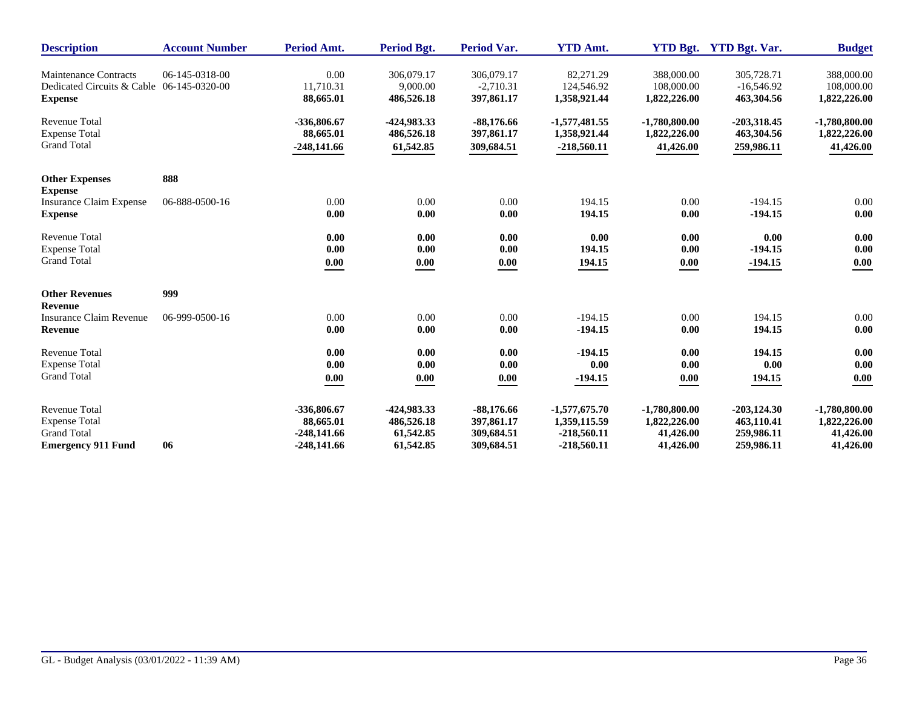| Description | Account Number | Period Amt. | Period Bgt. | Period Var. | YTD Amt. | YTD Bgt. | YTD Bgt. Var. | Budget |
|---|---|---|---|---|---|---|---|---|
| Maintenance Contracts | 06-145-0318-00 | 0.00 | 306,079.17 | 306,079.17 | 82,271.29 | 388,000.00 | 305,728.71 | 388,000.00 |
| Dedicated Circuits & Cable | 06-145-0320-00 | 11,710.31 | 9,000.00 | -2,710.31 | 124,546.92 | 108,000.00 | -16,546.92 | 108,000.00 |
| **Expense** | | **88,665.01** | **486,526.18** | **397,861.17** | **1,358,921.44** | **1,822,226.00** | **463,304.56** | **1,822,226.00** |
| Revenue Total | | **-336,806.67** | **-424,983.33** | **-88,176.66** | **-1,577,481.55** | **-1,780,800.00** | **-203,318.45** | **-1,780,800.00** |
| Expense Total | | **88,665.01** | **486,526.18** | **397,861.17** | **1,358,921.44** | **1,822,226.00** | **463,304.56** | **1,822,226.00** |
| Grand Total | | **-248,141.66** | **61,542.85** | **309,684.51** | **-218,560.11** | **41,426.00** | **259,986.11** | **41,426.00** |
| **Other Expenses** | **888** | | | | | | | |
| **Expense** | | | | | | | | |
| Insurance Claim Expense | 06-888-0500-16 | 0.00 | 0.00 | 0.00 | 194.15 | 0.00 | -194.15 | 0.00 |
| **Expense** | | **0.00** | **0.00** | **0.00** | **194.15** | **0.00** | **-194.15** | **0.00** |
| Revenue Total | | **0.00** | **0.00** | **0.00** | **0.00** | **0.00** | **0.00** | **0.00** |
| Expense Total | | **0.00** | **0.00** | **0.00** | **194.15** | **0.00** | **-194.15** | **0.00** |
| Grand Total | | **0.00** | **0.00** | **0.00** | **194.15** | **0.00** | **-194.15** | **0.00** |
| **Other Revenues** | **999** | | | | | | | |
| **Revenue** | | | | | | | | |
| Insurance Claim Revenue | 06-999-0500-16 | 0.00 | 0.00 | 0.00 | -194.15 | 0.00 | 194.15 | 0.00 |
| **Revenue** | | **0.00** | **0.00** | **0.00** | **-194.15** | **0.00** | **194.15** | **0.00** |
| Revenue Total | | **0.00** | **0.00** | **0.00** | **-194.15** | **0.00** | **194.15** | **0.00** |
| Expense Total | | **0.00** | **0.00** | **0.00** | **0.00** | **0.00** | **0.00** | **0.00** |
| Grand Total | | **0.00** | **0.00** | **0.00** | **-194.15** | **0.00** | **194.15** | **0.00** |
| Revenue Total | | **-336,806.67** | **-424,983.33** | **-88,176.66** | **-1,577,675.70** | **-1,780,800.00** | **-203,124.30** | **-1,780,800.00** |
| Expense Total | | **88,665.01** | **486,526.18** | **397,861.17** | **1,359,115.59** | **1,822,226.00** | **463,110.41** | **1,822,226.00** |
| Grand Total | | **-248,141.66** | **61,542.85** | **309,684.51** | **-218,560.11** | **41,426.00** | **259,986.11** | **41,426.00** |
| **Emergency 911 Fund** | **06** | **-248,141.66** | **61,542.85** | **309,684.51** | **-218,560.11** | **41,426.00** | **259,986.11** | **41,426.00** |

GL - Budget Analysis (03/01/2022 - 11:39 AM)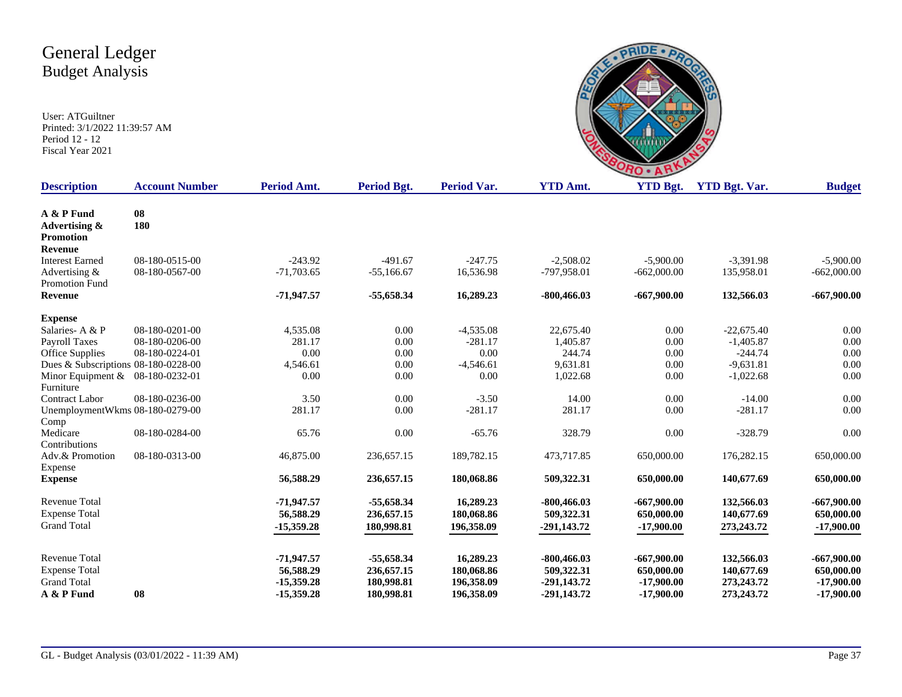# General Ledger
## Budget Analysis

User: ATGuiltner
Printed: 3/1/2022 11:39:57 AM
Period 12 - 12
Fiscal Year 2021

| Description | Account Number | Period Amt. | Period Bgt. | Period Var. | YTD Amt. | YTD Bgt. | YTD Bgt. Var. | Budget |
|---|---|---|---|---|---|---|---|---|
| **A & P Fund** | **08** | | | | | | | |
| **Advertising & Promotion** | **180** | | | | | | | |
| **Revenue** | | | | | | | | |
| Interest Earned | 08-180-0515-00 | -243.92 | -491.67 | -247.75 | -2,508.02 | -5,900.00 | -3,391.98 | -5,900.00 |
| Advertising & Promotion Fund | 08-180-0567-00 | -71,703.65 | -55,166.67 | 16,536.98 | -797,958.01 | -662,000.00 | 135,958.01 | -662,000.00 |
| **Revenue** | | **-71,947.57** | **-55,658.34** | **16,289.23** | **-800,466.03** | **-667,900.00** | **132,566.03** | **-667,900.00** |
| **Expense** | | | | | | | | |
| Salaries- A & P | 08-180-0201-00 | 4,535.08 | 0.00 | -4,535.08 | 22,675.40 | 0.00 | -22,675.40 | 0.00 |
| Payroll Taxes | 08-180-0206-00 | 281.17 | 0.00 | -281.17 | 1,405.87 | 0.00 | -1,405.87 | 0.00 |
| Office Supplies | 08-180-0224-01 | 0.00 | 0.00 | 0.00 | 244.74 | 0.00 | -244.74 | 0.00 |
| Dues & Subscriptions | 08-180-0228-00 | 4,546.61 | 0.00 | -4,546.61 | 9,631.81 | 0.00 | -9,631.81 | 0.00 |
| Minor Equipment & Furniture | 08-180-0232-01 | 0.00 | 0.00 | 0.00 | 1,022.68 | 0.00 | -1,022.68 | 0.00 |
| Contract Labor | 08-180-0236-00 | 3.50 | 0.00 | -3.50 | 14.00 | 0.00 | -14.00 | 0.00 |
| UnemploymentWkms Comp | 08-180-0279-00 | 281.17 | 0.00 | -281.17 | 281.17 | 0.00 | -281.17 | 0.00 |
| Medicare Contributions | 08-180-0284-00 | 65.76 | 0.00 | -65.76 | 328.79 | 0.00 | -328.79 | 0.00 |
| Adv.& Promotion Expense | 08-180-0313-00 | 46,875.00 | 236,657.15 | 189,782.15 | 473,717.85 | 650,000.00 | 176,282.15 | 650,000.00 |
| **Expense** | | **56,588.29** | **236,657.15** | **180,068.86** | **509,322.31** | **650,000.00** | **140,677.69** | **650,000.00** |
| Revenue Total | | **-71,947.57** | **-55,658.34** | **16,289.23** | **-800,466.03** | **-667,900.00** | **132,566.03** | **-667,900.00** |
| Expense Total | | **56,588.29** | **236,657.15** | **180,068.86** | **509,322.31** | **650,000.00** | **140,677.69** | **650,000.00** |
| Grand Total | | **-15,359.28** | **180,998.81** | **196,358.09** | **-291,143.72** | **-17,900.00** | **273,243.72** | **-17,900.00** |
| Revenue Total | | **-71,947.57** | **-55,658.34** | **16,289.23** | **-800,466.03** | **-667,900.00** | **132,566.03** | **-667,900.00** |
| Expense Total | | **56,588.29** | **236,657.15** | **180,068.86** | **509,322.31** | **650,000.00** | **140,677.69** | **650,000.00** |
| Grand Total | | **-15,359.28** | **180,998.81** | **196,358.09** | **-291,143.72** | **-17,900.00** | **273,243.72** | **-17,900.00** |
| **A & P Fund** | **08** | **-15,359.28** | **180,998.81** | **196,358.09** | **-291,143.72** | **-17,900.00** | **273,243.72** | **-17,900.00** |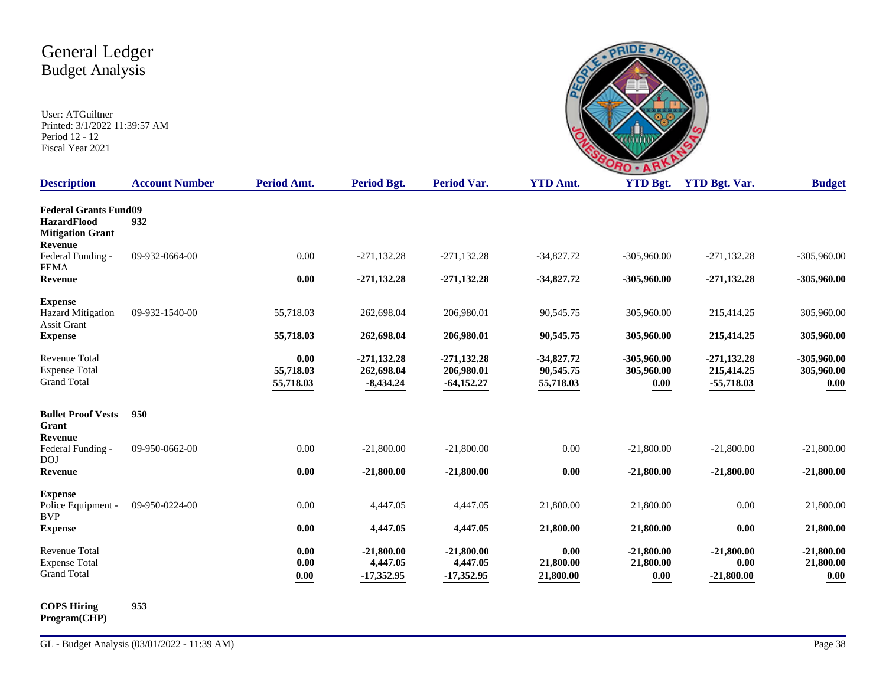# General Ledger
## Budget Analysis

User: ATGuiltner
Printed: 3/1/2022 11:39:57 AM
Period 12 - 12
Fiscal Year 2021

| Description | Account Number | Period Amt. | Period Bgt. | Period Var. | YTD Amt. | YTD Bgt. | YTD Bgt. Var. | Budget |
|---|---|---|---|---|---|---|---|---|
| **Federal Grants Fund09** | | | | | | | | |
| **HazardFlood Mitigation Grant** | **932** | | | | | | | |
| **Revenue** | | | | | | | | |
| Federal Funding - FEMA | 09-932-0664-00 | 0.00 | -271,132.28 | -271,132.28 | -34,827.72 | -305,960.00 | -271,132.28 | -305,960.00 |
| **Revenue** | | **0.00** | **-271,132.28** | **-271,132.28** | **-34,827.72** | **-305,960.00** | **-271,132.28** | **-305,960.00** |
| **Expense** | | | | | | | | |
| Hazard Mitigation Assit Grant | 09-932-1540-00 | 55,718.03 | 262,698.04 | 206,980.01 | 90,545.75 | 305,960.00 | 215,414.25 | 305,960.00 |
| **Expense** | | **55,718.03** | **262,698.04** | **206,980.01** | **90,545.75** | **305,960.00** | **215,414.25** | **305,960.00** |
| Revenue Total | | **0.00** | **-271,132.28** | **-271,132.28** | **-34,827.72** | **-305,960.00** | **-271,132.28** | **-305,960.00** |
| Expense Total | | **55,718.03** | **262,698.04** | **206,980.01** | **90,545.75** | **305,960.00** | **215,414.25** | **305,960.00** |
| Grand Total | | **55,718.03** | **-8,434.24** | **-64,152.27** | **55,718.03** | **0.00** | **-55,718.03** | **0.00** |
| **Bullet Proof Vests Grant** | **950** | | | | | | | |
| **Revenue** | | | | | | | | |
| Federal Funding - DOJ | 09-950-0662-00 | 0.00 | -21,800.00 | -21,800.00 | 0.00 | -21,800.00 | -21,800.00 | -21,800.00 |
| **Revenue** | | **0.00** | **-21,800.00** | **-21,800.00** | **0.00** | **-21,800.00** | **-21,800.00** | **-21,800.00** |
| **Expense** | | | | | | | | |
| Police Equipment - BVP | 09-950-0224-00 | 0.00 | 4,447.05 | 4,447.05 | 21,800.00 | 21,800.00 | 0.00 | 21,800.00 |
| **Expense** | | **0.00** | **4,447.05** | **4,447.05** | **21,800.00** | **21,800.00** | **0.00** | **21,800.00** |
| Revenue Total | | **0.00** | **-21,800.00** | **-21,800.00** | **0.00** | **-21,800.00** | **-21,800.00** | **-21,800.00** |
| Expense Total | | **0.00** | **4,447.05** | **4,447.05** | **21,800.00** | **21,800.00** | **0.00** | **21,800.00** |
| Grand Total | | **0.00** | **-17,352.95** | **-17,352.95** | **21,800.00** | **0.00** | **-21,800.00** | **0.00** |
| **COPS Hiring Program(CHP)** | **953** | | | | | | | |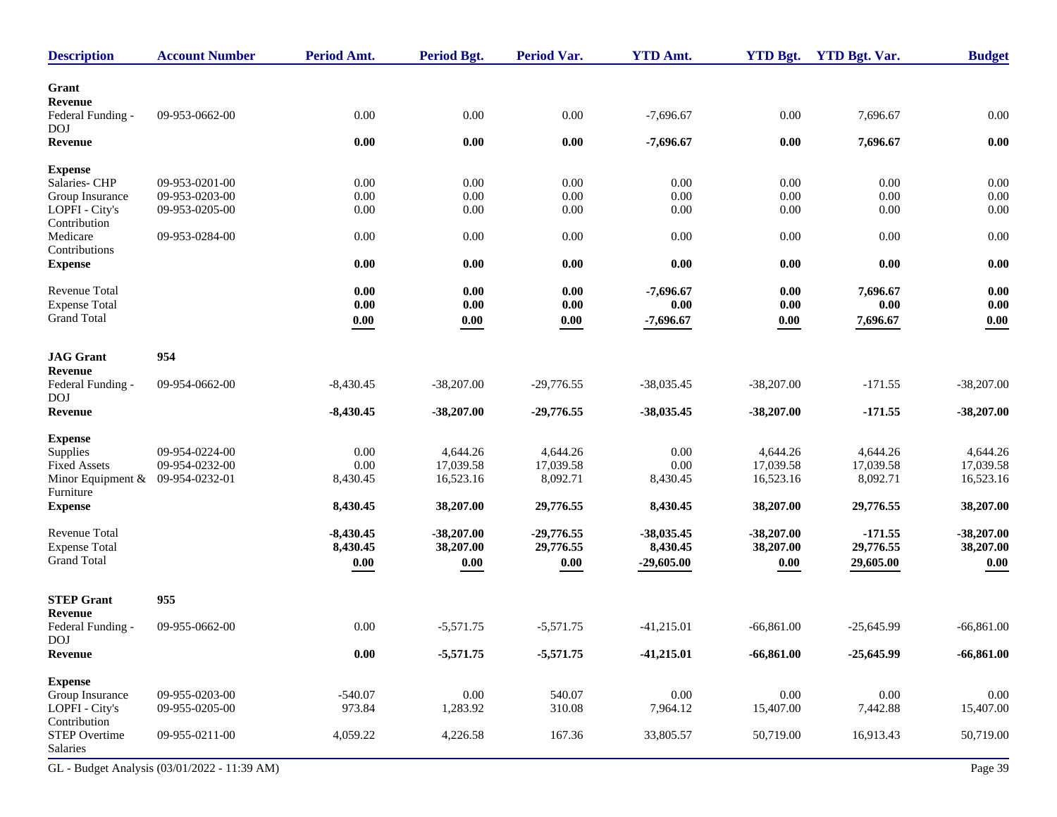| Description | Account Number | Period Amt. | Period Bgt. | Period Var. | YTD Amt. | YTD Bgt. | YTD Bgt. Var. | Budget |
|---|---|---|---|---|---|---|---|---|
| **Grant** | | | | | | | | |
| **Revenue** | | | | | | | | |
| Federal Funding - DOJ | 09-953-0662-00 | 0.00 | 0.00 | 0.00 | -7,696.67 | 0.00 | 7,696.67 | 0.00 |
| **Revenue** | | **0.00** | **0.00** | **0.00** | **-7,696.67** | **0.00** | **7,696.67** | **0.00** |
| **Expense** | | | | | | | | |
| Salaries- CHP | 09-953-0201-00 | 0.00 | 0.00 | 0.00 | 0.00 | 0.00 | 0.00 | 0.00 |
| Group Insurance | 09-953-0203-00 | 0.00 | 0.00 | 0.00 | 0.00 | 0.00 | 0.00 | 0.00 |
| LOPFI - City's Contribution | 09-953-0205-00 | 0.00 | 0.00 | 0.00 | 0.00 | 0.00 | 0.00 | 0.00 |
| Medicare Contributions | 09-953-0284-00 | 0.00 | 0.00 | 0.00 | 0.00 | 0.00 | 0.00 | 0.00 |
| **Expense** | | **0.00** | **0.00** | **0.00** | **0.00** | **0.00** | **0.00** | **0.00** |
| Revenue Total | | **0.00** | **0.00** | **0.00** | **-7,696.67** | **0.00** | **7,696.67** | **0.00** |
| Expense Total | | **0.00** | **0.00** | **0.00** | **0.00** | **0.00** | **0.00** | **0.00** |
| Grand Total | | **0.00** | **0.00** | **0.00** | **-7,696.67** | **0.00** | **7,696.67** | **0.00** |
| **JAG Grant** | **954** | | | | | | | |
| **Revenue** | | | | | | | | |
| Federal Funding - DOJ | 09-954-0662-00 | -8,430.45 | -38,207.00 | -29,776.55 | -38,035.45 | -38,207.00 | -171.55 | -38,207.00 |
| **Revenue** | | **-8,430.45** | **-38,207.00** | **-29,776.55** | **-38,035.45** | **-38,207.00** | **-171.55** | **-38,207.00** |
| **Expense** | | | | | | | | |
| Supplies | 09-954-0224-00 | 0.00 | 4,644.26 | 4,644.26 | 0.00 | 4,644.26 | 4,644.26 | 4,644.26 |
| Fixed Assets | 09-954-0232-00 | 0.00 | 17,039.58 | 17,039.58 | 0.00 | 17,039.58 | 17,039.58 | 17,039.58 |
| Minor Equipment & Furniture | 09-954-0232-01 | 8,430.45 | 16,523.16 | 8,092.71 | 8,430.45 | 16,523.16 | 8,092.71 | 16,523.16 |
| **Expense** | | **8,430.45** | **38,207.00** | **29,776.55** | **8,430.45** | **38,207.00** | **29,776.55** | **38,207.00** |
| Revenue Total | | **-8,430.45** | **-38,207.00** | **-29,776.55** | **-38,035.45** | **-38,207.00** | **-171.55** | **-38,207.00** |
| Expense Total | | **8,430.45** | **38,207.00** | **29,776.55** | **8,430.45** | **38,207.00** | **29,776.55** | **38,207.00** |
| Grand Total | | **0.00** | **0.00** | **0.00** | **-29,605.00** | **0.00** | **29,605.00** | **0.00** |
| **STEP Grant** | **955** | | | | | | | |
| **Revenue** | | | | | | | | |
| Federal Funding - DOJ | 09-955-0662-00 | 0.00 | -5,571.75 | -5,571.75 | -41,215.01 | -66,861.00 | -25,645.99 | -66,861.00 |
| **Revenue** | | **0.00** | **-5,571.75** | **-5,571.75** | **-41,215.01** | **-66,861.00** | **-25,645.99** | **-66,861.00** |
| **Expense** | | | | | | | | |
| Group Insurance | 09-955-0203-00 | -540.07 | 0.00 | 540.07 | 0.00 | 0.00 | 0.00 | 0.00 |
| LOPFI - City's Contribution | 09-955-0205-00 | 973.84 | 1,283.92 | 310.08 | 7,964.12 | 15,407.00 | 7,442.88 | 15,407.00 |
| STEP Overtime Salaries | 09-955-0211-00 | 4,059.22 | 4,226.58 | 167.36 | 33,805.57 | 50,719.00 | 16,913.43 | 50,719.00 |

GL - Budget Analysis (03/01/2022 - 11:39 AM)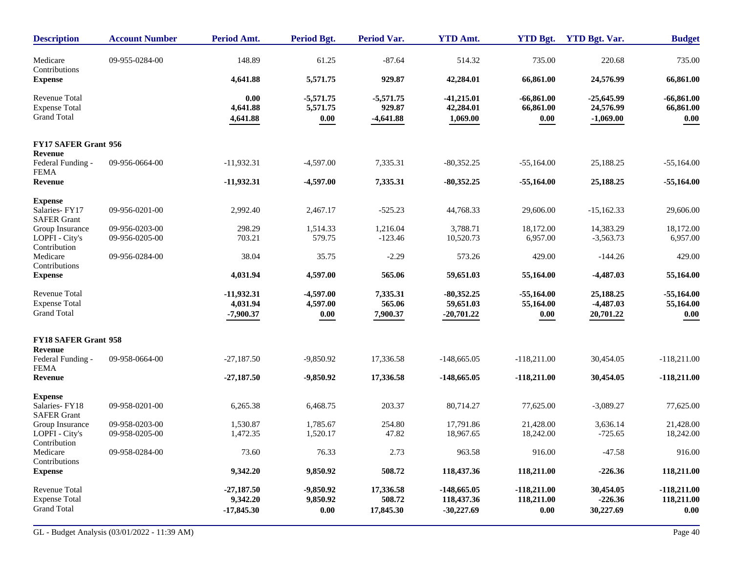| Description | Account Number | Period Amt. | Period Bgt. | Period Var. | YTD Amt. | YTD Bgt. | YTD Bgt. Var. | Budget |
|---|---|---|---|---|---|---|---|---|
| Medicare Contributions | 09-955-0284-00 | 148.89 | 61.25 | -87.64 | 514.32 | 735.00 | 220.68 | 735.00 |
| **Expense** | | **4,641.88** | **5,571.75** | **929.87** | **42,284.01** | **66,861.00** | **24,576.99** | **66,861.00** |
| Revenue Total | | **0.00** | **-5,571.75** | **-5,571.75** | **-41,215.01** | **-66,861.00** | **-25,645.99** | **-66,861.00** |
| Expense Total | | **4,641.88** | **5,571.75** | **929.87** | **42,284.01** | **66,861.00** | **24,576.99** | **66,861.00** |
| Grand Total | | **4,641.88** | **0.00** | **-4,641.88** | **1,069.00** | **0.00** | **-1,069.00** | **0.00** |
| **FY17 SAFER Grant 956** | | | | | | | | |
| **Revenue** | | | | | | | | |
| Federal Funding - FEMA | 09-956-0664-00 | -11,932.31 | -4,597.00 | 7,335.31 | -80,352.25 | -55,164.00 | 25,188.25 | -55,164.00 |
| **Revenue** | | **-11,932.31** | **-4,597.00** | **7,335.31** | **-80,352.25** | **-55,164.00** | **25,188.25** | **-55,164.00** |
| **Expense** | | | | | | | | |
| Salaries- FY17 SAFER Grant | 09-956-0201-00 | 2,992.40 | 2,467.17 | -525.23 | 44,768.33 | 29,606.00 | -15,162.33 | 29,606.00 |
| Group Insurance | 09-956-0203-00 | 298.29 | 1,514.33 | 1,216.04 | 3,788.71 | 18,172.00 | 14,383.29 | 18,172.00 |
| LOPFI - City's Contribution | 09-956-0205-00 | 703.21 | 579.75 | -123.46 | 10,520.73 | 6,957.00 | -3,563.73 | 6,957.00 |
| Medicare Contributions | 09-956-0284-00 | 38.04 | 35.75 | -2.29 | 573.26 | 429.00 | -144.26 | 429.00 |
| **Expense** | | **4,031.94** | **4,597.00** | **565.06** | **59,651.03** | **55,164.00** | **-4,487.03** | **55,164.00** |
| Revenue Total | | **-11,932.31** | **-4,597.00** | **7,335.31** | **-80,352.25** | **-55,164.00** | **25,188.25** | **-55,164.00** |
| Expense Total | | **4,031.94** | **4,597.00** | **565.06** | **59,651.03** | **55,164.00** | **-4,487.03** | **55,164.00** |
| Grand Total | | **-7,900.37** | **0.00** | **7,900.37** | **-20,701.22** | **0.00** | **20,701.22** | **0.00** |
| **FY18 SAFER Grant 958** | | | | | | | | |
| **Revenue** | | | | | | | | |
| Federal Funding - FEMA | 09-958-0664-00 | -27,187.50 | -9,850.92 | 17,336.58 | -148,665.05 | -118,211.00 | 30,454.05 | -118,211.00 |
| **Revenue** | | **-27,187.50** | **-9,850.92** | **17,336.58** | **-148,665.05** | **-118,211.00** | **30,454.05** | **-118,211.00** |
| **Expense** | | | | | | | | |
| Salaries- FY18 SAFER Grant | 09-958-0201-00 | 6,265.38 | 6,468.75 | 203.37 | 80,714.27 | 77,625.00 | -3,089.27 | 77,625.00 |
| Group Insurance | 09-958-0203-00 | 1,530.87 | 1,785.67 | 254.80 | 17,791.86 | 21,428.00 | 3,636.14 | 21,428.00 |
| LOPFI - City's Contribution | 09-958-0205-00 | 1,472.35 | 1,520.17 | 47.82 | 18,967.65 | 18,242.00 | -725.65 | 18,242.00 |
| Medicare Contributions | 09-958-0284-00 | 73.60 | 76.33 | 2.73 | 963.58 | 916.00 | -47.58 | 916.00 |
| **Expense** | | **9,342.20** | **9,850.92** | **508.72** | **118,437.36** | **118,211.00** | **-226.36** | **118,211.00** |
| Revenue Total | | **-27,187.50** | **-9,850.92** | **17,336.58** | **-148,665.05** | **-118,211.00** | **30,454.05** | **-118,211.00** |
| Expense Total | | **9,342.20** | **9,850.92** | **508.72** | **118,437.36** | **118,211.00** | **-226.36** | **118,211.00** |
| Grand Total | | **-17,845.30** | **0.00** | **17,845.30** | **-30,227.69** | **0.00** | **30,227.69** | **0.00** |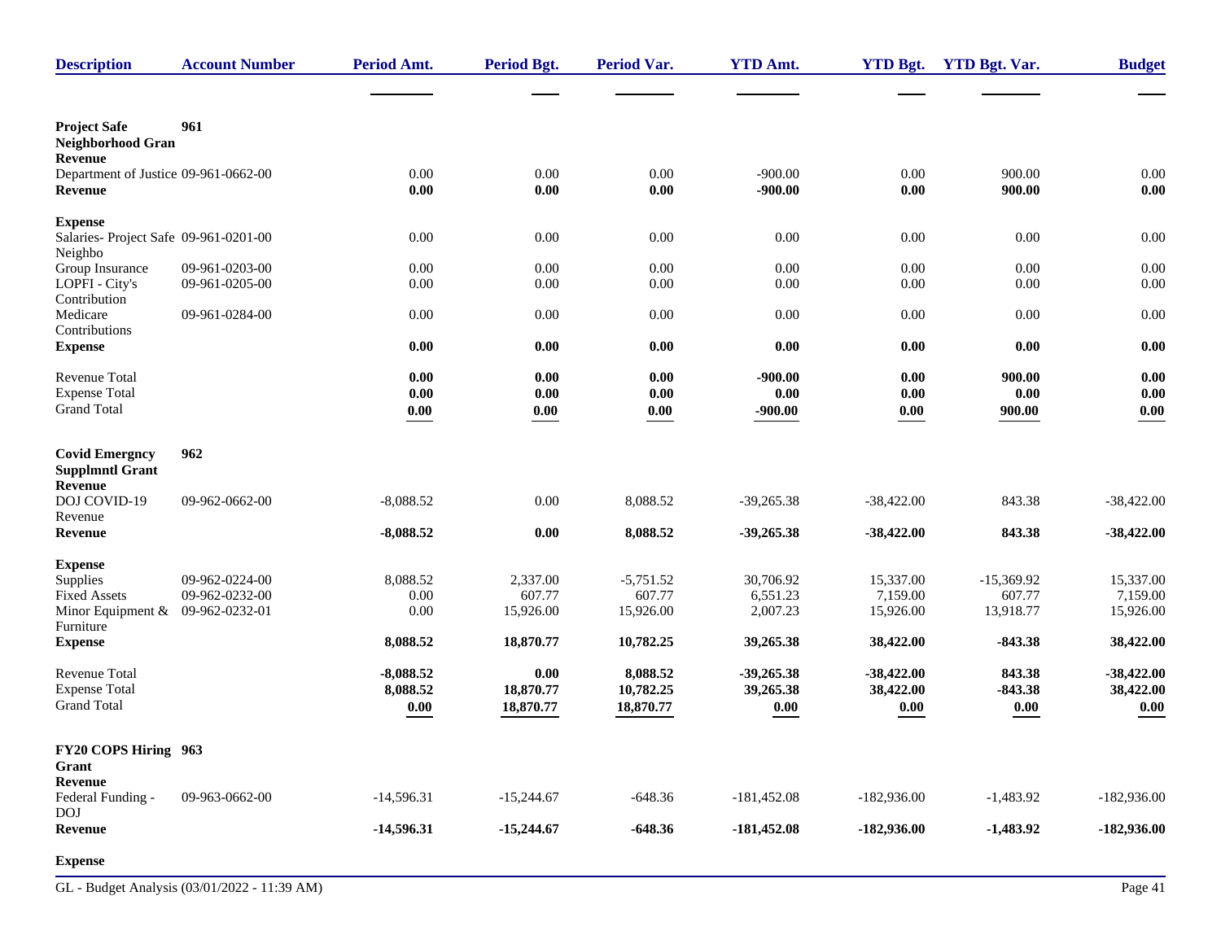| Description | Account Number | Period Amt. | Period Bgt. | Period Var. | YTD Amt. | YTD Bgt. | YTD Bgt. Var. | Budget |
|---|---|---|---|---|---|---|---|---|
| **Project Safe Neighborhood Gran** | **961** | | | | | | | |
| **Revenue** | | | | | | | | |
| Department of Justice | 09-961-0662-00 | 0.00 | 0.00 | 0.00 | -900.00 | 0.00 | 900.00 | 0.00 |
| **Revenue** | | **0.00** | **0.00** | **0.00** | **-900.00** | **0.00** | **900.00** | **0.00** |
| **Expense** | | | | | | | | |
| Salaries- Project Safe Neighbo | 09-961-0201-00 | 0.00 | 0.00 | 0.00 | 0.00 | 0.00 | 0.00 | 0.00 |
| Group Insurance | 09-961-0203-00 | 0.00 | 0.00 | 0.00 | 0.00 | 0.00 | 0.00 | 0.00 |
| LOPFI - City's Contribution | 09-961-0205-00 | 0.00 | 0.00 | 0.00 | 0.00 | 0.00 | 0.00 | 0.00 |
| Medicare Contributions | 09-961-0284-00 | 0.00 | 0.00 | 0.00 | 0.00 | 0.00 | 0.00 | 0.00 |
| **Expense** | | **0.00** | **0.00** | **0.00** | **0.00** | **0.00** | **0.00** | **0.00** |
| Revenue Total | | **0.00** | **0.00** | **0.00** | **-900.00** | **0.00** | **900.00** | **0.00** |
| Expense Total | | **0.00** | **0.00** | **0.00** | **0.00** | **0.00** | **0.00** | **0.00** |
| Grand Total | | **0.00** | **0.00** | **0.00** | **-900.00** | **0.00** | **900.00** | **0.00** |
| **Covid Emergncy Supplmntl Grant** | **962** | | | | | | | |
| **Revenue** | | | | | | | | |
| DOJ COVID-19 Revenue | 09-962-0662-00 | -8,088.52 | 0.00 | 8,088.52 | -39,265.38 | -38,422.00 | 843.38 | -38,422.00 |
| **Revenue** | | **-8,088.52** | **0.00** | **8,088.52** | **-39,265.38** | **-38,422.00** | **843.38** | **-38,422.00** |
| **Expense** | | | | | | | | |
| Supplies | 09-962-0224-00 | 8,088.52 | 2,337.00 | -5,751.52 | 30,706.92 | 15,337.00 | -15,369.92 | 15,337.00 |
| Fixed Assets | 09-962-0232-00 | 0.00 | 607.77 | 607.77 | 6,551.23 | 7,159.00 | 607.77 | 7,159.00 |
| Minor Equipment & Furniture | 09-962-0232-01 | 0.00 | 15,926.00 | 15,926.00 | 2,007.23 | 15,926.00 | 13,918.77 | 15,926.00 |
| **Expense** | | **8,088.52** | **18,870.77** | **10,782.25** | **39,265.38** | **38,422.00** | **-843.38** | **38,422.00** |
| Revenue Total | | **-8,088.52** | **0.00** | **8,088.52** | **-39,265.38** | **-38,422.00** | **843.38** | **-38,422.00** |
| Expense Total | | **8,088.52** | **18,870.77** | **10,782.25** | **39,265.38** | **38,422.00** | **-843.38** | **38,422.00** |
| Grand Total | | **0.00** | **18,870.77** | **18,870.77** | **0.00** | **0.00** | **0.00** | **0.00** |
| **FY20 COPS Hiring Grant** | **963** | | | | | | | |
| **Revenue** | | | | | | | | |
| Federal Funding - DOJ | 09-963-0662-00 | -14,596.31 | -15,244.67 | -648.36 | -181,452.08 | -182,936.00 | -1,483.92 | -182,936.00 |
| **Revenue** | | **-14,596.31** | **-15,244.67** | **-648.36** | **-181,452.08** | **-182,936.00** | **-1,483.92** | **-182,936.00** |
| **Expense** | | | | | | | | |

GL - Budget Analysis (03/01/2022 - 11:39 AM)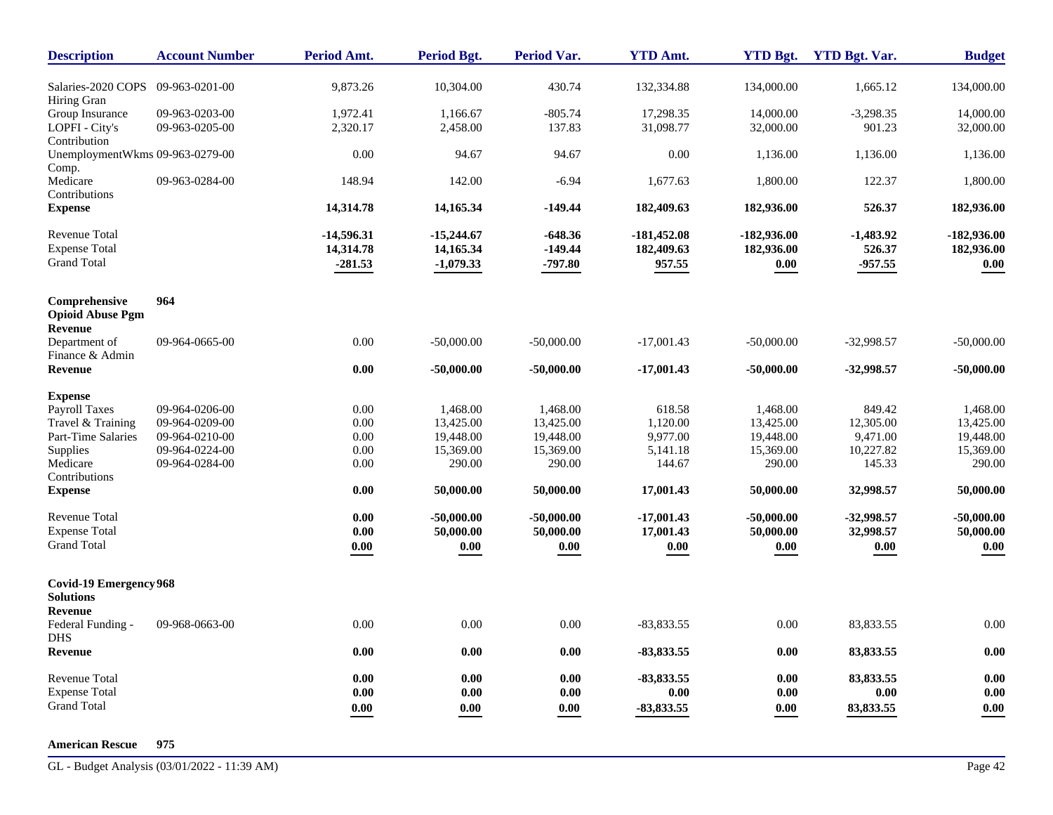| Description | Account Number | Period Amt. | Period Bgt. | Period Var. | YTD Amt. | YTD Bgt. | YTD Bgt. Var. | Budget |
|---|---|---|---|---|---|---|---|---|
| Salaries-2020 COPS Hiring Gran | 09-963-0201-00 | 9,873.26 | 10,304.00 | 430.74 | 132,334.88 | 134,000.00 | 1,665.12 | 134,000.00 |
| Group Insurance | 09-963-0203-00 | 1,972.41 | 1,166.67 | -805.74 | 17,298.35 | 14,000.00 | -3,298.35 | 14,000.00 |
| LOPFI - City's Contribution | 09-963-0205-00 | 2,320.17 | 2,458.00 | 137.83 | 31,098.77 | 32,000.00 | 901.23 | 32,000.00 |
| UnemploymentWkms Comp. | 09-963-0279-00 | 0.00 | 94.67 | 94.67 | 0.00 | 1,136.00 | 1,136.00 | 1,136.00 |
| Medicare Contributions | 09-963-0284-00 | 148.94 | 142.00 | -6.94 | 1,677.63 | 1,800.00 | 122.37 | 1,800.00 |
| **Expense** | | **14,314.78** | **14,165.34** | **-149.44** | **182,409.63** | **182,936.00** | **526.37** | **182,936.00** |
| Revenue Total | | **-14,596.31** | **-15,244.67** | **-648.36** | **-181,452.08** | **-182,936.00** | **-1,483.92** | **-182,936.00** |
| Expense Total | | **14,314.78** | **14,165.34** | **-149.44** | **182,409.63** | **182,936.00** | **526.37** | **182,936.00** |
| Grand Total | | **-281.53** | **-1,079.33** | **-797.80** | **957.55** | **0.00** | **-957.55** | **0.00** |
| **Comprehensive Opioid Abuse Pgm** | **964** | | | | | | | |
| **Revenue** | | | | | | | | |
| Department of Finance & Admin | 09-964-0665-00 | 0.00 | -50,000.00 | -50,000.00 | -17,001.43 | -50,000.00 | -32,998.57 | -50,000.00 |
| **Revenue** | | **0.00** | **-50,000.00** | **-50,000.00** | **-17,001.43** | **-50,000.00** | **-32,998.57** | **-50,000.00** |
| **Expense** | | | | | | | | |
| Payroll Taxes | 09-964-0206-00 | 0.00 | 1,468.00 | 1,468.00 | 618.58 | 1,468.00 | 849.42 | 1,468.00 |
| Travel & Training | 09-964-0209-00 | 0.00 | 13,425.00 | 13,425.00 | 1,120.00 | 13,425.00 | 12,305.00 | 13,425.00 |
| Part-Time Salaries | 09-964-0210-00 | 0.00 | 19,448.00 | 19,448.00 | 9,977.00 | 19,448.00 | 9,471.00 | 19,448.00 |
| Supplies | 09-964-0224-00 | 0.00 | 15,369.00 | 15,369.00 | 5,141.18 | 15,369.00 | 10,227.82 | 15,369.00 |
| Medicare Contributions | 09-964-0284-00 | 0.00 | 290.00 | 290.00 | 144.67 | 290.00 | 145.33 | 290.00 |
| **Expense** | | **0.00** | **50,000.00** | **50,000.00** | **17,001.43** | **50,000.00** | **32,998.57** | **50,000.00** |
| Revenue Total | | **0.00** | **-50,000.00** | **-50,000.00** | **-17,001.43** | **-50,000.00** | **-32,998.57** | **-50,000.00** |
| Expense Total | | **0.00** | **50,000.00** | **50,000.00** | **17,001.43** | **50,000.00** | **32,998.57** | **50,000.00** |
| Grand Total | | **0.00** | **0.00** | **0.00** | **0.00** | **0.00** | **0.00** | **0.00** |
| **Covid-19 Emergency Solutions** | **968** | | | | | | | |
| **Revenue** | | | | | | | | |
| Federal Funding - DHS | 09-968-0663-00 | 0.00 | 0.00 | 0.00 | -83,833.55 | 0.00 | 83,833.55 | 0.00 |
| **Revenue** | | **0.00** | **0.00** | **0.00** | **-83,833.55** | **0.00** | **83,833.55** | **0.00** |
| Revenue Total | | **0.00** | **0.00** | **0.00** | **-83,833.55** | **0.00** | **83,833.55** | **0.00** |
| Expense Total | | **0.00** | **0.00** | **0.00** | **0.00** | **0.00** | **0.00** | **0.00** |
| Grand Total | | **0.00** | **0.00** | **0.00** | **-83,833.55** | **0.00** | **83,833.55** | **0.00** |
| **American Rescue** | **975** | | | | | | | |

GL - Budget Analysis (03/01/2022 - 11:39 AM)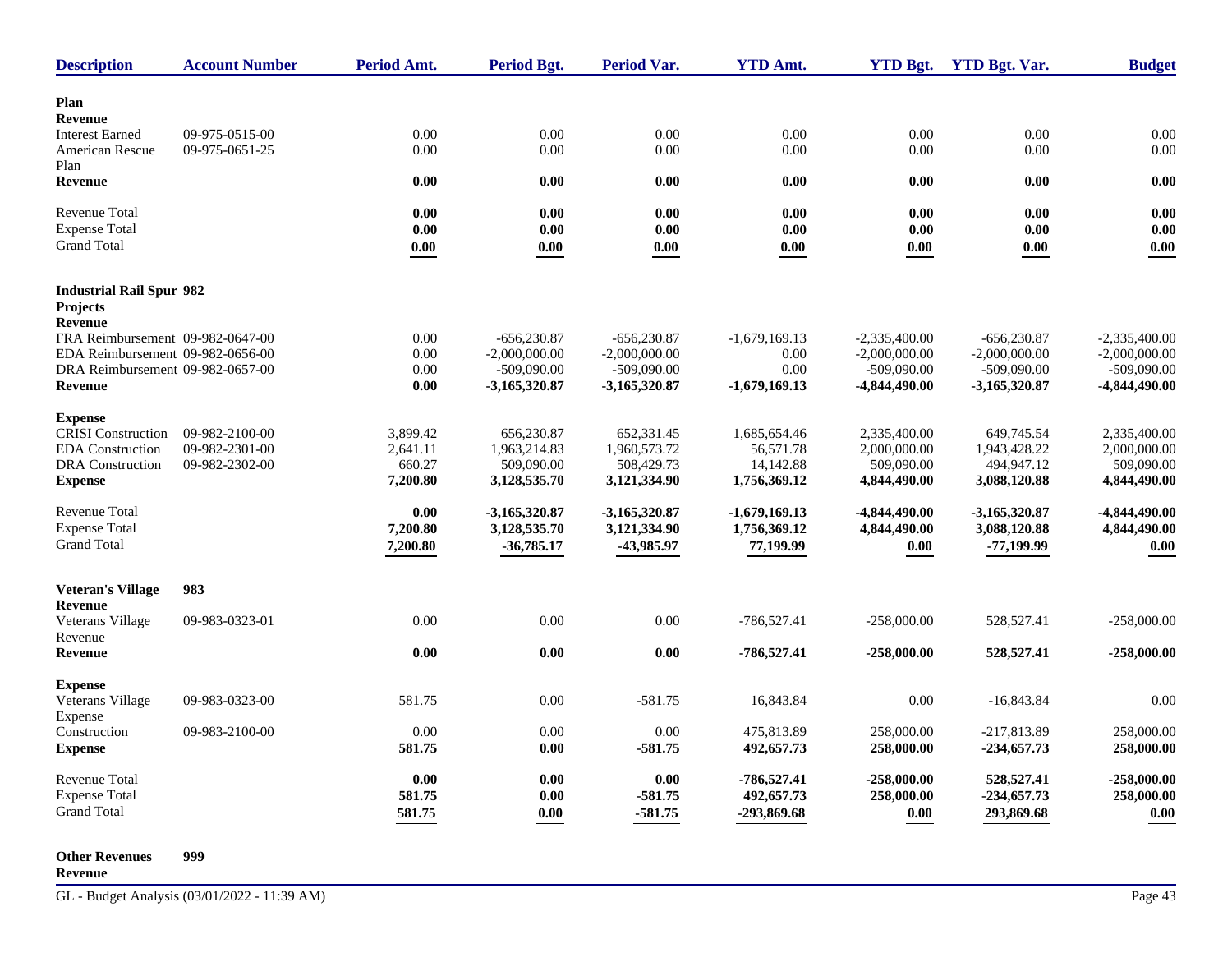| Description | Account Number | Period Amt. | Period Bgt. | Period Var. | YTD Amt. | YTD Bgt. | YTD Bgt. Var. | Budget |
|---|---|---|---|---|---|---|---|---|
| **Plan** | | | | | | | | |
| **Revenue** | | | | | | | | |
| Interest Earned | 09-975-0515-00 | 0.00 | 0.00 | 0.00 | 0.00 | 0.00 | 0.00 | 0.00 |
| American Rescue Plan | 09-975-0651-25 | 0.00 | 0.00 | 0.00 | 0.00 | 0.00 | 0.00 | 0.00 |
| **Revenue** | | **0.00** | **0.00** | **0.00** | **0.00** | **0.00** | **0.00** | **0.00** |
| Revenue Total | | **0.00** | **0.00** | **0.00** | **0.00** | **0.00** | **0.00** | **0.00** |
| Expense Total | | **0.00** | **0.00** | **0.00** | **0.00** | **0.00** | **0.00** | **0.00** |
| Grand Total | | **0.00** | **0.00** | **0.00** | **0.00** | **0.00** | **0.00** | **0.00** |
| **Industrial Rail Spur Projects** | **982** | | | | | | | |
| **Revenue** | | | | | | | | |
| FRA Reimbursement | 09-982-0647-00 | 0.00 | -656,230.87 | -656,230.87 | -1,679,169.13 | -2,335,400.00 | -656,230.87 | -2,335,400.00 |
| EDA Reimbursement | 09-982-0656-00 | 0.00 | -2,000,000.00 | -2,000,000.00 | 0.00 | -2,000,000.00 | -2,000,000.00 | -2,000,000.00 |
| DRA Reimbursement | 09-982-0657-00 | 0.00 | -509,090.00 | -509,090.00 | 0.00 | -509,090.00 | -509,090.00 | -509,090.00 |
| **Revenue** | | **0.00** | **-3,165,320.87** | **-3,165,320.87** | **-1,679,169.13** | **-4,844,490.00** | **-3,165,320.87** | **-4,844,490.00** |
| **Expense** | | | | | | | | |
| CRISI Construction | 09-982-2100-00 | 3,899.42 | 656,230.87 | 652,331.45 | 1,685,654.46 | 2,335,400.00 | 649,745.54 | 2,335,400.00 |
| EDA Construction | 09-982-2301-00 | 2,641.11 | 1,963,214.83 | 1,960,573.72 | 56,571.78 | 2,000,000.00 | 1,943,428.22 | 2,000,000.00 |
| DRA Construction | 09-982-2302-00 | 660.27 | 509,090.00 | 508,429.73 | 14,142.88 | 509,090.00 | 494,947.12 | 509,090.00 |
| **Expense** | | **7,200.80** | **3,128,535.70** | **3,121,334.90** | **1,756,369.12** | **4,844,490.00** | **3,088,120.88** | **4,844,490.00** |
| Revenue Total | | **0.00** | **-3,165,320.87** | **-3,165,320.87** | **-1,679,169.13** | **-4,844,490.00** | **-3,165,320.87** | **-4,844,490.00** |
| Expense Total | | **7,200.80** | **3,128,535.70** | **3,121,334.90** | **1,756,369.12** | **4,844,490.00** | **3,088,120.88** | **4,844,490.00** |
| Grand Total | | **7,200.80** | **-36,785.17** | **-43,985.97** | **77,199.99** | **0.00** | **-77,199.99** | **0.00** |
| **Veteran's Village** | **983** | | | | | | | |
| **Revenue** | | | | | | | | |
| Veterans Village Revenue | 09-983-0323-01 | 0.00 | 0.00 | 0.00 | -786,527.41 | -258,000.00 | 528,527.41 | -258,000.00 |
| **Revenue** | | **0.00** | **0.00** | **0.00** | **-786,527.41** | **-258,000.00** | **528,527.41** | **-258,000.00** |
| **Expense** | | | | | | | | |
| Veterans Village Expense | 09-983-0323-00 | 581.75 | 0.00 | -581.75 | 16,843.84 | 0.00 | -16,843.84 | 0.00 |
| Construction | 09-983-2100-00 | 0.00 | 0.00 | 0.00 | 475,813.89 | 258,000.00 | -217,813.89 | 258,000.00 |
| **Expense** | | **581.75** | **0.00** | **-581.75** | **492,657.73** | **258,000.00** | **-234,657.73** | **258,000.00** |
| Revenue Total | | **0.00** | **0.00** | **0.00** | **-786,527.41** | **-258,000.00** | **528,527.41** | **-258,000.00** |
| Expense Total | | **581.75** | **0.00** | **-581.75** | **492,657.73** | **258,000.00** | **-234,657.73** | **258,000.00** |
| Grand Total | | **581.75** | **0.00** | **-581.75** | **-293,869.68** | **0.00** | **293,869.68** | **0.00** |
| **Other Revenues** | **999** | | | | | | | |
| **Revenue** | | | | | | | | |

GL - Budget Analysis (03/01/2022 - 11:39 AM)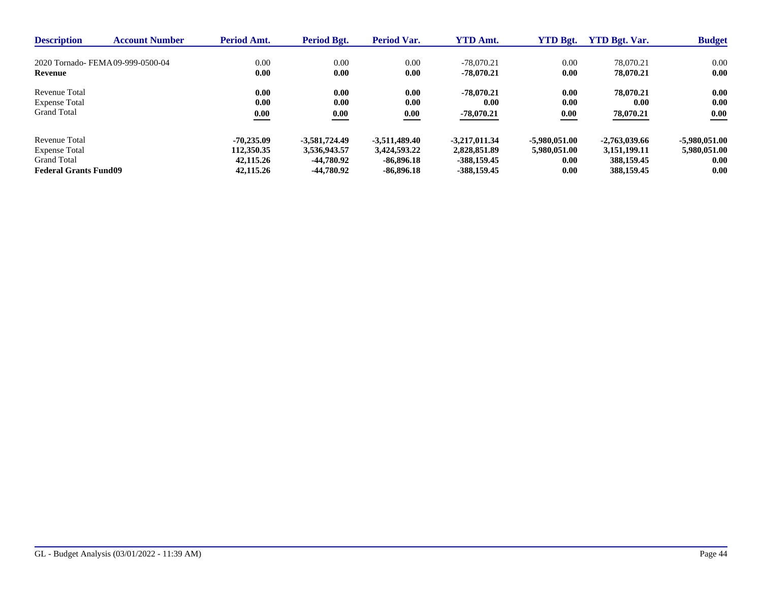| Description | Account Number | Period Amt. | Period Bgt. | Period Var. | YTD Amt. | YTD Bgt. | YTD Bgt. Var. | Budget |
|---|---|---|---|---|---|---|---|---|
| 2020 Tornado- FEMA | 09-999-0500-04 | 0.00 | 0.00 | 0.00 | -78,070.21 | 0.00 | 78,070.21 | 0.00 |
| **Revenue** | | **0.00** | **0.00** | **0.00** | **-78,070.21** | **0.00** | **78,070.21** | **0.00** |
| Revenue Total | | **0.00** | **0.00** | **0.00** | **-78,070.21** | **0.00** | **78,070.21** | **0.00** |
| Expense Total | | **0.00** | **0.00** | **0.00** | **0.00** | **0.00** | **0.00** | **0.00** |
| Grand Total | | **0.00** | **0.00** | **0.00** | **-78,070.21** | **0.00** | **78,070.21** | **0.00** |
| Revenue Total | | **-70,235.09** | **-3,581,724.49** | **-3,511,489.40** | **-3,217,011.34** | **-5,980,051.00** | **-2,763,039.66** | **-5,980,051.00** |
| Expense Total | | **112,350.35** | **3,536,943.57** | **3,424,593.22** | **2,828,851.89** | **5,980,051.00** | **3,151,199.11** | **5,980,051.00** |
| Grand Total | | **42,115.26** | **-44,780.92** | **-86,896.18** | **-388,159.45** | **0.00** | **388,159.45** | **0.00** |
| **Federal Grants Fund09** | | **42,115.26** | **-44,780.92** | **-86,896.18** | **-388,159.45** | **0.00** | **388,159.45** | **0.00** |

GL - Budget Analysis (03/01/2022 - 11:39 AM)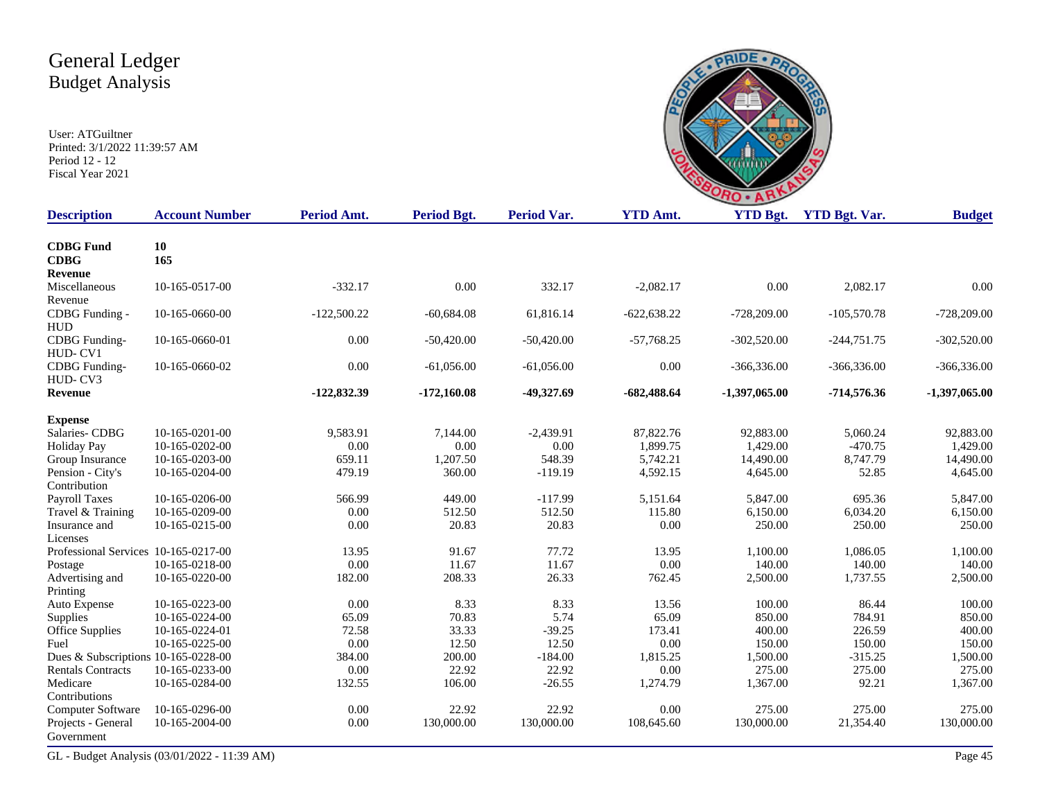# General Ledger
## Budget Analysis

User: ATGuiltner
Printed: 3/1/2022 11:39:57 AM
Period 12 - 12
Fiscal Year 2021

| Description | Account Number | Period Amt. | Period Bgt. | Period Var. | YTD Amt. | YTD Bgt. | YTD Bgt. Var. | Budget |
|---|---|---|---|---|---|---|---|---|
| **CDBG Fund** | **10** | | | | | | | |
| **CDBG** | **165** | | | | | | | |
| **Revenue** | | | | | | | | |
| Miscellaneous Revenue | 10-165-0517-00 | -332.17 | 0.00 | 332.17 | -2,082.17 | 0.00 | 2,082.17 | 0.00 |
| CDBG Funding - HUD | 10-165-0660-00 | -122,500.22 | -60,684.08 | 61,816.14 | -622,638.22 | -728,209.00 | -105,570.78 | -728,209.00 |
| CDBG Funding- HUD- CV1 | 10-165-0660-01 | 0.00 | -50,420.00 | -50,420.00 | -57,768.25 | -302,520.00 | -244,751.75 | -302,520.00 |
| CDBG Funding- HUD- CV3 | 10-165-0660-02 | 0.00 | -61,056.00 | -61,056.00 | 0.00 | -366,336.00 | -366,336.00 | -366,336.00 |
| **Revenue** | | **-122,832.39** | **-172,160.08** | **-49,327.69** | **-682,488.64** | **-1,397,065.00** | **-714,576.36** | **-1,397,065.00** |
| **Expense** | | | | | | | | |
| Salaries- CDBG | 10-165-0201-00 | 9,583.91 | 7,144.00 | -2,439.91 | 87,822.76 | 92,883.00 | 5,060.24 | 92,883.00 |
| Holiday Pay | 10-165-0202-00 | 0.00 | 0.00 | 0.00 | 1,899.75 | 1,429.00 | -470.75 | 1,429.00 |
| Group Insurance | 10-165-0203-00 | 659.11 | 1,207.50 | 548.39 | 5,742.21 | 14,490.00 | 8,747.79 | 14,490.00 |
| Pension - City's Contribution | 10-165-0204-00 | 479.19 | 360.00 | -119.19 | 4,592.15 | 4,645.00 | 52.85 | 4,645.00 |
| Payroll Taxes | 10-165-0206-00 | 566.99 | 449.00 | -117.99 | 5,151.64 | 5,847.00 | 695.36 | 5,847.00 |
| Travel & Training | 10-165-0209-00 | 0.00 | 512.50 | 512.50 | 115.80 | 6,150.00 | 6,034.20 | 6,150.00 |
| Insurance and Licenses | 10-165-0215-00 | 0.00 | 20.83 | 20.83 | 0.00 | 250.00 | 250.00 | 250.00 |
| Professional Services | 10-165-0217-00 | 13.95 | 91.67 | 77.72 | 13.95 | 1,100.00 | 1,086.05 | 1,100.00 |
| Postage | 10-165-0218-00 | 0.00 | 11.67 | 11.67 | 0.00 | 140.00 | 140.00 | 140.00 |
| Advertising and Printing | 10-165-0220-00 | 182.00 | 208.33 | 26.33 | 762.45 | 2,500.00 | 1,737.55 | 2,500.00 |
| Auto Expense | 10-165-0223-00 | 0.00 | 8.33 | 8.33 | 13.56 | 100.00 | 86.44 | 100.00 |
| Supplies | 10-165-0224-00 | 65.09 | 70.83 | 5.74 | 65.09 | 850.00 | 784.91 | 850.00 |
| Office Supplies | 10-165-0224-01 | 72.58 | 33.33 | -39.25 | 173.41 | 400.00 | 226.59 | 400.00 |
| Fuel | 10-165-0225-00 | 0.00 | 12.50 | 12.50 | 0.00 | 150.00 | 150.00 | 150.00 |
| Dues & Subscriptions | 10-165-0228-00 | 384.00 | 200.00 | -184.00 | 1,815.25 | 1,500.00 | -315.25 | 1,500.00 |
| Rentals Contracts | 10-165-0233-00 | 0.00 | 22.92 | 22.92 | 0.00 | 275.00 | 275.00 | 275.00 |
| Medicare Contributions | 10-165-0284-00 | 132.55 | 106.00 | -26.55 | 1,274.79 | 1,367.00 | 92.21 | 1,367.00 |
| Computer Software | 10-165-0296-00 | 0.00 | 22.92 | 22.92 | 0.00 | 275.00 | 275.00 | 275.00 |
| Projects - General Government | 10-165-2004-00 | 0.00 | 130,000.00 | 130,000.00 | 108,645.60 | 130,000.00 | 21,354.40 | 130,000.00 |

GL - Budget Analysis (03/01/2022 - 11:39 AM)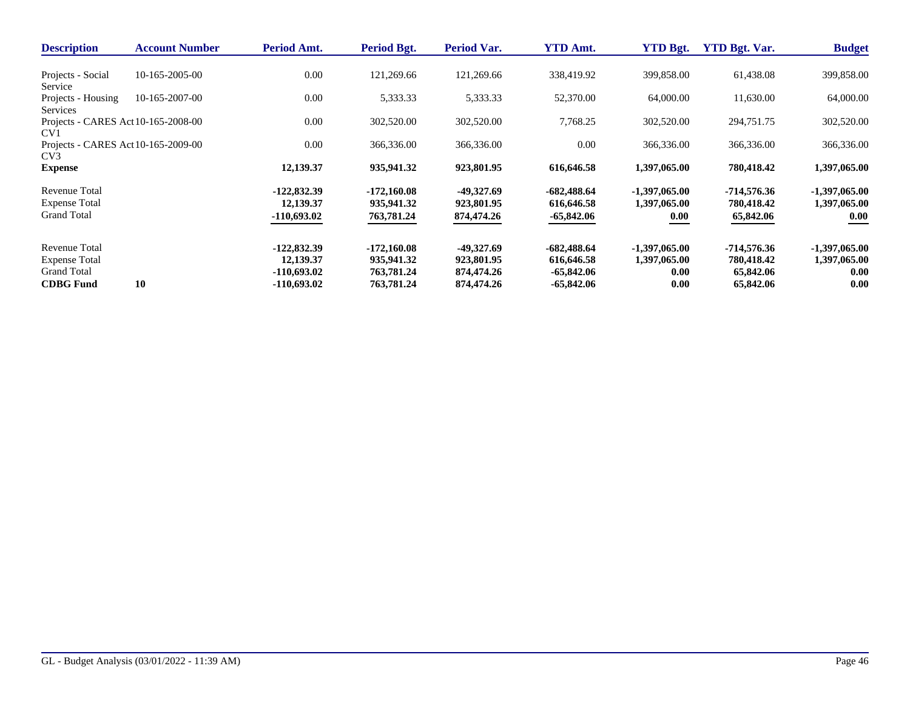| Description | Account Number | Period Amt. | Period Bgt. | Period Var. | YTD Amt. | YTD Bgt. | YTD Bgt. Var. | Budget |
|---|---|---|---|---|---|---|---|---|
| Projects - Social Service | 10-165-2005-00 | 0.00 | 121,269.66 | 121,269.66 | 338,419.92 | 399,858.00 | 61,438.08 | 399,858.00 |
| Projects - Housing Services | 10-165-2007-00 | 0.00 | 5,333.33 | 5,333.33 | 52,370.00 | 64,000.00 | 11,630.00 | 64,000.00 |
| Projects - CARES Act CV1 | 10-165-2008-00 | 0.00 | 302,520.00 | 302,520.00 | 7,768.25 | 302,520.00 | 294,751.75 | 302,520.00 |
| Projects - CARES Act CV3 | 10-165-2009-00 | 0.00 | 366,336.00 | 366,336.00 | 0.00 | 366,336.00 | 366,336.00 | 366,336.00 |
| **Expense** | | **12,139.37** | **935,941.32** | **923,801.95** | **616,646.58** | **1,397,065.00** | **780,418.42** | **1,397,065.00** |
| Revenue Total | | **-122,832.39** | **-172,160.08** | **-49,327.69** | **-682,488.64** | **-1,397,065.00** | **-714,576.36** | **-1,397,065.00** |
| Expense Total | | **12,139.37** | **935,941.32** | **923,801.95** | **616,646.58** | **1,397,065.00** | **780,418.42** | **1,397,065.00** |
| Grand Total | | **-110,693.02** | **763,781.24** | **874,474.26** | **-65,842.06** | **0.00** | **65,842.06** | **0.00** |
| Revenue Total | | **-122,832.39** | **-172,160.08** | **-49,327.69** | **-682,488.64** | **-1,397,065.00** | **-714,576.36** | **-1,397,065.00** |
| Expense Total | | **12,139.37** | **935,941.32** | **923,801.95** | **616,646.58** | **1,397,065.00** | **780,418.42** | **1,397,065.00** |
| Grand Total | | **-110,693.02** | **763,781.24** | **874,474.26** | **-65,842.06** | **0.00** | **65,842.06** | **0.00** |
| **CDBG Fund** | **10** | **-110,693.02** | **763,781.24** | **874,474.26** | **-65,842.06** | **0.00** | **65,842.06** | **0.00** |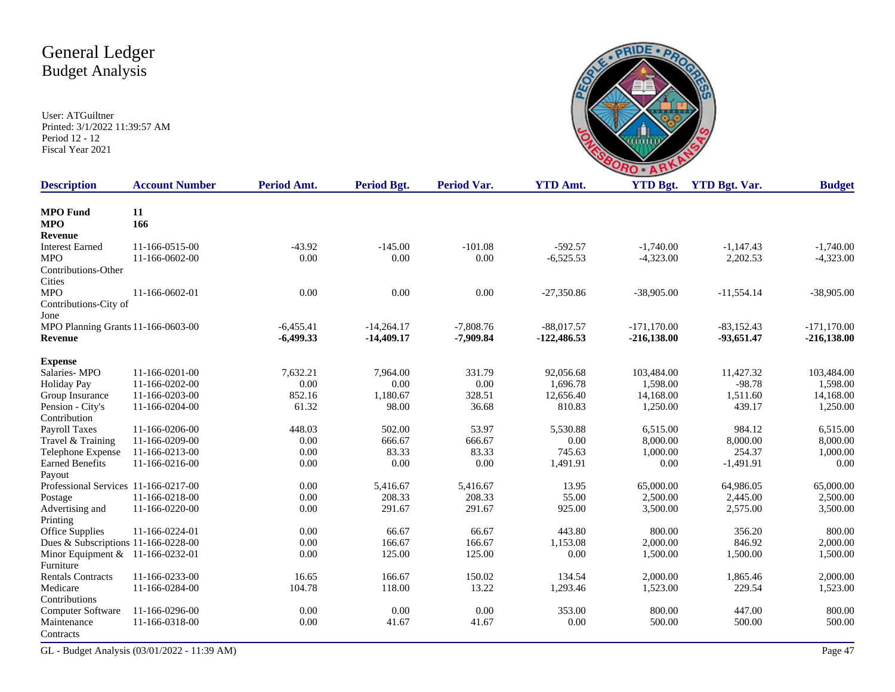# General Ledger
## Budget Analysis

User: ATGuiltner
Printed: 3/1/2022 11:39:57 AM
Period 12 - 12
Fiscal Year 2021

| Description | Account Number | Period Amt. | Period Bgt. | Period Var. | YTD Amt. | YTD Bgt. | YTD Bgt. Var. | Budget |
|---|---|---|---|---|---|---|---|---|
| **MPO Fund** | **11** | | | | | | | |
| **MPO** | **166** | | | | | | | |
| **Revenue** | | | | | | | | |
| Interest Earned | 11-166-0515-00 | -43.92 | -145.00 | -101.08 | -592.57 | -1,740.00 | -1,147.43 | -1,740.00 |
| MPO Contributions-Other Cities | 11-166-0602-00 | 0.00 | 0.00 | 0.00 | -6,525.53 | -4,323.00 | 2,202.53 | -4,323.00 |
| MPO Contributions-City of Jone | 11-166-0602-01 | 0.00 | 0.00 | 0.00 | -27,350.86 | -38,905.00 | -11,554.14 | -38,905.00 |
| MPO Planning Grants | 11-166-0603-00 | -6,455.41 | -14,264.17 | -7,808.76 | -88,017.57 | -171,170.00 | -83,152.43 | -171,170.00 |
| **Revenue** | | **-6,499.33** | **-14,409.17** | **-7,909.84** | **-122,486.53** | **-216,138.00** | **-93,651.47** | **-216,138.00** |
| **Expense** | | | | | | | | |
| Salaries- MPO | 11-166-0201-00 | 7,632.21 | 7,964.00 | 331.79 | 92,056.68 | 103,484.00 | 11,427.32 | 103,484.00 |
| Holiday Pay | 11-166-0202-00 | 0.00 | 0.00 | 0.00 | 1,696.78 | 1,598.00 | -98.78 | 1,598.00 |
| Group Insurance | 11-166-0203-00 | 852.16 | 1,180.67 | 328.51 | 12,656.40 | 14,168.00 | 1,511.60 | 14,168.00 |
| Pension - City's Contribution | 11-166-0204-00 | 61.32 | 98.00 | 36.68 | 810.83 | 1,250.00 | 439.17 | 1,250.00 |
| Payroll Taxes | 11-166-0206-00 | 448.03 | 502.00 | 53.97 | 5,530.88 | 6,515.00 | 984.12 | 6,515.00 |
| Travel & Training | 11-166-0209-00 | 0.00 | 666.67 | 666.67 | 0.00 | 8,000.00 | 8,000.00 | 8,000.00 |
| Telephone Expense | 11-166-0213-00 | 0.00 | 83.33 | 83.33 | 745.63 | 1,000.00 | 254.37 | 1,000.00 |
| Earned Benefits Payout | 11-166-0216-00 | 0.00 | 0.00 | 0.00 | 1,491.91 | 0.00 | -1,491.91 | 0.00 |
| Professional Services | 11-166-0217-00 | 0.00 | 5,416.67 | 5,416.67 | 13.95 | 65,000.00 | 64,986.05 | 65,000.00 |
| Postage | 11-166-0218-00 | 0.00 | 208.33 | 208.33 | 55.00 | 2,500.00 | 2,445.00 | 2,500.00 |
| Advertising and Printing | 11-166-0220-00 | 0.00 | 291.67 | 291.67 | 925.00 | 3,500.00 | 2,575.00 | 3,500.00 |
| Office Supplies | 11-166-0224-01 | 0.00 | 66.67 | 66.67 | 443.80 | 800.00 | 356.20 | 800.00 |
| Dues & Subscriptions | 11-166-0228-00 | 0.00 | 166.67 | 166.67 | 1,153.08 | 2,000.00 | 846.92 | 2,000.00 |
| Minor Equipment & Furniture | 11-166-0232-01 | 0.00 | 125.00 | 125.00 | 0.00 | 1,500.00 | 1,500.00 | 1,500.00 |
| Rentals Contracts | 11-166-0233-00 | 16.65 | 166.67 | 150.02 | 134.54 | 2,000.00 | 1,865.46 | 2,000.00 |
| Medicare Contributions | 11-166-0284-00 | 104.78 | 118.00 | 13.22 | 1,293.46 | 1,523.00 | 229.54 | 1,523.00 |
| Computer Software | 11-166-0296-00 | 0.00 | 0.00 | 0.00 | 353.00 | 800.00 | 447.00 | 800.00 |
| Maintenance Contracts | 11-166-0318-00 | 0.00 | 41.67 | 41.67 | 0.00 | 500.00 | 500.00 | 500.00 |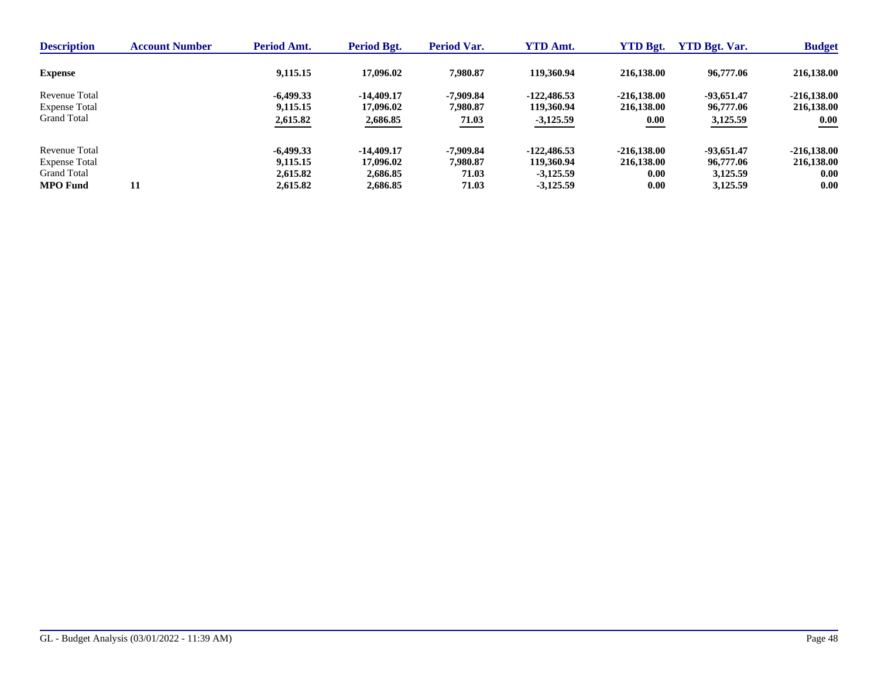| Description | Account Number | Period Amt. | Period Bgt. | Period Var. | YTD Amt. | YTD Bgt. | YTD Bgt. Var. | Budget |
|---|---|---|---|---|---|---|---|---|
| **Expense** | | **9,115.15** | **17,096.02** | **7,980.87** | **119,360.94** | **216,138.00** | **96,777.06** | **216,138.00** |
| Revenue Total | | **-6,499.33** | **-14,409.17** | **-7,909.84** | **-122,486.53** | **-216,138.00** | **-93,651.47** | **-216,138.00** |
| Expense Total | | **9,115.15** | **17,096.02** | **7,980.87** | **119,360.94** | **216,138.00** | **96,777.06** | **216,138.00** |
| Grand Total | | **2,615.82** | **2,686.85** | **71.03** | **-3,125.59** | **0.00** | **3,125.59** | **0.00** |
| Revenue Total | | **-6,499.33** | **-14,409.17** | **-7,909.84** | **-122,486.53** | **-216,138.00** | **-93,651.47** | **-216,138.00** |
| Expense Total | | **9,115.15** | **17,096.02** | **7,980.87** | **119,360.94** | **216,138.00** | **96,777.06** | **216,138.00** |
| Grand Total | | **2,615.82** | **2,686.85** | **71.03** | **-3,125.59** | **0.00** | **3,125.59** | **0.00** |
| **MPO Fund** | **11** | **2,615.82** | **2,686.85** | **71.03** | **-3,125.59** | **0.00** | **3,125.59** | **0.00** |

GL - Budget Analysis (03/01/2022 - 11:39 AM)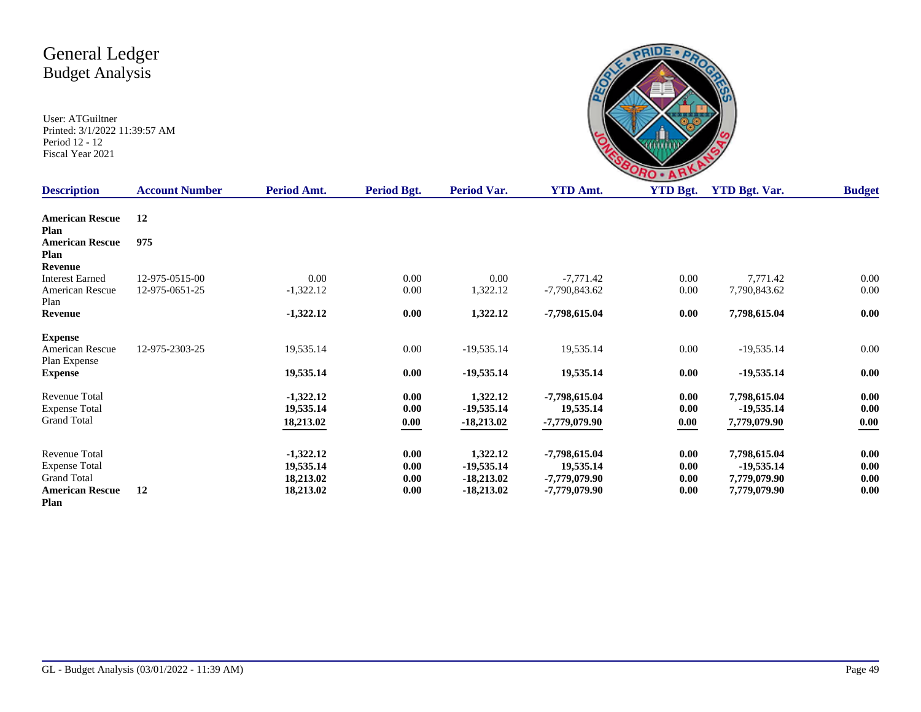# General Ledger
## Budget Analysis

User: ATGuiltner
Printed: 3/1/2022 11:39:57 AM
Period 12 - 12
Fiscal Year 2021

| Description | Account Number | Period Amt. | Period Bgt. | Period Var. | YTD Amt. | YTD Bgt. | YTD Bgt. Var. | Budget |
|---|---|---|---|---|---|---|---|---|
| **American Rescue Plan** | **12** | | | | | | | |
| **American Rescue Plan** | **975** | | | | | | | |
| **Revenue** | | | | | | | | |
| Interest Earned | 12-975-0515-00 | 0.00 | 0.00 | 0.00 | -7,771.42 | 0.00 | 7,771.42 | 0.00 |
| American Rescue Plan | 12-975-0651-25 | -1,322.12 | 0.00 | 1,322.12 | -7,790,843.62 | 0.00 | 7,790,843.62 | 0.00 |
| **Revenue** | | **-1,322.12** | **0.00** | **1,322.12** | **-7,798,615.04** | **0.00** | **7,798,615.04** | **0.00** |
| **Expense** | | | | | | | | |
| American Rescue Plan Expense | 12-975-2303-25 | 19,535.14 | 0.00 | -19,535.14 | 19,535.14 | 0.00 | -19,535.14 | 0.00 |
| **Expense** | | **19,535.14** | **0.00** | **-19,535.14** | **19,535.14** | **0.00** | **-19,535.14** | **0.00** |
| Revenue Total | | **-1,322.12** | **0.00** | **1,322.12** | **-7,798,615.04** | **0.00** | **7,798,615.04** | **0.00** |
| Expense Total | | **19,535.14** | **0.00** | **-19,535.14** | **19,535.14** | **0.00** | **-19,535.14** | **0.00** |
| Grand Total | | **18,213.02** | **0.00** | **-18,213.02** | **-7,779,079.90** | **0.00** | **7,779,079.90** | **0.00** |
| Revenue Total | | **-1,322.12** | **0.00** | **1,322.12** | **-7,798,615.04** | **0.00** | **7,798,615.04** | **0.00** |
| Expense Total | | **19,535.14** | **0.00** | **-19,535.14** | **19,535.14** | **0.00** | **-19,535.14** | **0.00** |
| Grand Total | | **18,213.02** | **0.00** | **-18,213.02** | **-7,779,079.90** | **0.00** | **7,779,079.90** | **0.00** |
| **American Rescue Plan** | **12** | **18,213.02** | **0.00** | **-18,213.02** | **-7,779,079.90** | **0.00** | **7,779,079.90** | **0.00** |

GL - Budget Analysis (03/01/2022 - 11:39 AM)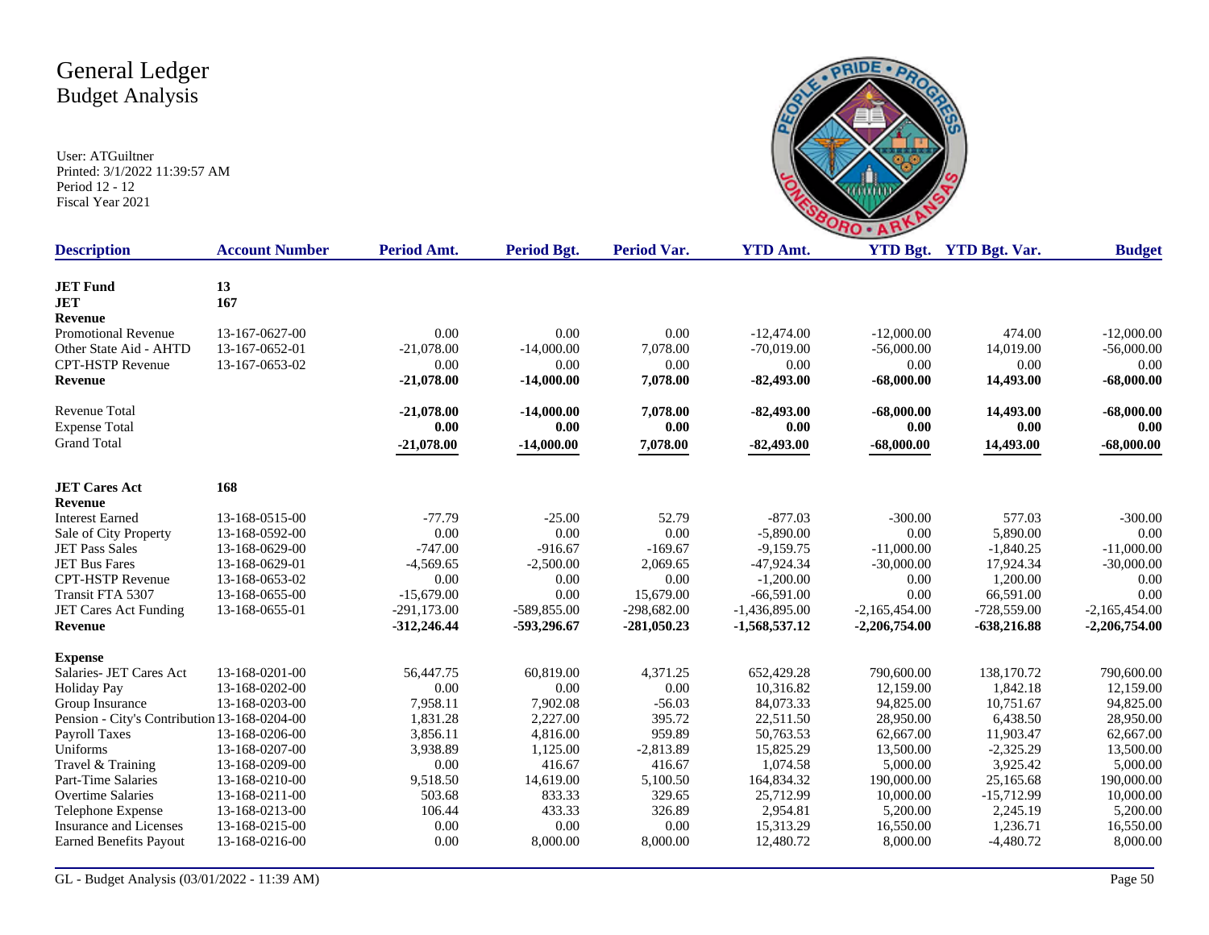# General Ledger
## Budget Analysis

User: ATGuiltner
Printed: 3/1/2022 11:39:57 AM
Period 12 - 12
Fiscal Year 2021

| Description | Account Number | Period Amt. | Period Bgt. | Period Var. | YTD Amt. | YTD Bgt. | YTD Bgt. Var. | Budget |
|---|---|---|---|---|---|---|---|---|
| **JET Fund** | **13** | | | | | | | |
| **JET** | **167** | | | | | | | |
| **Revenue** | | | | | | | | |
| Promotional Revenue | 13-167-0627-00 | 0.00 | 0.00 | 0.00 | -12,474.00 | -12,000.00 | 474.00 | -12,000.00 |
| Other State Aid - AHTD | 13-167-0652-01 | -21,078.00 | -14,000.00 | 7,078.00 | -70,019.00 | -56,000.00 | 14,019.00 | -56,000.00 |
| CPT-HSTP Revenue | 13-167-0653-02 | 0.00 | 0.00 | 0.00 | 0.00 | 0.00 | 0.00 | 0.00 |
| **Revenue** | | **-21,078.00** | **-14,000.00** | **7,078.00** | **-82,493.00** | **-68,000.00** | **14,493.00** | **-68,000.00** |
| Revenue Total | | **-21,078.00** | **-14,000.00** | **7,078.00** | **-82,493.00** | **-68,000.00** | **14,493.00** | **-68,000.00** |
| Expense Total | | **0.00** | **0.00** | **0.00** | **0.00** | **0.00** | **0.00** | **0.00** |
| Grand Total | | **-21,078.00** | **-14,000.00** | **7,078.00** | **-82,493.00** | **-68,000.00** | **14,493.00** | **-68,000.00** |
| **JET Cares Act** | **168** | | | | | | | |
| **Revenue** | | | | | | | | |
| Interest Earned | 13-168-0515-00 | -77.79 | -25.00 | 52.79 | -877.03 | -300.00 | 577.03 | -300.00 |
| Sale of City Property | 13-168-0592-00 | 0.00 | 0.00 | 0.00 | -5,890.00 | 0.00 | 5,890.00 | 0.00 |
| JET Pass Sales | 13-168-0629-00 | -747.00 | -916.67 | -169.67 | -9,159.75 | -11,000.00 | -1,840.25 | -11,000.00 |
| JET Bus Fares | 13-168-0629-01 | -4,569.65 | -2,500.00 | 2,069.65 | -47,924.34 | -30,000.00 | 17,924.34 | -30,000.00 |
| CPT-HSTP Revenue | 13-168-0653-02 | 0.00 | 0.00 | 0.00 | -1,200.00 | 0.00 | 1,200.00 | 0.00 |
| Transit FTA 5307 | 13-168-0655-00 | -15,679.00 | 0.00 | 15,679.00 | -66,591.00 | 0.00 | 66,591.00 | 0.00 |
| JET Cares Act Funding | 13-168-0655-01 | -291,173.00 | -589,855.00 | -298,682.00 | -1,436,895.00 | -2,165,454.00 | -728,559.00 | -2,165,454.00 |
| **Revenue** | | **-312,246.44** | **-593,296.67** | **-281,050.23** | **-1,568,537.12** | **-2,206,754.00** | **-638,216.88** | **-2,206,754.00** |
| **Expense** | | | | | | | | |
| Salaries- JET Cares Act | 13-168-0201-00 | 56,447.75 | 60,819.00 | 4,371.25 | 652,429.28 | 790,600.00 | 138,170.72 | 790,600.00 |
| Holiday Pay | 13-168-0202-00 | 0.00 | 0.00 | 0.00 | 10,316.82 | 12,159.00 | 1,842.18 | 12,159.00 |
| Group Insurance | 13-168-0203-00 | 7,958.11 | 7,902.08 | -56.03 | 84,073.33 | 94,825.00 | 10,751.67 | 94,825.00 |
| Pension - City's Contribution | 13-168-0204-00 | 1,831.28 | 2,227.00 | 395.72 | 22,511.50 | 28,950.00 | 6,438.50 | 28,950.00 |
| Payroll Taxes | 13-168-0206-00 | 3,856.11 | 4,816.00 | 959.89 | 50,763.53 | 62,667.00 | 11,903.47 | 62,667.00 |
| Uniforms | 13-168-0207-00 | 3,938.89 | 1,125.00 | -2,813.89 | 15,825.29 | 13,500.00 | -2,325.29 | 13,500.00 |
| Travel & Training | 13-168-0209-00 | 0.00 | 416.67 | 416.67 | 1,074.58 | 5,000.00 | 3,925.42 | 5,000.00 |
| Part-Time Salaries | 13-168-0210-00 | 9,518.50 | 14,619.00 | 5,100.50 | 164,834.32 | 190,000.00 | 25,165.68 | 190,000.00 |
| Overtime Salaries | 13-168-0211-00 | 503.68 | 833.33 | 329.65 | 25,712.99 | 10,000.00 | -15,712.99 | 10,000.00 |
| Telephone Expense | 13-168-0213-00 | 106.44 | 433.33 | 326.89 | 2,954.81 | 5,200.00 | 2,245.19 | 5,200.00 |
| Insurance and Licenses | 13-168-0215-00 | 0.00 | 0.00 | 0.00 | 15,313.29 | 16,550.00 | 1,236.71 | 16,550.00 |
| Earned Benefits Payout | 13-168-0216-00 | 0.00 | 8,000.00 | 8,000.00 | 12,480.72 | 8,000.00 | -4,480.72 | 8,000.00 |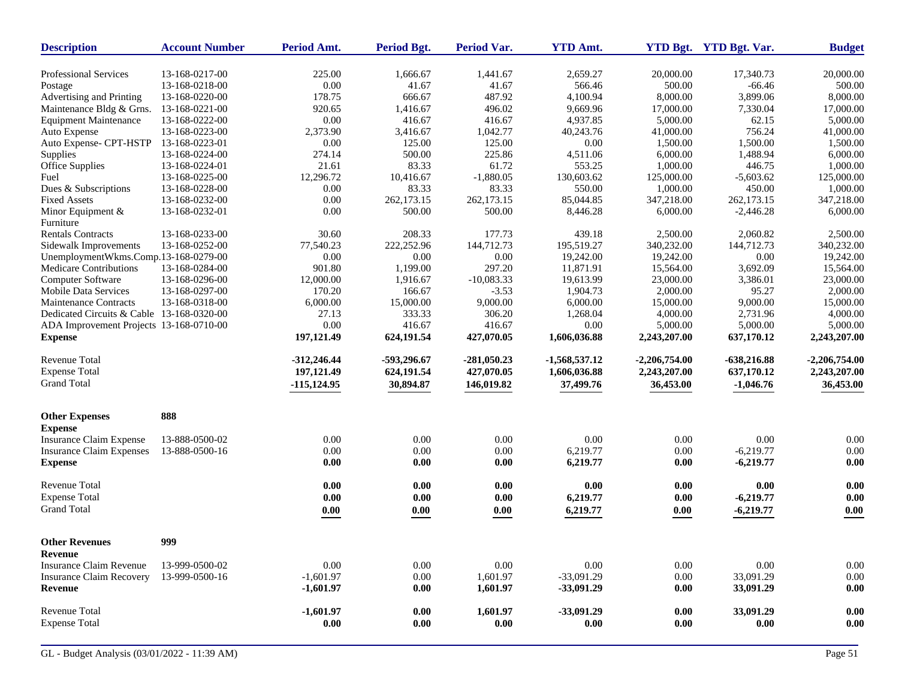| Description | Account Number | Period Amt. | Period Bgt. | Period Var. | YTD Amt. | YTD Bgt. | YTD Bgt. Var. | Budget |
|---|---|---|---|---|---|---|---|---|
| Professional Services | 13-168-0217-00 | 225.00 | 1,666.67 | 1,441.67 | 2,659.27 | 20,000.00 | 17,340.73 | 20,000.00 |
| Postage | 13-168-0218-00 | 0.00 | 41.67 | 41.67 | 566.46 | 500.00 | -66.46 | 500.00 |
| Advertising and Printing | 13-168-0220-00 | 178.75 | 666.67 | 487.92 | 4,100.94 | 8,000.00 | 3,899.06 | 8,000.00 |
| Maintenance Bldg & Grns. | 13-168-0221-00 | 920.65 | 1,416.67 | 496.02 | 9,669.96 | 17,000.00 | 7,330.04 | 17,000.00 |
| Equipment Maintenance | 13-168-0222-00 | 0.00 | 416.67 | 416.67 | 4,937.85 | 5,000.00 | 62.15 | 5,000.00 |
| Auto Expense | 13-168-0223-00 | 2,373.90 | 3,416.67 | 1,042.77 | 40,243.76 | 41,000.00 | 756.24 | 41,000.00 |
| Auto Expense- CPT-HSTP | 13-168-0223-01 | 0.00 | 125.00 | 125.00 | 0.00 | 1,500.00 | 1,500.00 | 1,500.00 |
| Supplies | 13-168-0224-00 | 274.14 | 500.00 | 225.86 | 4,511.06 | 6,000.00 | 1,488.94 | 6,000.00 |
| Office Supplies | 13-168-0224-01 | 21.61 | 83.33 | 61.72 | 553.25 | 1,000.00 | 446.75 | 1,000.00 |
| Fuel | 13-168-0225-00 | 12,296.72 | 10,416.67 | -1,880.05 | 130,603.62 | 125,000.00 | -5,603.62 | 125,000.00 |
| Dues & Subscriptions | 13-168-0228-00 | 0.00 | 83.33 | 83.33 | 550.00 | 1,000.00 | 450.00 | 1,000.00 |
| Fixed Assets | 13-168-0232-00 | 0.00 | 262,173.15 | 262,173.15 | 85,044.85 | 347,218.00 | 262,173.15 | 347,218.00 |
| Minor Equipment & Furniture | 13-168-0232-01 | 0.00 | 500.00 | 500.00 | 8,446.28 | 6,000.00 | -2,446.28 | 6,000.00 |
| Rentals Contracts | 13-168-0233-00 | 30.60 | 208.33 | 177.73 | 439.18 | 2,500.00 | 2,060.82 | 2,500.00 |
| Sidewalk Improvements | 13-168-0252-00 | 77,540.23 | 222,252.96 | 144,712.73 | 195,519.27 | 340,232.00 | 144,712.73 | 340,232.00 |
| UnemploymentWkms.Comp. | 13-168-0279-00 | 0.00 | 0.00 | 0.00 | 19,242.00 | 19,242.00 | 0.00 | 19,242.00 |
| Medicare Contributions | 13-168-0284-00 | 901.80 | 1,199.00 | 297.20 | 11,871.91 | 15,564.00 | 3,692.09 | 15,564.00 |
| Computer Software | 13-168-0296-00 | 12,000.00 | 1,916.67 | -10,083.33 | 19,613.99 | 23,000.00 | 3,386.01 | 23,000.00 |
| Mobile Data Services | 13-168-0297-00 | 170.20 | 166.67 | -3.53 | 1,904.73 | 2,000.00 | 95.27 | 2,000.00 |
| Maintenance Contracts | 13-168-0318-00 | 6,000.00 | 15,000.00 | 9,000.00 | 6,000.00 | 15,000.00 | 9,000.00 | 15,000.00 |
| Dedicated Circuits & Cable | 13-168-0320-00 | 27.13 | 333.33 | 306.20 | 1,268.04 | 4,000.00 | 2,731.96 | 4,000.00 |
| ADA Improvement Projects | 13-168-0710-00 | 0.00 | 416.67 | 416.67 | 0.00 | 5,000.00 | 5,000.00 | 5,000.00 |
| **Expense** | | **197,121.49** | **624,191.54** | **427,070.05** | **1,606,036.88** | **2,243,207.00** | **637,170.12** | **2,243,207.00** |
| Revenue Total | | **-312,246.44** | **-593,296.67** | **-281,050.23** | **-1,568,537.12** | **-2,206,754.00** | **-638,216.88** | **-2,206,754.00** |
| Expense Total | | **197,121.49** | **624,191.54** | **427,070.05** | **1,606,036.88** | **2,243,207.00** | **637,170.12** | **2,243,207.00** |
| Grand Total | | **-115,124.95** | **30,894.87** | **146,019.82** | **37,499.76** | **36,453.00** | **-1,046.76** | **36,453.00** |
| **Other Expenses** | **888** | | | | | | | |
| **Expense** | | | | | | | | |
| Insurance Claim Expense | 13-888-0500-02 | 0.00 | 0.00 | 0.00 | 0.00 | 0.00 | 0.00 | 0.00 |
| Insurance Claim Expenses | 13-888-0500-16 | 0.00 | 0.00 | 0.00 | 6,219.77 | 0.00 | -6,219.77 | 0.00 |
| **Expense** | | **0.00** | **0.00** | **0.00** | **6,219.77** | **0.00** | **-6,219.77** | **0.00** |
| Revenue Total | | **0.00** | **0.00** | **0.00** | **0.00** | **0.00** | **0.00** | **0.00** |
| Expense Total | | **0.00** | **0.00** | **0.00** | **6,219.77** | **0.00** | **-6,219.77** | **0.00** |
| Grand Total | | **0.00** | **0.00** | **0.00** | **6,219.77** | **0.00** | **-6,219.77** | **0.00** |
| **Other Revenues** | **999** | | | | | | | |
| **Revenue** | | | | | | | | |
| Insurance Claim Revenue | 13-999-0500-02 | 0.00 | 0.00 | 0.00 | 0.00 | 0.00 | 0.00 | 0.00 |
| Insurance Claim Recovery | 13-999-0500-16 | -1,601.97 | 0.00 | 1,601.97 | -33,091.29 | 0.00 | 33,091.29 | 0.00 |
| **Revenue** | | **-1,601.97** | **0.00** | **1,601.97** | **-33,091.29** | **0.00** | **33,091.29** | **0.00** |
| Revenue Total | | **-1,601.97** | **0.00** | **1,601.97** | **-33,091.29** | **0.00** | **33,091.29** | **0.00** |
| Expense Total | | **0.00** | **0.00** | **0.00** | **0.00** | **0.00** | **0.00** | **0.00** |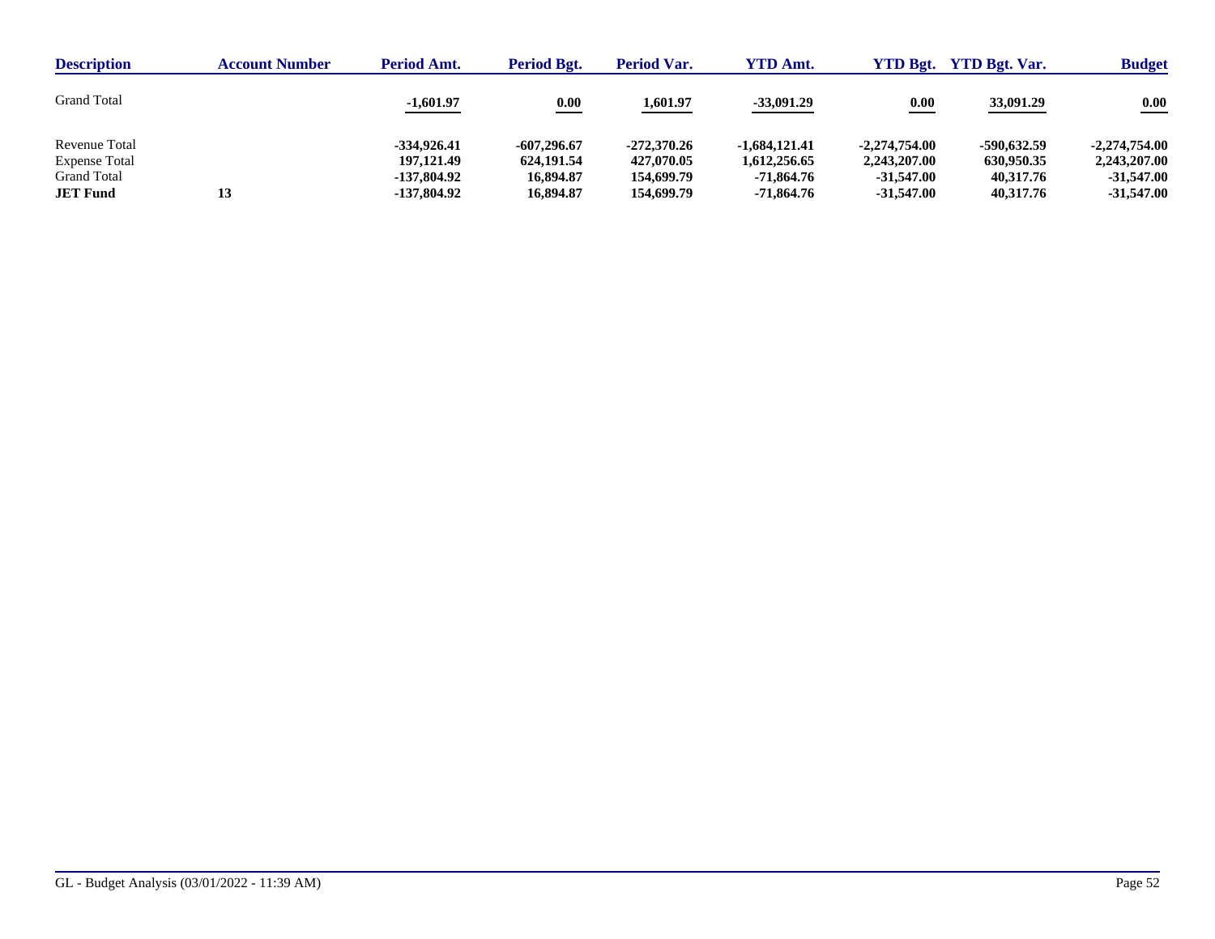| Description | Account Number | Period Amt. | Period Bgt. | Period Var. | YTD Amt. | YTD Bgt. | YTD Bgt. Var. | Budget |
|---|---|---|---|---|---|---|---|---|
| Grand Total | | -1,601.97 | 0.00 | 1,601.97 | -33,091.29 | 0.00 | 33,091.29 | 0.00 |
| Revenue Total | | **-334,926.41** | **-607,296.67** | **-272,370.26** | **-1,684,121.41** | **-2,274,754.00** | **-590,632.59** | **-2,274,754.00** |
| Expense Total | | **197,121.49** | **624,191.54** | **427,070.05** | **1,612,256.65** | **2,243,207.00** | **630,950.35** | **2,243,207.00** |
| Grand Total | | **-137,804.92** | **16,894.87** | **154,699.79** | **-71,864.76** | **-31,547.00** | **40,317.76** | **-31,547.00** |
| **JET Fund** | **13** | **-137,804.92** | **16,894.87** | **154,699.79** | **-71,864.76** | **-31,547.00** | **40,317.76** | **-31,547.00** |

GL - Budget Analysis (03/01/2022 - 11:39 AM)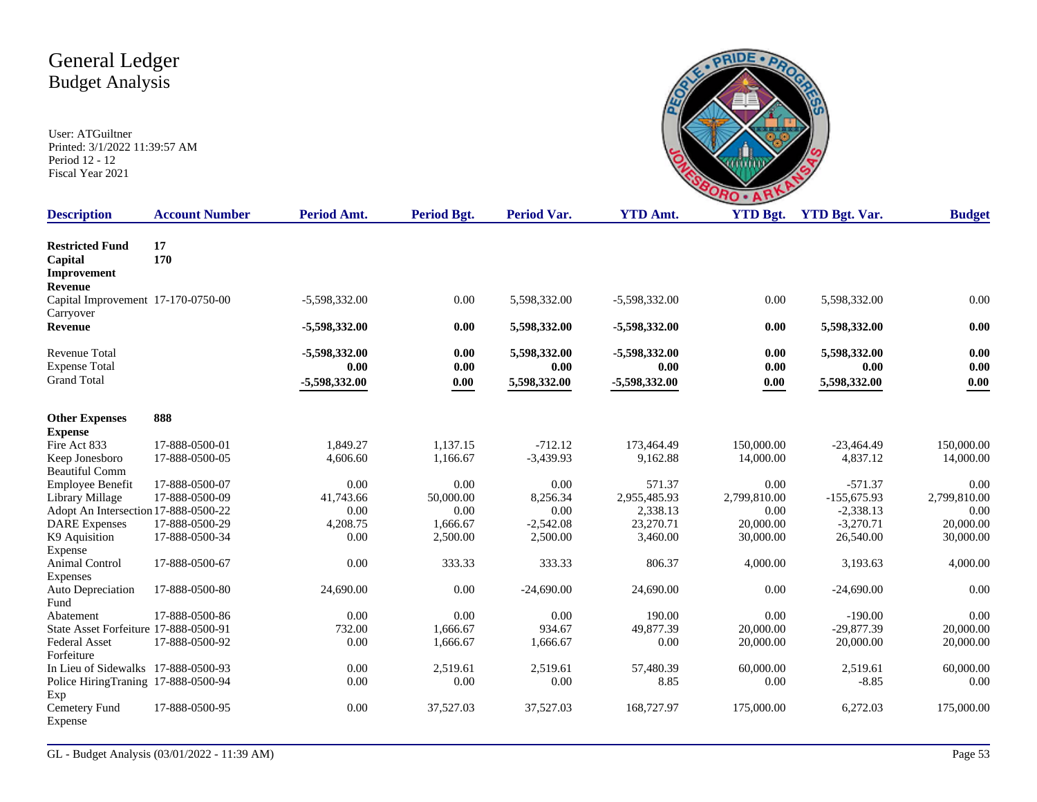# General Ledger
## Budget Analysis

User: ATGuiltner
Printed: 3/1/2022 11:39:57 AM
Period 12 - 12
Fiscal Year 2021

| Description | Account Number | Period Amt. | Period Bgt. | Period Var. | YTD Amt. | YTD Bgt. | YTD Bgt. Var. | Budget |
|---|---|---|---|---|---|---|---|---|
| **Restricted Fund** | **17** | | | | | | | |
| **Capital Improvement** | **170** | | | | | | | |
| **Revenue** | | | | | | | | |
| Capital Improvement Carryover | 17-170-0750-00 | -5,598,332.00 | 0.00 | 5,598,332.00 | -5,598,332.00 | 0.00 | 5,598,332.00 | 0.00 |
| **Revenue** | | **-5,598,332.00** | **0.00** | **5,598,332.00** | **-5,598,332.00** | **0.00** | **5,598,332.00** | **0.00** |
| Revenue Total | | **-5,598,332.00** | **0.00** | **5,598,332.00** | **-5,598,332.00** | **0.00** | **5,598,332.00** | **0.00** |
| Expense Total | | **0.00** | **0.00** | **0.00** | **0.00** | **0.00** | **0.00** | **0.00** |
| Grand Total | | **-5,598,332.00** | **0.00** | **5,598,332.00** | **-5,598,332.00** | **0.00** | **5,598,332.00** | **0.00** |
| **Other Expenses** | **888** | | | | | | | |
| **Expense** | | | | | | | | |
| Fire Act 833 | 17-888-0500-01 | 1,849.27 | 1,137.15 | -712.12 | 173,464.49 | 150,000.00 | -23,464.49 | 150,000.00 |
| Keep Jonesboro Beautiful Comm | 17-888-0500-05 | 4,606.60 | 1,166.67 | -3,439.93 | 9,162.88 | 14,000.00 | 4,837.12 | 14,000.00 |
| Employee Benefit | 17-888-0500-07 | 0.00 | 0.00 | 0.00 | 571.37 | 0.00 | -571.37 | 0.00 |
| Library Millage | 17-888-0500-09 | 41,743.66 | 50,000.00 | 8,256.34 | 2,955,485.93 | 2,799,810.00 | -155,675.93 | 2,799,810.00 |
| Adopt An Intersection | 17-888-0500-22 | 0.00 | 0.00 | 0.00 | 2,338.13 | 0.00 | -2,338.13 | 0.00 |
| DARE Expenses | 17-888-0500-29 | 4,208.75 | 1,666.67 | -2,542.08 | 23,270.71 | 20,000.00 | -3,270.71 | 20,000.00 |
| K9 Aquisition Expense | 17-888-0500-34 | 0.00 | 2,500.00 | 2,500.00 | 3,460.00 | 30,000.00 | 26,540.00 | 30,000.00 |
| Animal Control Expenses | 17-888-0500-67 | 0.00 | 333.33 | 333.33 | 806.37 | 4,000.00 | 3,193.63 | 4,000.00 |
| Auto Depreciation Fund | 17-888-0500-80 | 24,690.00 | 0.00 | -24,690.00 | 24,690.00 | 0.00 | -24,690.00 | 0.00 |
| Abatement | 17-888-0500-86 | 0.00 | 0.00 | 0.00 | 190.00 | 0.00 | -190.00 | 0.00 |
| State Asset Forfeiture | 17-888-0500-91 | 732.00 | 1,666.67 | 934.67 | 49,877.39 | 20,000.00 | -29,877.39 | 20,000.00 |
| Federal Asset Forfeiture | 17-888-0500-92 | 0.00 | 1,666.67 | 1,666.67 | 0.00 | 20,000.00 | 20,000.00 | 20,000.00 |
| In Lieu of Sidewalks | 17-888-0500-93 | 0.00 | 2,519.61 | 2,519.61 | 57,480.39 | 60,000.00 | 2,519.61 | 60,000.00 |
| Police HiringTraning Exp | 17-888-0500-94 | 0.00 | 0.00 | 0.00 | 8.85 | 0.00 | -8.85 | 0.00 |
| Cemetery Fund Expense | 17-888-0500-95 | 0.00 | 37,527.03 | 37,527.03 | 168,727.97 | 175,000.00 | 6,272.03 | 175,000.00 |

GL - Budget Analysis (03/01/2022 - 11:39 AM)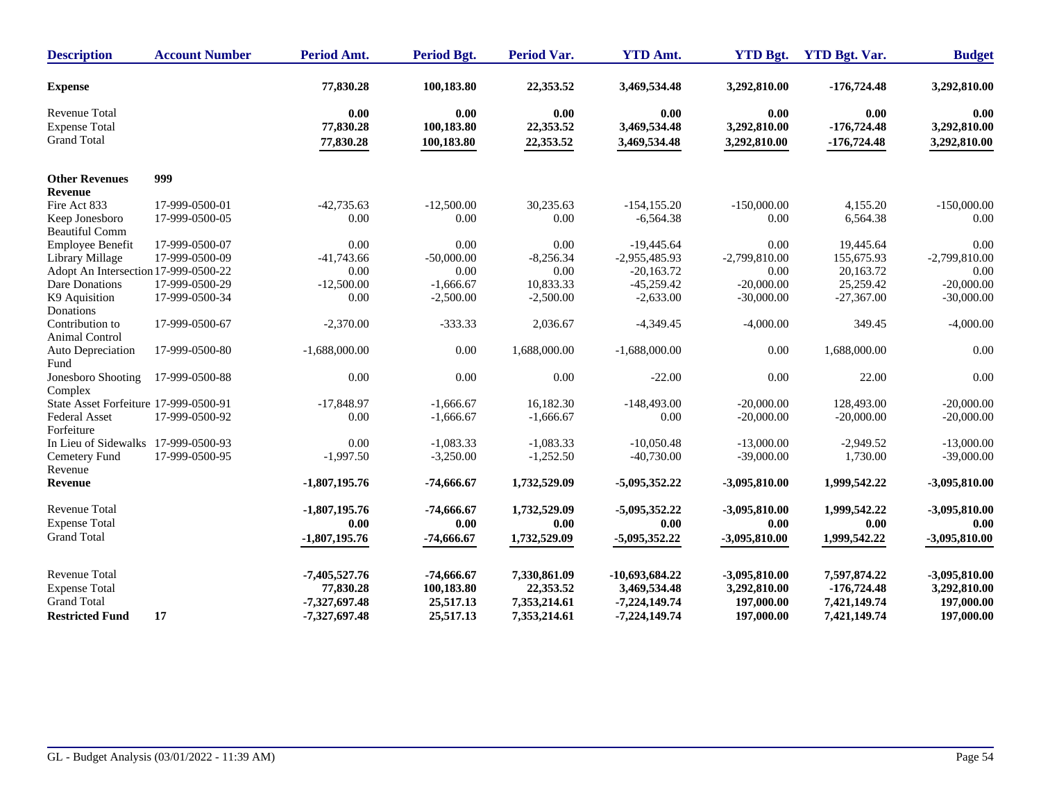| Description | Account Number | Period Amt. | Period Bgt. | Period Var. | YTD Amt. | YTD Bgt. | YTD Bgt. Var. | Budget |
|---|---|---|---|---|---|---|---|---|
| **Expense** | | **77,830.28** | **100,183.80** | **22,353.52** | **3,469,534.48** | **3,292,810.00** | **-176,724.48** | **3,292,810.00** |
| Revenue Total | | **0.00** | **0.00** | **0.00** | **0.00** | **0.00** | **0.00** | **0.00** |
| Expense Total | | **77,830.28** | **100,183.80** | **22,353.52** | **3,469,534.48** | **3,292,810.00** | **-176,724.48** | **3,292,810.00** |
| Grand Total | | **77,830.28** | **100,183.80** | **22,353.52** | **3,469,534.48** | **3,292,810.00** | **-176,724.48** | **3,292,810.00** |
| **Other Revenues** | **999** | | | | | | | |
| **Revenue** | | | | | | | | |
| Fire Act 833 | 17-999-0500-01 | -42,735.63 | -12,500.00 | 30,235.63 | -154,155.20 | -150,000.00 | 4,155.20 | -150,000.00 |
| Keep Jonesboro Beautiful Comm | 17-999-0500-05 | 0.00 | 0.00 | 0.00 | -6,564.38 | 0.00 | 6,564.38 | 0.00 |
| Employee Benefit | 17-999-0500-07 | 0.00 | 0.00 | 0.00 | -19,445.64 | 0.00 | 19,445.64 | 0.00 |
| Library Millage | 17-999-0500-09 | -41,743.66 | -50,000.00 | -8,256.34 | -2,955,485.93 | -2,799,810.00 | 155,675.93 | -2,799,810.00 |
| Adopt An Intersection | 17-999-0500-22 | 0.00 | 0.00 | 0.00 | -20,163.72 | 0.00 | 20,163.72 | 0.00 |
| Dare Donations | 17-999-0500-29 | -12,500.00 | -1,666.67 | 10,833.33 | -45,259.42 | -20,000.00 | 25,259.42 | -20,000.00 |
| K9 Aquisition Donations | 17-999-0500-34 | 0.00 | -2,500.00 | -2,500.00 | -2,633.00 | -30,000.00 | -27,367.00 | -30,000.00 |
| Contribution to Animal Control | 17-999-0500-67 | -2,370.00 | -333.33 | 2,036.67 | -4,349.45 | -4,000.00 | 349.45 | -4,000.00 |
| Auto Depreciation Fund | 17-999-0500-80 | -1,688,000.00 | 0.00 | 1,688,000.00 | -1,688,000.00 | 0.00 | 1,688,000.00 | 0.00 |
| Jonesboro Shooting Complex | 17-999-0500-88 | 0.00 | 0.00 | 0.00 | -22.00 | 0.00 | 22.00 | 0.00 |
| State Asset Forfeiture | 17-999-0500-91 | -17,848.97 | -1,666.67 | 16,182.30 | -148,493.00 | -20,000.00 | 128,493.00 | -20,000.00 |
| Federal Asset Forfeiture | 17-999-0500-92 | 0.00 | -1,666.67 | -1,666.67 | 0.00 | -20,000.00 | -20,000.00 | -20,000.00 |
| In Lieu of Sidewalks | 17-999-0500-93 | 0.00 | -1,083.33 | -1,083.33 | -10,050.48 | -13,000.00 | -2,949.52 | -13,000.00 |
| Cemetery Fund Revenue | 17-999-0500-95 | -1,997.50 | -3,250.00 | -1,252.50 | -40,730.00 | -39,000.00 | 1,730.00 | -39,000.00 |
| **Revenue** | | **-1,807,195.76** | **-74,666.67** | **1,732,529.09** | **-5,095,352.22** | **-3,095,810.00** | **1,999,542.22** | **-3,095,810.00** |
| Revenue Total | | **-1,807,195.76** | **-74,666.67** | **1,732,529.09** | **-5,095,352.22** | **-3,095,810.00** | **1,999,542.22** | **-3,095,810.00** |
| Expense Total | | **0.00** | **0.00** | **0.00** | **0.00** | **0.00** | **0.00** | **0.00** |
| Grand Total | | **-1,807,195.76** | **-74,666.67** | **1,732,529.09** | **-5,095,352.22** | **-3,095,810.00** | **1,999,542.22** | **-3,095,810.00** |
| Revenue Total | | **-7,405,527.76** | **-74,666.67** | **7,330,861.09** | **-10,693,684.22** | **-3,095,810.00** | **7,597,874.22** | **-3,095,810.00** |
| Expense Total | | **77,830.28** | **100,183.80** | **22,353.52** | **3,469,534.48** | **3,292,810.00** | **-176,724.48** | **3,292,810.00** |
| Grand Total | | **-7,327,697.48** | **25,517.13** | **7,353,214.61** | **-7,224,149.74** | **197,000.00** | **7,421,149.74** | **197,000.00** |
| **Restricted Fund** | **17** | **-7,327,697.48** | **25,517.13** | **7,353,214.61** | **-7,224,149.74** | **197,000.00** | **7,421,149.74** | **197,000.00** |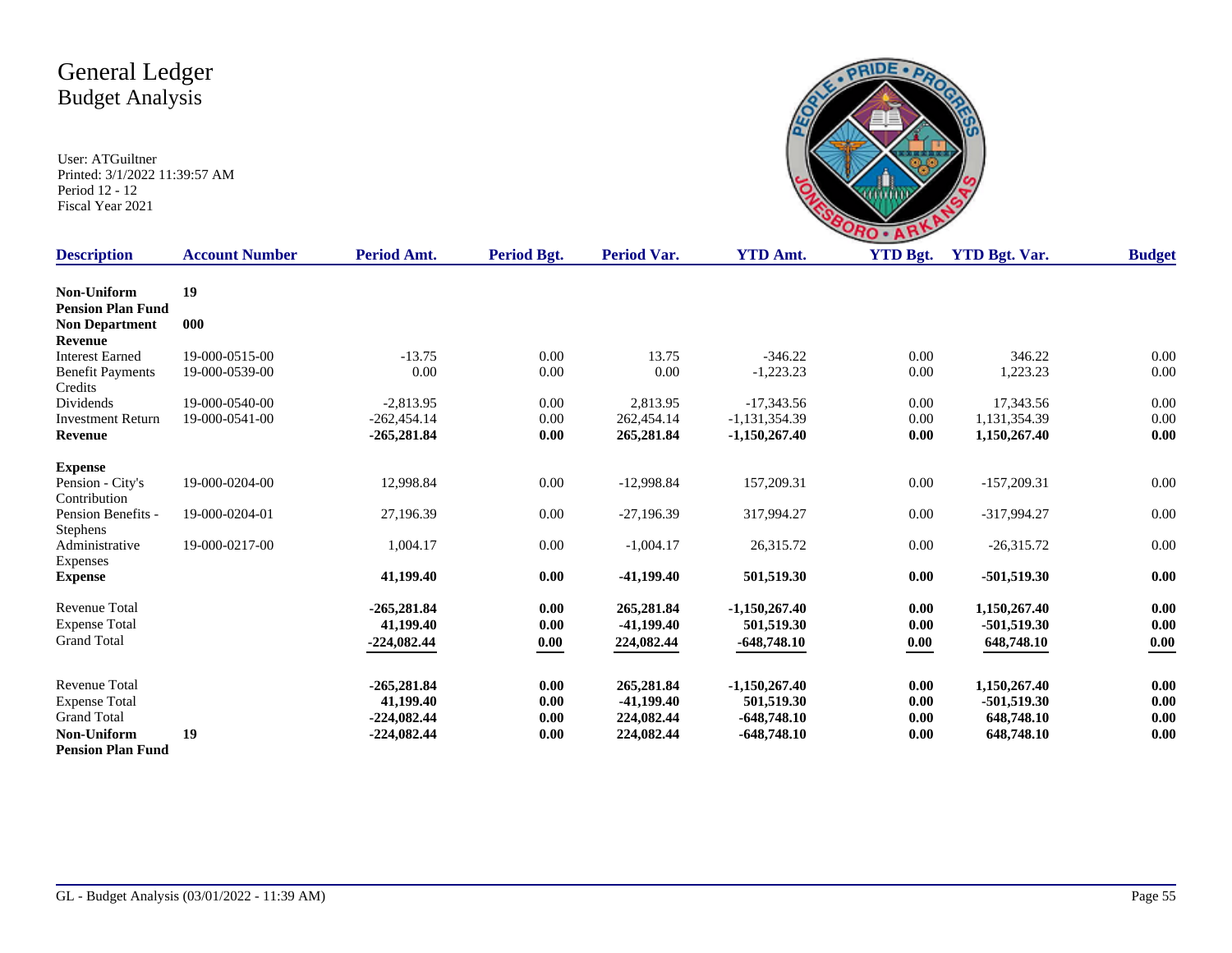# General Ledger
## Budget Analysis

User: ATGuiltner
Printed: 3/1/2022 11:39:57 AM
Period 12 - 12
Fiscal Year 2021

| Description | Account Number | Period Amt. | Period Bgt. | Period Var. | YTD Amt. | YTD Bgt. | YTD Bgt. Var. | Budget |
|---|---|---|---|---|---|---|---|---|
| **Non-Uniform Pension Plan Fund** | **19** | | | | | | | |
| **Non Department** | **000** | | | | | | | |
| **Revenue** | | | | | | | | |
| Interest Earned | 19-000-0515-00 | -13.75 | 0.00 | 13.75 | -346.22 | 0.00 | 346.22 | 0.00 |
| Benefit Payments Credits | 19-000-0539-00 | 0.00 | 0.00 | 0.00 | -1,223.23 | 0.00 | 1,223.23 | 0.00 |
| Dividends | 19-000-0540-00 | -2,813.95 | 0.00 | 2,813.95 | -17,343.56 | 0.00 | 17,343.56 | 0.00 |
| Investment Return | 19-000-0541-00 | -262,454.14 | 0.00 | 262,454.14 | -1,131,354.39 | 0.00 | 1,131,354.39 | 0.00 |
| **Revenue** | | **-265,281.84** | **0.00** | **265,281.84** | **-1,150,267.40** | **0.00** | **1,150,267.40** | **0.00** |
| **Expense** | | | | | | | | |
| Pension - City's Contribution | 19-000-0204-00 | 12,998.84 | 0.00 | -12,998.84 | 157,209.31 | 0.00 | -157,209.31 | 0.00 |
| Pension Benefits - Stephens | 19-000-0204-01 | 27,196.39 | 0.00 | -27,196.39 | 317,994.27 | 0.00 | -317,994.27 | 0.00 |
| Administrative Expenses | 19-000-0217-00 | 1,004.17 | 0.00 | -1,004.17 | 26,315.72 | 0.00 | -26,315.72 | 0.00 |
| **Expense** | | **41,199.40** | **0.00** | **-41,199.40** | **501,519.30** | **0.00** | **-501,519.30** | **0.00** |
| Revenue Total | | **-265,281.84** | **0.00** | **265,281.84** | **-1,150,267.40** | **0.00** | **1,150,267.40** | **0.00** |
| Expense Total | | **41,199.40** | **0.00** | **-41,199.40** | **501,519.30** | **0.00** | **-501,519.30** | **0.00** |
| Grand Total | | **-224,082.44** | **0.00** | **224,082.44** | **-648,748.10** | **0.00** | **648,748.10** | **0.00** |
| Revenue Total | | **-265,281.84** | **0.00** | **265,281.84** | **-1,150,267.40** | **0.00** | **1,150,267.40** | **0.00** |
| Expense Total | | **41,199.40** | **0.00** | **-41,199.40** | **501,519.30** | **0.00** | **-501,519.30** | **0.00** |
| Grand Total | | **-224,082.44** | **0.00** | **224,082.44** | **-648,748.10** | **0.00** | **648,748.10** | **0.00** |
| **Non-Uniform Pension Plan Fund** | **19** | **-224,082.44** | **0.00** | **224,082.44** | **-648,748.10** | **0.00** | **648,748.10** | **0.00** |

GL - Budget Analysis (03/01/2022 - 11:39 AM)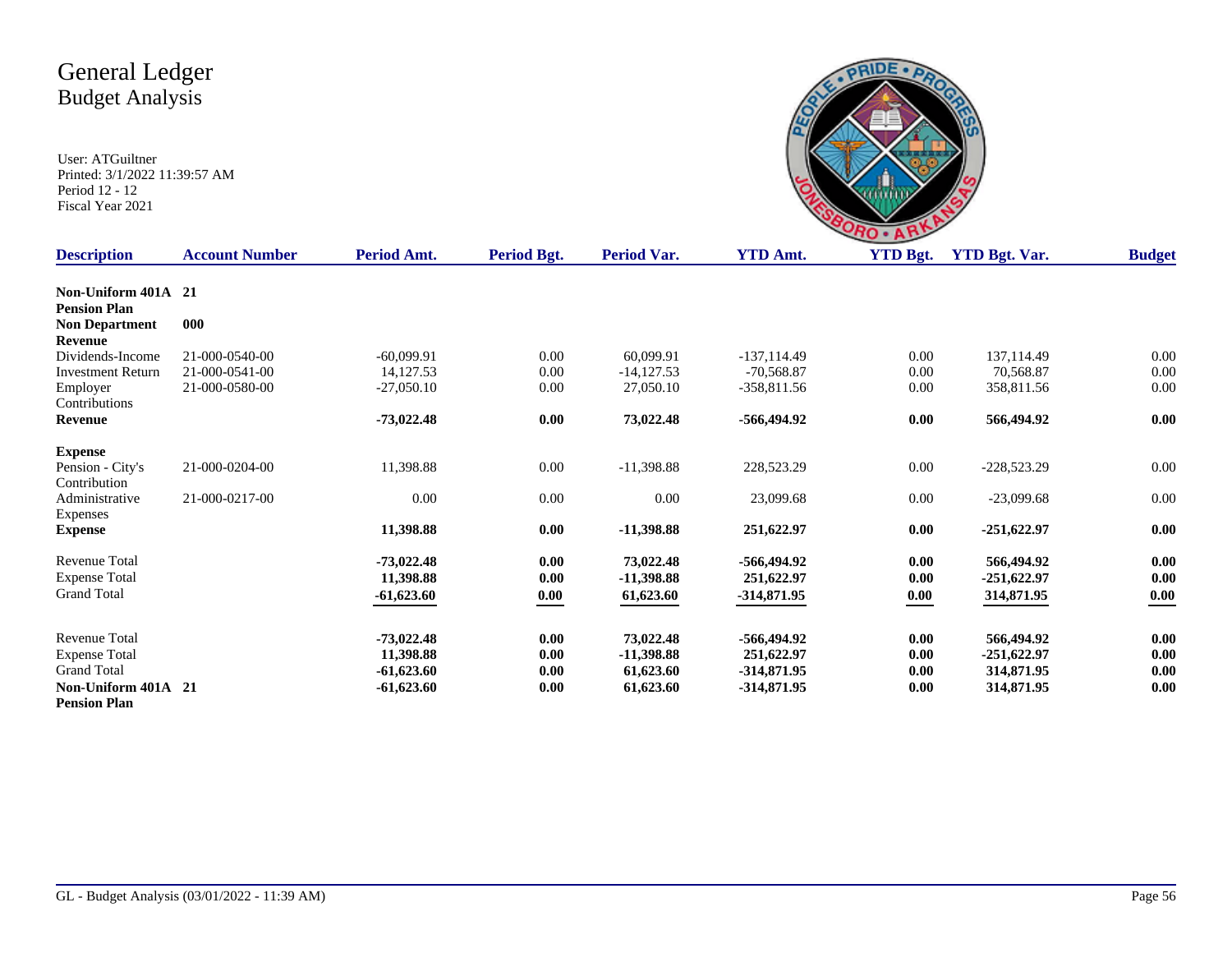# General Ledger
## Budget Analysis

User: ATGuiltner
Printed: 3/1/2022 11:39:57 AM
Period 12 - 12
Fiscal Year 2021

| Description | Account Number | Period Amt. | Period Bgt. | Period Var. | YTD Amt. | YTD Bgt. | YTD Bgt. Var. | Budget |
|---|---|---|---|---|---|---|---|---|
| **Non-Uniform 401A Pension Plan** | **21** | | | | | | | |
| **Non Department** | **000** | | | | | | | |
| **Revenue** | | | | | | | | |
| Dividends-Income | 21-000-0540-00 | -60,099.91 | 0.00 | 60,099.91 | -137,114.49 | 0.00 | 137,114.49 | 0.00 |
| Investment Return | 21-000-0541-00 | 14,127.53 | 0.00 | -14,127.53 | -70,568.87 | 0.00 | 70,568.87 | 0.00 |
| Employer Contributions | 21-000-0580-00 | -27,050.10 | 0.00 | 27,050.10 | -358,811.56 | 0.00 | 358,811.56 | 0.00 |
| **Revenue** | | **-73,022.48** | **0.00** | **73,022.48** | **-566,494.92** | **0.00** | **566,494.92** | **0.00** |
| **Expense** | | | | | | | | |
| Pension - City's Contribution | 21-000-0204-00 | 11,398.88 | 0.00 | -11,398.88 | 228,523.29 | 0.00 | -228,523.29 | 0.00 |
| Administrative Expenses | 21-000-0217-00 | 0.00 | 0.00 | 0.00 | 23,099.68 | 0.00 | -23,099.68 | 0.00 |
| **Expense** | | **11,398.88** | **0.00** | **-11,398.88** | **251,622.97** | **0.00** | **-251,622.97** | **0.00** |
| Revenue Total | | **-73,022.48** | **0.00** | **73,022.48** | **-566,494.92** | **0.00** | **566,494.92** | **0.00** |
| Expense Total | | **11,398.88** | **0.00** | **-11,398.88** | **251,622.97** | **0.00** | **-251,622.97** | **0.00** |
| Grand Total | | **-61,623.60** | **0.00** | **61,623.60** | **-314,871.95** | **0.00** | **314,871.95** | **0.00** |
| Revenue Total | | **-73,022.48** | **0.00** | **73,022.48** | **-566,494.92** | **0.00** | **566,494.92** | **0.00** |
| Expense Total | | **11,398.88** | **0.00** | **-11,398.88** | **251,622.97** | **0.00** | **-251,622.97** | **0.00** |
| Grand Total | | **-61,623.60** | **0.00** | **61,623.60** | **-314,871.95** | **0.00** | **314,871.95** | **0.00** |
| **Non-Uniform 401A Pension Plan** | **21** | **-61,623.60** | **0.00** | **61,623.60** | **-314,871.95** | **0.00** | **314,871.95** | **0.00** |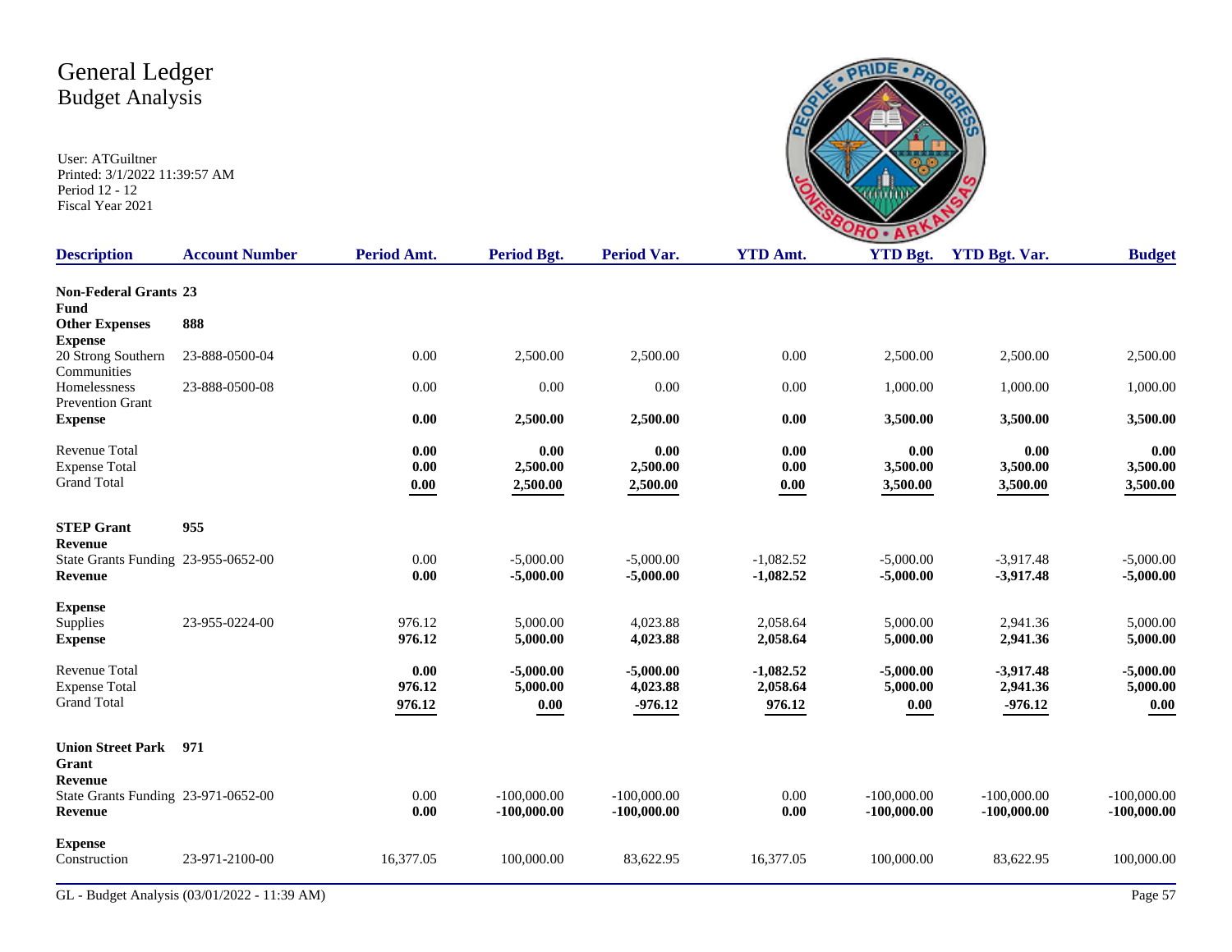# General Ledger
## Budget Analysis

User: ATGuiltner
Printed: 3/1/2022 11:39:57 AM
Period 12 - 12
Fiscal Year 2021

| Description | Account Number | Period Amt. | Period Bgt. | Period Var. | YTD Amt. | YTD Bgt. | YTD Bgt. Var. | Budget |
|---|---|---|---|---|---|---|---|---|
| **Non-Federal Grants Fund** | **23** | | | | | | | |
| **Other Expenses** | **888** | | | | | | | |
| **Expense** | | | | | | | | |
| 20 Strong Southern Communities | 23-888-0500-04 | 0.00 | 2,500.00 | 2,500.00 | 0.00 | 2,500.00 | 2,500.00 | 2,500.00 |
| Homelessness Prevention Grant | 23-888-0500-08 | 0.00 | 0.00 | 0.00 | 0.00 | 1,000.00 | 1,000.00 | 1,000.00 |
| **Expense** | | **0.00** | **2,500.00** | **2,500.00** | **0.00** | **3,500.00** | **3,500.00** | **3,500.00** |
| Revenue Total | | **0.00** | **0.00** | **0.00** | **0.00** | **0.00** | **0.00** | **0.00** |
| Expense Total | | **0.00** | **2,500.00** | **2,500.00** | **0.00** | **3,500.00** | **3,500.00** | **3,500.00** |
| Grand Total | | **0.00** | **2,500.00** | **2,500.00** | **0.00** | **3,500.00** | **3,500.00** | **3,500.00** |
| **STEP Grant** | **955** | | | | | | | |
| **Revenue** | | | | | | | | |
| State Grants Funding | 23-955-0652-00 | 0.00 | -5,000.00 | -5,000.00 | -1,082.52 | -5,000.00 | -3,917.48 | -5,000.00 |
| **Revenue** | | **0.00** | **-5,000.00** | **-5,000.00** | **-1,082.52** | **-5,000.00** | **-3,917.48** | **-5,000.00** |
| **Expense** | | | | | | | | |
| Supplies | 23-955-0224-00 | 976.12 | 5,000.00 | 4,023.88 | 2,058.64 | 5,000.00 | 2,941.36 | 5,000.00 |
| **Expense** | | **976.12** | **5,000.00** | **4,023.88** | **2,058.64** | **5,000.00** | **2,941.36** | **5,000.00** |
| Revenue Total | | **0.00** | **-5,000.00** | **-5,000.00** | **-1,082.52** | **-5,000.00** | **-3,917.48** | **-5,000.00** |
| Expense Total | | **976.12** | **5,000.00** | **4,023.88** | **2,058.64** | **5,000.00** | **2,941.36** | **5,000.00** |
| Grand Total | | **976.12** | **0.00** | **-976.12** | **976.12** | **0.00** | **-976.12** | **0.00** |
| **Union Street Park Grant** | **971** | | | | | | | |
| **Revenue** | | | | | | | | |
| State Grants Funding | 23-971-0652-00 | 0.00 | -100,000.00 | -100,000.00 | 0.00 | -100,000.00 | -100,000.00 | -100,000.00 |
| **Revenue** | | **0.00** | **-100,000.00** | **-100,000.00** | **0.00** | **-100,000.00** | **-100,000.00** | **-100,000.00** |
| **Expense** | | | | | | | | |
| Construction | 23-971-2100-00 | 16,377.05 | 100,000.00 | 83,622.95 | 16,377.05 | 100,000.00 | 83,622.95 | 100,000.00 |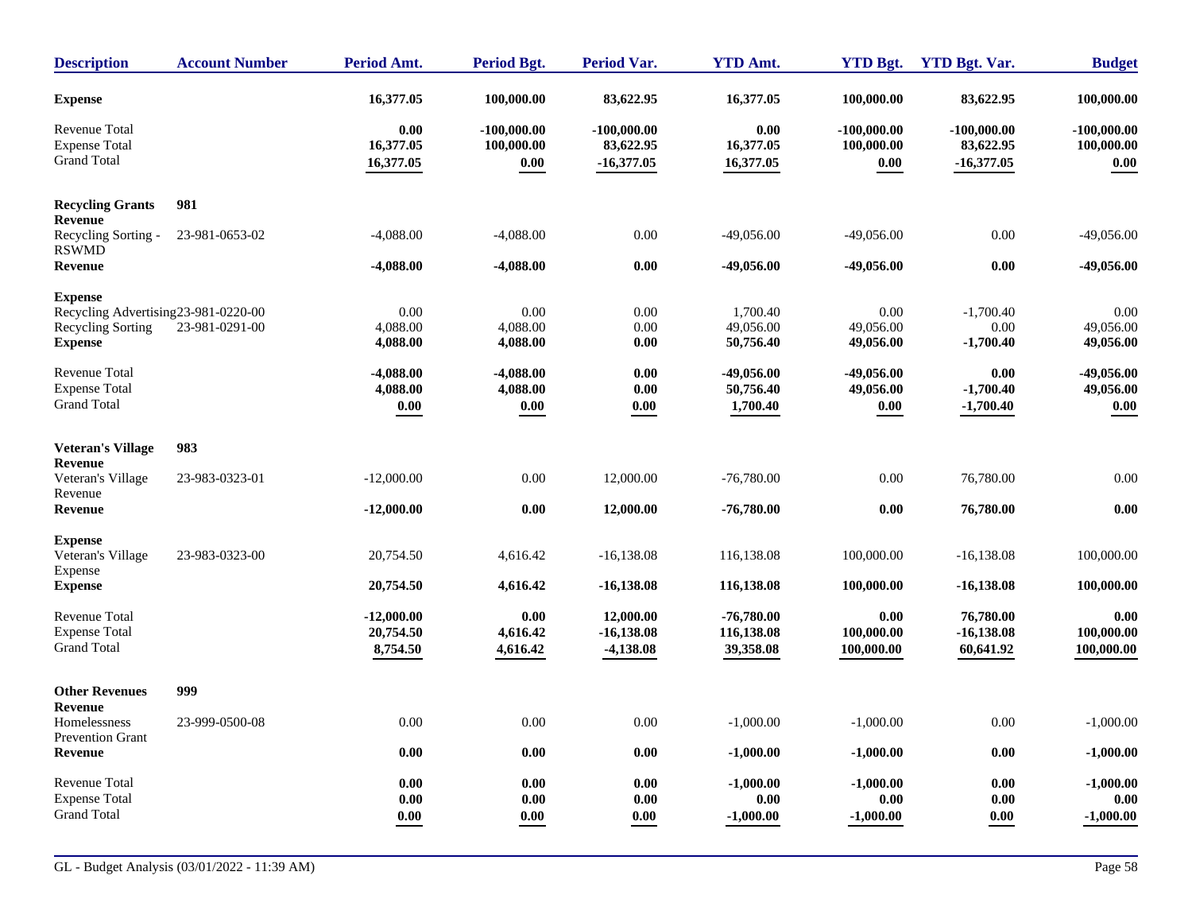| Description | Account Number | Period Amt. | Period Bgt. | Period Var. | YTD Amt. | YTD Bgt. | YTD Bgt. Var. | Budget |
|---|---|---|---|---|---|---|---|---|
| **Expense** | | **16,377.05** | **100,000.00** | **83,622.95** | **16,377.05** | **100,000.00** | **83,622.95** | **100,000.00** |
| Revenue Total | | **0.00** | **-100,000.00** | **-100,000.00** | **0.00** | **-100,000.00** | **-100,000.00** | **-100,000.00** |
| Expense Total | | **16,377.05** | **100,000.00** | **83,622.95** | **16,377.05** | **100,000.00** | **83,622.95** | **100,000.00** |
| Grand Total | | **16,377.05** | **0.00** | **-16,377.05** | **16,377.05** | **0.00** | **-16,377.05** | **0.00** |
| **Recycling Grants** | **981** | | | | | | | |
| **Revenue** | | | | | | | | |
| Recycling Sorting - RSWMD | 23-981-0653-02 | -4,088.00 | -4,088.00 | 0.00 | -49,056.00 | -49,056.00 | 0.00 | -49,056.00 |
| **Revenue** | | **-4,088.00** | **-4,088.00** | **0.00** | **-49,056.00** | **-49,056.00** | **0.00** | **-49,056.00** |
| **Expense** | | | | | | | | |
| Recycling Advertising | 23-981-0220-00 | 0.00 | 0.00 | 0.00 | 1,700.40 | 0.00 | -1,700.40 | 0.00 |
| Recycling Sorting | 23-981-0291-00 | 4,088.00 | 4,088.00 | 0.00 | 49,056.00 | 49,056.00 | 0.00 | 49,056.00 |
| **Expense** | | **4,088.00** | **4,088.00** | **0.00** | **50,756.40** | **49,056.00** | **-1,700.40** | **49,056.00** |
| Revenue Total | | **-4,088.00** | **-4,088.00** | **0.00** | **-49,056.00** | **-49,056.00** | **0.00** | **-49,056.00** |
| Expense Total | | **4,088.00** | **4,088.00** | **0.00** | **50,756.40** | **49,056.00** | **-1,700.40** | **49,056.00** |
| Grand Total | | **0.00** | **0.00** | **0.00** | **1,700.40** | **0.00** | **-1,700.40** | **0.00** |
| **Veteran's Village** | **983** | | | | | | | |
| **Revenue** | | | | | | | | |
| Veteran's Village Revenue | 23-983-0323-01 | -12,000.00 | 0.00 | 12,000.00 | -76,780.00 | 0.00 | 76,780.00 | 0.00 |
| **Revenue** | | **-12,000.00** | **0.00** | **12,000.00** | **-76,780.00** | **0.00** | **76,780.00** | **0.00** |
| **Expense** | | | | | | | | |
| Veteran's Village Expense | 23-983-0323-00 | 20,754.50 | 4,616.42 | -16,138.08 | 116,138.08 | 100,000.00 | -16,138.08 | 100,000.00 |
| **Expense** | | **20,754.50** | **4,616.42** | **-16,138.08** | **116,138.08** | **100,000.00** | **-16,138.08** | **100,000.00** |
| Revenue Total | | **-12,000.00** | **0.00** | **12,000.00** | **-76,780.00** | **0.00** | **76,780.00** | **0.00** |
| Expense Total | | **20,754.50** | **4,616.42** | **-16,138.08** | **116,138.08** | **100,000.00** | **-16,138.08** | **100,000.00** |
| Grand Total | | **8,754.50** | **4,616.42** | **-4,138.08** | **39,358.08** | **100,000.00** | **60,641.92** | **100,000.00** |
| **Other Revenues** | **999** | | | | | | | |
| **Revenue** | | | | | | | | |
| Homelessness Prevention Grant | 23-999-0500-08 | 0.00 | 0.00 | 0.00 | -1,000.00 | -1,000.00 | 0.00 | -1,000.00 |
| **Revenue** | | **0.00** | **0.00** | **0.00** | **-1,000.00** | **-1,000.00** | **0.00** | **-1,000.00** |
| Revenue Total | | **0.00** | **0.00** | **0.00** | **-1,000.00** | **-1,000.00** | **0.00** | **-1,000.00** |
| Expense Total | | **0.00** | **0.00** | **0.00** | **0.00** | **0.00** | **0.00** | **0.00** |
| Grand Total | | **0.00** | **0.00** | **0.00** | **-1,000.00** | **-1,000.00** | **0.00** | **-1,000.00** |

GL - Budget Analysis (03/01/2022 - 11:39 AM)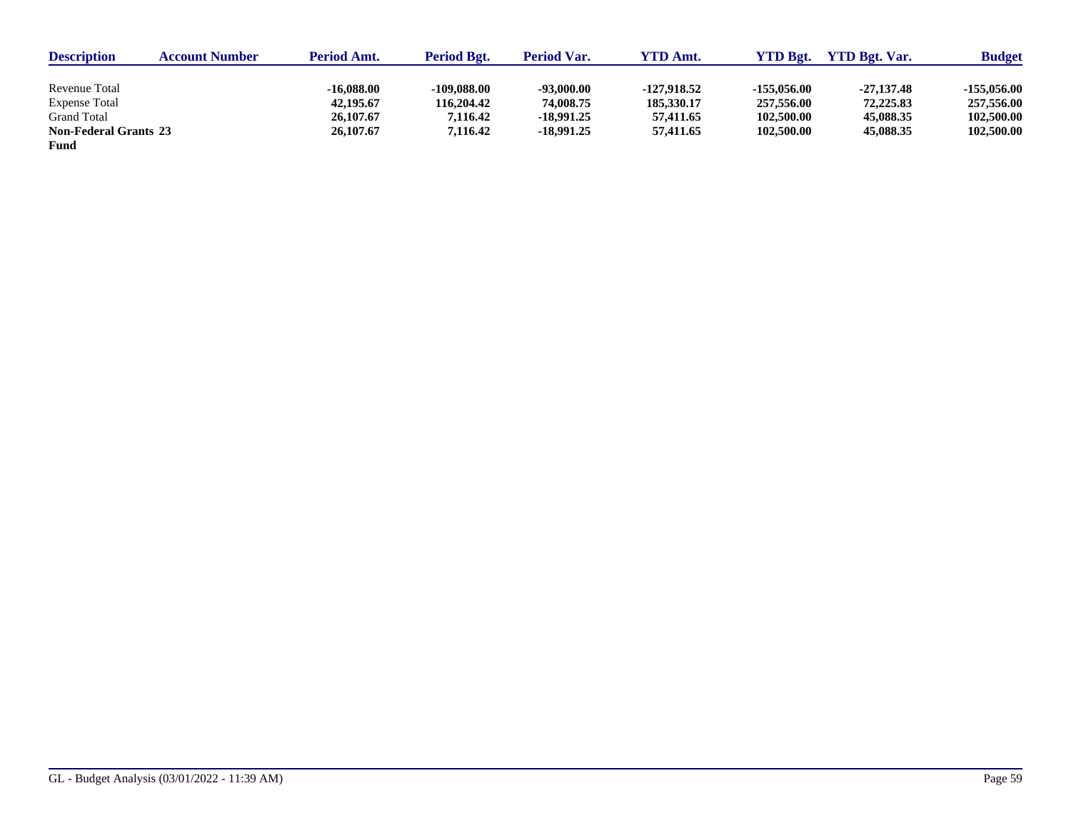| Description | Account Number | Period Amt. | Period Bgt. | Period Var. | YTD Amt. | YTD Bgt. | YTD Bgt. Var. | Budget |
|---|---|---|---|---|---|---|---|---|
| Revenue Total | | **-16,088.00** | **-109,088.00** | **-93,000.00** | **-127,918.52** | **-155,056.00** | **-27,137.48** | **-155,056.00** |
| Expense Total | | **42,195.67** | **116,204.42** | **74,008.75** | **185,330.17** | **257,556.00** | **72,225.83** | **257,556.00** |
| Grand Total | | **26,107.67** | **7,116.42** | **-18,991.25** | **57,411.65** | **102,500.00** | **45,088.35** | **102,500.00** |
| **Non-Federal Grants 23 Fund** | | **26,107.67** | **7,116.42** | **-18,991.25** | **57,411.65** | **102,500.00** | **45,088.35** | **102,500.00** |

GL - Budget Analysis (03/01/2022 - 11:39 AM)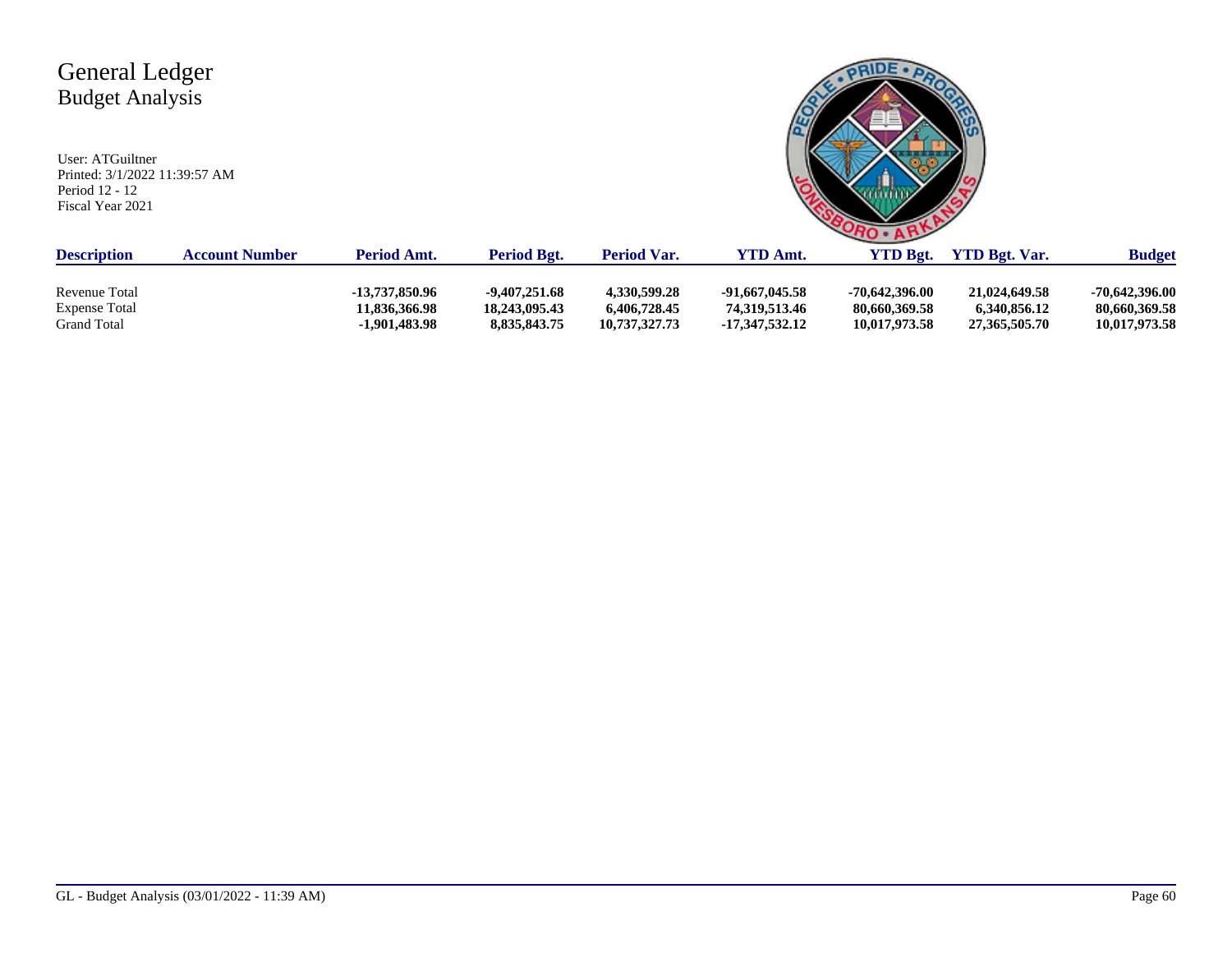# General Ledger

## Budget Analysis

User: ATGuiltner
Printed: 3/1/2022 11:39:57 AM
Period 12 - 12
Fiscal Year 2021

| Description | Account Number | Period Amt. | Period Bgt. | Period Var. | YTD Amt. | YTD Bgt. | YTD Bgt. Var. | Budget |
|---|---|---|---|---|---|---|---|---|
| Revenue Total | | -13,737,850.96 | -9,407,251.68 | 4,330,599.28 | -91,667,045.58 | -70,642,396.00 | 21,024,649.58 | -70,642,396.00 |
| Expense Total | | 11,836,366.98 | 18,243,095.43 | 6,406,728.45 | 74,319,513.46 | 80,660,369.58 | 6,340,856.12 | 80,660,369.58 |
| Grand Total | | -1,901,483.98 | 8,835,843.75 | 10,737,327.73 | -17,347,532.12 | 10,017,973.58 | 27,365,505.70 | 10,017,973.58 |